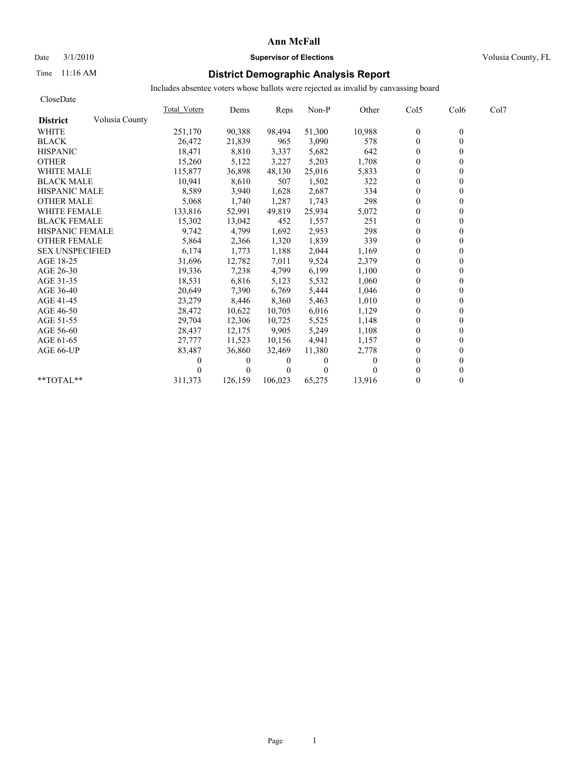# Ann McFall

Date 3/1/2010 **Supervisor of Elections** Volusia County, FL

Time 11:16 AM

## District Demographic Analysis Report

Includes absentee voters whose ballots were rejected as invalid by canvassing board

CloseDate

| **District** Volusia County | Total_Voters | Dems | Reps | Non-P | Other | Col5 | Col6 | Col7 |
|---|---|---|---|---|---|---|---|---|
| WHITE | 251,170 | 90,388 | 98,494 | 51,300 | 10,988 | 0 | 0 | |
| BLACK | 26,472 | 21,839 | 965 | 3,090 | 578 | 0 | 0 | |
| HISPANIC | 18,471 | 8,810 | 3,337 | 5,682 | 642 | 0 | 0 | |
| OTHER | 15,260 | 5,122 | 3,227 | 5,203 | 1,708 | 0 | 0 | |
| WHITE MALE | 115,877 | 36,898 | 48,130 | 25,016 | 5,833 | 0 | 0 | |
| BLACK MALE | 10,941 | 8,610 | 507 | 1,502 | 322 | 0 | 0 | |
| HISPANIC MALE | 8,589 | 3,940 | 1,628 | 2,687 | 334 | 0 | 0 | |
| OTHER MALE | 5,068 | 1,740 | 1,287 | 1,743 | 298 | 0 | 0 | |
| WHITE FEMALE | 133,816 | 52,991 | 49,819 | 25,934 | 5,072 | 0 | 0 | |
| BLACK FEMALE | 15,302 | 13,042 | 452 | 1,557 | 251 | 0 | 0 | |
| HISPANIC FEMALE | 9,742 | 4,799 | 1,692 | 2,953 | 298 | 0 | 0 | |
| OTHER FEMALE | 5,864 | 2,366 | 1,320 | 1,839 | 339 | 0 | 0 | |
| SEX UNSPECIFIED | 6,174 | 1,773 | 1,188 | 2,044 | 1,169 | 0 | 0 | |
| AGE 18-25 | 31,696 | 12,782 | 7,011 | 9,524 | 2,379 | 0 | 0 | |
| AGE 26-30 | 19,336 | 7,238 | 4,799 | 6,199 | 1,100 | 0 | 0 | |
| AGE 31-35 | 18,531 | 6,816 | 5,123 | 5,532 | 1,060 | 0 | 0 | |
| AGE 36-40 | 20,649 | 7,390 | 6,769 | 5,444 | 1,046 | 0 | 0 | |
| AGE 41-45 | 23,279 | 8,446 | 8,360 | 5,463 | 1,010 | 0 | 0 | |
| AGE 46-50 | 28,472 | 10,622 | 10,705 | 6,016 | 1,129 | 0 | 0 | |
| AGE 51-55 | 29,704 | 12,306 | 10,725 | 5,525 | 1,148 | 0 | 0 | |
| AGE 56-60 | 28,437 | 12,175 | 9,905 | 5,249 | 1,108 | 0 | 0 | |
| AGE 61-65 | 27,777 | 11,523 | 10,156 | 4,941 | 1,157 | 0 | 0 | |
| AGE 66-UP | 83,487 | 36,860 | 32,469 | 11,380 | 2,778 | 0 | 0 | |
| | 0 | 0 | 0 | 0 | 0 | 0 | 0 | |
| | 0 | 0 | 0 | 0 | 0 | 0 | 0 | |
| **TOTAL** | 311,373 | 126,159 | 106,023 | 65,275 | 13,916 | 0 | 0 | |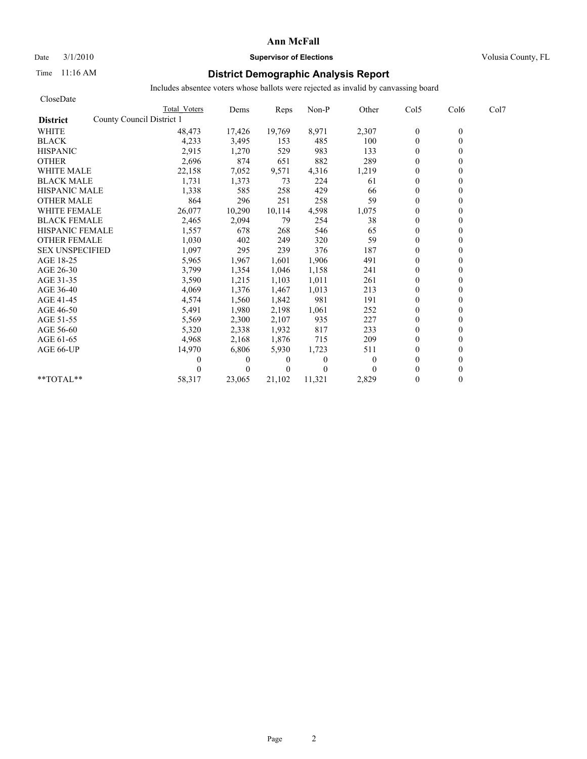# Ann McFall

Date 3/1/2010 **Supervisor of Elections** Volusia County, FL

Time 11:16 AM

## District Demographic Analysis Report

Includes absentee voters whose ballots were rejected as invalid by canvassing board

CloseDate

| | Total Voters | Dems | Reps | Non-P | Other | Col5 | Col6 | Col7 |
|---|---|---|---|---|---|---|---|---|
| **District** County Council District 1 | | | | | | | | |
| WHITE | 48,473 | 17,426 | 19,769 | 8,971 | 2,307 | 0 | 0 | |
| BLACK | 4,233 | 3,495 | 153 | 485 | 100 | 0 | 0 | |
| HISPANIC | 2,915 | 1,270 | 529 | 983 | 133 | 0 | 0 | |
| OTHER | 2,696 | 874 | 651 | 882 | 289 | 0 | 0 | |
| WHITE MALE | 22,158 | 7,052 | 9,571 | 4,316 | 1,219 | 0 | 0 | |
| BLACK MALE | 1,731 | 1,373 | 73 | 224 | 61 | 0 | 0 | |
| HISPANIC MALE | 1,338 | 585 | 258 | 429 | 66 | 0 | 0 | |
| OTHER MALE | 864 | 296 | 251 | 258 | 59 | 0 | 0 | |
| WHITE FEMALE | 26,077 | 10,290 | 10,114 | 4,598 | 1,075 | 0 | 0 | |
| BLACK FEMALE | 2,465 | 2,094 | 79 | 254 | 38 | 0 | 0 | |
| HISPANIC FEMALE | 1,557 | 678 | 268 | 546 | 65 | 0 | 0 | |
| OTHER FEMALE | 1,030 | 402 | 249 | 320 | 59 | 0 | 0 | |
| SEX UNSPECIFIED | 1,097 | 295 | 239 | 376 | 187 | 0 | 0 | |
| AGE 18-25 | 5,965 | 1,967 | 1,601 | 1,906 | 491 | 0 | 0 | |
| AGE 26-30 | 3,799 | 1,354 | 1,046 | 1,158 | 241 | 0 | 0 | |
| AGE 31-35 | 3,590 | 1,215 | 1,103 | 1,011 | 261 | 0 | 0 | |
| AGE 36-40 | 4,069 | 1,376 | 1,467 | 1,013 | 213 | 0 | 0 | |
| AGE 41-45 | 4,574 | 1,560 | 1,842 | 981 | 191 | 0 | 0 | |
| AGE 46-50 | 5,491 | 1,980 | 2,198 | 1,061 | 252 | 0 | 0 | |
| AGE 51-55 | 5,569 | 2,300 | 2,107 | 935 | 227 | 0 | 0 | |
| AGE 56-60 | 5,320 | 2,338 | 1,932 | 817 | 233 | 0 | 0 | |
| AGE 61-65 | 4,968 | 2,168 | 1,876 | 715 | 209 | 0 | 0 | |
| AGE 66-UP | 14,970 | 6,806 | 5,930 | 1,723 | 511 | 0 | 0 | |
| | 0 | 0 | 0 | 0 | 0 | 0 | 0 | |
| | 0 | 0 | 0 | 0 | 0 | 0 | 0 | |
| **TOTAL** | 58,317 | 23,065 | 21,102 | 11,321 | 2,829 | 0 | 0 | |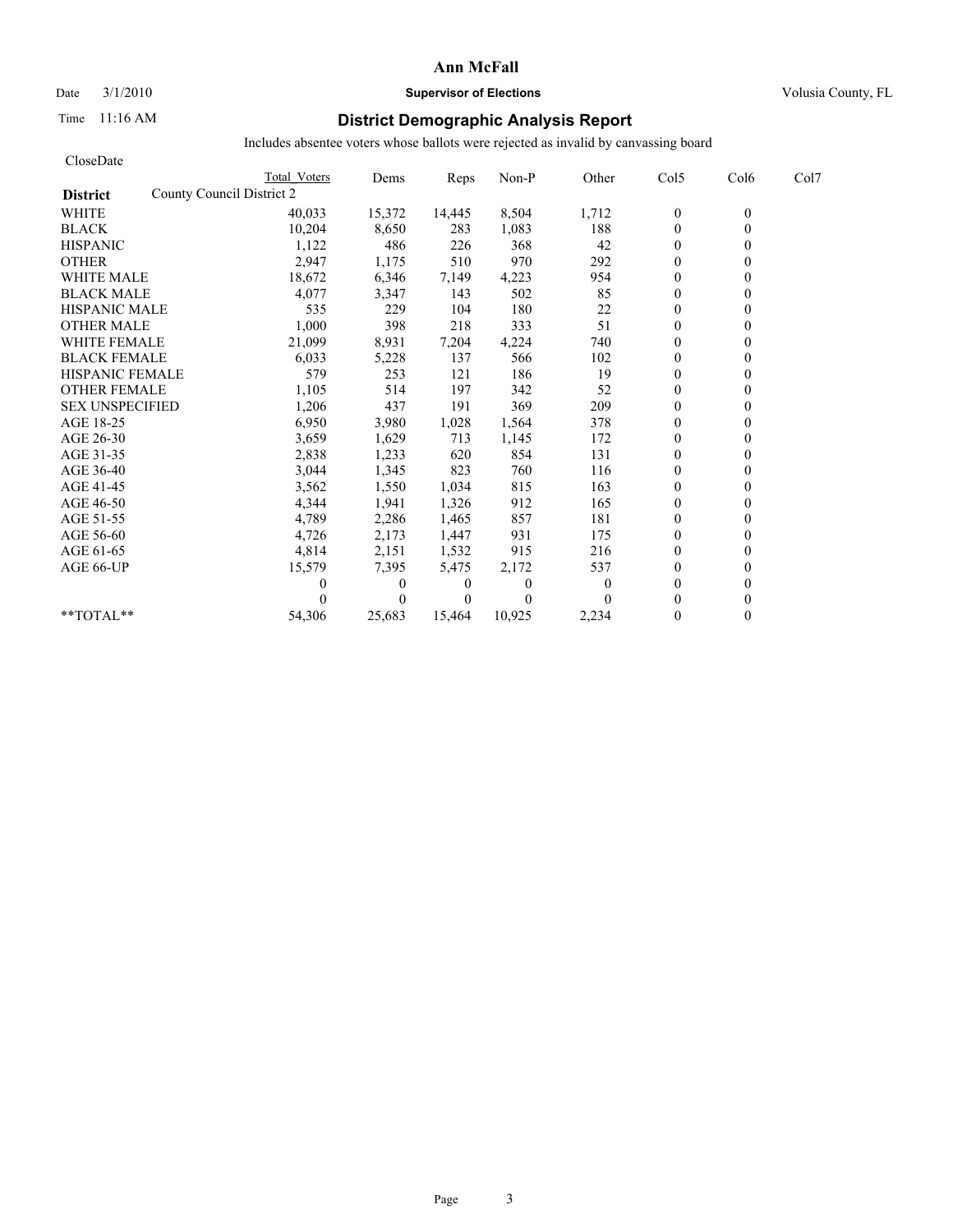**Ann McFall**

Date 3/1/2010 **Supervisor of Elections** Volusia County, FL

Time 11:16 AM

## District Demographic Analysis Report

Includes absentee voters whose ballots were rejected as invalid by canvassing board

CloseDate

| **District** | County Council District 2 | Total Voters | Dems | Reps | Non-P | Other | Col5 | Col6 | Col7 |
|---|---|---|---|---|---|---|---|---|---|
| WHITE | | 40,033 | 15,372 | 14,445 | 8,504 | 1,712 | 0 | 0 | |
| BLACK | | 10,204 | 8,650 | 283 | 1,083 | 188 | 0 | 0 | |
| HISPANIC | | 1,122 | 486 | 226 | 368 | 42 | 0 | 0 | |
| OTHER | | 2,947 | 1,175 | 510 | 970 | 292 | 0 | 0 | |
| WHITE MALE | | 18,672 | 6,346 | 7,149 | 4,223 | 954 | 0 | 0 | |
| BLACK MALE | | 4,077 | 3,347 | 143 | 502 | 85 | 0 | 0 | |
| HISPANIC MALE | | 535 | 229 | 104 | 180 | 22 | 0 | 0 | |
| OTHER MALE | | 1,000 | 398 | 218 | 333 | 51 | 0 | 0 | |
| WHITE FEMALE | | 21,099 | 8,931 | 7,204 | 4,224 | 740 | 0 | 0 | |
| BLACK FEMALE | | 6,033 | 5,228 | 137 | 566 | 102 | 0 | 0 | |
| HISPANIC FEMALE | | 579 | 253 | 121 | 186 | 19 | 0 | 0 | |
| OTHER FEMALE | | 1,105 | 514 | 197 | 342 | 52 | 0 | 0 | |
| SEX UNSPECIFIED | | 1,206 | 437 | 191 | 369 | 209 | 0 | 0 | |
| AGE 18-25 | | 6,950 | 3,980 | 1,028 | 1,564 | 378 | 0 | 0 | |
| AGE 26-30 | | 3,659 | 1,629 | 713 | 1,145 | 172 | 0 | 0 | |
| AGE 31-35 | | 2,838 | 1,233 | 620 | 854 | 131 | 0 | 0 | |
| AGE 36-40 | | 3,044 | 1,345 | 823 | 760 | 116 | 0 | 0 | |
| AGE 41-45 | | 3,562 | 1,550 | 1,034 | 815 | 163 | 0 | 0 | |
| AGE 46-50 | | 4,344 | 1,941 | 1,326 | 912 | 165 | 0 | 0 | |
| AGE 51-55 | | 4,789 | 2,286 | 1,465 | 857 | 181 | 0 | 0 | |
| AGE 56-60 | | 4,726 | 2,173 | 1,447 | 931 | 175 | 0 | 0 | |
| AGE 61-65 | | 4,814 | 2,151 | 1,532 | 915 | 216 | 0 | 0 | |
| AGE 66-UP | | 15,579 | 7,395 | 5,475 | 2,172 | 537 | 0 | 0 | |
| | | 0 | 0 | 0 | 0 | 0 | 0 | 0 | |
| | | 0 | 0 | 0 | 0 | 0 | 0 | 0 | |
| **TOTAL** | | 54,306 | 25,683 | 15,464 | 10,925 | 2,234 | 0 | 0 | |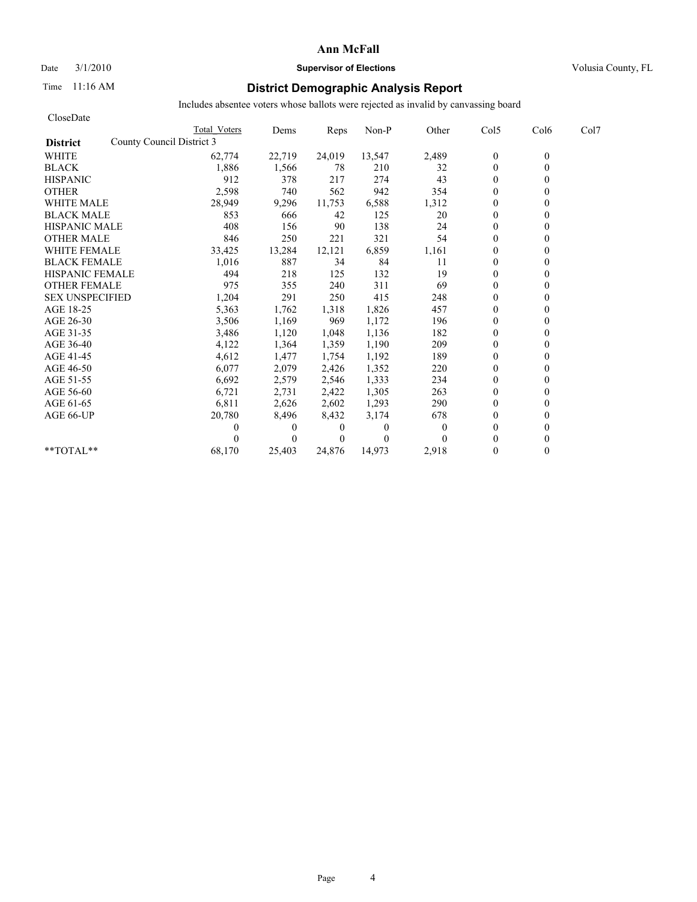# Ann McFall

Date 3/1/2010 **Supervisor of Elections** Volusia County, FL

Time 11:16 AM

## District Demographic Analysis Report

Includes absentee voters whose ballots were rejected as invalid by canvassing board

CloseDate

| | Total Voters | Dems | Reps | Non-P | Other | Col5 | Col6 | Col7 |
|---|---|---|---|---|---|---|---|---|
| **District** County Council District 3 | | | | | | | | |
| WHITE | 62,774 | 22,719 | 24,019 | 13,547 | 2,489 | 0 | 0 | |
| BLACK | 1,886 | 1,566 | 78 | 210 | 32 | 0 | 0 | |
| HISPANIC | 912 | 378 | 217 | 274 | 43 | 0 | 0 | |
| OTHER | 2,598 | 740 | 562 | 942 | 354 | 0 | 0 | |
| WHITE MALE | 28,949 | 9,296 | 11,753 | 6,588 | 1,312 | 0 | 0 | |
| BLACK MALE | 853 | 666 | 42 | 125 | 20 | 0 | 0 | |
| HISPANIC MALE | 408 | 156 | 90 | 138 | 24 | 0 | 0 | |
| OTHER MALE | 846 | 250 | 221 | 321 | 54 | 0 | 0 | |
| WHITE FEMALE | 33,425 | 13,284 | 12,121 | 6,859 | 1,161 | 0 | 0 | |
| BLACK FEMALE | 1,016 | 887 | 34 | 84 | 11 | 0 | 0 | |
| HISPANIC FEMALE | 494 | 218 | 125 | 132 | 19 | 0 | 0 | |
| OTHER FEMALE | 975 | 355 | 240 | 311 | 69 | 0 | 0 | |
| SEX UNSPECIFIED | 1,204 | 291 | 250 | 415 | 248 | 0 | 0 | |
| AGE 18-25 | 5,363 | 1,762 | 1,318 | 1,826 | 457 | 0 | 0 | |
| AGE 26-30 | 3,506 | 1,169 | 969 | 1,172 | 196 | 0 | 0 | |
| AGE 31-35 | 3,486 | 1,120 | 1,048 | 1,136 | 182 | 0 | 0 | |
| AGE 36-40 | 4,122 | 1,364 | 1,359 | 1,190 | 209 | 0 | 0 | |
| AGE 41-45 | 4,612 | 1,477 | 1,754 | 1,192 | 189 | 0 | 0 | |
| AGE 46-50 | 6,077 | 2,079 | 2,426 | 1,352 | 220 | 0 | 0 | |
| AGE 51-55 | 6,692 | 2,579 | 2,546 | 1,333 | 234 | 0 | 0 | |
| AGE 56-60 | 6,721 | 2,731 | 2,422 | 1,305 | 263 | 0 | 0 | |
| AGE 61-65 | 6,811 | 2,626 | 2,602 | 1,293 | 290 | 0 | 0 | |
| AGE 66-UP | 20,780 | 8,496 | 8,432 | 3,174 | 678 | 0 | 0 | |
| | 0 | 0 | 0 | 0 | 0 | 0 | 0 | |
| | 0 | 0 | 0 | 0 | 0 | 0 | 0 | |
| **TOTAL** | 68,170 | 25,403 | 24,876 | 14,973 | 2,918 | 0 | 0 | |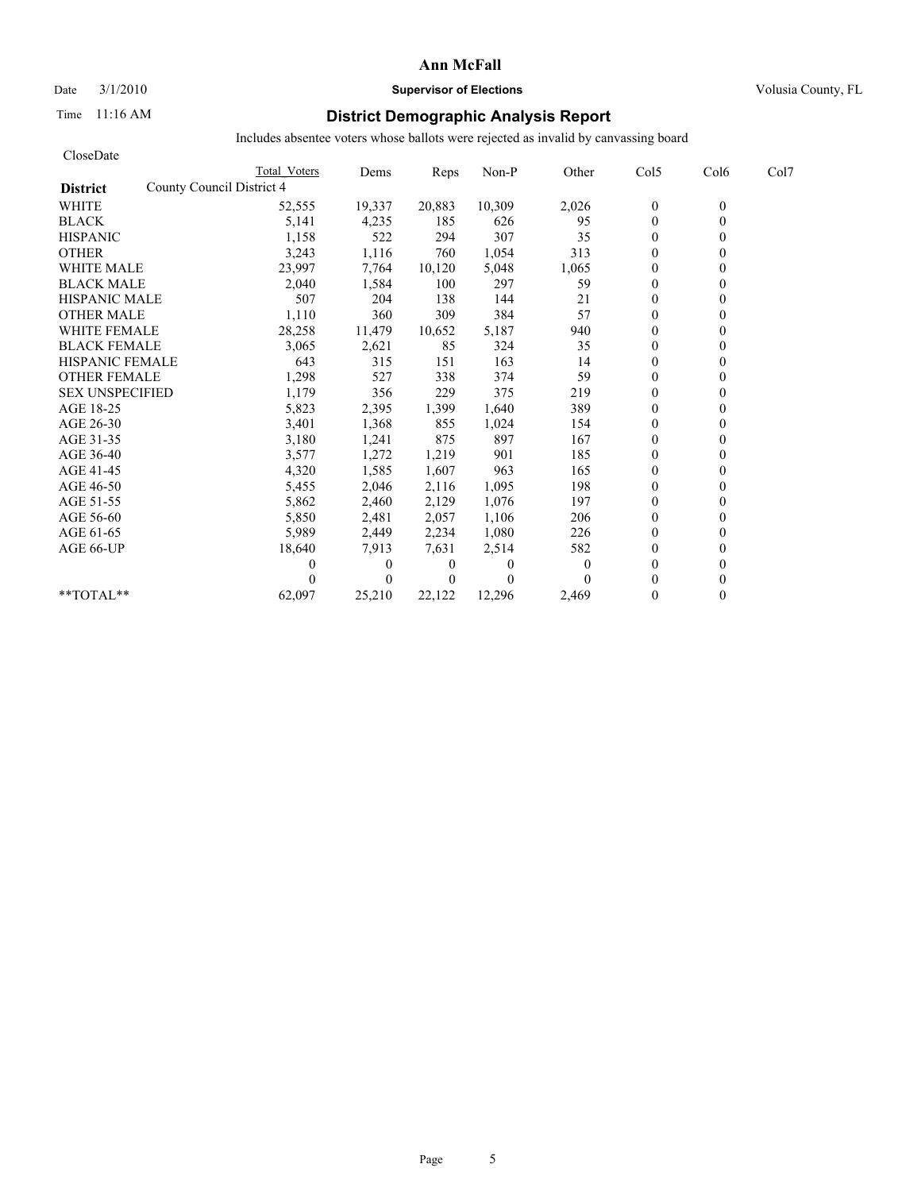# Ann McFall

Date 3/1/2010 **Supervisor of Elections** Volusia County, FL

Time 11:16 AM

## District Demographic Analysis Report

Includes absentee voters whose ballots were rejected as invalid by canvassing board

CloseDate

| District | County Council District 4 Total Voters | Dems | Reps | Non-P | Other | Col5 | Col6 | Col7 |
|---|---|---|---|---|---|---|---|---|
| WHITE | 52,555 | 19,337 | 20,883 | 10,309 | 2,026 | 0 | 0 | |
| BLACK | 5,141 | 4,235 | 185 | 626 | 95 | 0 | 0 | |
| HISPANIC | 1,158 | 522 | 294 | 307 | 35 | 0 | 0 | |
| OTHER | 3,243 | 1,116 | 760 | 1,054 | 313 | 0 | 0 | |
| WHITE MALE | 23,997 | 7,764 | 10,120 | 5,048 | 1,065 | 0 | 0 | |
| BLACK MALE | 2,040 | 1,584 | 100 | 297 | 59 | 0 | 0 | |
| HISPANIC MALE | 507 | 204 | 138 | 144 | 21 | 0 | 0 | |
| OTHER MALE | 1,110 | 360 | 309 | 384 | 57 | 0 | 0 | |
| WHITE FEMALE | 28,258 | 11,479 | 10,652 | 5,187 | 940 | 0 | 0 | |
| BLACK FEMALE | 3,065 | 2,621 | 85 | 324 | 35 | 0 | 0 | |
| HISPANIC FEMALE | 643 | 315 | 151 | 163 | 14 | 0 | 0 | |
| OTHER FEMALE | 1,298 | 527 | 338 | 374 | 59 | 0 | 0 | |
| SEX UNSPECIFIED | 1,179 | 356 | 229 | 375 | 219 | 0 | 0 | |
| AGE 18-25 | 5,823 | 2,395 | 1,399 | 1,640 | 389 | 0 | 0 | |
| AGE 26-30 | 3,401 | 1,368 | 855 | 1,024 | 154 | 0 | 0 | |
| AGE 31-35 | 3,180 | 1,241 | 875 | 897 | 167 | 0 | 0 | |
| AGE 36-40 | 3,577 | 1,272 | 1,219 | 901 | 185 | 0 | 0 | |
| AGE 41-45 | 4,320 | 1,585 | 1,607 | 963 | 165 | 0 | 0 | |
| AGE 46-50 | 5,455 | 2,046 | 2,116 | 1,095 | 198 | 0 | 0 | |
| AGE 51-55 | 5,862 | 2,460 | 2,129 | 1,076 | 197 | 0 | 0 | |
| AGE 56-60 | 5,850 | 2,481 | 2,057 | 1,106 | 206 | 0 | 0 | |
| AGE 61-65 | 5,989 | 2,449 | 2,234 | 1,080 | 226 | 0 | 0 | |
| AGE 66-UP | 18,640 | 7,913 | 7,631 | 2,514 | 582 | 0 | 0 | |
| | 0 | 0 | 0 | 0 | 0 | 0 | 0 | |
| | 0 | 0 | 0 | 0 | 0 | 0 | 0 | |
| **TOTAL** | 62,097 | 25,210 | 22,122 | 12,296 | 2,469 | 0 | 0 | |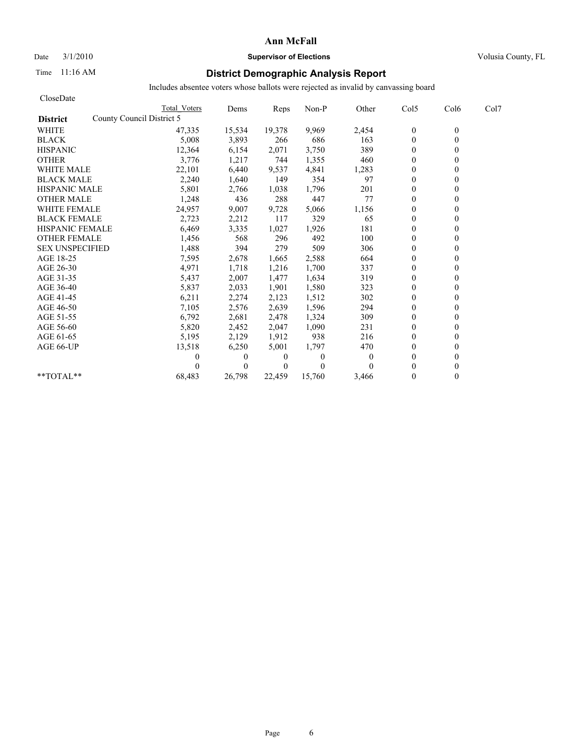# Ann McFall

Date 3/1/2010 **Supervisor of Elections** Volusia County, FL

Time 11:16 AM

## District Demographic Analysis Report

Includes absentee voters whose ballots were rejected as invalid by canvassing board

CloseDate

| District: County Council District 5 | Total Voters | Dems | Reps | Non-P | Other | Col5 | Col6 | Col7 |
|---|---|---|---|---|---|---|---|---|
| WHITE | 47,335 | 15,534 | 19,378 | 9,969 | 2,454 | 0 | 0 | |
| BLACK | 5,008 | 3,893 | 266 | 686 | 163 | 0 | 0 | |
| HISPANIC | 12,364 | 6,154 | 2,071 | 3,750 | 389 | 0 | 0 | |
| OTHER | 3,776 | 1,217 | 744 | 1,355 | 460 | 0 | 0 | |
| WHITE MALE | 22,101 | 6,440 | 9,537 | 4,841 | 1,283 | 0 | 0 | |
| BLACK MALE | 2,240 | 1,640 | 149 | 354 | 97 | 0 | 0 | |
| HISPANIC MALE | 5,801 | 2,766 | 1,038 | 1,796 | 201 | 0 | 0 | |
| OTHER MALE | 1,248 | 436 | 288 | 447 | 77 | 0 | 0 | |
| WHITE FEMALE | 24,957 | 9,007 | 9,728 | 5,066 | 1,156 | 0 | 0 | |
| BLACK FEMALE | 2,723 | 2,212 | 117 | 329 | 65 | 0 | 0 | |
| HISPANIC FEMALE | 6,469 | 3,335 | 1,027 | 1,926 | 181 | 0 | 0 | |
| OTHER FEMALE | 1,456 | 568 | 296 | 492 | 100 | 0 | 0 | |
| SEX UNSPECIFIED | 1,488 | 394 | 279 | 509 | 306 | 0 | 0 | |
| AGE 18-25 | 7,595 | 2,678 | 1,665 | 2,588 | 664 | 0 | 0 | |
| AGE 26-30 | 4,971 | 1,718 | 1,216 | 1,700 | 337 | 0 | 0 | |
| AGE 31-35 | 5,437 | 2,007 | 1,477 | 1,634 | 319 | 0 | 0 | |
| AGE 36-40 | 5,837 | 2,033 | 1,901 | 1,580 | 323 | 0 | 0 | |
| AGE 41-45 | 6,211 | 2,274 | 2,123 | 1,512 | 302 | 0 | 0 | |
| AGE 46-50 | 7,105 | 2,576 | 2,639 | 1,596 | 294 | 0 | 0 | |
| AGE 51-55 | 6,792 | 2,681 | 2,478 | 1,324 | 309 | 0 | 0 | |
| AGE 56-60 | 5,820 | 2,452 | 2,047 | 1,090 | 231 | 0 | 0 | |
| AGE 61-65 | 5,195 | 2,129 | 1,912 | 938 | 216 | 0 | 0 | |
| AGE 66-UP | 13,518 | 6,250 | 5,001 | 1,797 | 470 | 0 | 0 | |
| | 0 | 0 | 0 | 0 | 0 | 0 | 0 | |
| | 0 | 0 | 0 | 0 | 0 | 0 | 0 | |
| **TOTAL** | 68,483 | 26,798 | 22,459 | 15,760 | 3,466 | 0 | 0 | |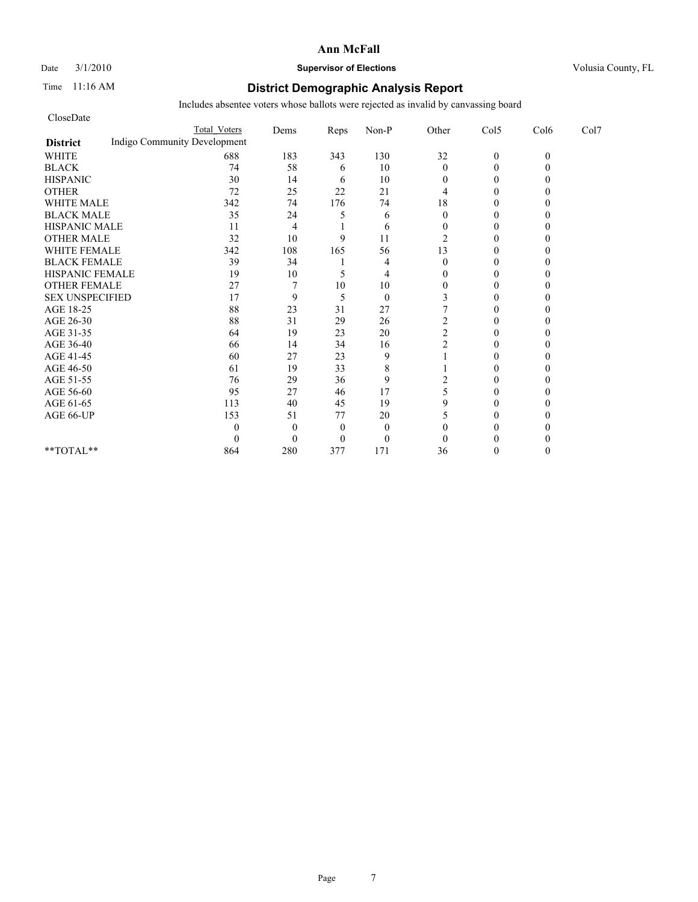# Ann McFall

Date 3/1/2010 **Supervisor of Elections** Volusia County, FL

Time 11:16 AM

## District Demographic Analysis Report

Includes absentee voters whose ballots were rejected as invalid by canvassing board

CloseDate

| District | Total Voters | Dems | Reps | Non-P | Other | Col5 | Col6 | Col7 |
|---|---|---|---|---|---|---|---|---|
| Indigo Community Development | | | | | | | | |
| WHITE | 688 | 183 | 343 | 130 | 32 | 0 | 0 | |
| BLACK | 74 | 58 | 6 | 10 | 0 | 0 | 0 | |
| HISPANIC | 30 | 14 | 6 | 10 | 0 | 0 | 0 | |
| OTHER | 72 | 25 | 22 | 21 | 4 | 0 | 0 | |
| WHITE MALE | 342 | 74 | 176 | 74 | 18 | 0 | 0 | |
| BLACK MALE | 35 | 24 | 5 | 6 | 0 | 0 | 0 | |
| HISPANIC MALE | 11 | 4 | 1 | 6 | 0 | 0 | 0 | |
| OTHER MALE | 32 | 10 | 9 | 11 | 2 | 0 | 0 | |
| WHITE FEMALE | 342 | 108 | 165 | 56 | 13 | 0 | 0 | |
| BLACK FEMALE | 39 | 34 | 1 | 4 | 0 | 0 | 0 | |
| HISPANIC FEMALE | 19 | 10 | 5 | 4 | 0 | 0 | 0 | |
| OTHER FEMALE | 27 | 7 | 10 | 10 | 0 | 0 | 0 | |
| SEX UNSPECIFIED | 17 | 9 | 5 | 0 | 3 | 0 | 0 | |
| AGE 18-25 | 88 | 23 | 31 | 27 | 7 | 0 | 0 | |
| AGE 26-30 | 88 | 31 | 29 | 26 | 2 | 0 | 0 | |
| AGE 31-35 | 64 | 19 | 23 | 20 | 2 | 0 | 0 | |
| AGE 36-40 | 66 | 14 | 34 | 16 | 2 | 0 | 0 | |
| AGE 41-45 | 60 | 27 | 23 | 9 | 1 | 0 | 0 | |
| AGE 46-50 | 61 | 19 | 33 | 8 | 1 | 0 | 0 | |
| AGE 51-55 | 76 | 29 | 36 | 9 | 2 | 0 | 0 | |
| AGE 56-60 | 95 | 27 | 46 | 17 | 5 | 0 | 0 | |
| AGE 61-65 | 113 | 40 | 45 | 19 | 9 | 0 | 0 | |
| AGE 66-UP | 153 | 51 | 77 | 20 | 5 | 0 | 0 | |
| | 0 | 0 | 0 | 0 | 0 | 0 | 0 | |
| | 0 | 0 | 0 | 0 | 0 | 0 | 0 | |
| **TOTAL** | 864 | 280 | 377 | 171 | 36 | 0 | 0 | |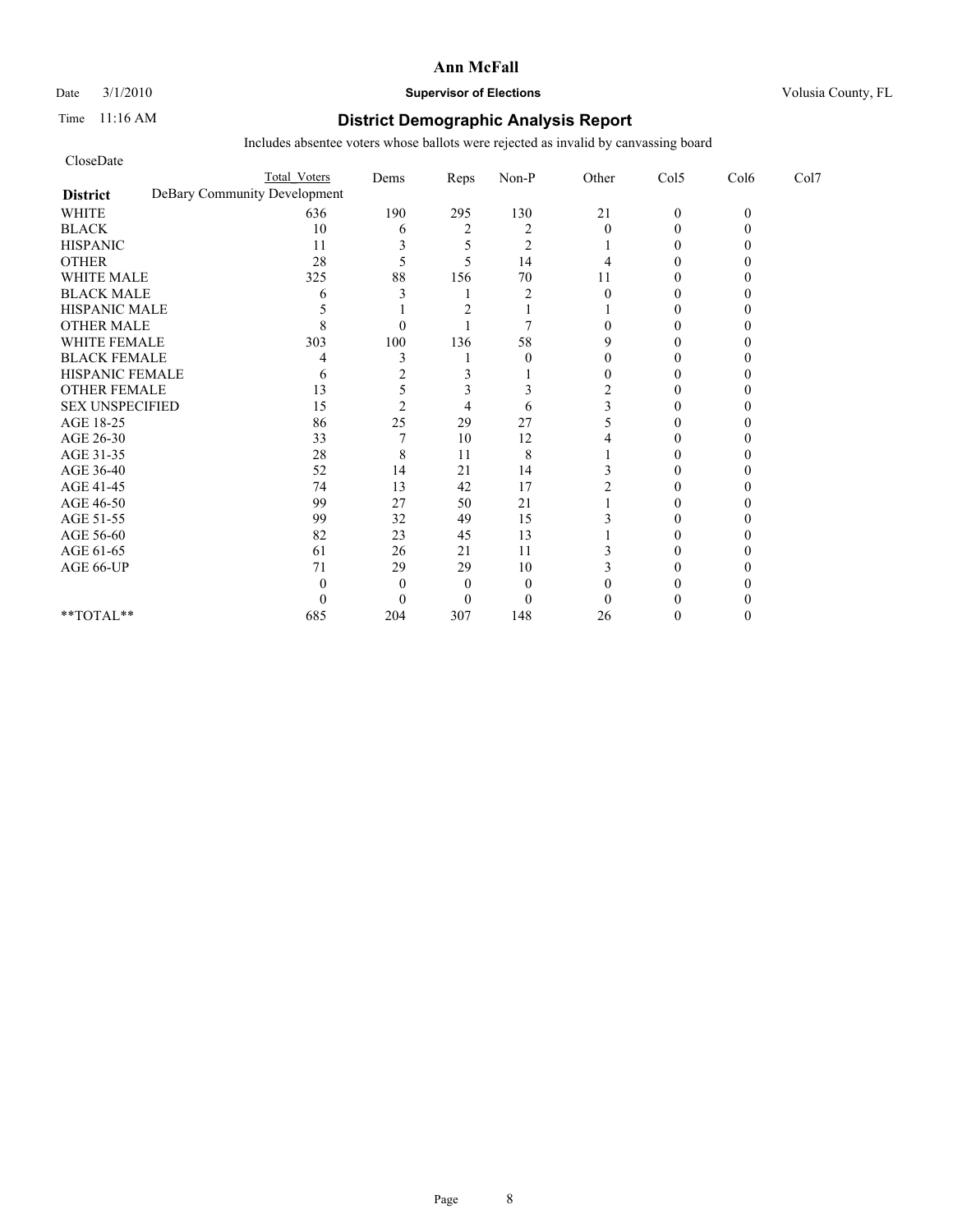# Ann McFall

Date 3/1/2010 **Supervisor of Elections** Volusia County, FL

Time 11:16 AM

## District Demographic Analysis Report

Includes absentee voters whose ballots were rejected as invalid by canvassing board

CloseDate

| District | DeBary Community Development Total Voters | Dems | Reps | Non-P | Other | Col5 | Col6 | Col7 |
|---|---|---|---|---|---|---|---|---|
| WHITE | 636 | 190 | 295 | 130 | 21 | 0 | 0 | |
| BLACK | 10 | 6 | 2 | 2 | 0 | 0 | 0 | |
| HISPANIC | 11 | 3 | 5 | 2 | 1 | 0 | 0 | |
| OTHER | 28 | 5 | 5 | 14 | 4 | 0 | 0 | |
| WHITE MALE | 325 | 88 | 156 | 70 | 11 | 0 | 0 | |
| BLACK MALE | 6 | 3 | 1 | 2 | 0 | 0 | 0 | |
| HISPANIC MALE | 5 | 1 | 2 | 1 | 1 | 0 | 0 | |
| OTHER MALE | 8 | 0 | 1 | 7 | 0 | 0 | 0 | |
| WHITE FEMALE | 303 | 100 | 136 | 58 | 9 | 0 | 0 | |
| BLACK FEMALE | 4 | 3 | 1 | 0 | 0 | 0 | 0 | |
| HISPANIC FEMALE | 6 | 2 | 3 | 1 | 0 | 0 | 0 | |
| OTHER FEMALE | 13 | 5 | 3 | 3 | 2 | 0 | 0 | |
| SEX UNSPECIFIED | 15 | 2 | 4 | 6 | 3 | 0 | 0 | |
| AGE 18-25 | 86 | 25 | 29 | 27 | 5 | 0 | 0 | |
| AGE 26-30 | 33 | 7 | 10 | 12 | 4 | 0 | 0 | |
| AGE 31-35 | 28 | 8 | 11 | 8 | 1 | 0 | 0 | |
| AGE 36-40 | 52 | 14 | 21 | 14 | 3 | 0 | 0 | |
| AGE 41-45 | 74 | 13 | 42 | 17 | 2 | 0 | 0 | |
| AGE 46-50 | 99 | 27 | 50 | 21 | 1 | 0 | 0 | |
| AGE 51-55 | 99 | 32 | 49 | 15 | 3 | 0 | 0 | |
| AGE 56-60 | 82 | 23 | 45 | 13 | 1 | 0 | 0 | |
| AGE 61-65 | 61 | 26 | 21 | 11 | 3 | 0 | 0 | |
| AGE 66-UP | 71 | 29 | 29 | 10 | 3 | 0 | 0 | |
| | 0 | 0 | 0 | 0 | 0 | 0 | 0 | |
| | 0 | 0 | 0 | 0 | 0 | 0 | 0 | |
| **TOTAL** | 685 | 204 | 307 | 148 | 26 | 0 | 0 | |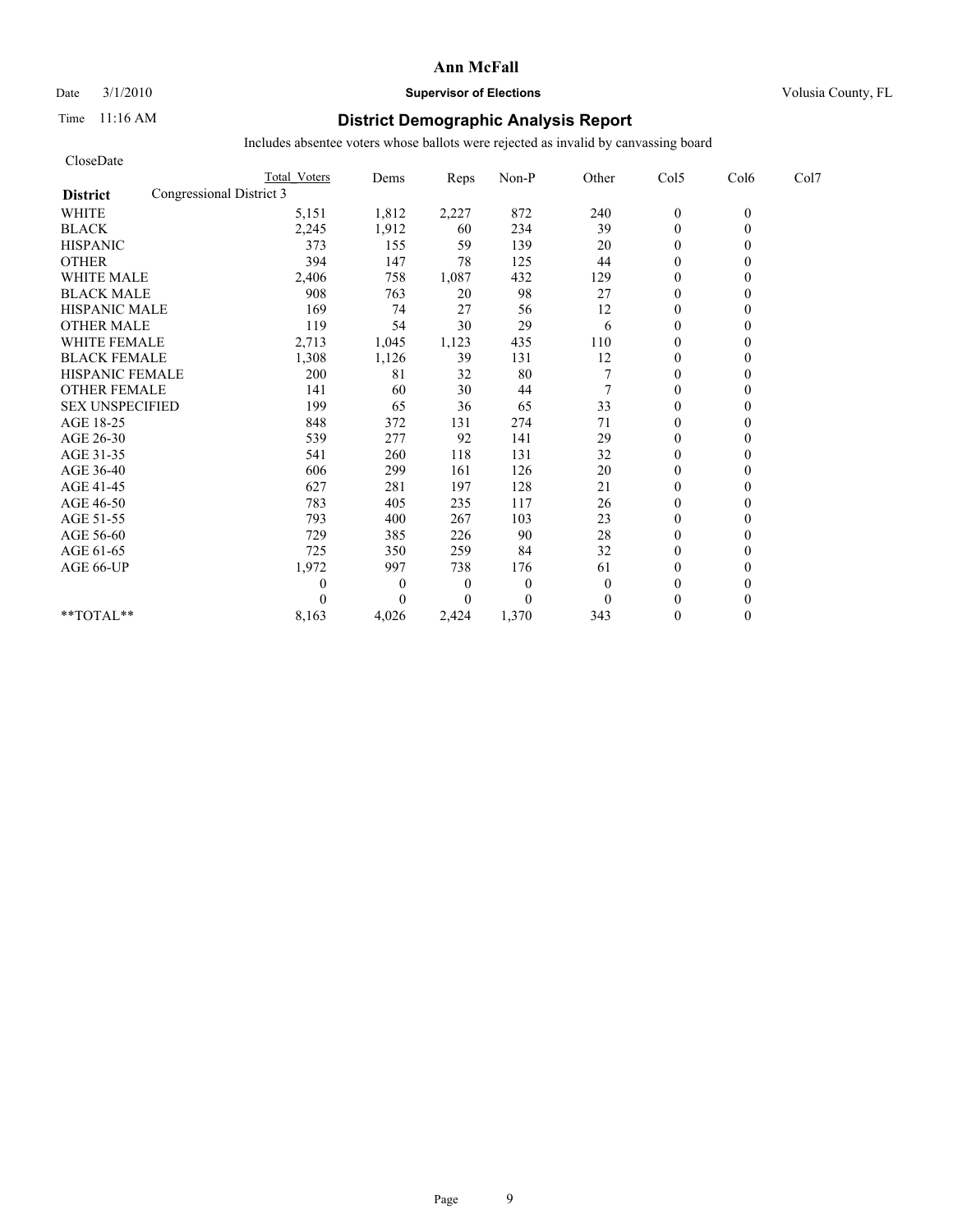# Ann McFall

Date 3/1/2010 **Supervisor of Elections** Volusia County, FL

Time 11:16 AM

## District Demographic Analysis Report

Includes absentee voters whose ballots were rejected as invalid by canvassing board

CloseDate

| District | Congressional District 3 Total Voters | Dems | Reps | Non-P | Other | Col5 | Col6 | Col7 |
|---|---|---|---|---|---|---|---|---|
| WHITE | 5,151 | 1,812 | 2,227 | 872 | 240 | 0 | 0 | |
| BLACK | 2,245 | 1,912 | 60 | 234 | 39 | 0 | 0 | |
| HISPANIC | 373 | 155 | 59 | 139 | 20 | 0 | 0 | |
| OTHER | 394 | 147 | 78 | 125 | 44 | 0 | 0 | |
| WHITE MALE | 2,406 | 758 | 1,087 | 432 | 129 | 0 | 0 | |
| BLACK MALE | 908 | 763 | 20 | 98 | 27 | 0 | 0 | |
| HISPANIC MALE | 169 | 74 | 27 | 56 | 12 | 0 | 0 | |
| OTHER MALE | 119 | 54 | 30 | 29 | 6 | 0 | 0 | |
| WHITE FEMALE | 2,713 | 1,045 | 1,123 | 435 | 110 | 0 | 0 | |
| BLACK FEMALE | 1,308 | 1,126 | 39 | 131 | 12 | 0 | 0 | |
| HISPANIC FEMALE | 200 | 81 | 32 | 80 | 7 | 0 | 0 | |
| OTHER FEMALE | 141 | 60 | 30 | 44 | 7 | 0 | 0 | |
| SEX UNSPECIFIED | 199 | 65 | 36 | 65 | 33 | 0 | 0 | |
| AGE 18-25 | 848 | 372 | 131 | 274 | 71 | 0 | 0 | |
| AGE 26-30 | 539 | 277 | 92 | 141 | 29 | 0 | 0 | |
| AGE 31-35 | 541 | 260 | 118 | 131 | 32 | 0 | 0 | |
| AGE 36-40 | 606 | 299 | 161 | 126 | 20 | 0 | 0 | |
| AGE 41-45 | 627 | 281 | 197 | 128 | 21 | 0 | 0 | |
| AGE 46-50 | 783 | 405 | 235 | 117 | 26 | 0 | 0 | |
| AGE 51-55 | 793 | 400 | 267 | 103 | 23 | 0 | 0 | |
| AGE 56-60 | 729 | 385 | 226 | 90 | 28 | 0 | 0 | |
| AGE 61-65 | 725 | 350 | 259 | 84 | 32 | 0 | 0 | |
| AGE 66-UP | 1,972 | 997 | 738 | 176 | 61 | 0 | 0 | |
| | 0 | 0 | 0 | 0 | 0 | 0 | 0 | |
| | 0 | 0 | 0 | 0 | 0 | 0 | 0 | |
| **TOTAL** | 8,163 | 4,026 | 2,424 | 1,370 | 343 | 0 | 0 | |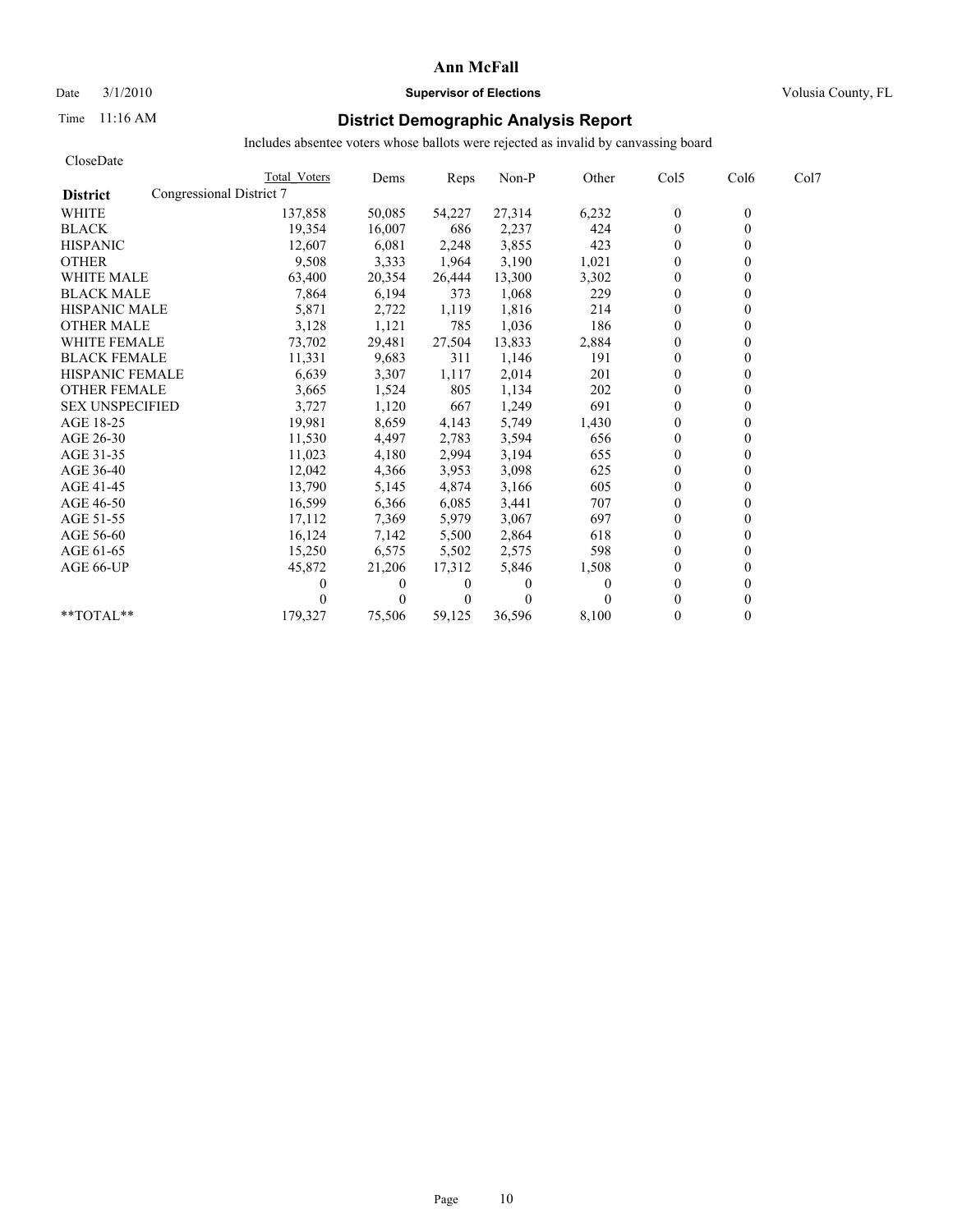**Ann McFall**

Date 3/1/2010 **Supervisor of Elections** Volusia County, FL

Time 11:16 AM

## District Demographic Analysis Report

Includes absentee voters whose ballots were rejected as invalid by canvassing board

CloseDate

| | Total Voters | Dems | Reps | Non-P | Other | Col5 | Col6 | Col7 |
|---|---|---|---|---|---|---|---|---|
| **District** Congressional District 7 | | | | | | | | |
| WHITE | 137,858 | 50,085 | 54,227 | 27,314 | 6,232 | 0 | 0 | |
| BLACK | 19,354 | 16,007 | 686 | 2,237 | 424 | 0 | 0 | |
| HISPANIC | 12,607 | 6,081 | 2,248 | 3,855 | 423 | 0 | 0 | |
| OTHER | 9,508 | 3,333 | 1,964 | 3,190 | 1,021 | 0 | 0 | |
| WHITE MALE | 63,400 | 20,354 | 26,444 | 13,300 | 3,302 | 0 | 0 | |
| BLACK MALE | 7,864 | 6,194 | 373 | 1,068 | 229 | 0 | 0 | |
| HISPANIC MALE | 5,871 | 2,722 | 1,119 | 1,816 | 214 | 0 | 0 | |
| OTHER MALE | 3,128 | 1,121 | 785 | 1,036 | 186 | 0 | 0 | |
| WHITE FEMALE | 73,702 | 29,481 | 27,504 | 13,833 | 2,884 | 0 | 0 | |
| BLACK FEMALE | 11,331 | 9,683 | 311 | 1,146 | 191 | 0 | 0 | |
| HISPANIC FEMALE | 6,639 | 3,307 | 1,117 | 2,014 | 201 | 0 | 0 | |
| OTHER FEMALE | 3,665 | 1,524 | 805 | 1,134 | 202 | 0 | 0 | |
| SEX UNSPECIFIED | 3,727 | 1,120 | 667 | 1,249 | 691 | 0 | 0 | |
| AGE 18-25 | 19,981 | 8,659 | 4,143 | 5,749 | 1,430 | 0 | 0 | |
| AGE 26-30 | 11,530 | 4,497 | 2,783 | 3,594 | 656 | 0 | 0 | |
| AGE 31-35 | 11,023 | 4,180 | 2,994 | 3,194 | 655 | 0 | 0 | |
| AGE 36-40 | 12,042 | 4,366 | 3,953 | 3,098 | 625 | 0 | 0 | |
| AGE 41-45 | 13,790 | 5,145 | 4,874 | 3,166 | 605 | 0 | 0 | |
| AGE 46-50 | 16,599 | 6,366 | 6,085 | 3,441 | 707 | 0 | 0 | |
| AGE 51-55 | 17,112 | 7,369 | 5,979 | 3,067 | 697 | 0 | 0 | |
| AGE 56-60 | 16,124 | 7,142 | 5,500 | 2,864 | 618 | 0 | 0 | |
| AGE 61-65 | 15,250 | 6,575 | 5,502 | 2,575 | 598 | 0 | 0 | |
| AGE 66-UP | 45,872 | 21,206 | 17,312 | 5,846 | 1,508 | 0 | 0 | |
| | 0 | 0 | 0 | 0 | 0 | 0 | 0 | |
| | 0 | 0 | 0 | 0 | 0 | 0 | 0 | |
| **TOTAL** | 179,327 | 75,506 | 59,125 | 36,596 | 8,100 | 0 | 0 | |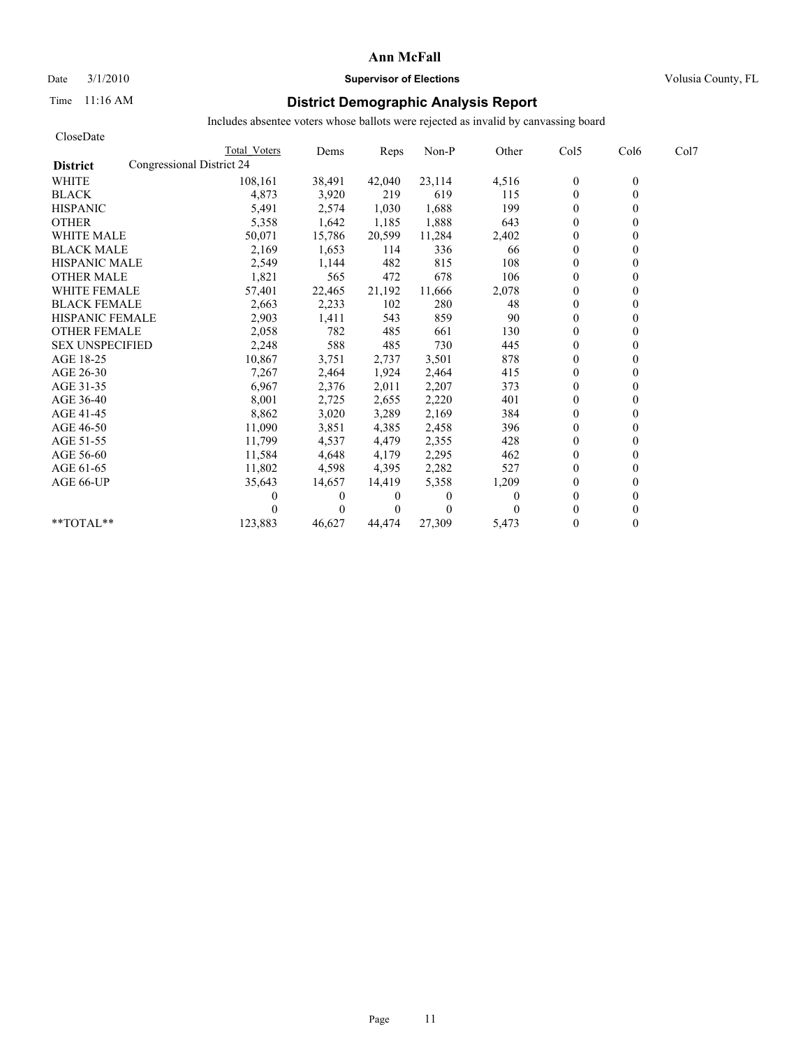# Ann McFall

Date 3/1/2010 **Supervisor of Elections** Volusia County, FL

Time 11:16 AM

## District Demographic Analysis Report

Includes absentee voters whose ballots were rejected as invalid by canvassing board

CloseDate

| District | Total Voters | Dems | Reps | Non-P | Other | Col5 | Col6 | Col7 |
|---|---|---|---|---|---|---|---|---|
| Congressional District 24 | | | | | | | | |
| WHITE | 108,161 | 38,491 | 42,040 | 23,114 | 4,516 | 0 | 0 | |
| BLACK | 4,873 | 3,920 | 219 | 619 | 115 | 0 | 0 | |
| HISPANIC | 5,491 | 2,574 | 1,030 | 1,688 | 199 | 0 | 0 | |
| OTHER | 5,358 | 1,642 | 1,185 | 1,888 | 643 | 0 | 0 | |
| WHITE MALE | 50,071 | 15,786 | 20,599 | 11,284 | 2,402 | 0 | 0 | |
| BLACK MALE | 2,169 | 1,653 | 114 | 336 | 66 | 0 | 0 | |
| HISPANIC MALE | 2,549 | 1,144 | 482 | 815 | 108 | 0 | 0 | |
| OTHER MALE | 1,821 | 565 | 472 | 678 | 106 | 0 | 0 | |
| WHITE FEMALE | 57,401 | 22,465 | 21,192 | 11,666 | 2,078 | 0 | 0 | |
| BLACK FEMALE | 2,663 | 2,233 | 102 | 280 | 48 | 0 | 0 | |
| HISPANIC FEMALE | 2,903 | 1,411 | 543 | 859 | 90 | 0 | 0 | |
| OTHER FEMALE | 2,058 | 782 | 485 | 661 | 130 | 0 | 0 | |
| SEX UNSPECIFIED | 2,248 | 588 | 485 | 730 | 445 | 0 | 0 | |
| AGE 18-25 | 10,867 | 3,751 | 2,737 | 3,501 | 878 | 0 | 0 | |
| AGE 26-30 | 7,267 | 2,464 | 1,924 | 2,464 | 415 | 0 | 0 | |
| AGE 31-35 | 6,967 | 2,376 | 2,011 | 2,207 | 373 | 0 | 0 | |
| AGE 36-40 | 8,001 | 2,725 | 2,655 | 2,220 | 401 | 0 | 0 | |
| AGE 41-45 | 8,862 | 3,020 | 3,289 | 2,169 | 384 | 0 | 0 | |
| AGE 46-50 | 11,090 | 3,851 | 4,385 | 2,458 | 396 | 0 | 0 | |
| AGE 51-55 | 11,799 | 4,537 | 4,479 | 2,355 | 428 | 0 | 0 | |
| AGE 56-60 | 11,584 | 4,648 | 4,179 | 2,295 | 462 | 0 | 0 | |
| AGE 61-65 | 11,802 | 4,598 | 4,395 | 2,282 | 527 | 0 | 0 | |
| AGE 66-UP | 35,643 | 14,657 | 14,419 | 5,358 | 1,209 | 0 | 0 | |
| | 0 | 0 | 0 | 0 | 0 | 0 | 0 | |
| | 0 | 0 | 0 | 0 | 0 | 0 | 0 | |
| **TOTAL** | 123,883 | 46,627 | 44,474 | 27,309 | 5,473 | 0 | 0 | |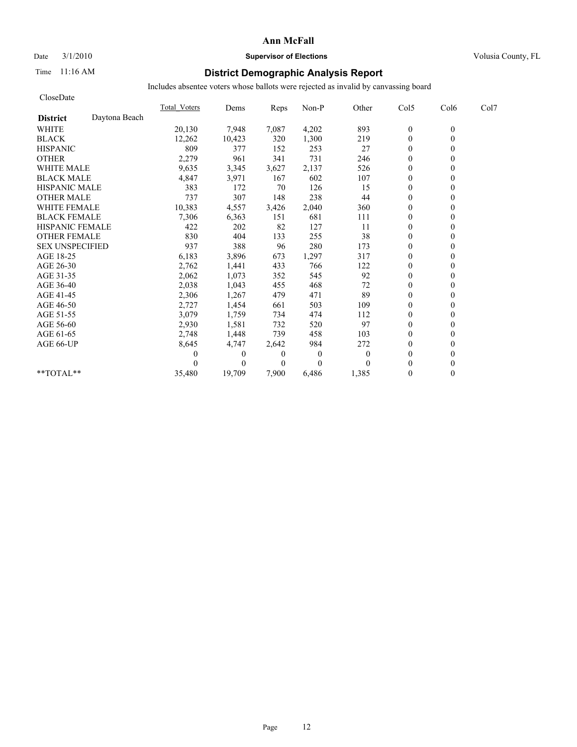# Ann McFall

Date 3/1/2010 **Supervisor of Elections** Volusia County, FL

Time 11:16 AM

## District Demographic Analysis Report

Includes absentee voters whose ballots were rejected as invalid by canvassing board

CloseDate

| District: Daytona Beach | Total_Voters | Dems | Reps | Non-P | Other | Col5 | Col6 | Col7 |
|---|---|---|---|---|---|---|---|---|
| WHITE | 20,130 | 7,948 | 7,087 | 4,202 | 893 | 0 | 0 | |
| BLACK | 12,262 | 10,423 | 320 | 1,300 | 219 | 0 | 0 | |
| HISPANIC | 809 | 377 | 152 | 253 | 27 | 0 | 0 | |
| OTHER | 2,279 | 961 | 341 | 731 | 246 | 0 | 0 | |
| WHITE MALE | 9,635 | 3,345 | 3,627 | 2,137 | 526 | 0 | 0 | |
| BLACK MALE | 4,847 | 3,971 | 167 | 602 | 107 | 0 | 0 | |
| HISPANIC MALE | 383 | 172 | 70 | 126 | 15 | 0 | 0 | |
| OTHER MALE | 737 | 307 | 148 | 238 | 44 | 0 | 0 | |
| WHITE FEMALE | 10,383 | 4,557 | 3,426 | 2,040 | 360 | 0 | 0 | |
| BLACK FEMALE | 7,306 | 6,363 | 151 | 681 | 111 | 0 | 0 | |
| HISPANIC FEMALE | 422 | 202 | 82 | 127 | 11 | 0 | 0 | |
| OTHER FEMALE | 830 | 404 | 133 | 255 | 38 | 0 | 0 | |
| SEX UNSPECIFIED | 937 | 388 | 96 | 280 | 173 | 0 | 0 | |
| AGE 18-25 | 6,183 | 3,896 | 673 | 1,297 | 317 | 0 | 0 | |
| AGE 26-30 | 2,762 | 1,441 | 433 | 766 | 122 | 0 | 0 | |
| AGE 31-35 | 2,062 | 1,073 | 352 | 545 | 92 | 0 | 0 | |
| AGE 36-40 | 2,038 | 1,043 | 455 | 468 | 72 | 0 | 0 | |
| AGE 41-45 | 2,306 | 1,267 | 479 | 471 | 89 | 0 | 0 | |
| AGE 46-50 | 2,727 | 1,454 | 661 | 503 | 109 | 0 | 0 | |
| AGE 51-55 | 3,079 | 1,759 | 734 | 474 | 112 | 0 | 0 | |
| AGE 56-60 | 2,930 | 1,581 | 732 | 520 | 97 | 0 | 0 | |
| AGE 61-65 | 2,748 | 1,448 | 739 | 458 | 103 | 0 | 0 | |
| AGE 66-UP | 8,645 | 4,747 | 2,642 | 984 | 272 | 0 | 0 | |
| | 0 | 0 | 0 | 0 | 0 | 0 | 0 | |
| | 0 | 0 | 0 | 0 | 0 | 0 | 0 | |
| **TOTAL** | 35,480 | 19,709 | 7,900 | 6,486 | 1,385 | 0 | 0 | |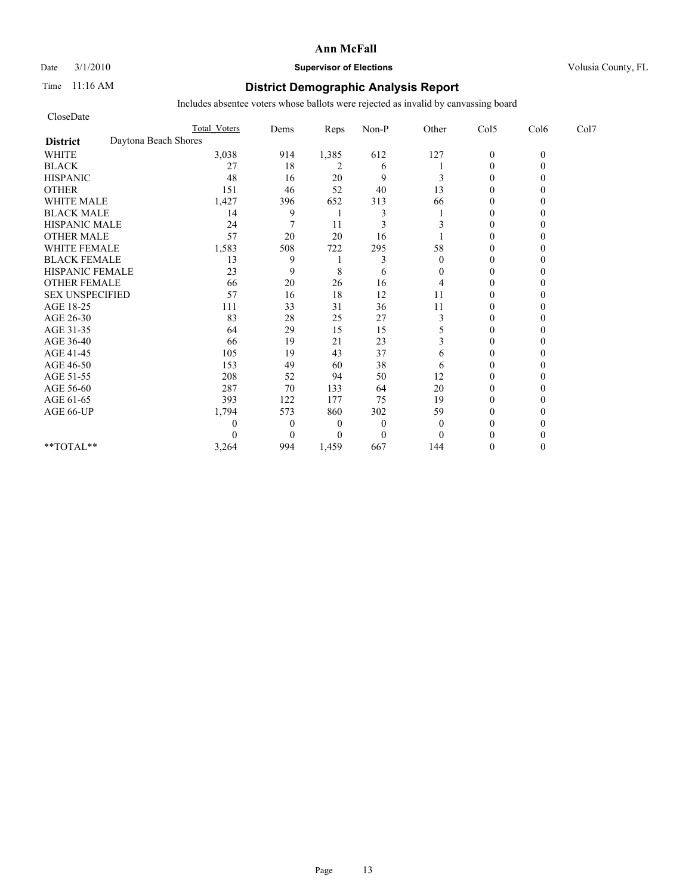# Ann McFall

Date 3/1/2010 **Supervisor of Elections** Volusia County, FL

Time 11:16 AM **District Demographic Analysis Report**

Includes absentee voters whose ballots were rejected as invalid by canvassing board

CloseDate

| | Total Voters | Dems | Reps | Non-P | Other | Col5 | Col6 | Col7 |
|---|---|---|---|---|---|---|---|---|
| **District** Daytona Beach Shores | | | | | | | | |
| WHITE | 3,038 | 914 | 1,385 | 612 | 127 | 0 | 0 | |
| BLACK | 27 | 18 | 2 | 6 | 1 | 0 | 0 | |
| HISPANIC | 48 | 16 | 20 | 9 | 3 | 0 | 0 | |
| OTHER | 151 | 46 | 52 | 40 | 13 | 0 | 0 | |
| WHITE MALE | 1,427 | 396 | 652 | 313 | 66 | 0 | 0 | |
| BLACK MALE | 14 | 9 | 1 | 3 | 1 | 0 | 0 | |
| HISPANIC MALE | 24 | 7 | 11 | 3 | 3 | 0 | 0 | |
| OTHER MALE | 57 | 20 | 20 | 16 | 1 | 0 | 0 | |
| WHITE FEMALE | 1,583 | 508 | 722 | 295 | 58 | 0 | 0 | |
| BLACK FEMALE | 13 | 9 | 1 | 3 | 0 | 0 | 0 | |
| HISPANIC FEMALE | 23 | 9 | 8 | 6 | 0 | 0 | 0 | |
| OTHER FEMALE | 66 | 20 | 26 | 16 | 4 | 0 | 0 | |
| SEX UNSPECIFIED | 57 | 16 | 18 | 12 | 11 | 0 | 0 | |
| AGE 18-25 | 111 | 33 | 31 | 36 | 11 | 0 | 0 | |
| AGE 26-30 | 83 | 28 | 25 | 27 | 3 | 0 | 0 | |
| AGE 31-35 | 64 | 29 | 15 | 15 | 5 | 0 | 0 | |
| AGE 36-40 | 66 | 19 | 21 | 23 | 3 | 0 | 0 | |
| AGE 41-45 | 105 | 19 | 43 | 37 | 6 | 0 | 0 | |
| AGE 46-50 | 153 | 49 | 60 | 38 | 6 | 0 | 0 | |
| AGE 51-55 | 208 | 52 | 94 | 50 | 12 | 0 | 0 | |
| AGE 56-60 | 287 | 70 | 133 | 64 | 20 | 0 | 0 | |
| AGE 61-65 | 393 | 122 | 177 | 75 | 19 | 0 | 0 | |
| AGE 66-UP | 1,794 | 573 | 860 | 302 | 59 | 0 | 0 | |
| | 0 | 0 | 0 | 0 | 0 | 0 | 0 | |
| | 0 | 0 | 0 | 0 | 0 | 0 | 0 | |
| **TOTAL** | 3,264 | 994 | 1,459 | 667 | 144 | 0 | 0 | |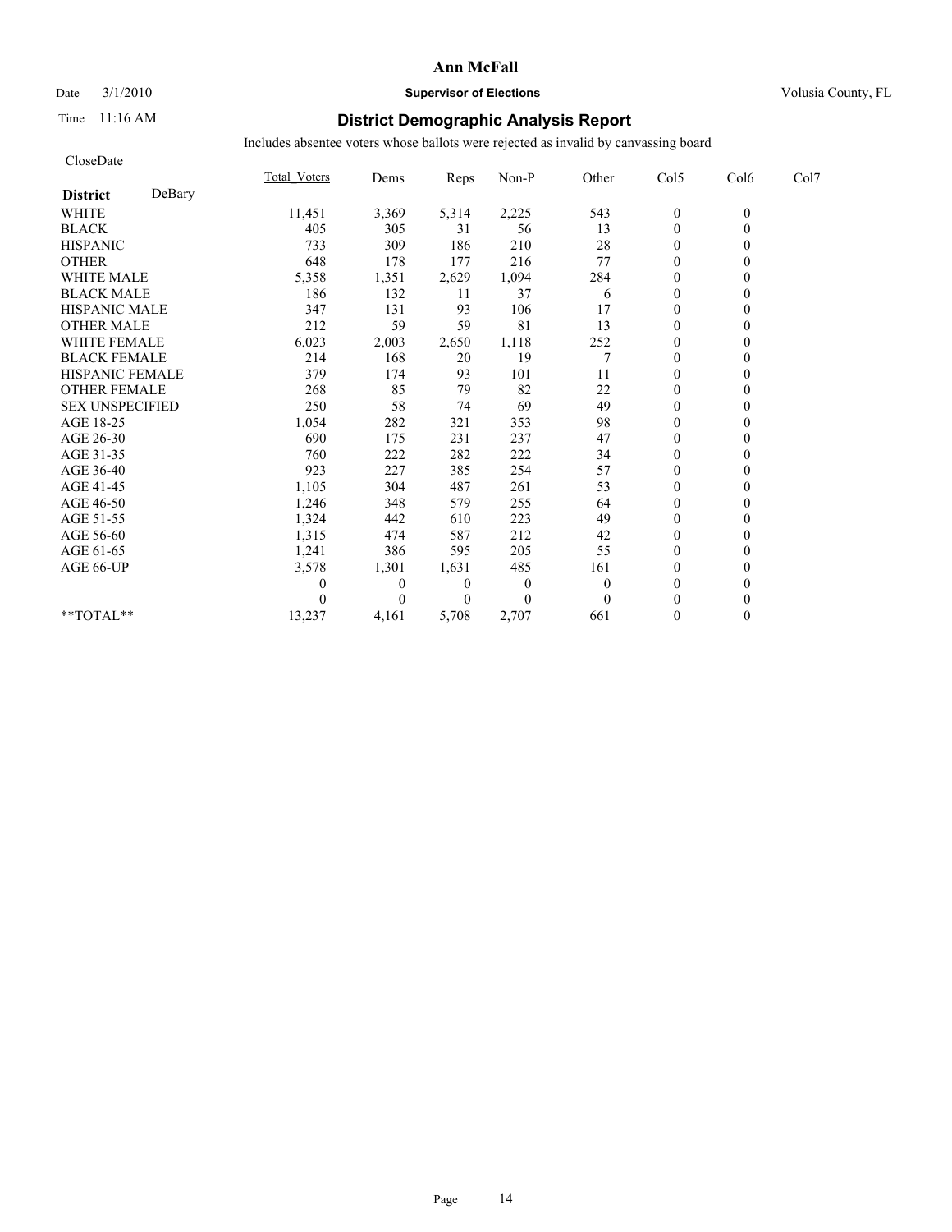# Ann McFall

Date 3/1/2010 **Supervisor of Elections** Volusia County, FL

Time 11:16 AM

## District Demographic Analysis Report

Includes absentee voters whose ballots were rejected as invalid by canvassing board

CloseDate

| **District** DeBary | Total_Voters | Dems | Reps | Non-P | Other | Col5 | Col6 | Col7 |
|---|---|---|---|---|---|---|---|---|
| WHITE | 11,451 | 3,369 | 5,314 | 2,225 | 543 | 0 | 0 | |
| BLACK | 405 | 305 | 31 | 56 | 13 | 0 | 0 | |
| HISPANIC | 733 | 309 | 186 | 210 | 28 | 0 | 0 | |
| OTHER | 648 | 178 | 177 | 216 | 77 | 0 | 0 | |
| WHITE MALE | 5,358 | 1,351 | 2,629 | 1,094 | 284 | 0 | 0 | |
| BLACK MALE | 186 | 132 | 11 | 37 | 6 | 0 | 0 | |
| HISPANIC MALE | 347 | 131 | 93 | 106 | 17 | 0 | 0 | |
| OTHER MALE | 212 | 59 | 59 | 81 | 13 | 0 | 0 | |
| WHITE FEMALE | 6,023 | 2,003 | 2,650 | 1,118 | 252 | 0 | 0 | |
| BLACK FEMALE | 214 | 168 | 20 | 19 | 7 | 0 | 0 | |
| HISPANIC FEMALE | 379 | 174 | 93 | 101 | 11 | 0 | 0 | |
| OTHER FEMALE | 268 | 85 | 79 | 82 | 22 | 0 | 0 | |
| SEX UNSPECIFIED | 250 | 58 | 74 | 69 | 49 | 0 | 0 | |
| AGE 18-25 | 1,054 | 282 | 321 | 353 | 98 | 0 | 0 | |
| AGE 26-30 | 690 | 175 | 231 | 237 | 47 | 0 | 0 | |
| AGE 31-35 | 760 | 222 | 282 | 222 | 34 | 0 | 0 | |
| AGE 36-40 | 923 | 227 | 385 | 254 | 57 | 0 | 0 | |
| AGE 41-45 | 1,105 | 304 | 487 | 261 | 53 | 0 | 0 | |
| AGE 46-50 | 1,246 | 348 | 579 | 255 | 64 | 0 | 0 | |
| AGE 51-55 | 1,324 | 442 | 610 | 223 | 49 | 0 | 0 | |
| AGE 56-60 | 1,315 | 474 | 587 | 212 | 42 | 0 | 0 | |
| AGE 61-65 | 1,241 | 386 | 595 | 205 | 55 | 0 | 0 | |
| AGE 66-UP | 3,578 | 1,301 | 1,631 | 485 | 161 | 0 | 0 | |
| | 0 | 0 | 0 | 0 | 0 | 0 | 0 | |
| | 0 | 0 | 0 | 0 | 0 | 0 | 0 | |
| **TOTAL** | 13,237 | 4,161 | 5,708 | 2,707 | 661 | 0 | 0 | |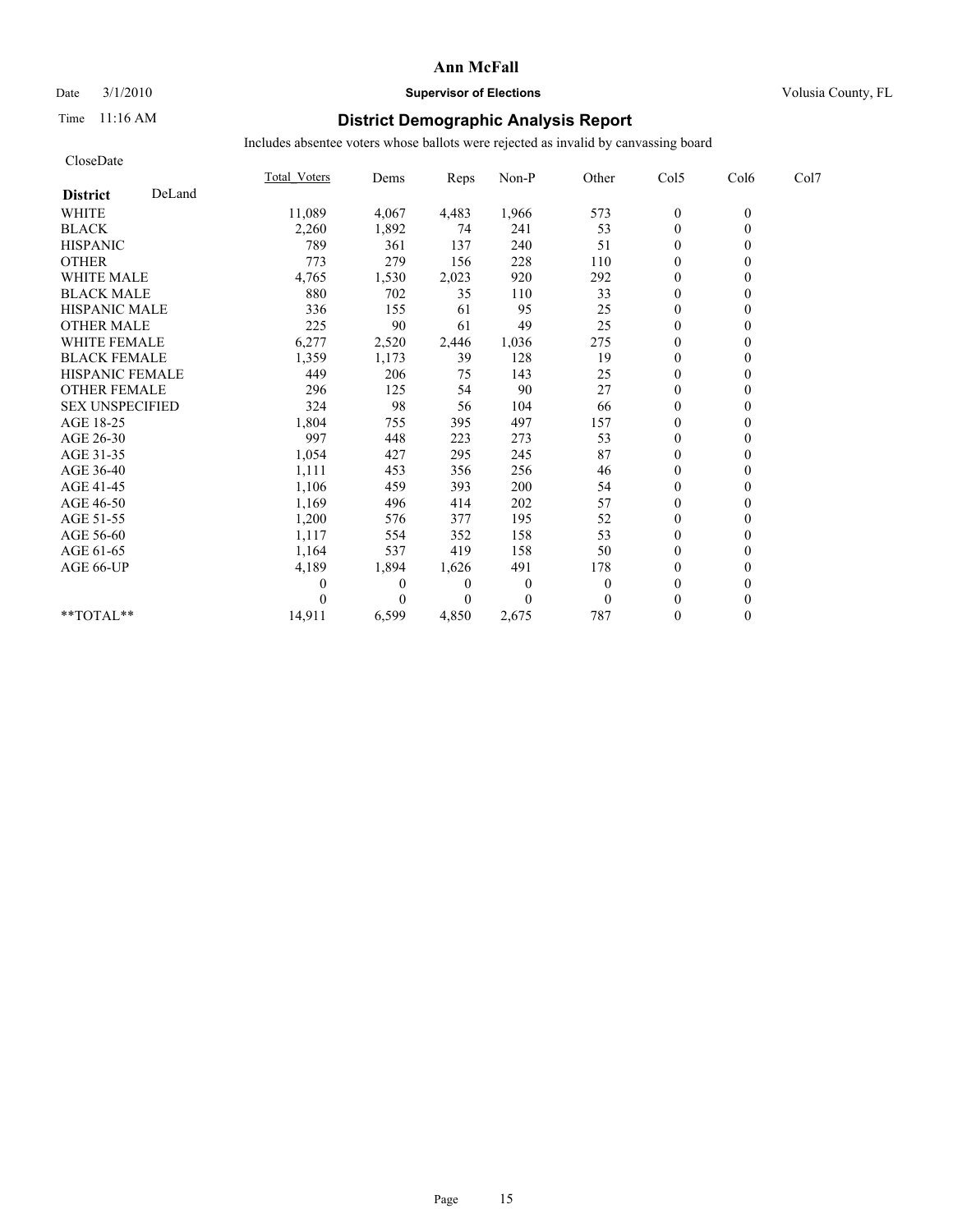# Ann McFall

Date 3/1/2010 **Supervisor of Elections** Volusia County, FL

Time 11:16 AM

## District Demographic Analysis Report

Includes absentee voters whose ballots were rejected as invalid by canvassing board

CloseDate

| **District** DeLand | Total_Voters | Dems | Reps | Non-P | Other | Col5 | Col6 | Col7 |
|---|---|---|---|---|---|---|---|---|
| WHITE | 11,089 | 4,067 | 4,483 | 1,966 | 573 | 0 | 0 | |
| BLACK | 2,260 | 1,892 | 74 | 241 | 53 | 0 | 0 | |
| HISPANIC | 789 | 361 | 137 | 240 | 51 | 0 | 0 | |
| OTHER | 773 | 279 | 156 | 228 | 110 | 0 | 0 | |
| WHITE MALE | 4,765 | 1,530 | 2,023 | 920 | 292 | 0 | 0 | |
| BLACK MALE | 880 | 702 | 35 | 110 | 33 | 0 | 0 | |
| HISPANIC MALE | 336 | 155 | 61 | 95 | 25 | 0 | 0 | |
| OTHER MALE | 225 | 90 | 61 | 49 | 25 | 0 | 0 | |
| WHITE FEMALE | 6,277 | 2,520 | 2,446 | 1,036 | 275 | 0 | 0 | |
| BLACK FEMALE | 1,359 | 1,173 | 39 | 128 | 19 | 0 | 0 | |
| HISPANIC FEMALE | 449 | 206 | 75 | 143 | 25 | 0 | 0 | |
| OTHER FEMALE | 296 | 125 | 54 | 90 | 27 | 0 | 0 | |
| SEX UNSPECIFIED | 324 | 98 | 56 | 104 | 66 | 0 | 0 | |
| AGE 18-25 | 1,804 | 755 | 395 | 497 | 157 | 0 | 0 | |
| AGE 26-30 | 997 | 448 | 223 | 273 | 53 | 0 | 0 | |
| AGE 31-35 | 1,054 | 427 | 295 | 245 | 87 | 0 | 0 | |
| AGE 36-40 | 1,111 | 453 | 356 | 256 | 46 | 0 | 0 | |
| AGE 41-45 | 1,106 | 459 | 393 | 200 | 54 | 0 | 0 | |
| AGE 46-50 | 1,169 | 496 | 414 | 202 | 57 | 0 | 0 | |
| AGE 51-55 | 1,200 | 576 | 377 | 195 | 52 | 0 | 0 | |
| AGE 56-60 | 1,117 | 554 | 352 | 158 | 53 | 0 | 0 | |
| AGE 61-65 | 1,164 | 537 | 419 | 158 | 50 | 0 | 0 | |
| AGE 66-UP | 4,189 | 1,894 | 1,626 | 491 | 178 | 0 | 0 | |
| | 0 | 0 | 0 | 0 | 0 | 0 | 0 | |
| | 0 | 0 | 0 | 0 | 0 | 0 | 0 | |
| **TOTAL** | 14,911 | 6,599 | 4,850 | 2,675 | 787 | 0 | 0 | |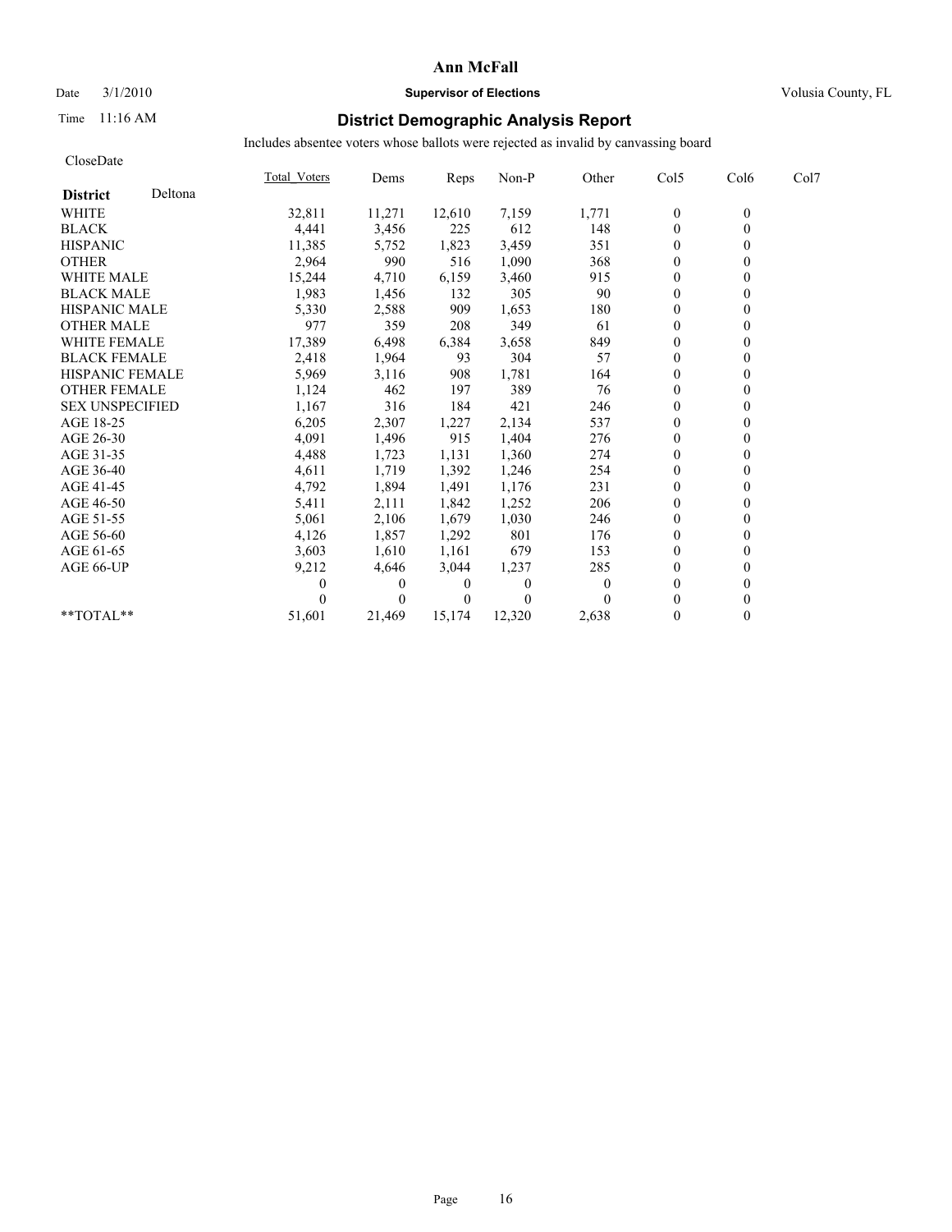# Ann McFall

Date 3/1/2010 **Supervisor of Elections** Volusia County, FL

Time 11:16 AM

## District Demographic Analysis Report

Includes absentee voters whose ballots were rejected as invalid by canvassing board

CloseDate

| **District** Deltona | Total_Voters | Dems | Reps | Non-P | Other | Col5 | Col6 | Col7 |
|---|---|---|---|---|---|---|---|---|
| WHITE | 32,811 | 11,271 | 12,610 | 7,159 | 1,771 | 0 | 0 | |
| BLACK | 4,441 | 3,456 | 225 | 612 | 148 | 0 | 0 | |
| HISPANIC | 11,385 | 5,752 | 1,823 | 3,459 | 351 | 0 | 0 | |
| OTHER | 2,964 | 990 | 516 | 1,090 | 368 | 0 | 0 | |
| WHITE MALE | 15,244 | 4,710 | 6,159 | 3,460 | 915 | 0 | 0 | |
| BLACK MALE | 1,983 | 1,456 | 132 | 305 | 90 | 0 | 0 | |
| HISPANIC MALE | 5,330 | 2,588 | 909 | 1,653 | 180 | 0 | 0 | |
| OTHER MALE | 977 | 359 | 208 | 349 | 61 | 0 | 0 | |
| WHITE FEMALE | 17,389 | 6,498 | 6,384 | 3,658 | 849 | 0 | 0 | |
| BLACK FEMALE | 2,418 | 1,964 | 93 | 304 | 57 | 0 | 0 | |
| HISPANIC FEMALE | 5,969 | 3,116 | 908 | 1,781 | 164 | 0 | 0 | |
| OTHER FEMALE | 1,124 | 462 | 197 | 389 | 76 | 0 | 0 | |
| SEX UNSPECIFIED | 1,167 | 316 | 184 | 421 | 246 | 0 | 0 | |
| AGE 18-25 | 6,205 | 2,307 | 1,227 | 2,134 | 537 | 0 | 0 | |
| AGE 26-30 | 4,091 | 1,496 | 915 | 1,404 | 276 | 0 | 0 | |
| AGE 31-35 | 4,488 | 1,723 | 1,131 | 1,360 | 274 | 0 | 0 | |
| AGE 36-40 | 4,611 | 1,719 | 1,392 | 1,246 | 254 | 0 | 0 | |
| AGE 41-45 | 4,792 | 1,894 | 1,491 | 1,176 | 231 | 0 | 0 | |
| AGE 46-50 | 5,411 | 2,111 | 1,842 | 1,252 | 206 | 0 | 0 | |
| AGE 51-55 | 5,061 | 2,106 | 1,679 | 1,030 | 246 | 0 | 0 | |
| AGE 56-60 | 4,126 | 1,857 | 1,292 | 801 | 176 | 0 | 0 | |
| AGE 61-65 | 3,603 | 1,610 | 1,161 | 679 | 153 | 0 | 0 | |
| AGE 66-UP | 9,212 | 4,646 | 3,044 | 1,237 | 285 | 0 | 0 | |
| | 0 | 0 | 0 | 0 | 0 | 0 | 0 | |
| | 0 | 0 | 0 | 0 | 0 | 0 | 0 | |
| **TOTAL** | 51,601 | 21,469 | 15,174 | 12,320 | 2,638 | 0 | 0 | |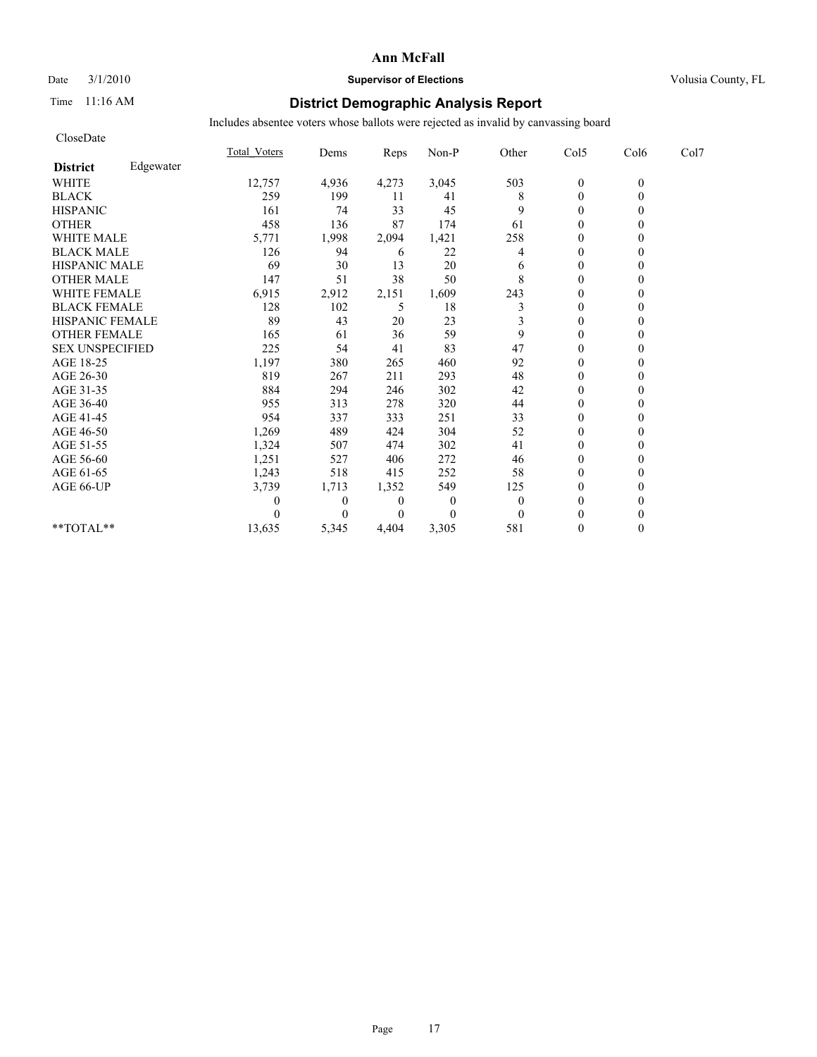# Ann McFall

Date 3/1/2010 **Supervisor of Elections** Volusia County, FL

Time 11:16 AM

## District Demographic Analysis Report

Includes absentee voters whose ballots were rejected as invalid by canvassing board

CloseDate

| **District** Edgewater | Total_Voters | Dems | Reps | Non-P | Other | Col5 | Col6 | Col7 |
|---|---|---|---|---|---|---|---|---|
| WHITE | 12,757 | 4,936 | 4,273 | 3,045 | 503 | 0 | 0 | |
| BLACK | 259 | 199 | 11 | 41 | 8 | 0 | 0 | |
| HISPANIC | 161 | 74 | 33 | 45 | 9 | 0 | 0 | |
| OTHER | 458 | 136 | 87 | 174 | 61 | 0 | 0 | |
| WHITE MALE | 5,771 | 1,998 | 2,094 | 1,421 | 258 | 0 | 0 | |
| BLACK MALE | 126 | 94 | 6 | 22 | 4 | 0 | 0 | |
| HISPANIC MALE | 69 | 30 | 13 | 20 | 6 | 0 | 0 | |
| OTHER MALE | 147 | 51 | 38 | 50 | 8 | 0 | 0 | |
| WHITE FEMALE | 6,915 | 2,912 | 2,151 | 1,609 | 243 | 0 | 0 | |
| BLACK FEMALE | 128 | 102 | 5 | 18 | 3 | 0 | 0 | |
| HISPANIC FEMALE | 89 | 43 | 20 | 23 | 3 | 0 | 0 | |
| OTHER FEMALE | 165 | 61 | 36 | 59 | 9 | 0 | 0 | |
| SEX UNSPECIFIED | 225 | 54 | 41 | 83 | 47 | 0 | 0 | |
| AGE 18-25 | 1,197 | 380 | 265 | 460 | 92 | 0 | 0 | |
| AGE 26-30 | 819 | 267 | 211 | 293 | 48 | 0 | 0 | |
| AGE 31-35 | 884 | 294 | 246 | 302 | 42 | 0 | 0 | |
| AGE 36-40 | 955 | 313 | 278 | 320 | 44 | 0 | 0 | |
| AGE 41-45 | 954 | 337 | 333 | 251 | 33 | 0 | 0 | |
| AGE 46-50 | 1,269 | 489 | 424 | 304 | 52 | 0 | 0 | |
| AGE 51-55 | 1,324 | 507 | 474 | 302 | 41 | 0 | 0 | |
| AGE 56-60 | 1,251 | 527 | 406 | 272 | 46 | 0 | 0 | |
| AGE 61-65 | 1,243 | 518 | 415 | 252 | 58 | 0 | 0 | |
| AGE 66-UP | 3,739 | 1,713 | 1,352 | 549 | 125 | 0 | 0 | |
| | 0 | 0 | 0 | 0 | 0 | 0 | 0 | |
| | 0 | 0 | 0 | 0 | 0 | 0 | 0 | |
| **TOTAL** | 13,635 | 5,345 | 4,404 | 3,305 | 581 | 0 | 0 | |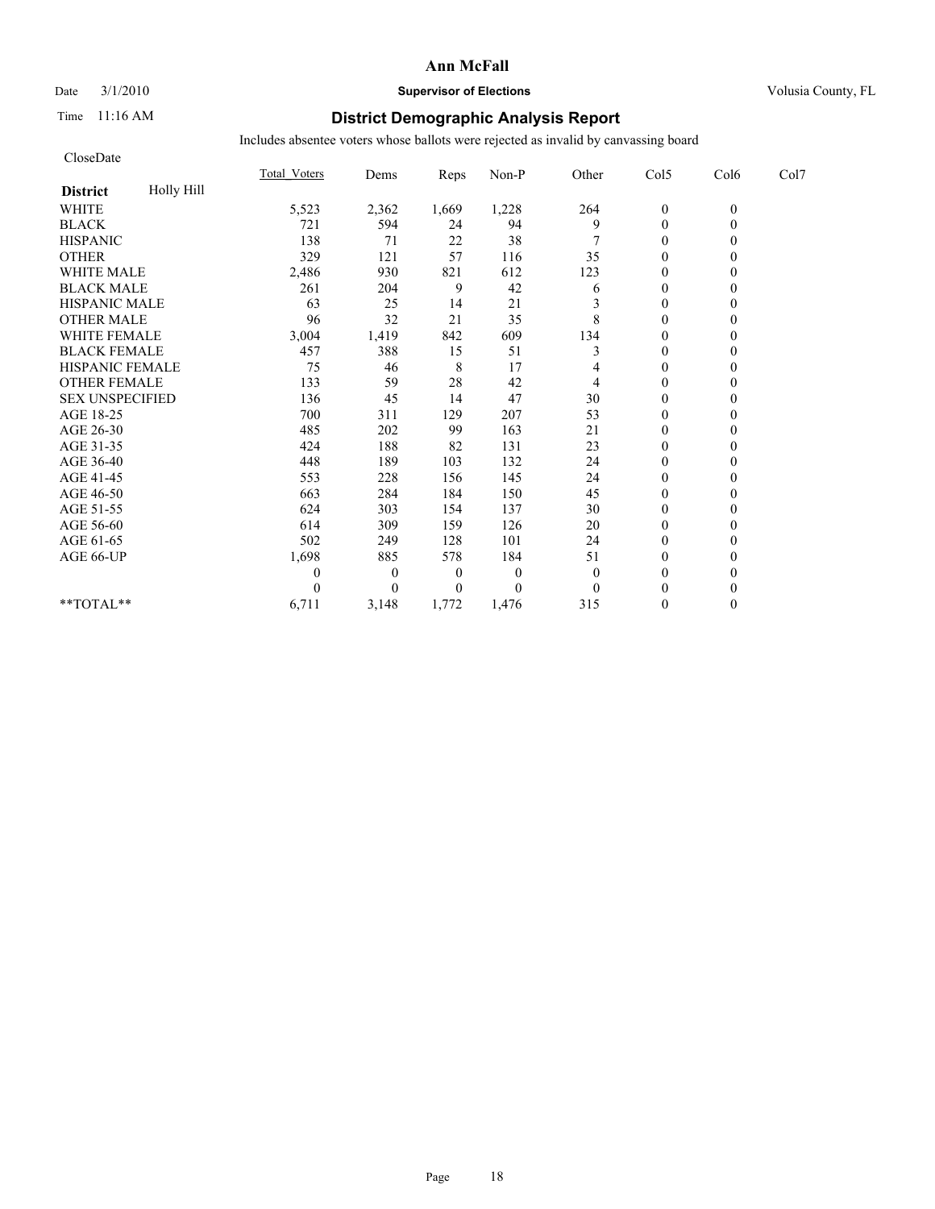# Ann McFall

Date 3/1/2010 **Supervisor of Elections** Volusia County, FL

Time 11:16 AM

## District Demographic Analysis Report

Includes absentee voters whose ballots were rejected as invalid by canvassing board

CloseDate

| **District** Holly Hill | Total_Voters | Dems | Reps | Non-P | Other | Col5 | Col6 | Col7 |
|---|---|---|---|---|---|---|---|---|
| WHITE | 5,523 | 2,362 | 1,669 | 1,228 | 264 | 0 | 0 | |
| BLACK | 721 | 594 | 24 | 94 | 9 | 0 | 0 | |
| HISPANIC | 138 | 71 | 22 | 38 | 7 | 0 | 0 | |
| OTHER | 329 | 121 | 57 | 116 | 35 | 0 | 0 | |
| WHITE MALE | 2,486 | 930 | 821 | 612 | 123 | 0 | 0 | |
| BLACK MALE | 261 | 204 | 9 | 42 | 6 | 0 | 0 | |
| HISPANIC MALE | 63 | 25 | 14 | 21 | 3 | 0 | 0 | |
| OTHER MALE | 96 | 32 | 21 | 35 | 8 | 0 | 0 | |
| WHITE FEMALE | 3,004 | 1,419 | 842 | 609 | 134 | 0 | 0 | |
| BLACK FEMALE | 457 | 388 | 15 | 51 | 3 | 0 | 0 | |
| HISPANIC FEMALE | 75 | 46 | 8 | 17 | 4 | 0 | 0 | |
| OTHER FEMALE | 133 | 59 | 28 | 42 | 4 | 0 | 0 | |
| SEX UNSPECIFIED | 136 | 45 | 14 | 47 | 30 | 0 | 0 | |
| AGE 18-25 | 700 | 311 | 129 | 207 | 53 | 0 | 0 | |
| AGE 26-30 | 485 | 202 | 99 | 163 | 21 | 0 | 0 | |
| AGE 31-35 | 424 | 188 | 82 | 131 | 23 | 0 | 0 | |
| AGE 36-40 | 448 | 189 | 103 | 132 | 24 | 0 | 0 | |
| AGE 41-45 | 553 | 228 | 156 | 145 | 24 | 0 | 0 | |
| AGE 46-50 | 663 | 284 | 184 | 150 | 45 | 0 | 0 | |
| AGE 51-55 | 624 | 303 | 154 | 137 | 30 | 0 | 0 | |
| AGE 56-60 | 614 | 309 | 159 | 126 | 20 | 0 | 0 | |
| AGE 61-65 | 502 | 249 | 128 | 101 | 24 | 0 | 0 | |
| AGE 66-UP | 1,698 | 885 | 578 | 184 | 51 | 0 | 0 | |
| | 0 | 0 | 0 | 0 | 0 | 0 | 0 | |
| | 0 | 0 | 0 | 0 | 0 | 0 | 0 | |
| **TOTAL** | 6,711 | 3,148 | 1,772 | 1,476 | 315 | 0 | 0 | |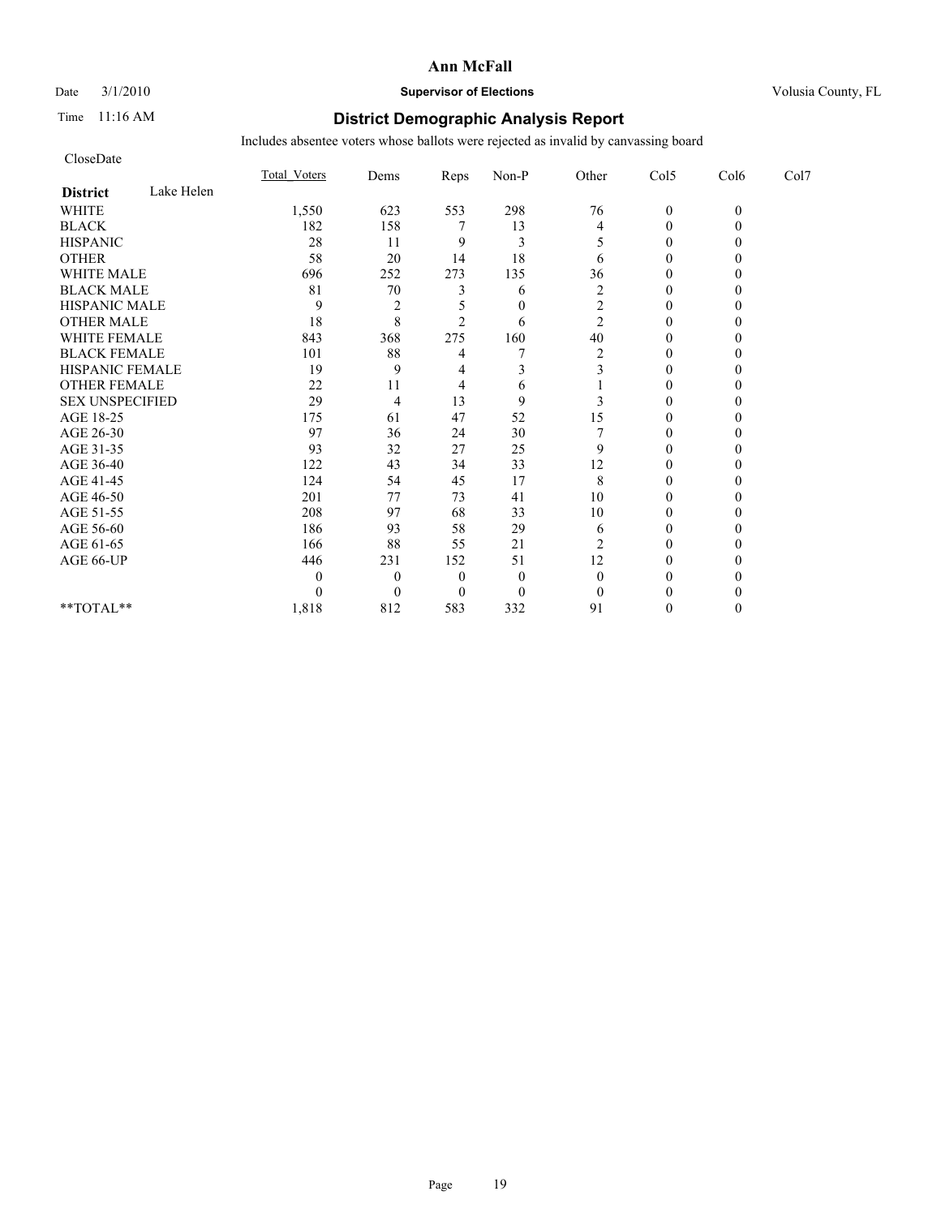**Ann McFall**

Date 3/1/2010 **Supervisor of Elections** Volusia County, FL

Time 11:16 AM **District Demographic Analysis Report**

Includes absentee voters whose ballots were rejected as invalid by canvassing board

CloseDate

| District: Lake Helen | Total_Voters | Dems | Reps | Non-P | Other | Col5 | Col6 | Col7 |
|---|---|---|---|---|---|---|---|---|
| WHITE | 1,550 | 623 | 553 | 298 | 76 | 0 | 0 | |
| BLACK | 182 | 158 | 7 | 13 | 4 | 0 | 0 | |
| HISPANIC | 28 | 11 | 9 | 3 | 5 | 0 | 0 | |
| OTHER | 58 | 20 | 14 | 18 | 6 | 0 | 0 | |
| WHITE MALE | 696 | 252 | 273 | 135 | 36 | 0 | 0 | |
| BLACK MALE | 81 | 70 | 3 | 6 | 2 | 0 | 0 | |
| HISPANIC MALE | 9 | 2 | 5 | 0 | 2 | 0 | 0 | |
| OTHER MALE | 18 | 8 | 2 | 6 | 2 | 0 | 0 | |
| WHITE FEMALE | 843 | 368 | 275 | 160 | 40 | 0 | 0 | |
| BLACK FEMALE | 101 | 88 | 4 | 7 | 2 | 0 | 0 | |
| HISPANIC FEMALE | 19 | 9 | 4 | 3 | 3 | 0 | 0 | |
| OTHER FEMALE | 22 | 11 | 4 | 6 | 1 | 0 | 0 | |
| SEX UNSPECIFIED | 29 | 4 | 13 | 9 | 3 | 0 | 0 | |
| AGE 18-25 | 175 | 61 | 47 | 52 | 15 | 0 | 0 | |
| AGE 26-30 | 97 | 36 | 24 | 30 | 7 | 0 | 0 | |
| AGE 31-35 | 93 | 32 | 27 | 25 | 9 | 0 | 0 | |
| AGE 36-40 | 122 | 43 | 34 | 33 | 12 | 0 | 0 | |
| AGE 41-45 | 124 | 54 | 45 | 17 | 8 | 0 | 0 | |
| AGE 46-50 | 201 | 77 | 73 | 41 | 10 | 0 | 0 | |
| AGE 51-55 | 208 | 97 | 68 | 33 | 10 | 0 | 0 | |
| AGE 56-60 | 186 | 93 | 58 | 29 | 6 | 0 | 0 | |
| AGE 61-65 | 166 | 88 | 55 | 21 | 2 | 0 | 0 | |
| AGE 66-UP | 446 | 231 | 152 | 51 | 12 | 0 | 0 | |
| | 0 | 0 | 0 | 0 | 0 | 0 | 0 | |
| | 0 | 0 | 0 | 0 | 0 | 0 | 0 | |
| **TOTAL** | 1,818 | 812 | 583 | 332 | 91 | 0 | 0 | |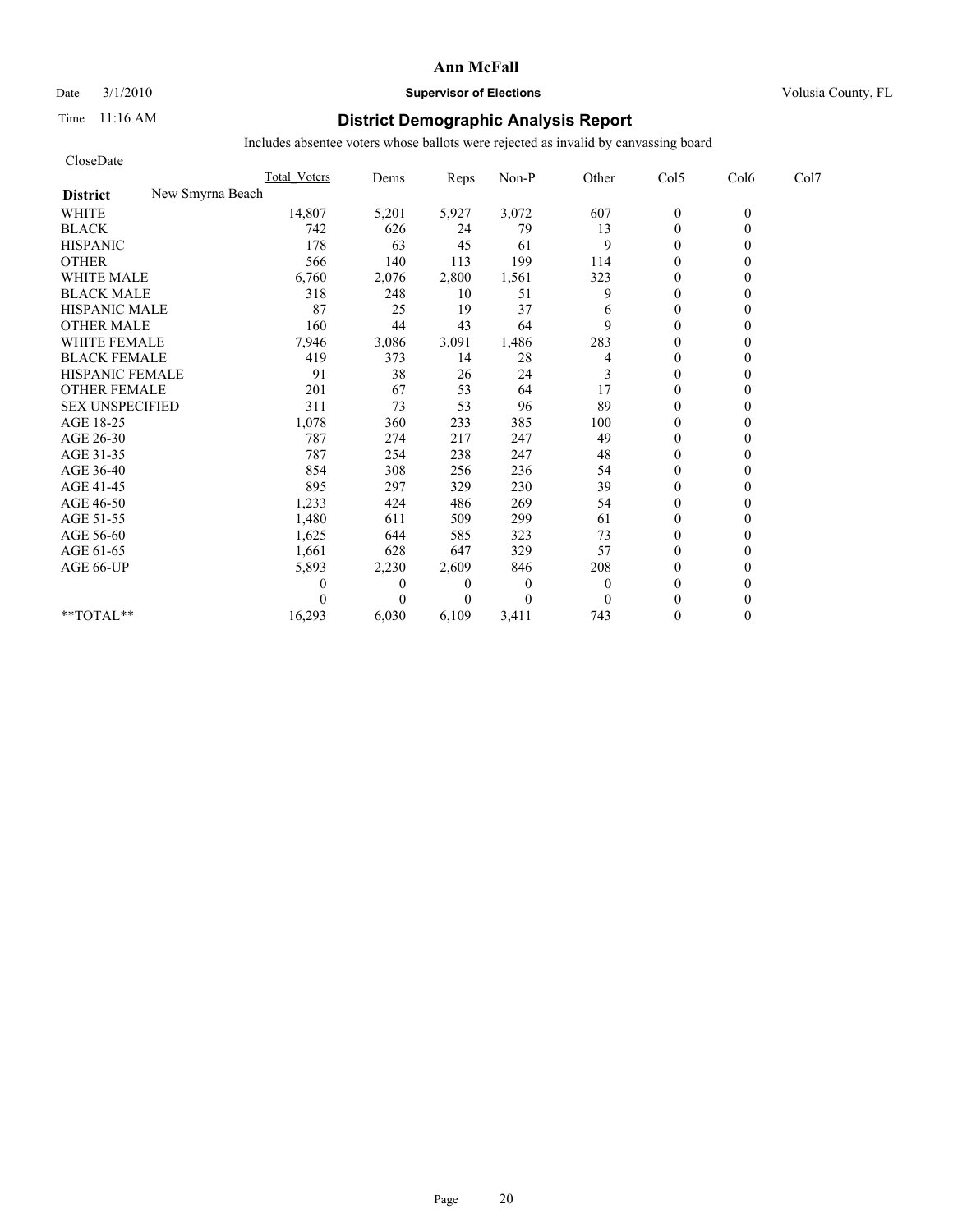# Ann McFall

Date 3/1/2010 **Supervisor of Elections** Volusia County, FL

Time 11:16 AM

## District Demographic Analysis Report

Includes absentee voters whose ballots were rejected as invalid by canvassing board

CloseDate

| **District** New Smyrna Beach | Total_Voters | Dems | Reps | Non-P | Other | Col5 | Col6 | Col7 |
|---|---|---|---|---|---|---|---|---|
| WHITE | 14,807 | 5,201 | 5,927 | 3,072 | 607 | 0 | 0 | |
| BLACK | 742 | 626 | 24 | 79 | 13 | 0 | 0 | |
| HISPANIC | 178 | 63 | 45 | 61 | 9 | 0 | 0 | |
| OTHER | 566 | 140 | 113 | 199 | 114 | 0 | 0 | |
| WHITE MALE | 6,760 | 2,076 | 2,800 | 1,561 | 323 | 0 | 0 | |
| BLACK MALE | 318 | 248 | 10 | 51 | 9 | 0 | 0 | |
| HISPANIC MALE | 87 | 25 | 19 | 37 | 6 | 0 | 0 | |
| OTHER MALE | 160 | 44 | 43 | 64 | 9 | 0 | 0 | |
| WHITE FEMALE | 7,946 | 3,086 | 3,091 | 1,486 | 283 | 0 | 0 | |
| BLACK FEMALE | 419 | 373 | 14 | 28 | 4 | 0 | 0 | |
| HISPANIC FEMALE | 91 | 38 | 26 | 24 | 3 | 0 | 0 | |
| OTHER FEMALE | 201 | 67 | 53 | 64 | 17 | 0 | 0 | |
| SEX UNSPECIFIED | 311 | 73 | 53 | 96 | 89 | 0 | 0 | |
| AGE 18-25 | 1,078 | 360 | 233 | 385 | 100 | 0 | 0 | |
| AGE 26-30 | 787 | 274 | 217 | 247 | 49 | 0 | 0 | |
| AGE 31-35 | 787 | 254 | 238 | 247 | 48 | 0 | 0 | |
| AGE 36-40 | 854 | 308 | 256 | 236 | 54 | 0 | 0 | |
| AGE 41-45 | 895 | 297 | 329 | 230 | 39 | 0 | 0 | |
| AGE 46-50 | 1,233 | 424 | 486 | 269 | 54 | 0 | 0 | |
| AGE 51-55 | 1,480 | 611 | 509 | 299 | 61 | 0 | 0 | |
| AGE 56-60 | 1,625 | 644 | 585 | 323 | 73 | 0 | 0 | |
| AGE 61-65 | 1,661 | 628 | 647 | 329 | 57 | 0 | 0 | |
| AGE 66-UP | 5,893 | 2,230 | 2,609 | 846 | 208 | 0 | 0 | |
| | 0 | 0 | 0 | 0 | 0 | 0 | 0 | |
| | 0 | 0 | 0 | 0 | 0 | 0 | 0 | |
| **TOTAL** | 16,293 | 6,030 | 6,109 | 3,411 | 743 | 0 | 0 | |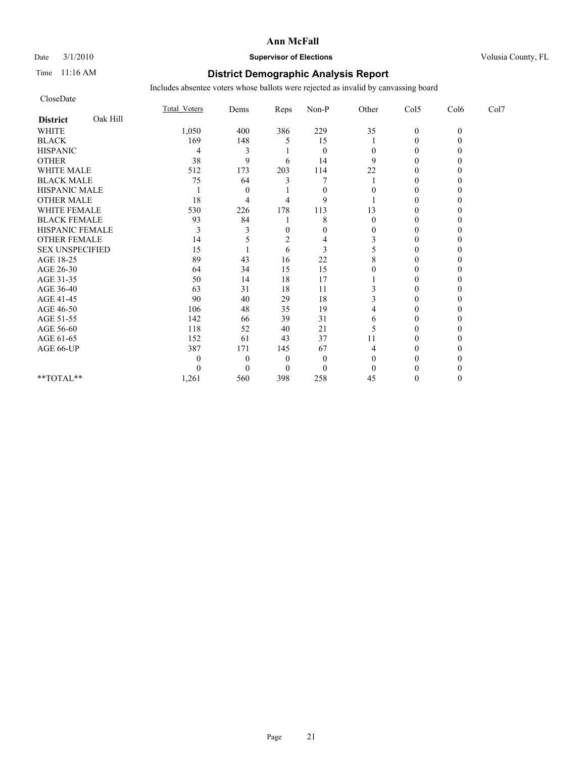# Ann McFall

Date 3/1/2010 **Supervisor of Elections** Volusia County, FL

Time 11:16 AM **District Demographic Analysis Report**

Includes absentee voters whose ballots were rejected as invalid by canvassing board

CloseDate

| **District** Oak Hill | Total_Voters | Dems | Reps | Non-P | Other | Col5 | Col6 | Col7 |
|---|---|---|---|---|---|---|---|---|
| WHITE | 1,050 | 400 | 386 | 229 | 35 | 0 | 0 | |
| BLACK | 169 | 148 | 5 | 15 | 1 | 0 | 0 | |
| HISPANIC | 4 | 3 | 1 | 0 | 0 | 0 | 0 | |
| OTHER | 38 | 9 | 6 | 14 | 9 | 0 | 0 | |
| WHITE MALE | 512 | 173 | 203 | 114 | 22 | 0 | 0 | |
| BLACK MALE | 75 | 64 | 3 | 7 | 1 | 0 | 0 | |
| HISPANIC MALE | 1 | 0 | 1 | 0 | 0 | 0 | 0 | |
| OTHER MALE | 18 | 4 | 4 | 9 | 1 | 0 | 0 | |
| WHITE FEMALE | 530 | 226 | 178 | 113 | 13 | 0 | 0 | |
| BLACK FEMALE | 93 | 84 | 1 | 8 | 0 | 0 | 0 | |
| HISPANIC FEMALE | 3 | 3 | 0 | 0 | 0 | 0 | 0 | |
| OTHER FEMALE | 14 | 5 | 2 | 4 | 3 | 0 | 0 | |
| SEX UNSPECIFIED | 15 | 1 | 6 | 3 | 5 | 0 | 0 | |
| AGE 18-25 | 89 | 43 | 16 | 22 | 8 | 0 | 0 | |
| AGE 26-30 | 64 | 34 | 15 | 15 | 0 | 0 | 0 | |
| AGE 31-35 | 50 | 14 | 18 | 17 | 1 | 0 | 0 | |
| AGE 36-40 | 63 | 31 | 18 | 11 | 3 | 0 | 0 | |
| AGE 41-45 | 90 | 40 | 29 | 18 | 3 | 0 | 0 | |
| AGE 46-50 | 106 | 48 | 35 | 19 | 4 | 0 | 0 | |
| AGE 51-55 | 142 | 66 | 39 | 31 | 6 | 0 | 0 | |
| AGE 56-60 | 118 | 52 | 40 | 21 | 5 | 0 | 0 | |
| AGE 61-65 | 152 | 61 | 43 | 37 | 11 | 0 | 0 | |
| AGE 66-UP | 387 | 171 | 145 | 67 | 4 | 0 | 0 | |
| | 0 | 0 | 0 | 0 | 0 | 0 | 0 | |
| | 0 | 0 | 0 | 0 | 0 | 0 | 0 | |
| **TOTAL** | 1,261 | 560 | 398 | 258 | 45 | 0 | 0 | |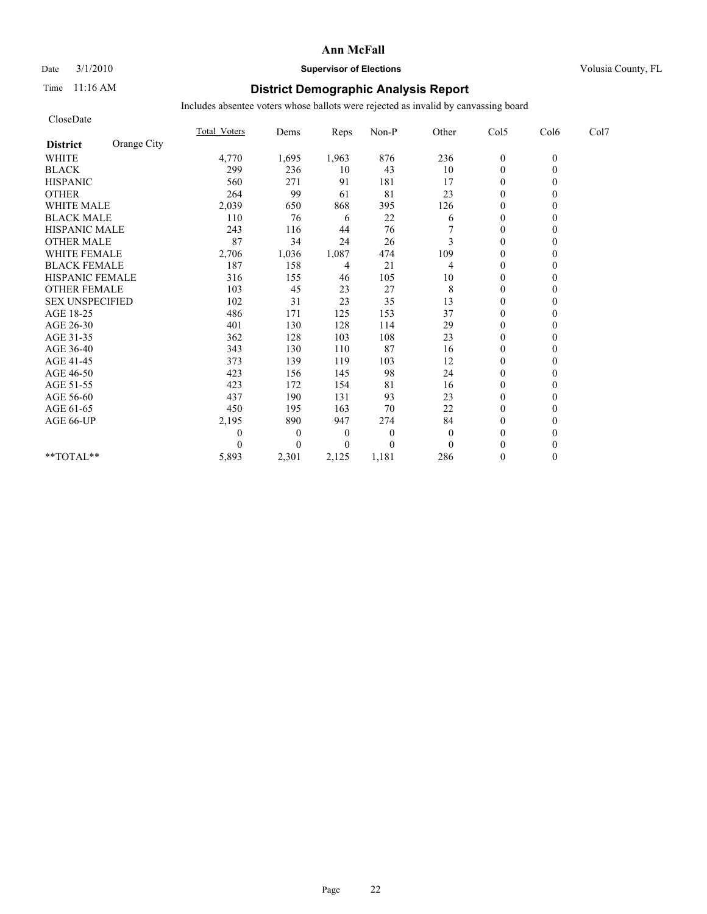**Ann McFall**

Date 3/1/2010 **Supervisor of Elections** Volusia County, FL

Time 11:16 AM

## District Demographic Analysis Report

Includes absentee voters whose ballots were rejected as invalid by canvassing board

CloseDate

| District | Orange City | Total_Voters | Dems | Reps | Non-P | Other | Col5 | Col6 | Col7 |
|---|---|---|---|---|---|---|---|---|---|
| WHITE | | 4,770 | 1,695 | 1,963 | 876 | 236 | 0 | 0 | |
| BLACK | | 299 | 236 | 10 | 43 | 10 | 0 | 0 | |
| HISPANIC | | 560 | 271 | 91 | 181 | 17 | 0 | 0 | |
| OTHER | | 264 | 99 | 61 | 81 | 23 | 0 | 0 | |
| WHITE MALE | | 2,039 | 650 | 868 | 395 | 126 | 0 | 0 | |
| BLACK MALE | | 110 | 76 | 6 | 22 | 6 | 0 | 0 | |
| HISPANIC MALE | | 243 | 116 | 44 | 76 | 7 | 0 | 0 | |
| OTHER MALE | | 87 | 34 | 24 | 26 | 3 | 0 | 0 | |
| WHITE FEMALE | | 2,706 | 1,036 | 1,087 | 474 | 109 | 0 | 0 | |
| BLACK FEMALE | | 187 | 158 | 4 | 21 | 4 | 0 | 0 | |
| HISPANIC FEMALE | | 316 | 155 | 46 | 105 | 10 | 0 | 0 | |
| OTHER FEMALE | | 103 | 45 | 23 | 27 | 8 | 0 | 0 | |
| SEX UNSPECIFIED | | 102 | 31 | 23 | 35 | 13 | 0 | 0 | |
| AGE 18-25 | | 486 | 171 | 125 | 153 | 37 | 0 | 0 | |
| AGE 26-30 | | 401 | 130 | 128 | 114 | 29 | 0 | 0 | |
| AGE 31-35 | | 362 | 128 | 103 | 108 | 23 | 0 | 0 | |
| AGE 36-40 | | 343 | 130 | 110 | 87 | 16 | 0 | 0 | |
| AGE 41-45 | | 373 | 139 | 119 | 103 | 12 | 0 | 0 | |
| AGE 46-50 | | 423 | 156 | 145 | 98 | 24 | 0 | 0 | |
| AGE 51-55 | | 423 | 172 | 154 | 81 | 16 | 0 | 0 | |
| AGE 56-60 | | 437 | 190 | 131 | 93 | 23 | 0 | 0 | |
| AGE 61-65 | | 450 | 195 | 163 | 70 | 22 | 0 | 0 | |
| AGE 66-UP | | 2,195 | 890 | 947 | 274 | 84 | 0 | 0 | |
| | | 0 | 0 | 0 | 0 | 0 | 0 | 0 | |
| | | 0 | 0 | 0 | 0 | 0 | 0 | 0 | |
| **TOTAL** | | 5,893 | 2,301 | 2,125 | 1,181 | 286 | 0 | 0 | |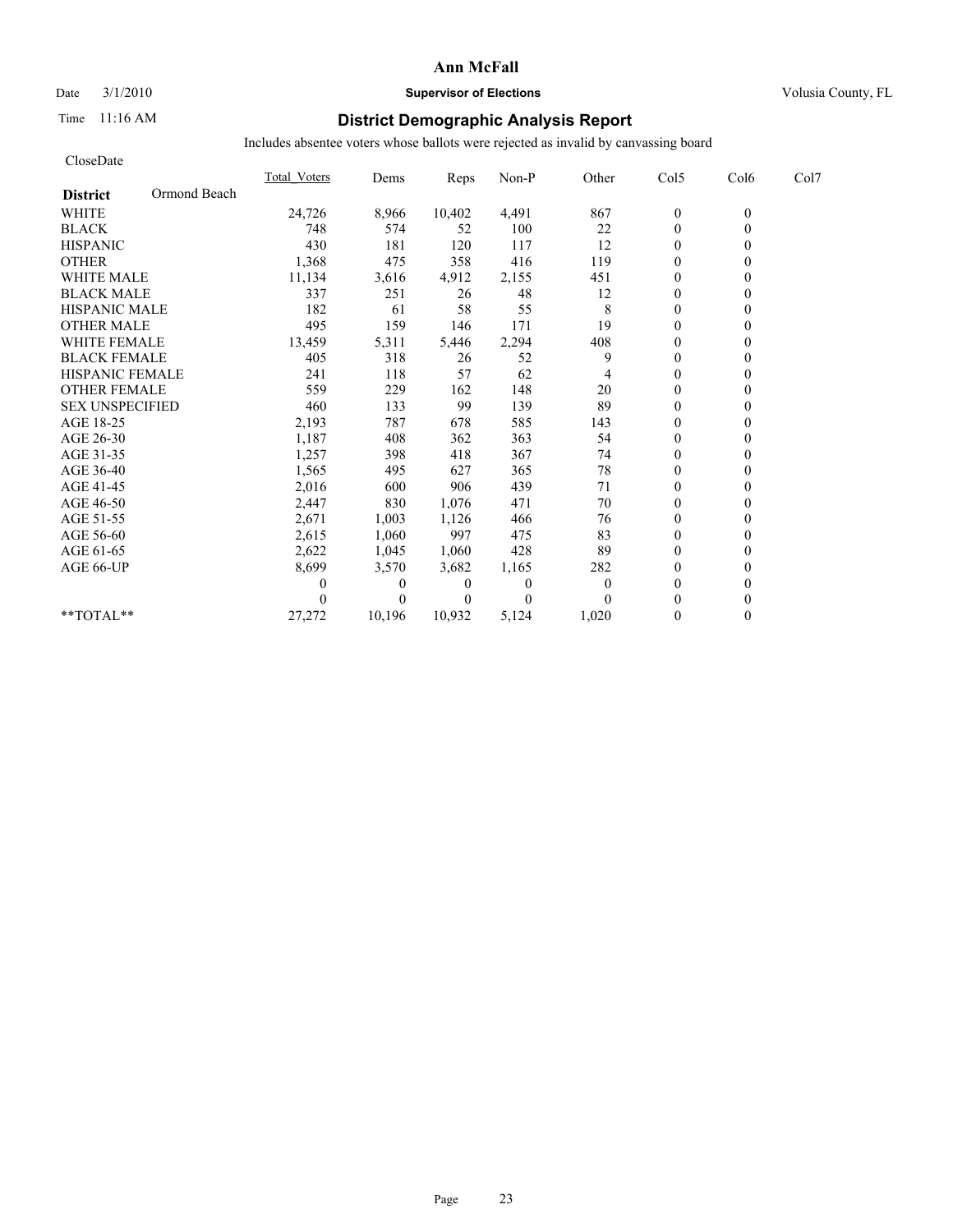# Ann McFall

Date 3/1/2010 **Supervisor of Elections** Volusia County, FL

Time 11:16 AM

## District Demographic Analysis Report

Includes absentee voters whose ballots were rejected as invalid by canvassing board

CloseDate

| **District** Ormond Beach | Total_Voters | Dems | Reps | Non-P | Other | Col5 | Col6 | Col7 |
|---|---|---|---|---|---|---|---|---|
| WHITE | 24,726 | 8,966 | 10,402 | 4,491 | 867 | 0 | 0 | |
| BLACK | 748 | 574 | 52 | 100 | 22 | 0 | 0 | |
| HISPANIC | 430 | 181 | 120 | 117 | 12 | 0 | 0 | |
| OTHER | 1,368 | 475 | 358 | 416 | 119 | 0 | 0 | |
| WHITE MALE | 11,134 | 3,616 | 4,912 | 2,155 | 451 | 0 | 0 | |
| BLACK MALE | 337 | 251 | 26 | 48 | 12 | 0 | 0 | |
| HISPANIC MALE | 182 | 61 | 58 | 55 | 8 | 0 | 0 | |
| OTHER MALE | 495 | 159 | 146 | 171 | 19 | 0 | 0 | |
| WHITE FEMALE | 13,459 | 5,311 | 5,446 | 2,294 | 408 | 0 | 0 | |
| BLACK FEMALE | 405 | 318 | 26 | 52 | 9 | 0 | 0 | |
| HISPANIC FEMALE | 241 | 118 | 57 | 62 | 4 | 0 | 0 | |
| OTHER FEMALE | 559 | 229 | 162 | 148 | 20 | 0 | 0 | |
| SEX UNSPECIFIED | 460 | 133 | 99 | 139 | 89 | 0 | 0 | |
| AGE 18-25 | 2,193 | 787 | 678 | 585 | 143 | 0 | 0 | |
| AGE 26-30 | 1,187 | 408 | 362 | 363 | 54 | 0 | 0 | |
| AGE 31-35 | 1,257 | 398 | 418 | 367 | 74 | 0 | 0 | |
| AGE 36-40 | 1,565 | 495 | 627 | 365 | 78 | 0 | 0 | |
| AGE 41-45 | 2,016 | 600 | 906 | 439 | 71 | 0 | 0 | |
| AGE 46-50 | 2,447 | 830 | 1,076 | 471 | 70 | 0 | 0 | |
| AGE 51-55 | 2,671 | 1,003 | 1,126 | 466 | 76 | 0 | 0 | |
| AGE 56-60 | 2,615 | 1,060 | 997 | 475 | 83 | 0 | 0 | |
| AGE 61-65 | 2,622 | 1,045 | 1,060 | 428 | 89 | 0 | 0 | |
| AGE 66-UP | 8,699 | 3,570 | 3,682 | 1,165 | 282 | 0 | 0 | |
| | 0 | 0 | 0 | 0 | 0 | 0 | 0 | |
| | 0 | 0 | 0 | 0 | 0 | 0 | 0 | |
| **TOTAL** | 27,272 | 10,196 | 10,932 | 5,124 | 1,020 | 0 | 0 | |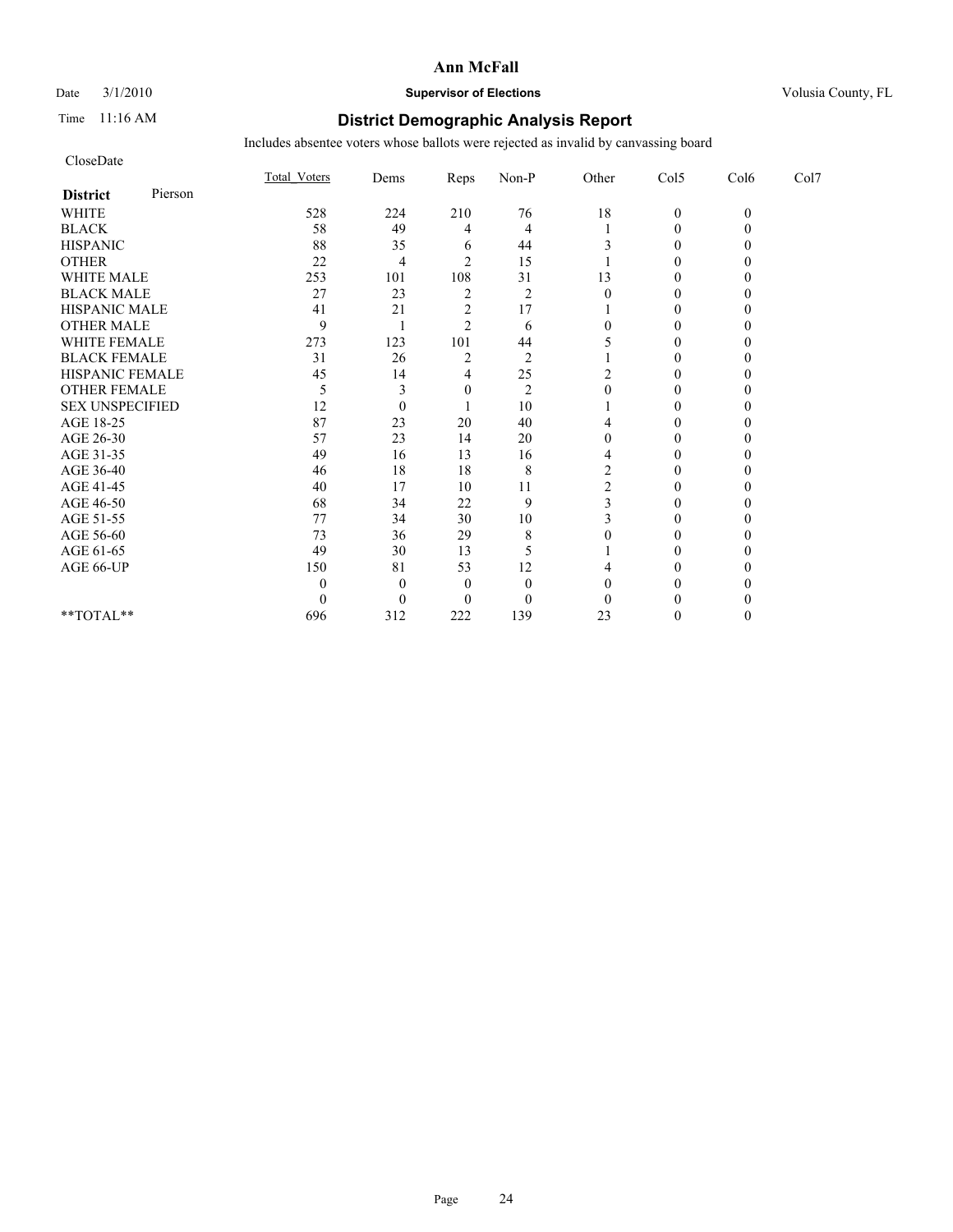# Ann McFall

Date 3/1/2010 **Supervisor of Elections** Volusia County, FL

Time 11:16 AM

## District Demographic Analysis Report

Includes absentee voters whose ballots were rejected as invalid by canvassing board

CloseDate

| **District** Pierson | Total_Voters | Dems | Reps | Non-P | Other | Col5 | Col6 | Col7 |
|---|---|---|---|---|---|---|---|---|
| WHITE | 528 | 224 | 210 | 76 | 18 | 0 | 0 | |
| BLACK | 58 | 49 | 4 | 4 | 1 | 0 | 0 | |
| HISPANIC | 88 | 35 | 6 | 44 | 3 | 0 | 0 | |
| OTHER | 22 | 4 | 2 | 15 | 1 | 0 | 0 | |
| WHITE MALE | 253 | 101 | 108 | 31 | 13 | 0 | 0 | |
| BLACK MALE | 27 | 23 | 2 | 2 | 0 | 0 | 0 | |
| HISPANIC MALE | 41 | 21 | 2 | 17 | 1 | 0 | 0 | |
| OTHER MALE | 9 | 1 | 2 | 6 | 0 | 0 | 0 | |
| WHITE FEMALE | 273 | 123 | 101 | 44 | 5 | 0 | 0 | |
| BLACK FEMALE | 31 | 26 | 2 | 2 | 1 | 0 | 0 | |
| HISPANIC FEMALE | 45 | 14 | 4 | 25 | 2 | 0 | 0 | |
| OTHER FEMALE | 5 | 3 | 0 | 2 | 0 | 0 | 0 | |
| SEX UNSPECIFIED | 12 | 0 | 1 | 10 | 1 | 0 | 0 | |
| AGE 18-25 | 87 | 23 | 20 | 40 | 4 | 0 | 0 | |
| AGE 26-30 | 57 | 23 | 14 | 20 | 0 | 0 | 0 | |
| AGE 31-35 | 49 | 16 | 13 | 16 | 4 | 0 | 0 | |
| AGE 36-40 | 46 | 18 | 18 | 8 | 2 | 0 | 0 | |
| AGE 41-45 | 40 | 17 | 10 | 11 | 2 | 0 | 0 | |
| AGE 46-50 | 68 | 34 | 22 | 9 | 3 | 0 | 0 | |
| AGE 51-55 | 77 | 34 | 30 | 10 | 3 | 0 | 0 | |
| AGE 56-60 | 73 | 36 | 29 | 8 | 0 | 0 | 0 | |
| AGE 61-65 | 49 | 30 | 13 | 5 | 1 | 0 | 0 | |
| AGE 66-UP | 150 | 81 | 53 | 12 | 4 | 0 | 0 | |
| | 0 | 0 | 0 | 0 | 0 | 0 | 0 | |
| | 0 | 0 | 0 | 0 | 0 | 0 | 0 | |
| **TOTAL** | 696 | 312 | 222 | 139 | 23 | 0 | 0 | |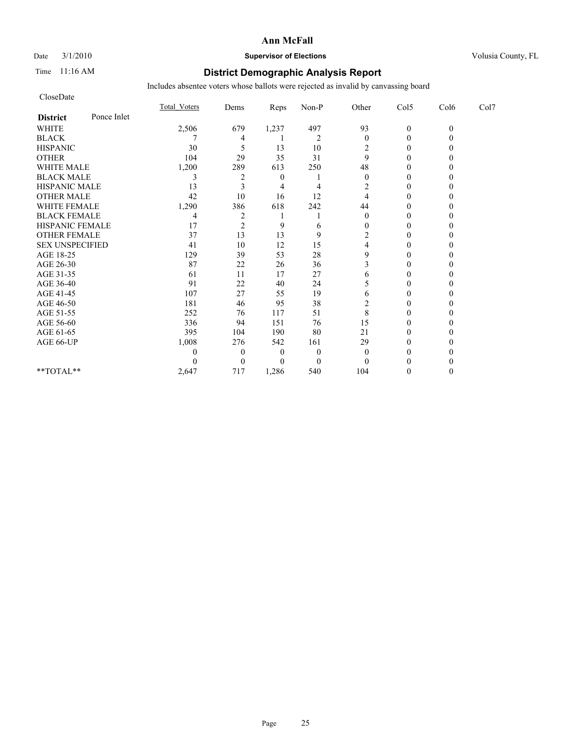# Ann McFall

Date 3/1/2010 **Supervisor of Elections** Volusia County, FL

Time 11:16 AM

## District Demographic Analysis Report

Includes absentee voters whose ballots were rejected as invalid by canvassing board

CloseDate

| | Total_Voters | Dems | Reps | Non-P | Other | Col5 | Col6 | Col7 |
|---|---|---|---|---|---|---|---|---|
| **District** Ponce Inlet | | | | | | | | |
| WHITE | 2,506 | 679 | 1,237 | 497 | 93 | 0 | 0 | |
| BLACK | 7 | 4 | 1 | 2 | 0 | 0 | 0 | |
| HISPANIC | 30 | 5 | 13 | 10 | 2 | 0 | 0 | |
| OTHER | 104 | 29 | 35 | 31 | 9 | 0 | 0 | |
| WHITE MALE | 1,200 | 289 | 613 | 250 | 48 | 0 | 0 | |
| BLACK MALE | 3 | 2 | 0 | 1 | 0 | 0 | 0 | |
| HISPANIC MALE | 13 | 3 | 4 | 4 | 2 | 0 | 0 | |
| OTHER MALE | 42 | 10 | 16 | 12 | 4 | 0 | 0 | |
| WHITE FEMALE | 1,290 | 386 | 618 | 242 | 44 | 0 | 0 | |
| BLACK FEMALE | 4 | 2 | 1 | 1 | 0 | 0 | 0 | |
| HISPANIC FEMALE | 17 | 2 | 9 | 6 | 0 | 0 | 0 | |
| OTHER FEMALE | 37 | 13 | 13 | 9 | 2 | 0 | 0 | |
| SEX UNSPECIFIED | 41 | 10 | 12 | 15 | 4 | 0 | 0 | |
| AGE 18-25 | 129 | 39 | 53 | 28 | 9 | 0 | 0 | |
| AGE 26-30 | 87 | 22 | 26 | 36 | 3 | 0 | 0 | |
| AGE 31-35 | 61 | 11 | 17 | 27 | 6 | 0 | 0 | |
| AGE 36-40 | 91 | 22 | 40 | 24 | 5 | 0 | 0 | |
| AGE 41-45 | 107 | 27 | 55 | 19 | 6 | 0 | 0 | |
| AGE 46-50 | 181 | 46 | 95 | 38 | 2 | 0 | 0 | |
| AGE 51-55 | 252 | 76 | 117 | 51 | 8 | 0 | 0 | |
| AGE 56-60 | 336 | 94 | 151 | 76 | 15 | 0 | 0 | |
| AGE 61-65 | 395 | 104 | 190 | 80 | 21 | 0 | 0 | |
| AGE 66-UP | 1,008 | 276 | 542 | 161 | 29 | 0 | 0 | |
| | 0 | 0 | 0 | 0 | 0 | 0 | 0 | |
| | 0 | 0 | 0 | 0 | 0 | 0 | 0 | |
| **TOTAL** | 2,647 | 717 | 1,286 | 540 | 104 | 0 | 0 | |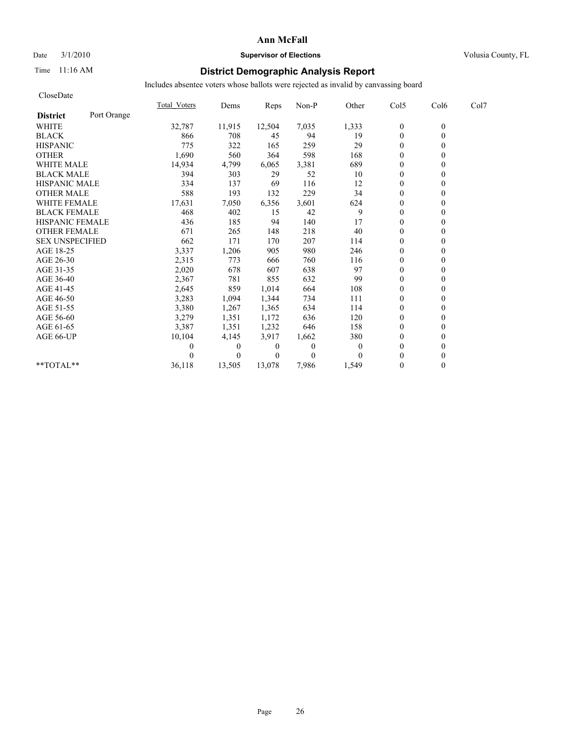**Ann McFall**

Date 3/1/2010 **Supervisor of Elections** Volusia County, FL

Time 11:16 AM

## District Demographic Analysis Report

Includes absentee voters whose ballots were rejected as invalid by canvassing board

CloseDate

| **District** Port Orange | Total_Voters | Dems | Reps | Non-P | Other | Col5 | Col6 | Col7 |
|---|---|---|---|---|---|---|---|---|
| WHITE | 32,787 | 11,915 | 12,504 | 7,035 | 1,333 | 0 | 0 | |
| BLACK | 866 | 708 | 45 | 94 | 19 | 0 | 0 | |
| HISPANIC | 775 | 322 | 165 | 259 | 29 | 0 | 0 | |
| OTHER | 1,690 | 560 | 364 | 598 | 168 | 0 | 0 | |
| WHITE MALE | 14,934 | 4,799 | 6,065 | 3,381 | 689 | 0 | 0 | |
| BLACK MALE | 394 | 303 | 29 | 52 | 10 | 0 | 0 | |
| HISPANIC MALE | 334 | 137 | 69 | 116 | 12 | 0 | 0 | |
| OTHER MALE | 588 | 193 | 132 | 229 | 34 | 0 | 0 | |
| WHITE FEMALE | 17,631 | 7,050 | 6,356 | 3,601 | 624 | 0 | 0 | |
| BLACK FEMALE | 468 | 402 | 15 | 42 | 9 | 0 | 0 | |
| HISPANIC FEMALE | 436 | 185 | 94 | 140 | 17 | 0 | 0 | |
| OTHER FEMALE | 671 | 265 | 148 | 218 | 40 | 0 | 0 | |
| SEX UNSPECIFIED | 662 | 171 | 170 | 207 | 114 | 0 | 0 | |
| AGE 18-25 | 3,337 | 1,206 | 905 | 980 | 246 | 0 | 0 | |
| AGE 26-30 | 2,315 | 773 | 666 | 760 | 116 | 0 | 0 | |
| AGE 31-35 | 2,020 | 678 | 607 | 638 | 97 | 0 | 0 | |
| AGE 36-40 | 2,367 | 781 | 855 | 632 | 99 | 0 | 0 | |
| AGE 41-45 | 2,645 | 859 | 1,014 | 664 | 108 | 0 | 0 | |
| AGE 46-50 | 3,283 | 1,094 | 1,344 | 734 | 111 | 0 | 0 | |
| AGE 51-55 | 3,380 | 1,267 | 1,365 | 634 | 114 | 0 | 0 | |
| AGE 56-60 | 3,279 | 1,351 | 1,172 | 636 | 120 | 0 | 0 | |
| AGE 61-65 | 3,387 | 1,351 | 1,232 | 646 | 158 | 0 | 0 | |
| AGE 66-UP | 10,104 | 4,145 | 3,917 | 1,662 | 380 | 0 | 0 | |
| | 0 | 0 | 0 | 0 | 0 | 0 | 0 | |
| | 0 | 0 | 0 | 0 | 0 | 0 | 0 | |
| **TOTAL** | 36,118 | 13,505 | 13,078 | 7,986 | 1,549 | 0 | 0 | |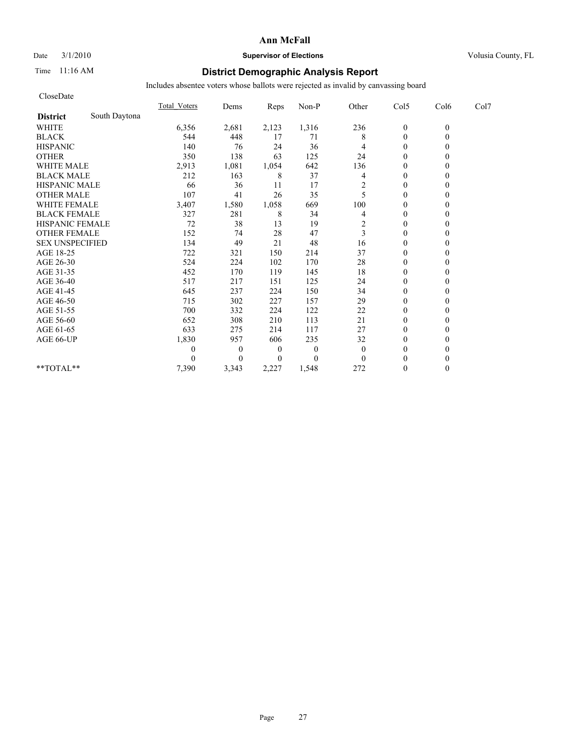# Ann McFall

Date 3/1/2010 **Supervisor of Elections** Volusia County, FL

Time 11:16 AM

## District Demographic Analysis Report

Includes absentee voters whose ballots were rejected as invalid by canvassing board

CloseDate

| District South Daytona | Total_Voters | Dems | Reps | Non-P | Other | Col5 | Col6 | Col7 |
|---|---|---|---|---|---|---|---|---|
| WHITE | 6,356 | 2,681 | 2,123 | 1,316 | 236 | 0 | 0 | |
| BLACK | 544 | 448 | 17 | 71 | 8 | 0 | 0 | |
| HISPANIC | 140 | 76 | 24 | 36 | 4 | 0 | 0 | |
| OTHER | 350 | 138 | 63 | 125 | 24 | 0 | 0 | |
| WHITE MALE | 2,913 | 1,081 | 1,054 | 642 | 136 | 0 | 0 | |
| BLACK MALE | 212 | 163 | 8 | 37 | 4 | 0 | 0 | |
| HISPANIC MALE | 66 | 36 | 11 | 17 | 2 | 0 | 0 | |
| OTHER MALE | 107 | 41 | 26 | 35 | 5 | 0 | 0 | |
| WHITE FEMALE | 3,407 | 1,580 | 1,058 | 669 | 100 | 0 | 0 | |
| BLACK FEMALE | 327 | 281 | 8 | 34 | 4 | 0 | 0 | |
| HISPANIC FEMALE | 72 | 38 | 13 | 19 | 2 | 0 | 0 | |
| OTHER FEMALE | 152 | 74 | 28 | 47 | 3 | 0 | 0 | |
| SEX UNSPECIFIED | 134 | 49 | 21 | 48 | 16 | 0 | 0 | |
| AGE 18-25 | 722 | 321 | 150 | 214 | 37 | 0 | 0 | |
| AGE 26-30 | 524 | 224 | 102 | 170 | 28 | 0 | 0 | |
| AGE 31-35 | 452 | 170 | 119 | 145 | 18 | 0 | 0 | |
| AGE 36-40 | 517 | 217 | 151 | 125 | 24 | 0 | 0 | |
| AGE 41-45 | 645 | 237 | 224 | 150 | 34 | 0 | 0 | |
| AGE 46-50 | 715 | 302 | 227 | 157 | 29 | 0 | 0 | |
| AGE 51-55 | 700 | 332 | 224 | 122 | 22 | 0 | 0 | |
| AGE 56-60 | 652 | 308 | 210 | 113 | 21 | 0 | 0 | |
| AGE 61-65 | 633 | 275 | 214 | 117 | 27 | 0 | 0 | |
| AGE 66-UP | 1,830 | 957 | 606 | 235 | 32 | 0 | 0 | |
| | 0 | 0 | 0 | 0 | 0 | 0 | 0 | |
| | 0 | 0 | 0 | 0 | 0 | 0 | 0 | |
| **TOTAL** | 7,390 | 3,343 | 2,227 | 1,548 | 272 | 0 | 0 | |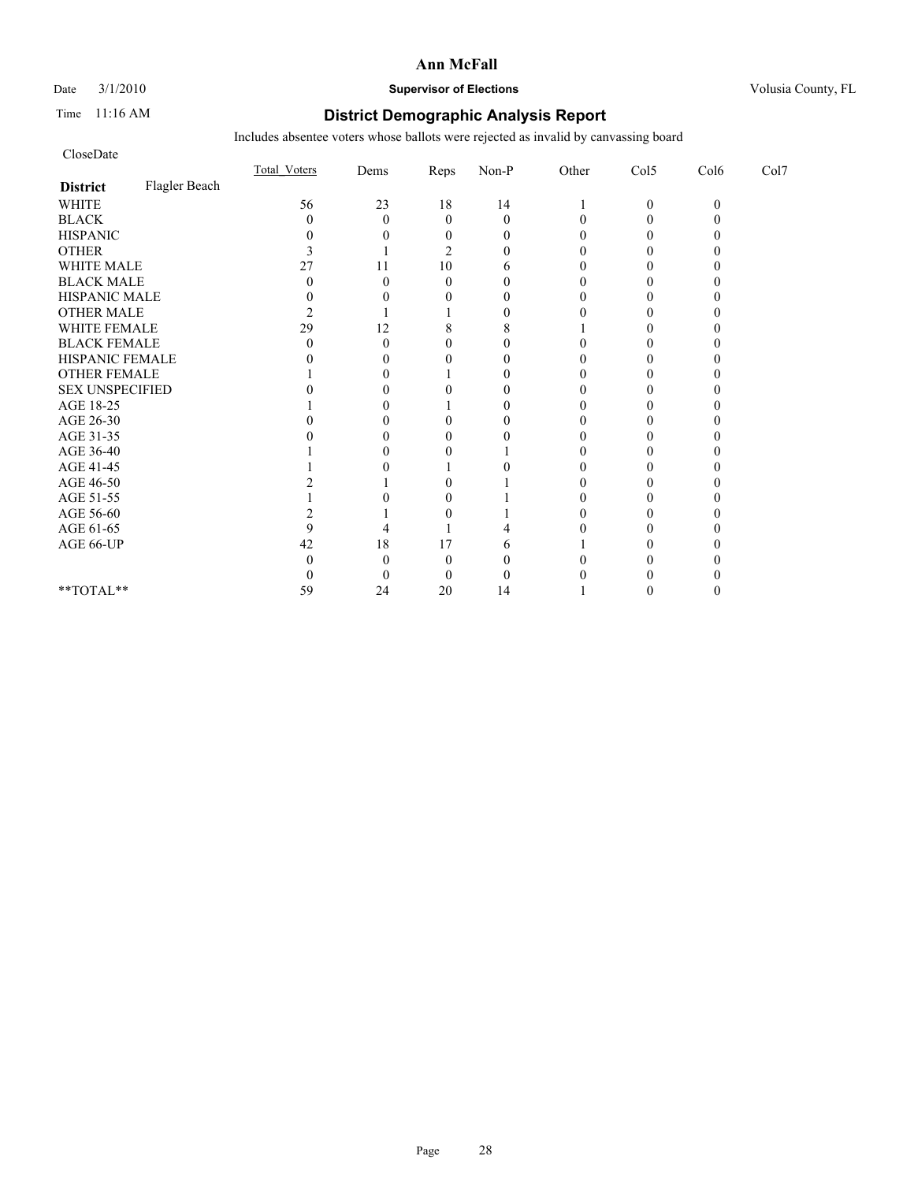# Ann McFall

Date 3/1/2010 **Supervisor of Elections** Volusia County, FL

Time 11:16 AM

## District Demographic Analysis Report

Includes absentee voters whose ballots were rejected as invalid by canvassing board

CloseDate

| | Total_Voters | Dems | Reps | Non-P | Other | Col5 | Col6 | Col7 |
|---|---|---|---|---|---|---|---|---|
| **District** Flagler Beach | | | | | | | | |
| WHITE | 56 | 23 | 18 | 14 | 1 | 0 | 0 | |
| BLACK | 0 | 0 | 0 | 0 | 0 | 0 | 0 | |
| HISPANIC | 0 | 0 | 0 | 0 | 0 | 0 | 0 | |
| OTHER | 3 | 1 | 2 | 0 | 0 | 0 | 0 | |
| WHITE MALE | 27 | 11 | 10 | 6 | 0 | 0 | 0 | |
| BLACK MALE | 0 | 0 | 0 | 0 | 0 | 0 | 0 | |
| HISPANIC MALE | 0 | 0 | 0 | 0 | 0 | 0 | 0 | |
| OTHER MALE | 2 | 1 | 1 | 0 | 0 | 0 | 0 | |
| WHITE FEMALE | 29 | 12 | 8 | 8 | 1 | 0 | 0 | |
| BLACK FEMALE | 0 | 0 | 0 | 0 | 0 | 0 | 0 | |
| HISPANIC FEMALE | 0 | 0 | 0 | 0 | 0 | 0 | 0 | |
| OTHER FEMALE | 1 | 0 | 1 | 0 | 0 | 0 | 0 | |
| SEX UNSPECIFIED | 0 | 0 | 0 | 0 | 0 | 0 | 0 | |
| AGE 18-25 | 1 | 0 | 1 | 0 | 0 | 0 | 0 | |
| AGE 26-30 | 0 | 0 | 0 | 0 | 0 | 0 | 0 | |
| AGE 31-35 | 0 | 0 | 0 | 0 | 0 | 0 | 0 | |
| AGE 36-40 | 1 | 0 | 0 | 1 | 0 | 0 | 0 | |
| AGE 41-45 | 1 | 0 | 1 | 0 | 0 | 0 | 0 | |
| AGE 46-50 | 2 | 1 | 0 | 1 | 0 | 0 | 0 | |
| AGE 51-55 | 1 | 0 | 0 | 1 | 0 | 0 | 0 | |
| AGE 56-60 | 2 | 1 | 0 | 1 | 0 | 0 | 0 | |
| AGE 61-65 | 9 | 4 | 1 | 4 | 0 | 0 | 0 | |
| AGE 66-UP | 42 | 18 | 17 | 6 | 1 | 0 | 0 | |
| | 0 | 0 | 0 | 0 | 0 | 0 | 0 | |
| | 0 | 0 | 0 | 0 | 0 | 0 | 0 | |
| **TOTAL** | 59 | 24 | 20 | 14 | 1 | 0 | 0 | |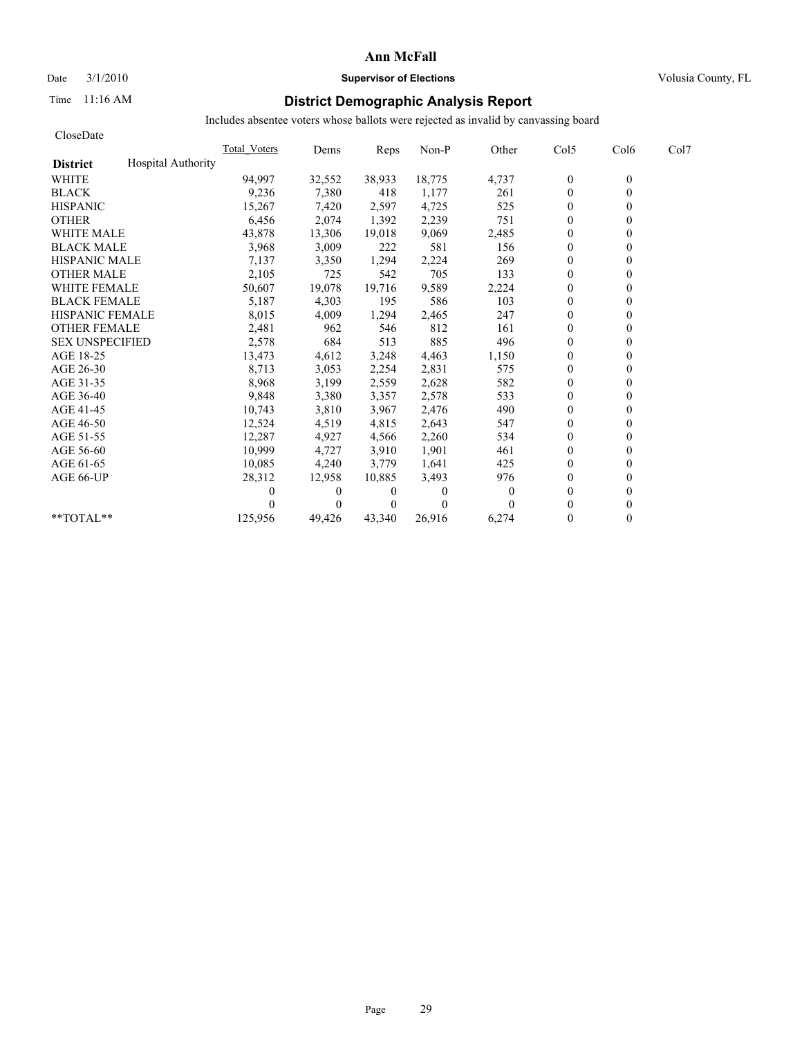# Ann McFall

Date 3/1/2010 **Supervisor of Elections** Volusia County, FL

Time 11:16 AM

## District Demographic Analysis Report

Includes absentee voters whose ballots were rejected as invalid by canvassing board

CloseDate

| District: Hospital Authority | Total_Voters | Dems | Reps | Non-P | Other | Col5 | Col6 | Col7 |
|---|---|---|---|---|---|---|---|---|
| WHITE | 94,997 | 32,552 | 38,933 | 18,775 | 4,737 | 0 | 0 | |
| BLACK | 9,236 | 7,380 | 418 | 1,177 | 261 | 0 | 0 | |
| HISPANIC | 15,267 | 7,420 | 2,597 | 4,725 | 525 | 0 | 0 | |
| OTHER | 6,456 | 2,074 | 1,392 | 2,239 | 751 | 0 | 0 | |
| WHITE MALE | 43,878 | 13,306 | 19,018 | 9,069 | 2,485 | 0 | 0 | |
| BLACK MALE | 3,968 | 3,009 | 222 | 581 | 156 | 0 | 0 | |
| HISPANIC MALE | 7,137 | 3,350 | 1,294 | 2,224 | 269 | 0 | 0 | |
| OTHER MALE | 2,105 | 725 | 542 | 705 | 133 | 0 | 0 | |
| WHITE FEMALE | 50,607 | 19,078 | 19,716 | 9,589 | 2,224 | 0 | 0 | |
| BLACK FEMALE | 5,187 | 4,303 | 195 | 586 | 103 | 0 | 0 | |
| HISPANIC FEMALE | 8,015 | 4,009 | 1,294 | 2,465 | 247 | 0 | 0 | |
| OTHER FEMALE | 2,481 | 962 | 546 | 812 | 161 | 0 | 0 | |
| SEX UNSPECIFIED | 2,578 | 684 | 513 | 885 | 496 | 0 | 0 | |
| AGE 18-25 | 13,473 | 4,612 | 3,248 | 4,463 | 1,150 | 0 | 0 | |
| AGE 26-30 | 8,713 | 3,053 | 2,254 | 2,831 | 575 | 0 | 0 | |
| AGE 31-35 | 8,968 | 3,199 | 2,559 | 2,628 | 582 | 0 | 0 | |
| AGE 36-40 | 9,848 | 3,380 | 3,357 | 2,578 | 533 | 0 | 0 | |
| AGE 41-45 | 10,743 | 3,810 | 3,967 | 2,476 | 490 | 0 | 0 | |
| AGE 46-50 | 12,524 | 4,519 | 4,815 | 2,643 | 547 | 0 | 0 | |
| AGE 51-55 | 12,287 | 4,927 | 4,566 | 2,260 | 534 | 0 | 0 | |
| AGE 56-60 | 10,999 | 4,727 | 3,910 | 1,901 | 461 | 0 | 0 | |
| AGE 61-65 | 10,085 | 4,240 | 3,779 | 1,641 | 425 | 0 | 0 | |
| AGE 66-UP | 28,312 | 12,958 | 10,885 | 3,493 | 976 | 0 | 0 | |
| | 0 | 0 | 0 | 0 | 0 | 0 | 0 | |
| | 0 | 0 | 0 | 0 | 0 | 0 | 0 | |
| **TOTAL** | 125,956 | 49,426 | 43,340 | 26,916 | 6,274 | 0 | 0 | |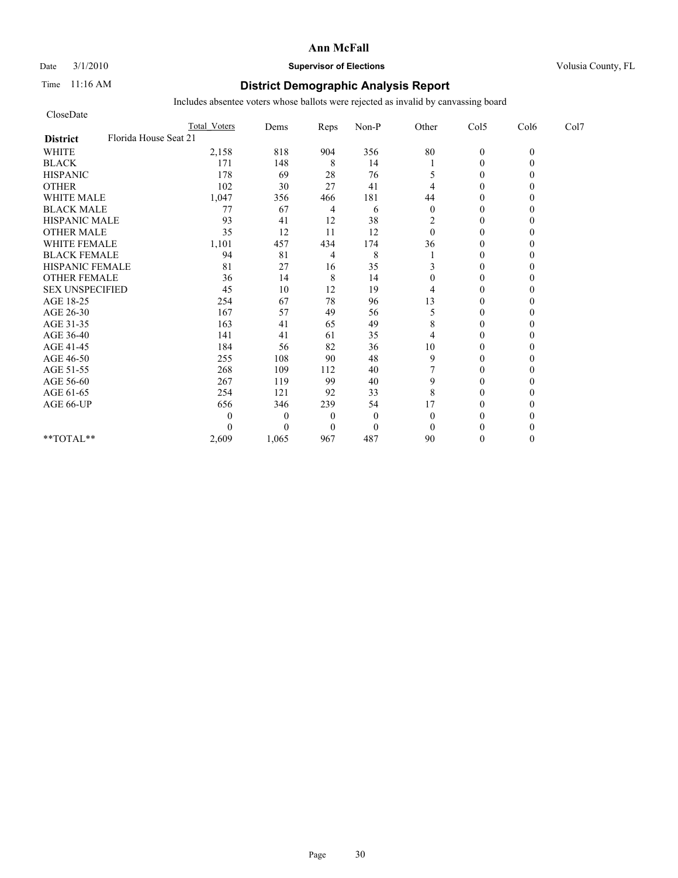**Ann McFall**

Date 3/1/2010 **Supervisor of Elections** Volusia County, FL

Time 11:16 AM

## District Demographic Analysis Report

Includes absentee voters whose ballots were rejected as invalid by canvassing board

CloseDate

| | Total Voters | Dems | Reps | Non-P | Other | Col5 | Col6 | Col7 |
|---|---|---|---|---|---|---|---|---|
| **District** Florida House Seat 21 | | | | | | | | |
| WHITE | 2,158 | 818 | 904 | 356 | 80 | 0 | 0 | |
| BLACK | 171 | 148 | 8 | 14 | 1 | 0 | 0 | |
| HISPANIC | 178 | 69 | 28 | 76 | 5 | 0 | 0 | |
| OTHER | 102 | 30 | 27 | 41 | 4 | 0 | 0 | |
| WHITE MALE | 1,047 | 356 | 466 | 181 | 44 | 0 | 0 | |
| BLACK MALE | 77 | 67 | 4 | 6 | 0 | 0 | 0 | |
| HISPANIC MALE | 93 | 41 | 12 | 38 | 2 | 0 | 0 | |
| OTHER MALE | 35 | 12 | 11 | 12 | 0 | 0 | 0 | |
| WHITE FEMALE | 1,101 | 457 | 434 | 174 | 36 | 0 | 0 | |
| BLACK FEMALE | 94 | 81 | 4 | 8 | 1 | 0 | 0 | |
| HISPANIC FEMALE | 81 | 27 | 16 | 35 | 3 | 0 | 0 | |
| OTHER FEMALE | 36 | 14 | 8 | 14 | 0 | 0 | 0 | |
| SEX UNSPECIFIED | 45 | 10 | 12 | 19 | 4 | 0 | 0 | |
| AGE 18-25 | 254 | 67 | 78 | 96 | 13 | 0 | 0 | |
| AGE 26-30 | 167 | 57 | 49 | 56 | 5 | 0 | 0 | |
| AGE 31-35 | 163 | 41 | 65 | 49 | 8 | 0 | 0 | |
| AGE 36-40 | 141 | 41 | 61 | 35 | 4 | 0 | 0 | |
| AGE 41-45 | 184 | 56 | 82 | 36 | 10 | 0 | 0 | |
| AGE 46-50 | 255 | 108 | 90 | 48 | 9 | 0 | 0 | |
| AGE 51-55 | 268 | 109 | 112 | 40 | 7 | 0 | 0 | |
| AGE 56-60 | 267 | 119 | 99 | 40 | 9 | 0 | 0 | |
| AGE 61-65 | 254 | 121 | 92 | 33 | 8 | 0 | 0 | |
| AGE 66-UP | 656 | 346 | 239 | 54 | 17 | 0 | 0 | |
| | 0 | 0 | 0 | 0 | 0 | 0 | 0 | |
| | 0 | 0 | 0 | 0 | 0 | 0 | 0 | |
| **TOTAL** | 2,609 | 1,065 | 967 | 487 | 90 | 0 | 0 | |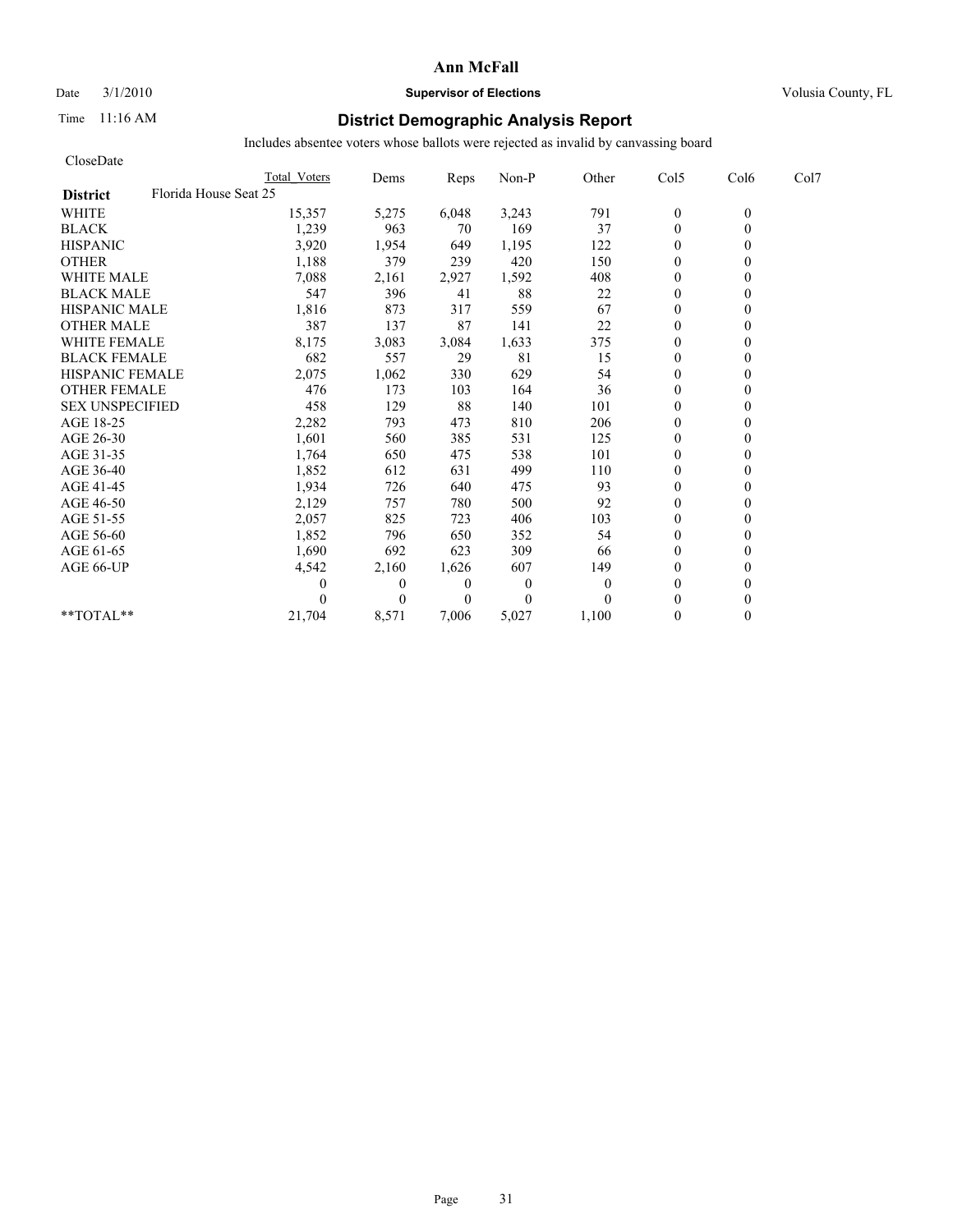# Ann McFall

Date 3/1/2010 **Supervisor of Elections** Volusia County, FL

Time 11:16 AM

## District Demographic Analysis Report

Includes absentee voters whose ballots were rejected as invalid by canvassing board

CloseDate

| | Total Voters | Dems | Reps | Non-P | Other | Col5 | Col6 | Col7 |
|---|---|---|---|---|---|---|---|---|
| **District** Florida House Seat 25 | | | | | | | | |
| WHITE | 15,357 | 5,275 | 6,048 | 3,243 | 791 | 0 | 0 | |
| BLACK | 1,239 | 963 | 70 | 169 | 37 | 0 | 0 | |
| HISPANIC | 3,920 | 1,954 | 649 | 1,195 | 122 | 0 | 0 | |
| OTHER | 1,188 | 379 | 239 | 420 | 150 | 0 | 0 | |
| WHITE MALE | 7,088 | 2,161 | 2,927 | 1,592 | 408 | 0 | 0 | |
| BLACK MALE | 547 | 396 | 41 | 88 | 22 | 0 | 0 | |
| HISPANIC MALE | 1,816 | 873 | 317 | 559 | 67 | 0 | 0 | |
| OTHER MALE | 387 | 137 | 87 | 141 | 22 | 0 | 0 | |
| WHITE FEMALE | 8,175 | 3,083 | 3,084 | 1,633 | 375 | 0 | 0 | |
| BLACK FEMALE | 682 | 557 | 29 | 81 | 15 | 0 | 0 | |
| HISPANIC FEMALE | 2,075 | 1,062 | 330 | 629 | 54 | 0 | 0 | |
| OTHER FEMALE | 476 | 173 | 103 | 164 | 36 | 0 | 0 | |
| SEX UNSPECIFIED | 458 | 129 | 88 | 140 | 101 | 0 | 0 | |
| AGE 18-25 | 2,282 | 793 | 473 | 810 | 206 | 0 | 0 | |
| AGE 26-30 | 1,601 | 560 | 385 | 531 | 125 | 0 | 0 | |
| AGE 31-35 | 1,764 | 650 | 475 | 538 | 101 | 0 | 0 | |
| AGE 36-40 | 1,852 | 612 | 631 | 499 | 110 | 0 | 0 | |
| AGE 41-45 | 1,934 | 726 | 640 | 475 | 93 | 0 | 0 | |
| AGE 46-50 | 2,129 | 757 | 780 | 500 | 92 | 0 | 0 | |
| AGE 51-55 | 2,057 | 825 | 723 | 406 | 103 | 0 | 0 | |
| AGE 56-60 | 1,852 | 796 | 650 | 352 | 54 | 0 | 0 | |
| AGE 61-65 | 1,690 | 692 | 623 | 309 | 66 | 0 | 0 | |
| AGE 66-UP | 4,542 | 2,160 | 1,626 | 607 | 149 | 0 | 0 | |
| | 0 | 0 | 0 | 0 | 0 | 0 | 0 | |
| | 0 | 0 | 0 | 0 | 0 | 0 | 0 | |
| **TOTAL** | 21,704 | 8,571 | 7,006 | 5,027 | 1,100 | 0 | 0 | |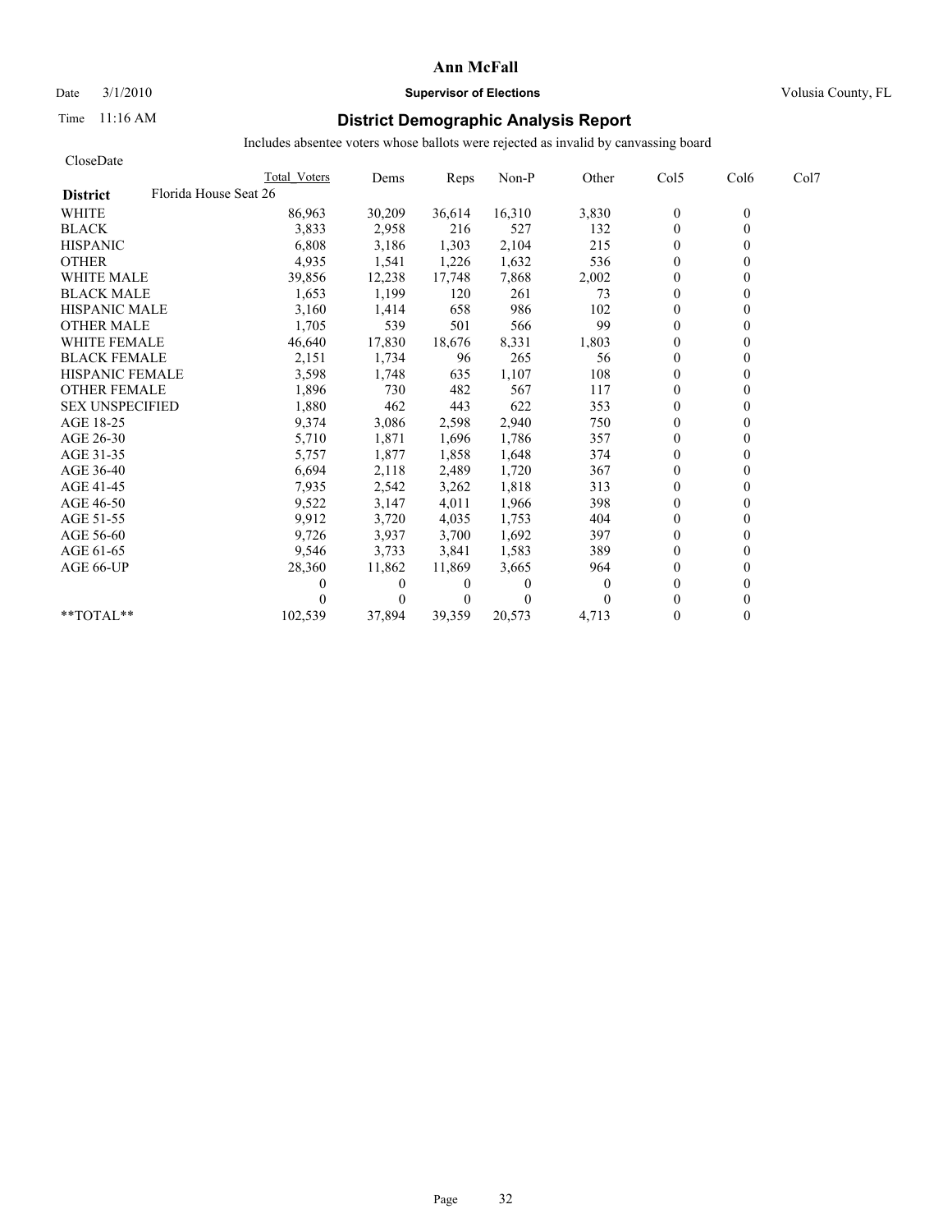# Ann McFall

Date 3/1/2010 **Supervisor of Elections** Volusia County, FL

Time 11:16 AM

## District Demographic Analysis Report

Includes absentee voters whose ballots were rejected as invalid by canvassing board

CloseDate

| | Total Voters | Dems | Reps | Non-P | Other | Col5 | Col6 | Col7 |
|---|---|---|---|---|---|---|---|---|
| **District** Florida House Seat 26 | | | | | | | | |
| WHITE | 86,963 | 30,209 | 36,614 | 16,310 | 3,830 | 0 | 0 | |
| BLACK | 3,833 | 2,958 | 216 | 527 | 132 | 0 | 0 | |
| HISPANIC | 6,808 | 3,186 | 1,303 | 2,104 | 215 | 0 | 0 | |
| OTHER | 4,935 | 1,541 | 1,226 | 1,632 | 536 | 0 | 0 | |
| WHITE MALE | 39,856 | 12,238 | 17,748 | 7,868 | 2,002 | 0 | 0 | |
| BLACK MALE | 1,653 | 1,199 | 120 | 261 | 73 | 0 | 0 | |
| HISPANIC MALE | 3,160 | 1,414 | 658 | 986 | 102 | 0 | 0 | |
| OTHER MALE | 1,705 | 539 | 501 | 566 | 99 | 0 | 0 | |
| WHITE FEMALE | 46,640 | 17,830 | 18,676 | 8,331 | 1,803 | 0 | 0 | |
| BLACK FEMALE | 2,151 | 1,734 | 96 | 265 | 56 | 0 | 0 | |
| HISPANIC FEMALE | 3,598 | 1,748 | 635 | 1,107 | 108 | 0 | 0 | |
| OTHER FEMALE | 1,896 | 730 | 482 | 567 | 117 | 0 | 0 | |
| SEX UNSPECIFIED | 1,880 | 462 | 443 | 622 | 353 | 0 | 0 | |
| AGE 18-25 | 9,374 | 3,086 | 2,598 | 2,940 | 750 | 0 | 0 | |
| AGE 26-30 | 5,710 | 1,871 | 1,696 | 1,786 | 357 | 0 | 0 | |
| AGE 31-35 | 5,757 | 1,877 | 1,858 | 1,648 | 374 | 0 | 0 | |
| AGE 36-40 | 6,694 | 2,118 | 2,489 | 1,720 | 367 | 0 | 0 | |
| AGE 41-45 | 7,935 | 2,542 | 3,262 | 1,818 | 313 | 0 | 0 | |
| AGE 46-50 | 9,522 | 3,147 | 4,011 | 1,966 | 398 | 0 | 0 | |
| AGE 51-55 | 9,912 | 3,720 | 4,035 | 1,753 | 404 | 0 | 0 | |
| AGE 56-60 | 9,726 | 3,937 | 3,700 | 1,692 | 397 | 0 | 0 | |
| AGE 61-65 | 9,546 | 3,733 | 3,841 | 1,583 | 389 | 0 | 0 | |
| AGE 66-UP | 28,360 | 11,862 | 11,869 | 3,665 | 964 | 0 | 0 | |
| | 0 | 0 | 0 | 0 | 0 | 0 | 0 | |
| | 0 | 0 | 0 | 0 | 0 | 0 | 0 | |
| **TOTAL** | 102,539 | 37,894 | 39,359 | 20,573 | 4,713 | 0 | 0 | |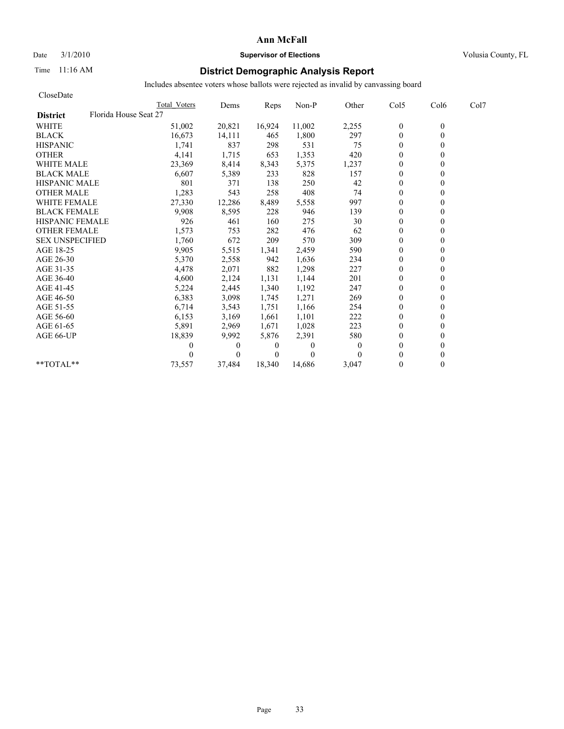**Ann McFall**

Date 3/1/2010 **Supervisor of Elections** Volusia County, FL

Time 11:16 AM

# District Demographic Analysis Report

Includes absentee voters whose ballots were rejected as invalid by canvassing board

CloseDate

| **District** Florida House Seat 27 | Total Voters | Dems | Reps | Non-P | Other | Col5 | Col6 | Col7 |
|---|---|---|---|---|---|---|---|---|
| WHITE | 51,002 | 20,821 | 16,924 | 11,002 | 2,255 | 0 | 0 | |
| BLACK | 16,673 | 14,111 | 465 | 1,800 | 297 | 0 | 0 | |
| HISPANIC | 1,741 | 837 | 298 | 531 | 75 | 0 | 0 | |
| OTHER | 4,141 | 1,715 | 653 | 1,353 | 420 | 0 | 0 | |
| WHITE MALE | 23,369 | 8,414 | 8,343 | 5,375 | 1,237 | 0 | 0 | |
| BLACK MALE | 6,607 | 5,389 | 233 | 828 | 157 | 0 | 0 | |
| HISPANIC MALE | 801 | 371 | 138 | 250 | 42 | 0 | 0 | |
| OTHER MALE | 1,283 | 543 | 258 | 408 | 74 | 0 | 0 | |
| WHITE FEMALE | 27,330 | 12,286 | 8,489 | 5,558 | 997 | 0 | 0 | |
| BLACK FEMALE | 9,908 | 8,595 | 228 | 946 | 139 | 0 | 0 | |
| HISPANIC FEMALE | 926 | 461 | 160 | 275 | 30 | 0 | 0 | |
| OTHER FEMALE | 1,573 | 753 | 282 | 476 | 62 | 0 | 0 | |
| SEX UNSPECIFIED | 1,760 | 672 | 209 | 570 | 309 | 0 | 0 | |
| AGE 18-25 | 9,905 | 5,515 | 1,341 | 2,459 | 590 | 0 | 0 | |
| AGE 26-30 | 5,370 | 2,558 | 942 | 1,636 | 234 | 0 | 0 | |
| AGE 31-35 | 4,478 | 2,071 | 882 | 1,298 | 227 | 0 | 0 | |
| AGE 36-40 | 4,600 | 2,124 | 1,131 | 1,144 | 201 | 0 | 0 | |
| AGE 41-45 | 5,224 | 2,445 | 1,340 | 1,192 | 247 | 0 | 0 | |
| AGE 46-50 | 6,383 | 3,098 | 1,745 | 1,271 | 269 | 0 | 0 | |
| AGE 51-55 | 6,714 | 3,543 | 1,751 | 1,166 | 254 | 0 | 0 | |
| AGE 56-60 | 6,153 | 3,169 | 1,661 | 1,101 | 222 | 0 | 0 | |
| AGE 61-65 | 5,891 | 2,969 | 1,671 | 1,028 | 223 | 0 | 0 | |
| AGE 66-UP | 18,839 | 9,992 | 5,876 | 2,391 | 580 | 0 | 0 | |
| | 0 | 0 | 0 | 0 | 0 | 0 | 0 | |
| | 0 | 0 | 0 | 0 | 0 | 0 | 0 | |
| **TOTAL** | 73,557 | 37,484 | 18,340 | 14,686 | 3,047 | 0 | 0 | |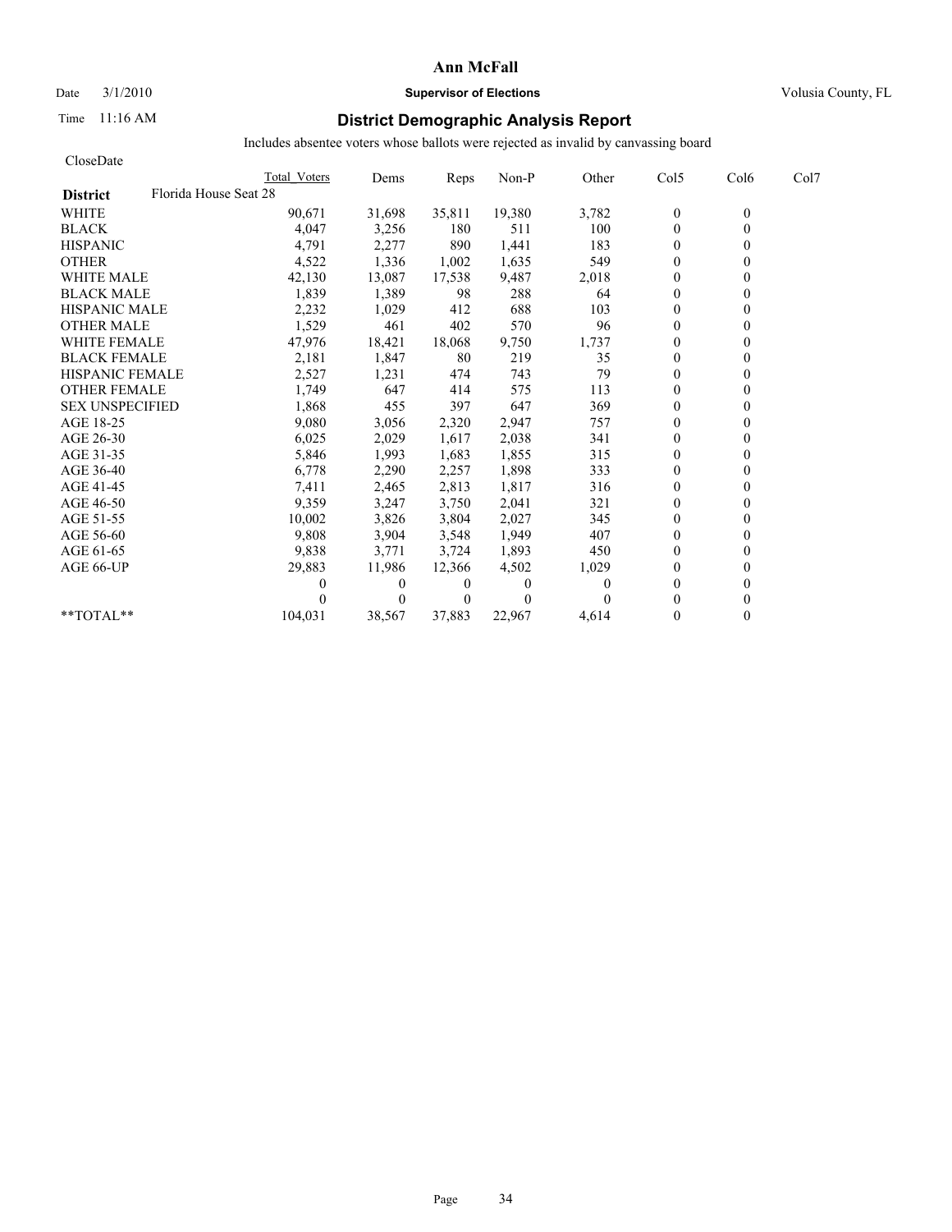# Ann McFall

Date 3/1/2010 **Supervisor of Elections** Volusia County, FL

Time 11:16 AM

## District Demographic Analysis Report

Includes absentee voters whose ballots were rejected as invalid by canvassing board

CloseDate

| | Total Voters | Dems | Reps | Non-P | Other | Col5 | Col6 | Col7 |
|---|---|---|---|---|---|---|---|---|
| **District** Florida House Seat 28 | | | | | | | | |
| WHITE | 90,671 | 31,698 | 35,811 | 19,380 | 3,782 | 0 | 0 | |
| BLACK | 4,047 | 3,256 | 180 | 511 | 100 | 0 | 0 | |
| HISPANIC | 4,791 | 2,277 | 890 | 1,441 | 183 | 0 | 0 | |
| OTHER | 4,522 | 1,336 | 1,002 | 1,635 | 549 | 0 | 0 | |
| WHITE MALE | 42,130 | 13,087 | 17,538 | 9,487 | 2,018 | 0 | 0 | |
| BLACK MALE | 1,839 | 1,389 | 98 | 288 | 64 | 0 | 0 | |
| HISPANIC MALE | 2,232 | 1,029 | 412 | 688 | 103 | 0 | 0 | |
| OTHER MALE | 1,529 | 461 | 402 | 570 | 96 | 0 | 0 | |
| WHITE FEMALE | 47,976 | 18,421 | 18,068 | 9,750 | 1,737 | 0 | 0 | |
| BLACK FEMALE | 2,181 | 1,847 | 80 | 219 | 35 | 0 | 0 | |
| HISPANIC FEMALE | 2,527 | 1,231 | 474 | 743 | 79 | 0 | 0 | |
| OTHER FEMALE | 1,749 | 647 | 414 | 575 | 113 | 0 | 0 | |
| SEX UNSPECIFIED | 1,868 | 455 | 397 | 647 | 369 | 0 | 0 | |
| AGE 18-25 | 9,080 | 3,056 | 2,320 | 2,947 | 757 | 0 | 0 | |
| AGE 26-30 | 6,025 | 2,029 | 1,617 | 2,038 | 341 | 0 | 0 | |
| AGE 31-35 | 5,846 | 1,993 | 1,683 | 1,855 | 315 | 0 | 0 | |
| AGE 36-40 | 6,778 | 2,290 | 2,257 | 1,898 | 333 | 0 | 0 | |
| AGE 41-45 | 7,411 | 2,465 | 2,813 | 1,817 | 316 | 0 | 0 | |
| AGE 46-50 | 9,359 | 3,247 | 3,750 | 2,041 | 321 | 0 | 0 | |
| AGE 51-55 | 10,002 | 3,826 | 3,804 | 2,027 | 345 | 0 | 0 | |
| AGE 56-60 | 9,808 | 3,904 | 3,548 | 1,949 | 407 | 0 | 0 | |
| AGE 61-65 | 9,838 | 3,771 | 3,724 | 1,893 | 450 | 0 | 0 | |
| AGE 66-UP | 29,883 | 11,986 | 12,366 | 4,502 | 1,029 | 0 | 0 | |
| | 0 | 0 | 0 | 0 | 0 | 0 | 0 | |
| | 0 | 0 | 0 | 0 | 0 | 0 | 0 | |
| **TOTAL** | 104,031 | 38,567 | 37,883 | 22,967 | 4,614 | 0 | 0 | |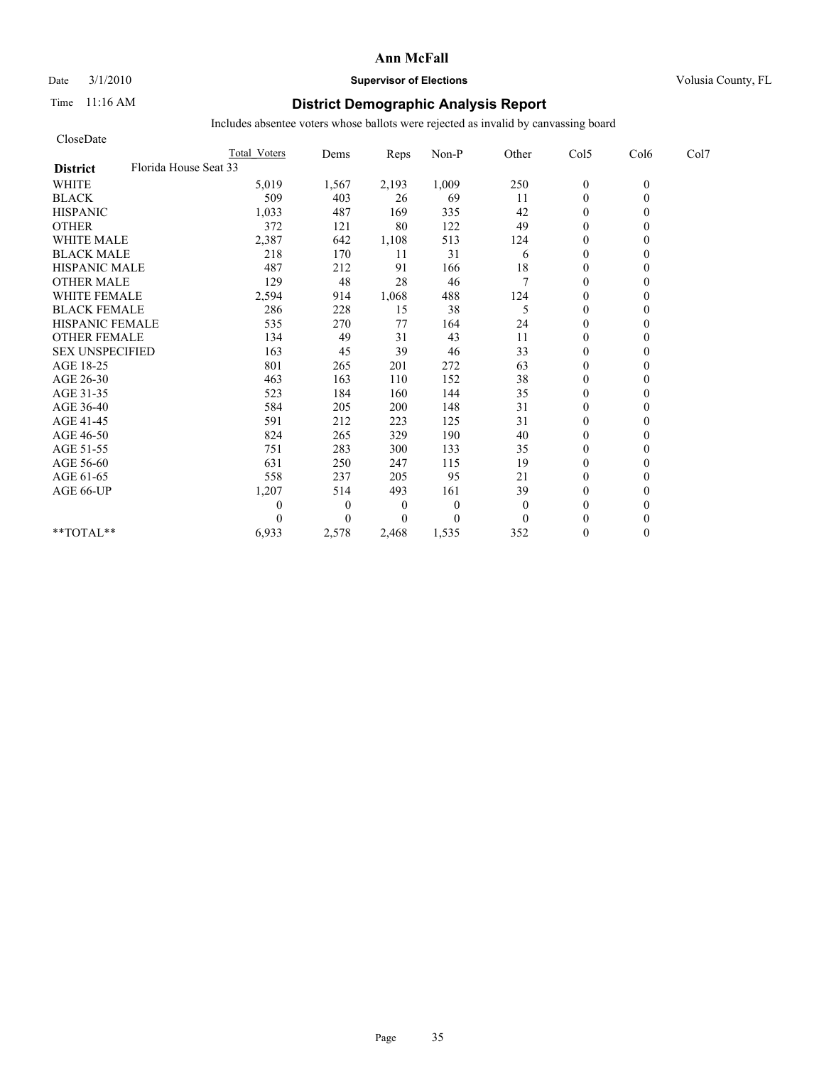# Ann McFall

Date 3/1/2010 **Supervisor of Elections** Volusia County, FL

Time 11:16 AM

## District Demographic Analysis Report

Includes absentee voters whose ballots were rejected as invalid by canvassing board

CloseDate

| | Total Voters | Dems | Reps | Non-P | Other | Col5 | Col6 | Col7 |
|---|---|---|---|---|---|---|---|---|
| **District** Florida House Seat 33 | | | | | | | | |
| WHITE | 5,019 | 1,567 | 2,193 | 1,009 | 250 | 0 | 0 | |
| BLACK | 509 | 403 | 26 | 69 | 11 | 0 | 0 | |
| HISPANIC | 1,033 | 487 | 169 | 335 | 42 | 0 | 0 | |
| OTHER | 372 | 121 | 80 | 122 | 49 | 0 | 0 | |
| WHITE MALE | 2,387 | 642 | 1,108 | 513 | 124 | 0 | 0 | |
| BLACK MALE | 218 | 170 | 11 | 31 | 6 | 0 | 0 | |
| HISPANIC MALE | 487 | 212 | 91 | 166 | 18 | 0 | 0 | |
| OTHER MALE | 129 | 48 | 28 | 46 | 7 | 0 | 0 | |
| WHITE FEMALE | 2,594 | 914 | 1,068 | 488 | 124 | 0 | 0 | |
| BLACK FEMALE | 286 | 228 | 15 | 38 | 5 | 0 | 0 | |
| HISPANIC FEMALE | 535 | 270 | 77 | 164 | 24 | 0 | 0 | |
| OTHER FEMALE | 134 | 49 | 31 | 43 | 11 | 0 | 0 | |
| SEX UNSPECIFIED | 163 | 45 | 39 | 46 | 33 | 0 | 0 | |
| AGE 18-25 | 801 | 265 | 201 | 272 | 63 | 0 | 0 | |
| AGE 26-30 | 463 | 163 | 110 | 152 | 38 | 0 | 0 | |
| AGE 31-35 | 523 | 184 | 160 | 144 | 35 | 0 | 0 | |
| AGE 36-40 | 584 | 205 | 200 | 148 | 31 | 0 | 0 | |
| AGE 41-45 | 591 | 212 | 223 | 125 | 31 | 0 | 0 | |
| AGE 46-50 | 824 | 265 | 329 | 190 | 40 | 0 | 0 | |
| AGE 51-55 | 751 | 283 | 300 | 133 | 35 | 0 | 0 | |
| AGE 56-60 | 631 | 250 | 247 | 115 | 19 | 0 | 0 | |
| AGE 61-65 | 558 | 237 | 205 | 95 | 21 | 0 | 0 | |
| AGE 66-UP | 1,207 | 514 | 493 | 161 | 39 | 0 | 0 | |
| | 0 | 0 | 0 | 0 | 0 | 0 | 0 | |
| | 0 | 0 | 0 | 0 | 0 | 0 | 0 | |
| **TOTAL** | 6,933 | 2,578 | 2,468 | 1,535 | 352 | 0 | 0 | |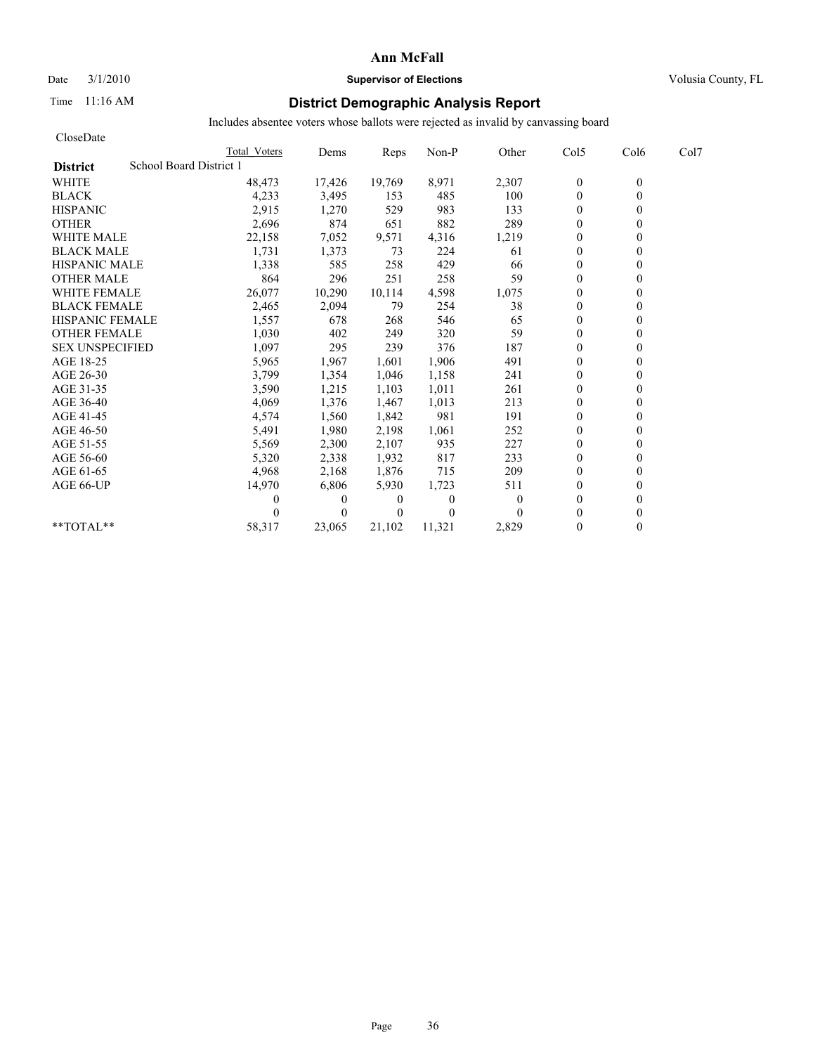# Ann McFall

Date 3/1/2010 **Supervisor of Elections** Volusia County, FL

Time 11:16 AM

## District Demographic Analysis Report

Includes absentee voters whose ballots were rejected as invalid by canvassing board

CloseDate

| | Total Voters | Dems | Reps | Non-P | Other | Col5 | Col6 | Col7 |
|---|---|---|---|---|---|---|---|---|
| **District** School Board District 1 | | | | | | | | |
| WHITE | 48,473 | 17,426 | 19,769 | 8,971 | 2,307 | 0 | 0 | |
| BLACK | 4,233 | 3,495 | 153 | 485 | 100 | 0 | 0 | |
| HISPANIC | 2,915 | 1,270 | 529 | 983 | 133 | 0 | 0 | |
| OTHER | 2,696 | 874 | 651 | 882 | 289 | 0 | 0 | |
| WHITE MALE | 22,158 | 7,052 | 9,571 | 4,316 | 1,219 | 0 | 0 | |
| BLACK MALE | 1,731 | 1,373 | 73 | 224 | 61 | 0 | 0 | |
| HISPANIC MALE | 1,338 | 585 | 258 | 429 | 66 | 0 | 0 | |
| OTHER MALE | 864 | 296 | 251 | 258 | 59 | 0 | 0 | |
| WHITE FEMALE | 26,077 | 10,290 | 10,114 | 4,598 | 1,075 | 0 | 0 | |
| BLACK FEMALE | 2,465 | 2,094 | 79 | 254 | 38 | 0 | 0 | |
| HISPANIC FEMALE | 1,557 | 678 | 268 | 546 | 65 | 0 | 0 | |
| OTHER FEMALE | 1,030 | 402 | 249 | 320 | 59 | 0 | 0 | |
| SEX UNSPECIFIED | 1,097 | 295 | 239 | 376 | 187 | 0 | 0 | |
| AGE 18-25 | 5,965 | 1,967 | 1,601 | 1,906 | 491 | 0 | 0 | |
| AGE 26-30 | 3,799 | 1,354 | 1,046 | 1,158 | 241 | 0 | 0 | |
| AGE 31-35 | 3,590 | 1,215 | 1,103 | 1,011 | 261 | 0 | 0 | |
| AGE 36-40 | 4,069 | 1,376 | 1,467 | 1,013 | 213 | 0 | 0 | |
| AGE 41-45 | 4,574 | 1,560 | 1,842 | 981 | 191 | 0 | 0 | |
| AGE 46-50 | 5,491 | 1,980 | 2,198 | 1,061 | 252 | 0 | 0 | |
| AGE 51-55 | 5,569 | 2,300 | 2,107 | 935 | 227 | 0 | 0 | |
| AGE 56-60 | 5,320 | 2,338 | 1,932 | 817 | 233 | 0 | 0 | |
| AGE 61-65 | 4,968 | 2,168 | 1,876 | 715 | 209 | 0 | 0 | |
| AGE 66-UP | 14,970 | 6,806 | 5,930 | 1,723 | 511 | 0 | 0 | |
| | 0 | 0 | 0 | 0 | 0 | 0 | 0 | |
| | 0 | 0 | 0 | 0 | 0 | 0 | 0 | |
| **TOTAL** | 58,317 | 23,065 | 21,102 | 11,321 | 2,829 | 0 | 0 | |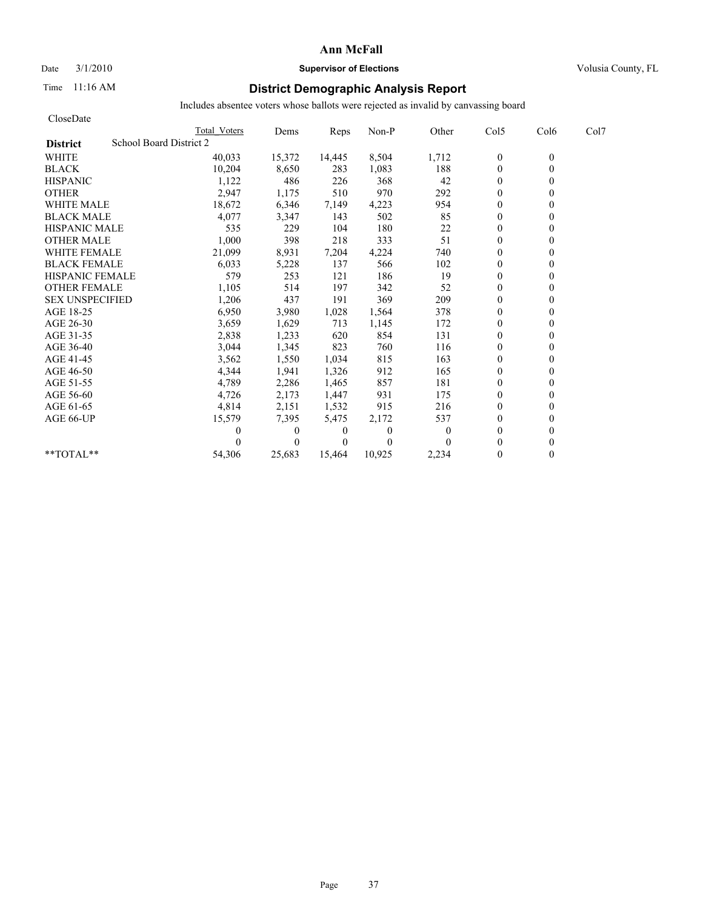**Ann McFall**

Date 3/1/2010 **Supervisor of Elections** Volusia County, FL

Time 11:16 AM

## District Demographic Analysis Report

Includes absentee voters whose ballots were rejected as invalid by canvassing board

CloseDate

| | Total Voters | Dems | Reps | Non-P | Other | Col5 | Col6 | Col7 |
|---|---|---|---|---|---|---|---|---|
| **District** School Board District 2 | | | | | | | | |
| WHITE | 40,033 | 15,372 | 14,445 | 8,504 | 1,712 | 0 | 0 | |
| BLACK | 10,204 | 8,650 | 283 | 1,083 | 188 | 0 | 0 | |
| HISPANIC | 1,122 | 486 | 226 | 368 | 42 | 0 | 0 | |
| OTHER | 2,947 | 1,175 | 510 | 970 | 292 | 0 | 0 | |
| WHITE MALE | 18,672 | 6,346 | 7,149 | 4,223 | 954 | 0 | 0 | |
| BLACK MALE | 4,077 | 3,347 | 143 | 502 | 85 | 0 | 0 | |
| HISPANIC MALE | 535 | 229 | 104 | 180 | 22 | 0 | 0 | |
| OTHER MALE | 1,000 | 398 | 218 | 333 | 51 | 0 | 0 | |
| WHITE FEMALE | 21,099 | 8,931 | 7,204 | 4,224 | 740 | 0 | 0 | |
| BLACK FEMALE | 6,033 | 5,228 | 137 | 566 | 102 | 0 | 0 | |
| HISPANIC FEMALE | 579 | 253 | 121 | 186 | 19 | 0 | 0 | |
| OTHER FEMALE | 1,105 | 514 | 197 | 342 | 52 | 0 | 0 | |
| SEX UNSPECIFIED | 1,206 | 437 | 191 | 369 | 209 | 0 | 0 | |
| AGE 18-25 | 6,950 | 3,980 | 1,028 | 1,564 | 378 | 0 | 0 | |
| AGE 26-30 | 3,659 | 1,629 | 713 | 1,145 | 172 | 0 | 0 | |
| AGE 31-35 | 2,838 | 1,233 | 620 | 854 | 131 | 0 | 0 | |
| AGE 36-40 | 3,044 | 1,345 | 823 | 760 | 116 | 0 | 0 | |
| AGE 41-45 | 3,562 | 1,550 | 1,034 | 815 | 163 | 0 | 0 | |
| AGE 46-50 | 4,344 | 1,941 | 1,326 | 912 | 165 | 0 | 0 | |
| AGE 51-55 | 4,789 | 2,286 | 1,465 | 857 | 181 | 0 | 0 | |
| AGE 56-60 | 4,726 | 2,173 | 1,447 | 931 | 175 | 0 | 0 | |
| AGE 61-65 | 4,814 | 2,151 | 1,532 | 915 | 216 | 0 | 0 | |
| AGE 66-UP | 15,579 | 7,395 | 5,475 | 2,172 | 537 | 0 | 0 | |
| | 0 | 0 | 0 | 0 | 0 | 0 | 0 | |
| | 0 | 0 | 0 | 0 | 0 | 0 | 0 | |
| **TOTAL** | 54,306 | 25,683 | 15,464 | 10,925 | 2,234 | 0 | 0 | |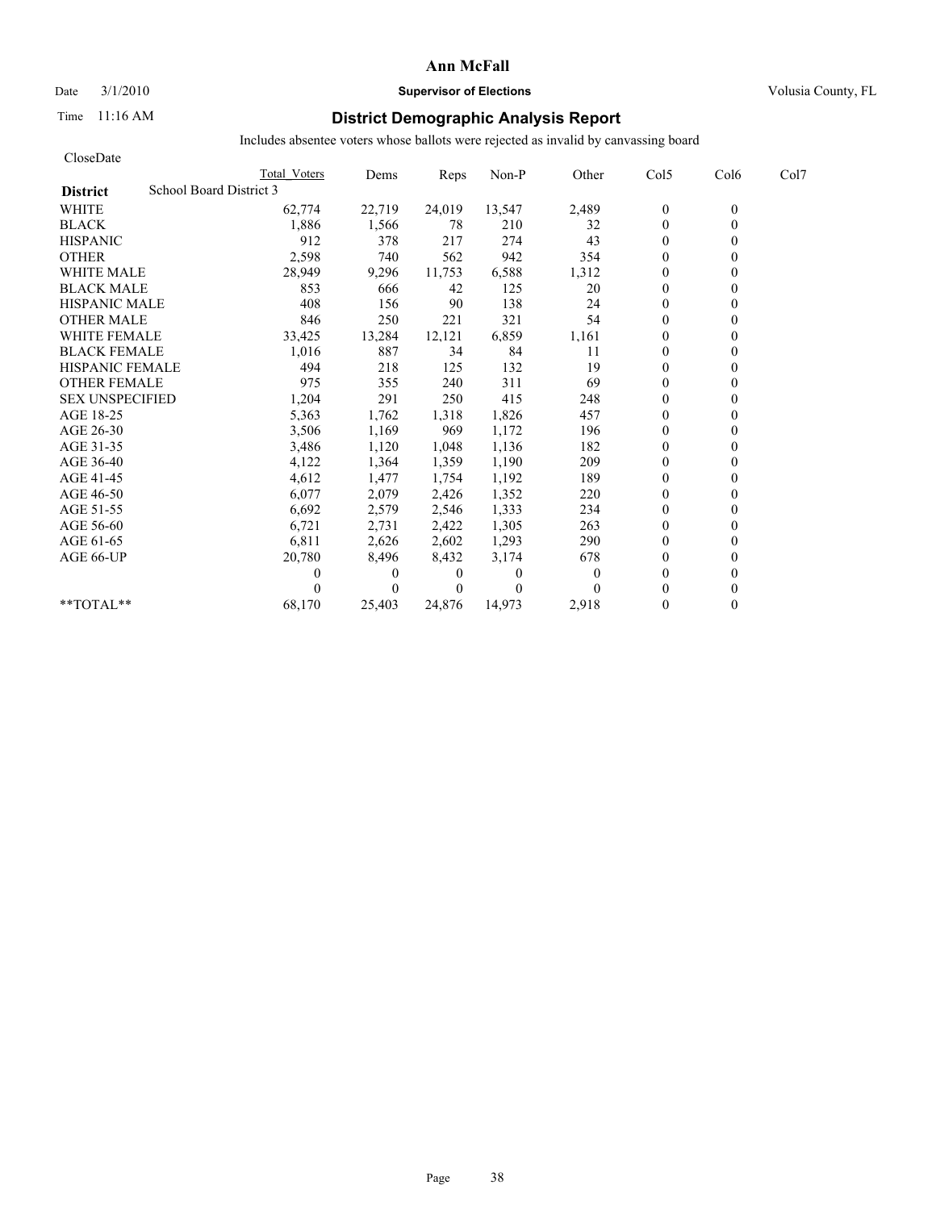# Ann McFall

Date 3/1/2010 **Supervisor of Elections** Volusia County, FL

Time 11:16 AM

## District Demographic Analysis Report

Includes absentee voters whose ballots were rejected as invalid by canvassing board

CloseDate

| | Total Voters | Dems | Reps | Non-P | Other | Col5 | Col6 | Col7 |
|---|---|---|---|---|---|---|---|---|
| **District** School Board District 3 | | | | | | | | |
| WHITE | 62,774 | 22,719 | 24,019 | 13,547 | 2,489 | 0 | 0 | |
| BLACK | 1,886 | 1,566 | 78 | 210 | 32 | 0 | 0 | |
| HISPANIC | 912 | 378 | 217 | 274 | 43 | 0 | 0 | |
| OTHER | 2,598 | 740 | 562 | 942 | 354 | 0 | 0 | |
| WHITE MALE | 28,949 | 9,296 | 11,753 | 6,588 | 1,312 | 0 | 0 | |
| BLACK MALE | 853 | 666 | 42 | 125 | 20 | 0 | 0 | |
| HISPANIC MALE | 408 | 156 | 90 | 138 | 24 | 0 | 0 | |
| OTHER MALE | 846 | 250 | 221 | 321 | 54 | 0 | 0 | |
| WHITE FEMALE | 33,425 | 13,284 | 12,121 | 6,859 | 1,161 | 0 | 0 | |
| BLACK FEMALE | 1,016 | 887 | 34 | 84 | 11 | 0 | 0 | |
| HISPANIC FEMALE | 494 | 218 | 125 | 132 | 19 | 0 | 0 | |
| OTHER FEMALE | 975 | 355 | 240 | 311 | 69 | 0 | 0 | |
| SEX UNSPECIFIED | 1,204 | 291 | 250 | 415 | 248 | 0 | 0 | |
| AGE 18-25 | 5,363 | 1,762 | 1,318 | 1,826 | 457 | 0 | 0 | |
| AGE 26-30 | 3,506 | 1,169 | 969 | 1,172 | 196 | 0 | 0 | |
| AGE 31-35 | 3,486 | 1,120 | 1,048 | 1,136 | 182 | 0 | 0 | |
| AGE 36-40 | 4,122 | 1,364 | 1,359 | 1,190 | 209 | 0 | 0 | |
| AGE 41-45 | 4,612 | 1,477 | 1,754 | 1,192 | 189 | 0 | 0 | |
| AGE 46-50 | 6,077 | 2,079 | 2,426 | 1,352 | 220 | 0 | 0 | |
| AGE 51-55 | 6,692 | 2,579 | 2,546 | 1,333 | 234 | 0 | 0 | |
| AGE 56-60 | 6,721 | 2,731 | 2,422 | 1,305 | 263 | 0 | 0 | |
| AGE 61-65 | 6,811 | 2,626 | 2,602 | 1,293 | 290 | 0 | 0 | |
| AGE 66-UP | 20,780 | 8,496 | 8,432 | 3,174 | 678 | 0 | 0 | |
| | 0 | 0 | 0 | 0 | 0 | 0 | 0 | |
| | 0 | 0 | 0 | 0 | 0 | 0 | 0 | |
| **TOTAL** | 68,170 | 25,403 | 24,876 | 14,973 | 2,918 | 0 | 0 | |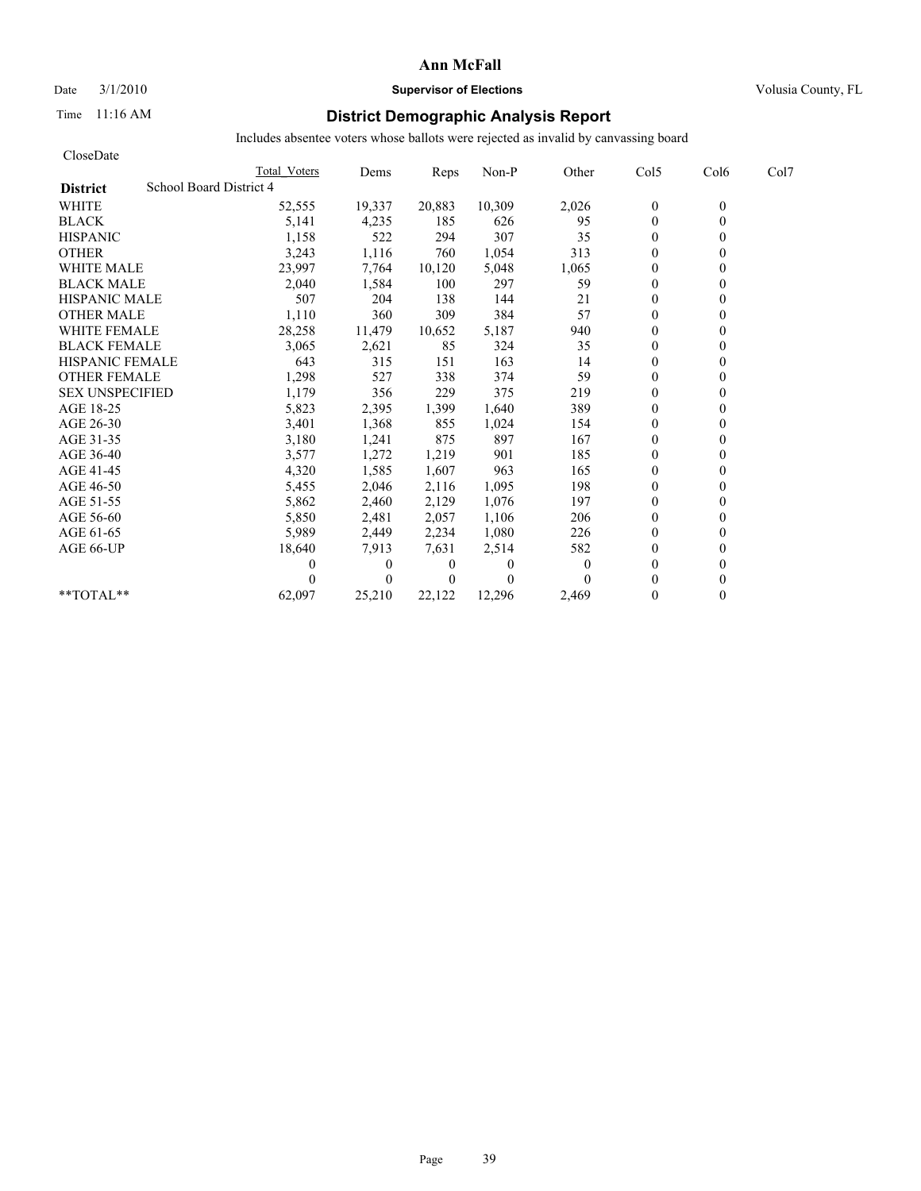# Ann McFall

Date 3/1/2010 **Supervisor of Elections** Volusia County, FL

Time 11:16 AM **District Demographic Analysis Report**

Includes absentee voters whose ballots were rejected as invalid by canvassing board

CloseDate

| District | School Board District 4 | Total Voters | Dems | Reps | Non-P | Other | Col5 | Col6 | Col7 |
|---|---|---|---|---|---|---|---|---|---|
| WHITE | | 52,555 | 19,337 | 20,883 | 10,309 | 2,026 | 0 | 0 | |
| BLACK | | 5,141 | 4,235 | 185 | 626 | 95 | 0 | 0 | |
| HISPANIC | | 1,158 | 522 | 294 | 307 | 35 | 0 | 0 | |
| OTHER | | 3,243 | 1,116 | 760 | 1,054 | 313 | 0 | 0 | |
| WHITE MALE | | 23,997 | 7,764 | 10,120 | 5,048 | 1,065 | 0 | 0 | |
| BLACK MALE | | 2,040 | 1,584 | 100 | 297 | 59 | 0 | 0 | |
| HISPANIC MALE | | 507 | 204 | 138 | 144 | 21 | 0 | 0 | |
| OTHER MALE | | 1,110 | 360 | 309 | 384 | 57 | 0 | 0 | |
| WHITE FEMALE | | 28,258 | 11,479 | 10,652 | 5,187 | 940 | 0 | 0 | |
| BLACK FEMALE | | 3,065 | 2,621 | 85 | 324 | 35 | 0 | 0 | |
| HISPANIC FEMALE | | 643 | 315 | 151 | 163 | 14 | 0 | 0 | |
| OTHER FEMALE | | 1,298 | 527 | 338 | 374 | 59 | 0 | 0 | |
| SEX UNSPECIFIED | | 1,179 | 356 | 229 | 375 | 219 | 0 | 0 | |
| AGE 18-25 | | 5,823 | 2,395 | 1,399 | 1,640 | 389 | 0 | 0 | |
| AGE 26-30 | | 3,401 | 1,368 | 855 | 1,024 | 154 | 0 | 0 | |
| AGE 31-35 | | 3,180 | 1,241 | 875 | 897 | 167 | 0 | 0 | |
| AGE 36-40 | | 3,577 | 1,272 | 1,219 | 901 | 185 | 0 | 0 | |
| AGE 41-45 | | 4,320 | 1,585 | 1,607 | 963 | 165 | 0 | 0 | |
| AGE 46-50 | | 5,455 | 2,046 | 2,116 | 1,095 | 198 | 0 | 0 | |
| AGE 51-55 | | 5,862 | 2,460 | 2,129 | 1,076 | 197 | 0 | 0 | |
| AGE 56-60 | | 5,850 | 2,481 | 2,057 | 1,106 | 206 | 0 | 0 | |
| AGE 61-65 | | 5,989 | 2,449 | 2,234 | 1,080 | 226 | 0 | 0 | |
| AGE 66-UP | | 18,640 | 7,913 | 7,631 | 2,514 | 582 | 0 | 0 | |
| | | 0 | 0 | 0 | 0 | 0 | 0 | 0 | |
| | | 0 | 0 | 0 | 0 | 0 | 0 | 0 | |
| **TOTAL** | | 62,097 | 25,210 | 22,122 | 12,296 | 2,469 | 0 | 0 | |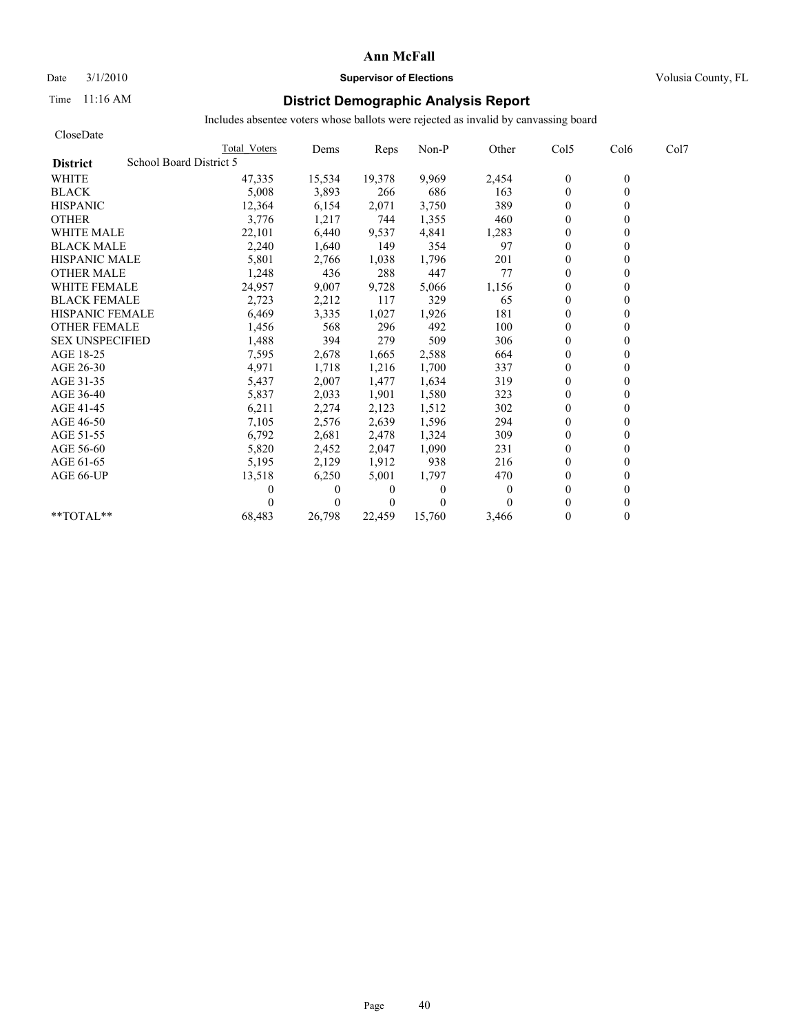# Ann McFall

Date 3/1/2010 **Supervisor of Elections** Volusia County, FL

Time 11:16 AM

## District Demographic Analysis Report

Includes absentee voters whose ballots were rejected as invalid by canvassing board

CloseDate

| District | School Board District 5 | Total Voters | Dems | Reps | Non-P | Other | Col5 | Col6 | Col7 |
|---|---|---|---|---|---|---|---|---|---|
| WHITE | | 47,335 | 15,534 | 19,378 | 9,969 | 2,454 | 0 | 0 | |
| BLACK | | 5,008 | 3,893 | 266 | 686 | 163 | 0 | 0 | |
| HISPANIC | | 12,364 | 6,154 | 2,071 | 3,750 | 389 | 0 | 0 | |
| OTHER | | 3,776 | 1,217 | 744 | 1,355 | 460 | 0 | 0 | |
| WHITE MALE | | 22,101 | 6,440 | 9,537 | 4,841 | 1,283 | 0 | 0 | |
| BLACK MALE | | 2,240 | 1,640 | 149 | 354 | 97 | 0 | 0 | |
| HISPANIC MALE | | 5,801 | 2,766 | 1,038 | 1,796 | 201 | 0 | 0 | |
| OTHER MALE | | 1,248 | 436 | 288 | 447 | 77 | 0 | 0 | |
| WHITE FEMALE | | 24,957 | 9,007 | 9,728 | 5,066 | 1,156 | 0 | 0 | |
| BLACK FEMALE | | 2,723 | 2,212 | 117 | 329 | 65 | 0 | 0 | |
| HISPANIC FEMALE | | 6,469 | 3,335 | 1,027 | 1,926 | 181 | 0 | 0 | |
| OTHER FEMALE | | 1,456 | 568 | 296 | 492 | 100 | 0 | 0 | |
| SEX UNSPECIFIED | | 1,488 | 394 | 279 | 509 | 306 | 0 | 0 | |
| AGE 18-25 | | 7,595 | 2,678 | 1,665 | 2,588 | 664 | 0 | 0 | |
| AGE 26-30 | | 4,971 | 1,718 | 1,216 | 1,700 | 337 | 0 | 0 | |
| AGE 31-35 | | 5,437 | 2,007 | 1,477 | 1,634 | 319 | 0 | 0 | |
| AGE 36-40 | | 5,837 | 2,033 | 1,901 | 1,580 | 323 | 0 | 0 | |
| AGE 41-45 | | 6,211 | 2,274 | 2,123 | 1,512 | 302 | 0 | 0 | |
| AGE 46-50 | | 7,105 | 2,576 | 2,639 | 1,596 | 294 | 0 | 0 | |
| AGE 51-55 | | 6,792 | 2,681 | 2,478 | 1,324 | 309 | 0 | 0 | |
| AGE 56-60 | | 5,820 | 2,452 | 2,047 | 1,090 | 231 | 0 | 0 | |
| AGE 61-65 | | 5,195 | 2,129 | 1,912 | 938 | 216 | 0 | 0 | |
| AGE 66-UP | | 13,518 | 6,250 | 5,001 | 1,797 | 470 | 0 | 0 | |
| | | 0 | 0 | 0 | 0 | 0 | 0 | 0 | |
| | | 0 | 0 | 0 | 0 | 0 | 0 | 0 | |
| **TOTAL** | | 68,483 | 26,798 | 22,459 | 15,760 | 3,466 | 0 | 0 | |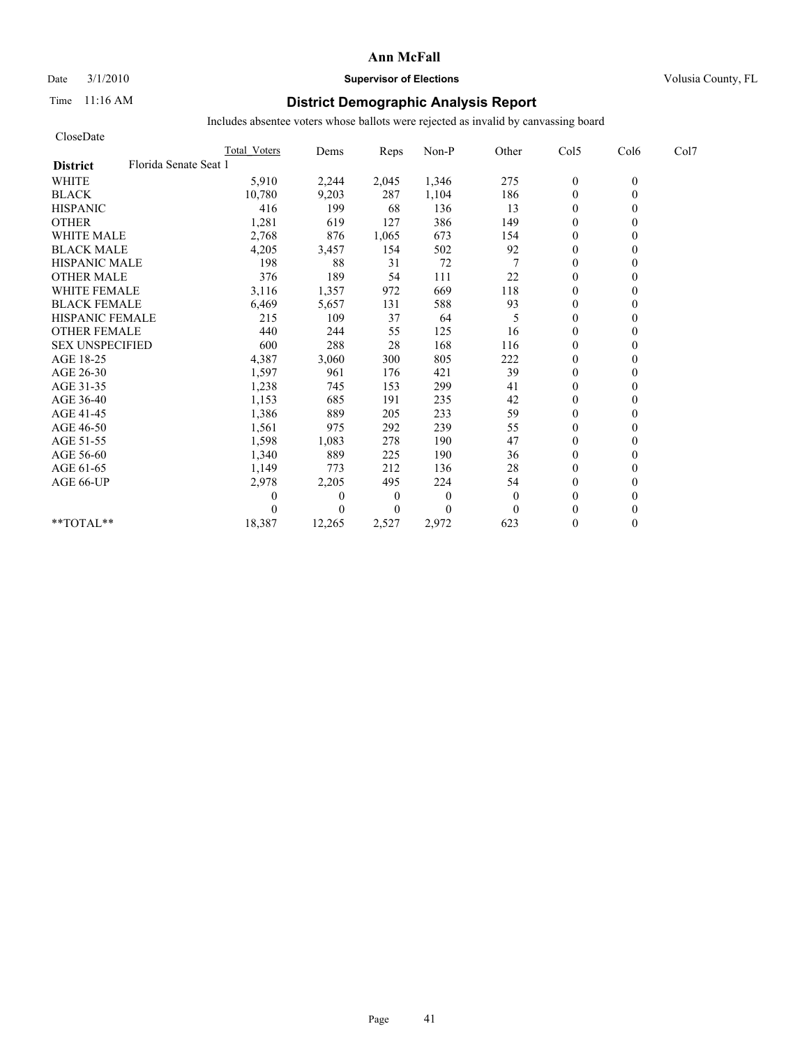# Ann McFall

Date 3/1/2010 **Supervisor of Elections** Volusia County, FL

Time 11:16 AM

## District Demographic Analysis Report

Includes absentee voters whose ballots were rejected as invalid by canvassing board

CloseDate

| | Total Voters | Dems | Reps | Non-P | Other | Col5 | Col6 | Col7 |
|---|---|---|---|---|---|---|---|---|
| **District** Florida Senate Seat 1 | | | | | | | | |
| WHITE | 5,910 | 2,244 | 2,045 | 1,346 | 275 | 0 | 0 | |
| BLACK | 10,780 | 9,203 | 287 | 1,104 | 186 | 0 | 0 | |
| HISPANIC | 416 | 199 | 68 | 136 | 13 | 0 | 0 | |
| OTHER | 1,281 | 619 | 127 | 386 | 149 | 0 | 0 | |
| WHITE MALE | 2,768 | 876 | 1,065 | 673 | 154 | 0 | 0 | |
| BLACK MALE | 4,205 | 3,457 | 154 | 502 | 92 | 0 | 0 | |
| HISPANIC MALE | 198 | 88 | 31 | 72 | 7 | 0 | 0 | |
| OTHER MALE | 376 | 189 | 54 | 111 | 22 | 0 | 0 | |
| WHITE FEMALE | 3,116 | 1,357 | 972 | 669 | 118 | 0 | 0 | |
| BLACK FEMALE | 6,469 | 5,657 | 131 | 588 | 93 | 0 | 0 | |
| HISPANIC FEMALE | 215 | 109 | 37 | 64 | 5 | 0 | 0 | |
| OTHER FEMALE | 440 | 244 | 55 | 125 | 16 | 0 | 0 | |
| SEX UNSPECIFIED | 600 | 288 | 28 | 168 | 116 | 0 | 0 | |
| AGE 18-25 | 4,387 | 3,060 | 300 | 805 | 222 | 0 | 0 | |
| AGE 26-30 | 1,597 | 961 | 176 | 421 | 39 | 0 | 0 | |
| AGE 31-35 | 1,238 | 745 | 153 | 299 | 41 | 0 | 0 | |
| AGE 36-40 | 1,153 | 685 | 191 | 235 | 42 | 0 | 0 | |
| AGE 41-45 | 1,386 | 889 | 205 | 233 | 59 | 0 | 0 | |
| AGE 46-50 | 1,561 | 975 | 292 | 239 | 55 | 0 | 0 | |
| AGE 51-55 | 1,598 | 1,083 | 278 | 190 | 47 | 0 | 0 | |
| AGE 56-60 | 1,340 | 889 | 225 | 190 | 36 | 0 | 0 | |
| AGE 61-65 | 1,149 | 773 | 212 | 136 | 28 | 0 | 0 | |
| AGE 66-UP | 2,978 | 2,205 | 495 | 224 | 54 | 0 | 0 | |
| | 0 | 0 | 0 | 0 | 0 | 0 | 0 | |
| | 0 | 0 | 0 | 0 | 0 | 0 | 0 | |
| **TOTAL** | 18,387 | 12,265 | 2,527 | 2,972 | 623 | 0 | 0 | |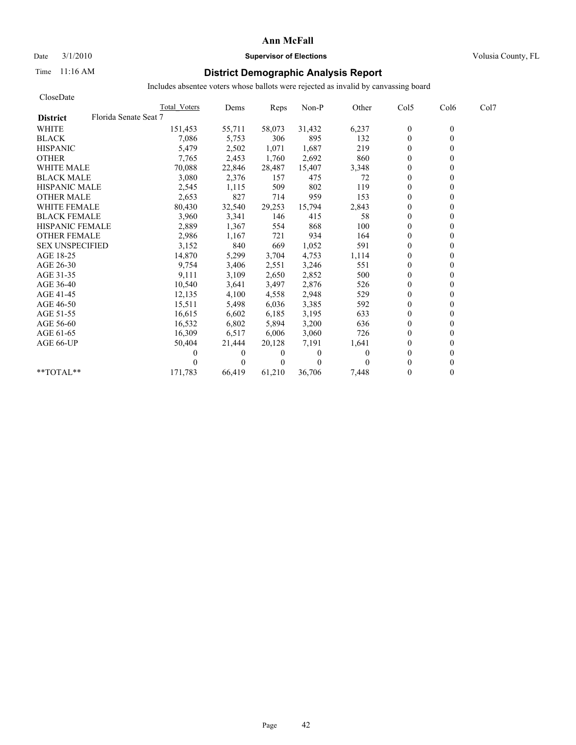# Ann McFall

Date 3/1/2010 **Supervisor of Elections** Volusia County, FL

Time 11:16 AM

## District Demographic Analysis Report

Includes absentee voters whose ballots were rejected as invalid by canvassing board

CloseDate

| District | Florida Senate Seat 7 | Total_Voters | Dems | Reps | Non-P | Other | Col5 | Col6 | Col7 |
|---|---|---|---|---|---|---|---|---|---|
| WHITE | | 151,453 | 55,711 | 58,073 | 31,432 | 6,237 | 0 | 0 | |
| BLACK | | 7,086 | 5,753 | 306 | 895 | 132 | 0 | 0 | |
| HISPANIC | | 5,479 | 2,502 | 1,071 | 1,687 | 219 | 0 | 0 | |
| OTHER | | 7,765 | 2,453 | 1,760 | 2,692 | 860 | 0 | 0 | |
| WHITE MALE | | 70,088 | 22,846 | 28,487 | 15,407 | 3,348 | 0 | 0 | |
| BLACK MALE | | 3,080 | 2,376 | 157 | 475 | 72 | 0 | 0 | |
| HISPANIC MALE | | 2,545 | 1,115 | 509 | 802 | 119 | 0 | 0 | |
| OTHER MALE | | 2,653 | 827 | 714 | 959 | 153 | 0 | 0 | |
| WHITE FEMALE | | 80,430 | 32,540 | 29,253 | 15,794 | 2,843 | 0 | 0 | |
| BLACK FEMALE | | 3,960 | 3,341 | 146 | 415 | 58 | 0 | 0 | |
| HISPANIC FEMALE | | 2,889 | 1,367 | 554 | 868 | 100 | 0 | 0 | |
| OTHER FEMALE | | 2,986 | 1,167 | 721 | 934 | 164 | 0 | 0 | |
| SEX UNSPECIFIED | | 3,152 | 840 | 669 | 1,052 | 591 | 0 | 0 | |
| AGE 18-25 | | 14,870 | 5,299 | 3,704 | 4,753 | 1,114 | 0 | 0 | |
| AGE 26-30 | | 9,754 | 3,406 | 2,551 | 3,246 | 551 | 0 | 0 | |
| AGE 31-35 | | 9,111 | 3,109 | 2,650 | 2,852 | 500 | 0 | 0 | |
| AGE 36-40 | | 10,540 | 3,641 | 3,497 | 2,876 | 526 | 0 | 0 | |
| AGE 41-45 | | 12,135 | 4,100 | 4,558 | 2,948 | 529 | 0 | 0 | |
| AGE 46-50 | | 15,511 | 5,498 | 6,036 | 3,385 | 592 | 0 | 0 | |
| AGE 51-55 | | 16,615 | 6,602 | 6,185 | 3,195 | 633 | 0 | 0 | |
| AGE 56-60 | | 16,532 | 6,802 | 5,894 | 3,200 | 636 | 0 | 0 | |
| AGE 61-65 | | 16,309 | 6,517 | 6,006 | 3,060 | 726 | 0 | 0 | |
| AGE 66-UP | | 50,404 | 21,444 | 20,128 | 7,191 | 1,641 | 0 | 0 | |
| | | 0 | 0 | 0 | 0 | 0 | 0 | 0 | |
| | | 0 | 0 | 0 | 0 | 0 | 0 | 0 | |
| **TOTAL** | | 171,783 | 66,419 | 61,210 | 36,706 | 7,448 | 0 | 0 | |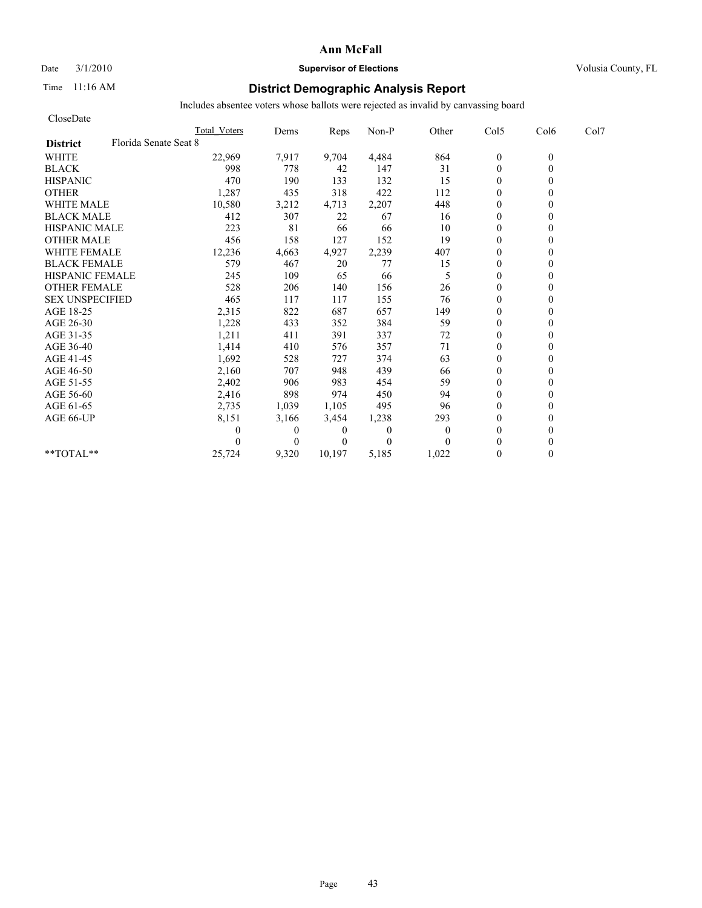# Ann McFall

Date 3/1/2010 **Supervisor of Elections** Volusia County, FL

Time 11:16 AM

## District Demographic Analysis Report

Includes absentee voters whose ballots were rejected as invalid by canvassing board

CloseDate

| District: Florida Senate Seat 8 | Total Voters | Dems | Reps | Non-P | Other | Col5 | Col6 | Col7 |
|---|---|---|---|---|---|---|---|---|
| WHITE | 22,969 | 7,917 | 9,704 | 4,484 | 864 | 0 | 0 | |
| BLACK | 998 | 778 | 42 | 147 | 31 | 0 | 0 | |
| HISPANIC | 470 | 190 | 133 | 132 | 15 | 0 | 0 | |
| OTHER | 1,287 | 435 | 318 | 422 | 112 | 0 | 0 | |
| WHITE MALE | 10,580 | 3,212 | 4,713 | 2,207 | 448 | 0 | 0 | |
| BLACK MALE | 412 | 307 | 22 | 67 | 16 | 0 | 0 | |
| HISPANIC MALE | 223 | 81 | 66 | 66 | 10 | 0 | 0 | |
| OTHER MALE | 456 | 158 | 127 | 152 | 19 | 0 | 0 | |
| WHITE FEMALE | 12,236 | 4,663 | 4,927 | 2,239 | 407 | 0 | 0 | |
| BLACK FEMALE | 579 | 467 | 20 | 77 | 15 | 0 | 0 | |
| HISPANIC FEMALE | 245 | 109 | 65 | 66 | 5 | 0 | 0 | |
| OTHER FEMALE | 528 | 206 | 140 | 156 | 26 | 0 | 0 | |
| SEX UNSPECIFIED | 465 | 117 | 117 | 155 | 76 | 0 | 0 | |
| AGE 18-25 | 2,315 | 822 | 687 | 657 | 149 | 0 | 0 | |
| AGE 26-30 | 1,228 | 433 | 352 | 384 | 59 | 0 | 0 | |
| AGE 31-35 | 1,211 | 411 | 391 | 337 | 72 | 0 | 0 | |
| AGE 36-40 | 1,414 | 410 | 576 | 357 | 71 | 0 | 0 | |
| AGE 41-45 | 1,692 | 528 | 727 | 374 | 63 | 0 | 0 | |
| AGE 46-50 | 2,160 | 707 | 948 | 439 | 66 | 0 | 0 | |
| AGE 51-55 | 2,402 | 906 | 983 | 454 | 59 | 0 | 0 | |
| AGE 56-60 | 2,416 | 898 | 974 | 450 | 94 | 0 | 0 | |
| AGE 61-65 | 2,735 | 1,039 | 1,105 | 495 | 96 | 0 | 0 | |
| AGE 66-UP | 8,151 | 3,166 | 3,454 | 1,238 | 293 | 0 | 0 | |
| | 0 | 0 | 0 | 0 | 0 | 0 | 0 | |
| | 0 | 0 | 0 | 0 | 0 | 0 | 0 | |
| **TOTAL** | 25,724 | 9,320 | 10,197 | 5,185 | 1,022 | 0 | 0 | |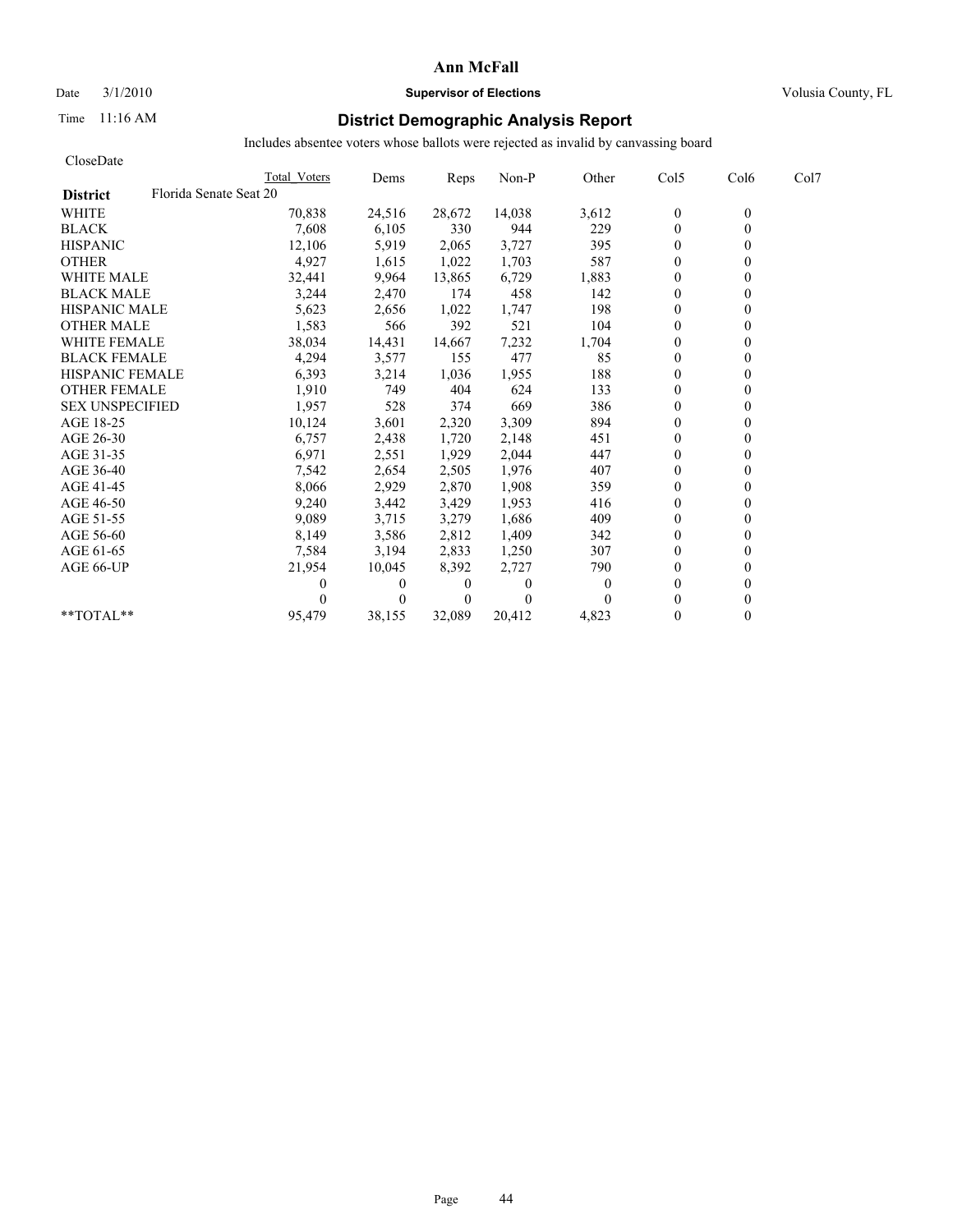# Ann McFall

Date 3/1/2010 **Supervisor of Elections** Volusia County, FL

Time 11:16 AM

## District Demographic Analysis Report

Includes absentee voters whose ballots were rejected as invalid by canvassing board

CloseDate

| District: Florida Senate Seat 20 | Total Voters | Dems | Reps | Non-P | Other | Col5 | Col6 | Col7 |
|---|---|---|---|---|---|---|---|---|
| WHITE | 70,838 | 24,516 | 28,672 | 14,038 | 3,612 | 0 | 0 | |
| BLACK | 7,608 | 6,105 | 330 | 944 | 229 | 0 | 0 | |
| HISPANIC | 12,106 | 5,919 | 2,065 | 3,727 | 395 | 0 | 0 | |
| OTHER | 4,927 | 1,615 | 1,022 | 1,703 | 587 | 0 | 0 | |
| WHITE MALE | 32,441 | 9,964 | 13,865 | 6,729 | 1,883 | 0 | 0 | |
| BLACK MALE | 3,244 | 2,470 | 174 | 458 | 142 | 0 | 0 | |
| HISPANIC MALE | 5,623 | 2,656 | 1,022 | 1,747 | 198 | 0 | 0 | |
| OTHER MALE | 1,583 | 566 | 392 | 521 | 104 | 0 | 0 | |
| WHITE FEMALE | 38,034 | 14,431 | 14,667 | 7,232 | 1,704 | 0 | 0 | |
| BLACK FEMALE | 4,294 | 3,577 | 155 | 477 | 85 | 0 | 0 | |
| HISPANIC FEMALE | 6,393 | 3,214 | 1,036 | 1,955 | 188 | 0 | 0 | |
| OTHER FEMALE | 1,910 | 749 | 404 | 624 | 133 | 0 | 0 | |
| SEX UNSPECIFIED | 1,957 | 528 | 374 | 669 | 386 | 0 | 0 | |
| AGE 18-25 | 10,124 | 3,601 | 2,320 | 3,309 | 894 | 0 | 0 | |
| AGE 26-30 | 6,757 | 2,438 | 1,720 | 2,148 | 451 | 0 | 0 | |
| AGE 31-35 | 6,971 | 2,551 | 1,929 | 2,044 | 447 | 0 | 0 | |
| AGE 36-40 | 7,542 | 2,654 | 2,505 | 1,976 | 407 | 0 | 0 | |
| AGE 41-45 | 8,066 | 2,929 | 2,870 | 1,908 | 359 | 0 | 0 | |
| AGE 46-50 | 9,240 | 3,442 | 3,429 | 1,953 | 416 | 0 | 0 | |
| AGE 51-55 | 9,089 | 3,715 | 3,279 | 1,686 | 409 | 0 | 0 | |
| AGE 56-60 | 8,149 | 3,586 | 2,812 | 1,409 | 342 | 0 | 0 | |
| AGE 61-65 | 7,584 | 3,194 | 2,833 | 1,250 | 307 | 0 | 0 | |
| AGE 66-UP | 21,954 | 10,045 | 8,392 | 2,727 | 790 | 0 | 0 | |
| | 0 | 0 | 0 | 0 | 0 | 0 | 0 | |
| | 0 | 0 | 0 | 0 | 0 | 0 | 0 | |
| **TOTAL** | 95,479 | 38,155 | 32,089 | 20,412 | 4,823 | 0 | 0 | |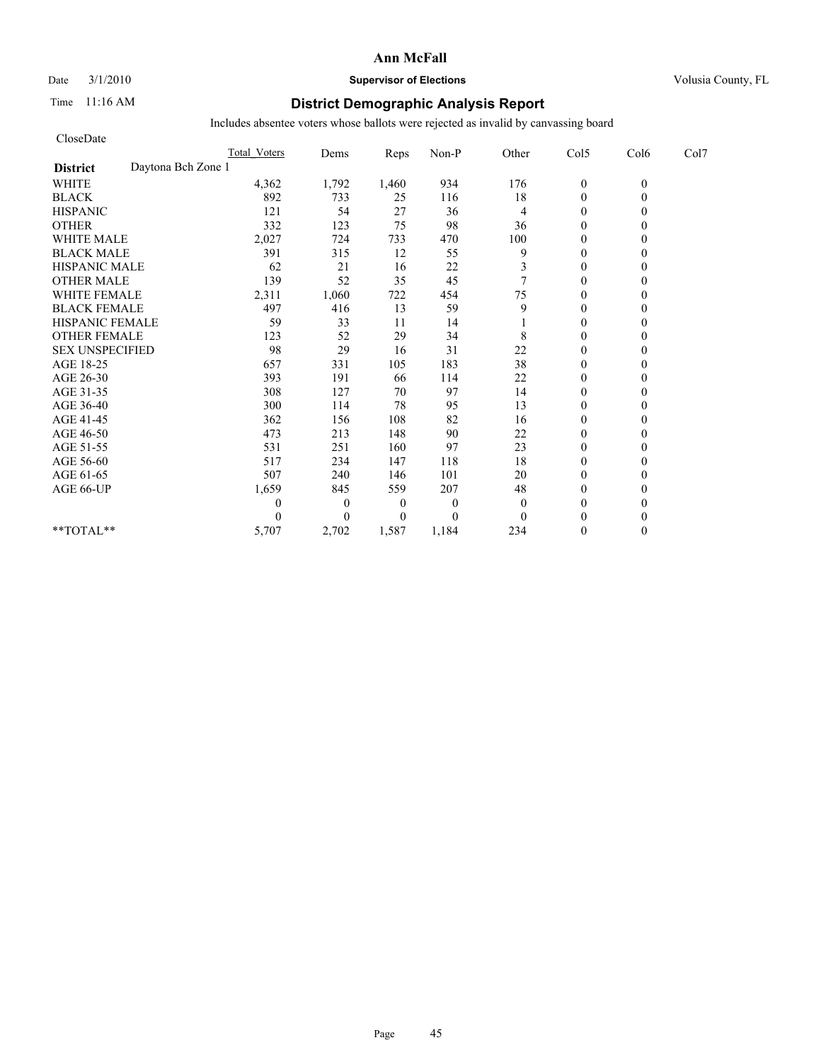# Ann McFall

Date 3/1/2010 **Supervisor of Elections** Volusia County, FL

Time 11:16 AM **District Demographic Analysis Report**

Includes absentee voters whose ballots were rejected as invalid by canvassing board

CloseDate

**District** Daytona Bch Zone 1

| | Total Voters | Dems | Reps | Non-P | Other | Col5 | Col6 | Col7 |
|---|---|---|---|---|---|---|---|---|
| WHITE | 4,362 | 1,792 | 1,460 | 934 | 176 | 0 | 0 | |
| BLACK | 892 | 733 | 25 | 116 | 18 | 0 | 0 | |
| HISPANIC | 121 | 54 | 27 | 36 | 4 | 0 | 0 | |
| OTHER | 332 | 123 | 75 | 98 | 36 | 0 | 0 | |
| WHITE MALE | 2,027 | 724 | 733 | 470 | 100 | 0 | 0 | |
| BLACK MALE | 391 | 315 | 12 | 55 | 9 | 0 | 0 | |
| HISPANIC MALE | 62 | 21 | 16 | 22 | 3 | 0 | 0 | |
| OTHER MALE | 139 | 52 | 35 | 45 | 7 | 0 | 0 | |
| WHITE FEMALE | 2,311 | 1,060 | 722 | 454 | 75 | 0 | 0 | |
| BLACK FEMALE | 497 | 416 | 13 | 59 | 9 | 0 | 0 | |
| HISPANIC FEMALE | 59 | 33 | 11 | 14 | 1 | 0 | 0 | |
| OTHER FEMALE | 123 | 52 | 29 | 34 | 8 | 0 | 0 | |
| SEX UNSPECIFIED | 98 | 29 | 16 | 31 | 22 | 0 | 0 | |
| AGE 18-25 | 657 | 331 | 105 | 183 | 38 | 0 | 0 | |
| AGE 26-30 | 393 | 191 | 66 | 114 | 22 | 0 | 0 | |
| AGE 31-35 | 308 | 127 | 70 | 97 | 14 | 0 | 0 | |
| AGE 36-40 | 300 | 114 | 78 | 95 | 13 | 0 | 0 | |
| AGE 41-45 | 362 | 156 | 108 | 82 | 16 | 0 | 0 | |
| AGE 46-50 | 473 | 213 | 148 | 90 | 22 | 0 | 0 | |
| AGE 51-55 | 531 | 251 | 160 | 97 | 23 | 0 | 0 | |
| AGE 56-60 | 517 | 234 | 147 | 118 | 18 | 0 | 0 | |
| AGE 61-65 | 507 | 240 | 146 | 101 | 20 | 0 | 0 | |
| AGE 66-UP | 1,659 | 845 | 559 | 207 | 48 | 0 | 0 | |
| | 0 | 0 | 0 | 0 | 0 | 0 | 0 | |
| | 0 | 0 | 0 | 0 | 0 | 0 | 0 | |
| **TOTAL** | 5,707 | 2,702 | 1,587 | 1,184 | 234 | 0 | 0 | |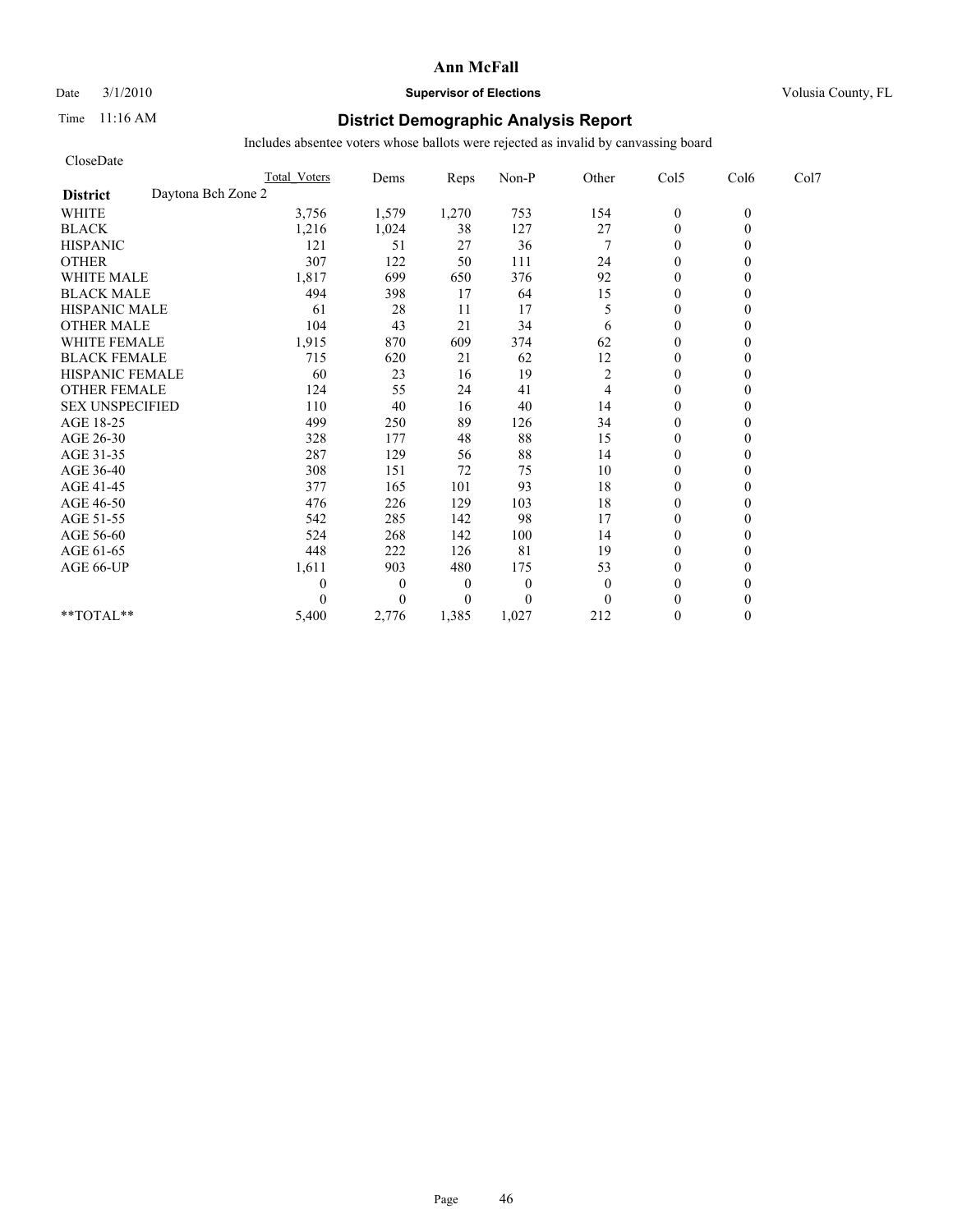**Ann McFall**

Date 3/1/2010 **Supervisor of Elections** Volusia County, FL

Time 11:16 AM

## District Demographic Analysis Report

Includes absentee voters whose ballots were rejected as invalid by canvassing board

CloseDate

| | Total Voters | Dems | Reps | Non-P | Other | Col5 | Col6 | Col7 |
|---|---|---|---|---|---|---|---|---|
| **District** Daytona Bch Zone 2 | | | | | | | | |
| WHITE | 3,756 | 1,579 | 1,270 | 753 | 154 | 0 | 0 | |
| BLACK | 1,216 | 1,024 | 38 | 127 | 27 | 0 | 0 | |
| HISPANIC | 121 | 51 | 27 | 36 | 7 | 0 | 0 | |
| OTHER | 307 | 122 | 50 | 111 | 24 | 0 | 0 | |
| WHITE MALE | 1,817 | 699 | 650 | 376 | 92 | 0 | 0 | |
| BLACK MALE | 494 | 398 | 17 | 64 | 15 | 0 | 0 | |
| HISPANIC MALE | 61 | 28 | 11 | 17 | 5 | 0 | 0 | |
| OTHER MALE | 104 | 43 | 21 | 34 | 6 | 0 | 0 | |
| WHITE FEMALE | 1,915 | 870 | 609 | 374 | 62 | 0 | 0 | |
| BLACK FEMALE | 715 | 620 | 21 | 62 | 12 | 0 | 0 | |
| HISPANIC FEMALE | 60 | 23 | 16 | 19 | 2 | 0 | 0 | |
| OTHER FEMALE | 124 | 55 | 24 | 41 | 4 | 0 | 0 | |
| SEX UNSPECIFIED | 110 | 40 | 16 | 40 | 14 | 0 | 0 | |
| AGE 18-25 | 499 | 250 | 89 | 126 | 34 | 0 | 0 | |
| AGE 26-30 | 328 | 177 | 48 | 88 | 15 | 0 | 0 | |
| AGE 31-35 | 287 | 129 | 56 | 88 | 14 | 0 | 0 | |
| AGE 36-40 | 308 | 151 | 72 | 75 | 10 | 0 | 0 | |
| AGE 41-45 | 377 | 165 | 101 | 93 | 18 | 0 | 0 | |
| AGE 46-50 | 476 | 226 | 129 | 103 | 18 | 0 | 0 | |
| AGE 51-55 | 542 | 285 | 142 | 98 | 17 | 0 | 0 | |
| AGE 56-60 | 524 | 268 | 142 | 100 | 14 | 0 | 0 | |
| AGE 61-65 | 448 | 222 | 126 | 81 | 19 | 0 | 0 | |
| AGE 66-UP | 1,611 | 903 | 480 | 175 | 53 | 0 | 0 | |
| | 0 | 0 | 0 | 0 | 0 | 0 | 0 | |
| | 0 | 0 | 0 | 0 | 0 | 0 | 0 | |
| **TOTAL** | 5,400 | 2,776 | 1,385 | 1,027 | 212 | 0 | 0 | |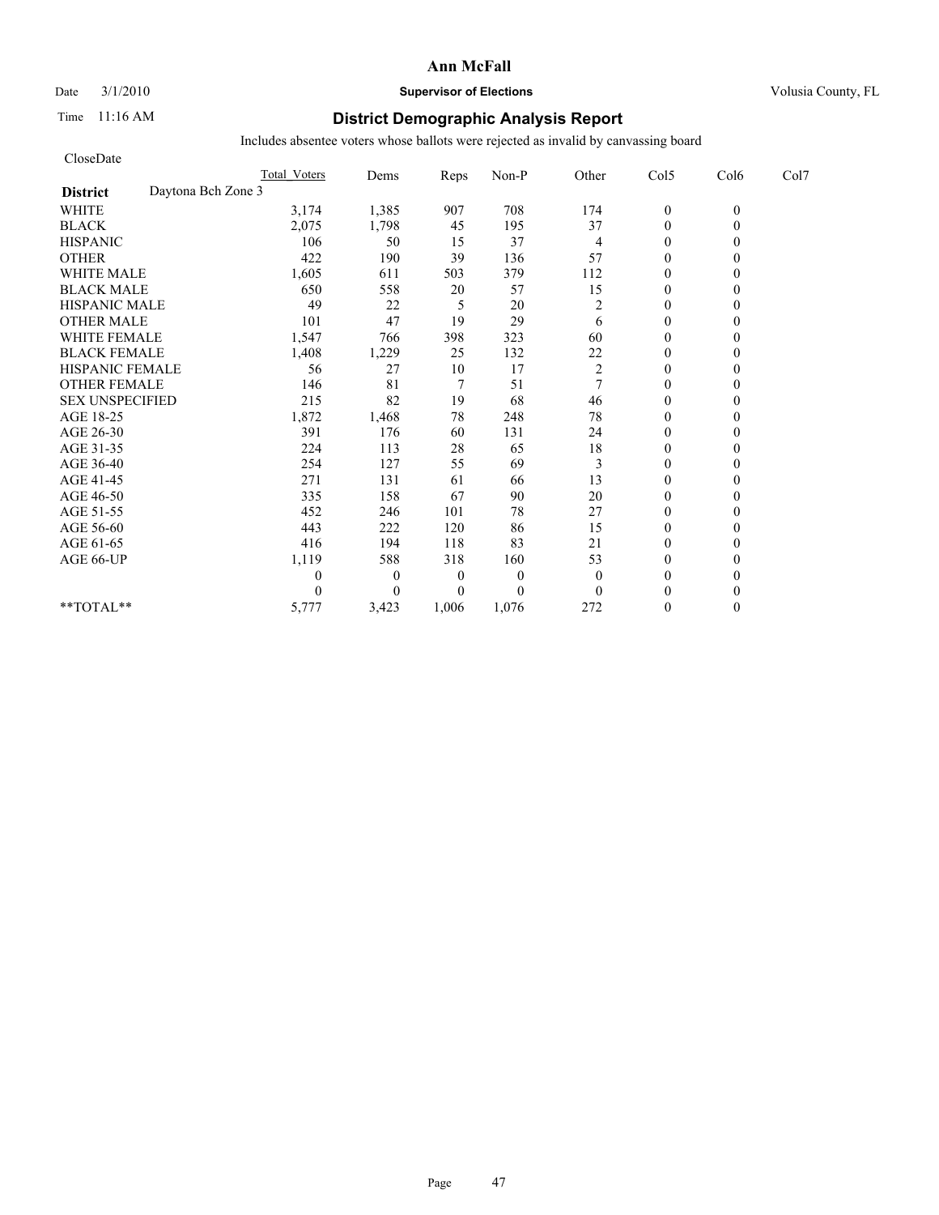**Ann McFall**

Date 3/1/2010 **Supervisor of Elections** Volusia County, FL

Time 11:16 AM **District Demographic Analysis Report**

Includes absentee voters whose ballots were rejected as invalid by canvassing board

CloseDate

| | Total Voters | Dems | Reps | Non-P | Other | Col5 | Col6 | Col7 |
|---|---|---|---|---|---|---|---|---|
| **District** Daytona Bch Zone 3 | | | | | | | | |
| WHITE | 3,174 | 1,385 | 907 | 708 | 174 | 0 | 0 | |
| BLACK | 2,075 | 1,798 | 45 | 195 | 37 | 0 | 0 | |
| HISPANIC | 106 | 50 | 15 | 37 | 4 | 0 | 0 | |
| OTHER | 422 | 190 | 39 | 136 | 57 | 0 | 0 | |
| WHITE MALE | 1,605 | 611 | 503 | 379 | 112 | 0 | 0 | |
| BLACK MALE | 650 | 558 | 20 | 57 | 15 | 0 | 0 | |
| HISPANIC MALE | 49 | 22 | 5 | 20 | 2 | 0 | 0 | |
| OTHER MALE | 101 | 47 | 19 | 29 | 6 | 0 | 0 | |
| WHITE FEMALE | 1,547 | 766 | 398 | 323 | 60 | 0 | 0 | |
| BLACK FEMALE | 1,408 | 1,229 | 25 | 132 | 22 | 0 | 0 | |
| HISPANIC FEMALE | 56 | 27 | 10 | 17 | 2 | 0 | 0 | |
| OTHER FEMALE | 146 | 81 | 7 | 51 | 7 | 0 | 0 | |
| SEX UNSPECIFIED | 215 | 82 | 19 | 68 | 46 | 0 | 0 | |
| AGE 18-25 | 1,872 | 1,468 | 78 | 248 | 78 | 0 | 0 | |
| AGE 26-30 | 391 | 176 | 60 | 131 | 24 | 0 | 0 | |
| AGE 31-35 | 224 | 113 | 28 | 65 | 18 | 0 | 0 | |
| AGE 36-40 | 254 | 127 | 55 | 69 | 3 | 0 | 0 | |
| AGE 41-45 | 271 | 131 | 61 | 66 | 13 | 0 | 0 | |
| AGE 46-50 | 335 | 158 | 67 | 90 | 20 | 0 | 0 | |
| AGE 51-55 | 452 | 246 | 101 | 78 | 27 | 0 | 0 | |
| AGE 56-60 | 443 | 222 | 120 | 86 | 15 | 0 | 0 | |
| AGE 61-65 | 416 | 194 | 118 | 83 | 21 | 0 | 0 | |
| AGE 66-UP | 1,119 | 588 | 318 | 160 | 53 | 0 | 0 | |
| | 0 | 0 | 0 | 0 | 0 | 0 | 0 | |
| | 0 | 0 | 0 | 0 | 0 | 0 | 0 | |
| **TOTAL** | 5,777 | 3,423 | 1,006 | 1,076 | 272 | 0 | 0 | |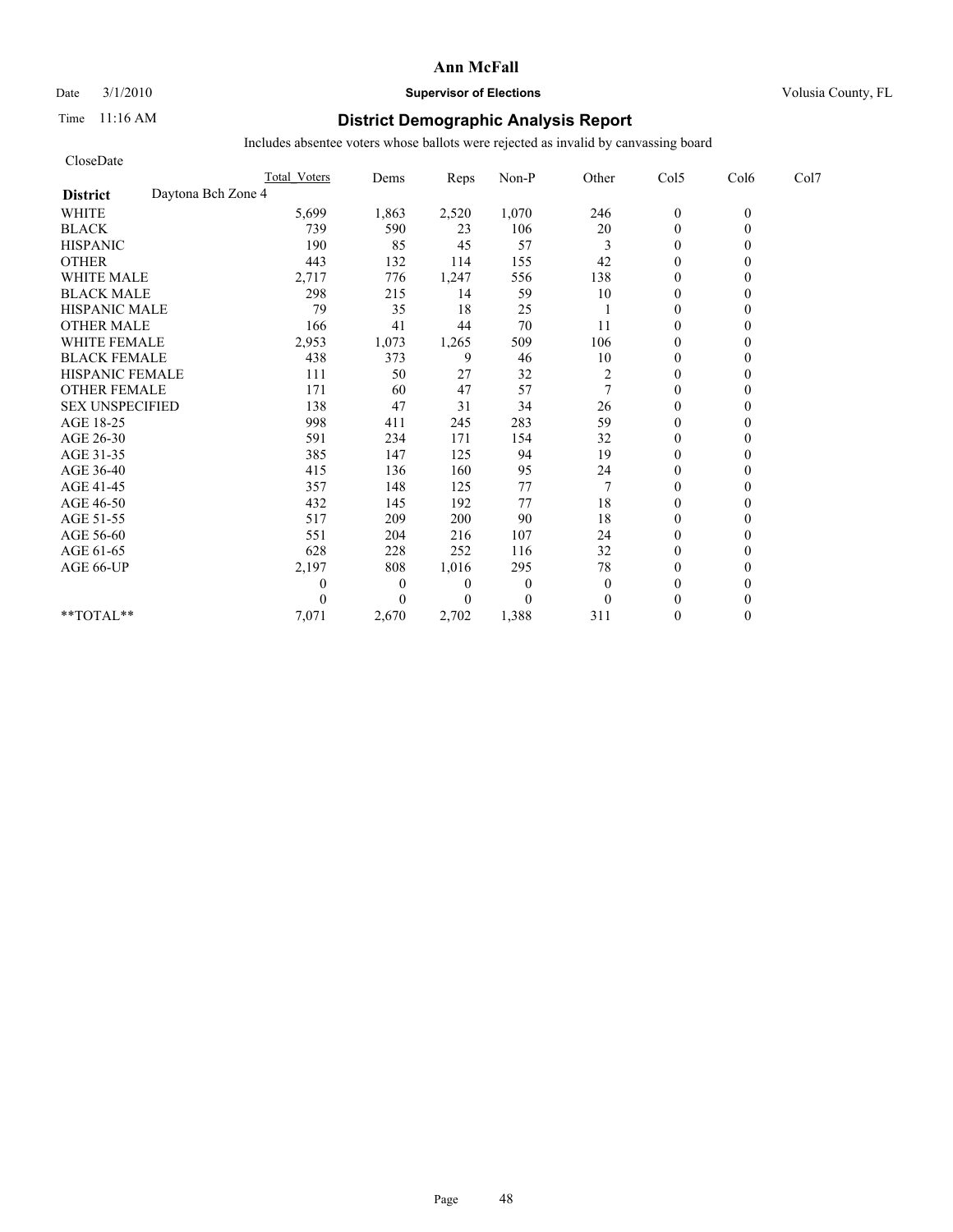# Ann McFall

Date 3/1/2010 **Supervisor of Elections** Volusia County, FL

Time 11:16 AM

## District Demographic Analysis Report

Includes absentee voters whose ballots were rejected as invalid by canvassing board

CloseDate

| | Total Voters | Dems | Reps | Non-P | Other | Col5 | Col6 | Col7 |
|---|---|---|---|---|---|---|---|---|
| **District** Daytona Bch Zone 4 | | | | | | | | |
| WHITE | 5,699 | 1,863 | 2,520 | 1,070 | 246 | 0 | 0 | |
| BLACK | 739 | 590 | 23 | 106 | 20 | 0 | 0 | |
| HISPANIC | 190 | 85 | 45 | 57 | 3 | 0 | 0 | |
| OTHER | 443 | 132 | 114 | 155 | 42 | 0 | 0 | |
| WHITE MALE | 2,717 | 776 | 1,247 | 556 | 138 | 0 | 0 | |
| BLACK MALE | 298 | 215 | 14 | 59 | 10 | 0 | 0 | |
| HISPANIC MALE | 79 | 35 | 18 | 25 | 1 | 0 | 0 | |
| OTHER MALE | 166 | 41 | 44 | 70 | 11 | 0 | 0 | |
| WHITE FEMALE | 2,953 | 1,073 | 1,265 | 509 | 106 | 0 | 0 | |
| BLACK FEMALE | 438 | 373 | 9 | 46 | 10 | 0 | 0 | |
| HISPANIC FEMALE | 111 | 50 | 27 | 32 | 2 | 0 | 0 | |
| OTHER FEMALE | 171 | 60 | 47 | 57 | 7 | 0 | 0 | |
| SEX UNSPECIFIED | 138 | 47 | 31 | 34 | 26 | 0 | 0 | |
| AGE 18-25 | 998 | 411 | 245 | 283 | 59 | 0 | 0 | |
| AGE 26-30 | 591 | 234 | 171 | 154 | 32 | 0 | 0 | |
| AGE 31-35 | 385 | 147 | 125 | 94 | 19 | 0 | 0 | |
| AGE 36-40 | 415 | 136 | 160 | 95 | 24 | 0 | 0 | |
| AGE 41-45 | 357 | 148 | 125 | 77 | 7 | 0 | 0 | |
| AGE 46-50 | 432 | 145 | 192 | 77 | 18 | 0 | 0 | |
| AGE 51-55 | 517 | 209 | 200 | 90 | 18 | 0 | 0 | |
| AGE 56-60 | 551 | 204 | 216 | 107 | 24 | 0 | 0 | |
| AGE 61-65 | 628 | 228 | 252 | 116 | 32 | 0 | 0 | |
| AGE 66-UP | 2,197 | 808 | 1,016 | 295 | 78 | 0 | 0 | |
| | 0 | 0 | 0 | 0 | 0 | 0 | 0 | |
| | 0 | 0 | 0 | 0 | 0 | 0 | 0 | |
| **TOTAL** | 7,071 | 2,670 | 2,702 | 1,388 | 311 | 0 | 0 | |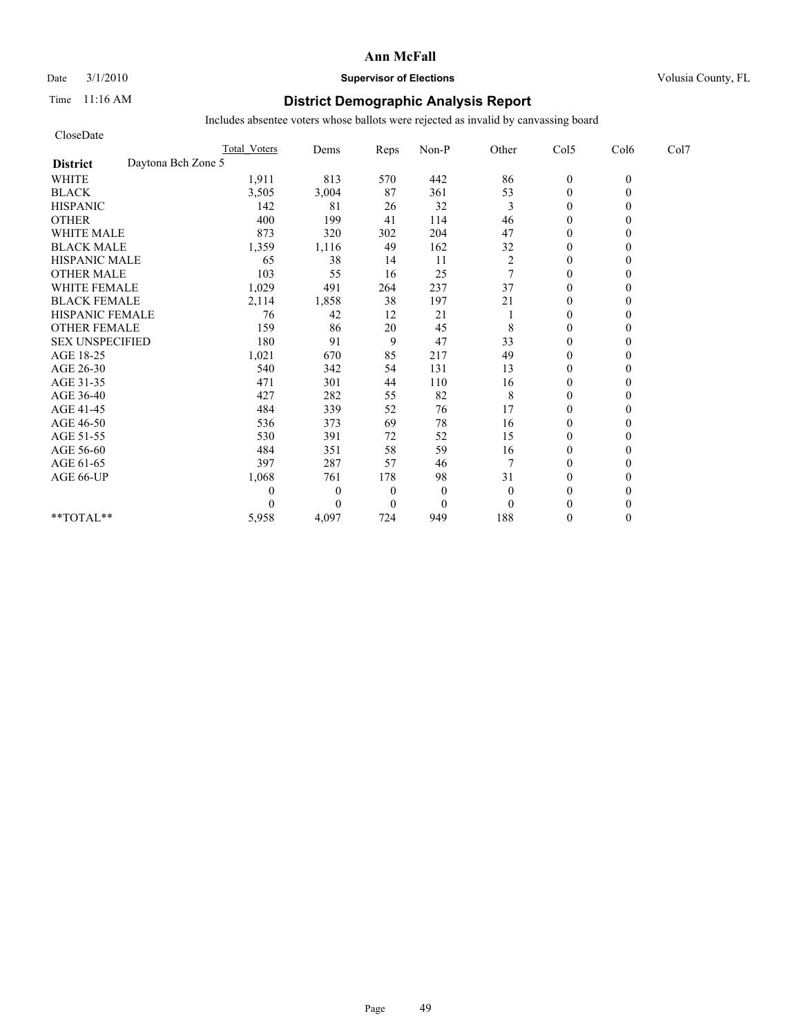# Ann McFall

Date 3/1/2010 **Supervisor of Elections** Volusia County, FL

Time 11:16 AM

## District Demographic Analysis Report

Includes absentee voters whose ballots were rejected as invalid by canvassing board

CloseDate

| | Total Voters | Dems | Reps | Non-P | Other | Col5 | Col6 | Col7 |
|---|---|---|---|---|---|---|---|---|
| **District** Daytona Bch Zone 5 | | | | | | | | |
| WHITE | 1,911 | 813 | 570 | 442 | 86 | 0 | 0 | |
| BLACK | 3,505 | 3,004 | 87 | 361 | 53 | 0 | 0 | |
| HISPANIC | 142 | 81 | 26 | 32 | 3 | 0 | 0 | |
| OTHER | 400 | 199 | 41 | 114 | 46 | 0 | 0 | |
| WHITE MALE | 873 | 320 | 302 | 204 | 47 | 0 | 0 | |
| BLACK MALE | 1,359 | 1,116 | 49 | 162 | 32 | 0 | 0 | |
| HISPANIC MALE | 65 | 38 | 14 | 11 | 2 | 0 | 0 | |
| OTHER MALE | 103 | 55 | 16 | 25 | 7 | 0 | 0 | |
| WHITE FEMALE | 1,029 | 491 | 264 | 237 | 37 | 0 | 0 | |
| BLACK FEMALE | 2,114 | 1,858 | 38 | 197 | 21 | 0 | 0 | |
| HISPANIC FEMALE | 76 | 42 | 12 | 21 | 1 | 0 | 0 | |
| OTHER FEMALE | 159 | 86 | 20 | 45 | 8 | 0 | 0 | |
| SEX UNSPECIFIED | 180 | 91 | 9 | 47 | 33 | 0 | 0 | |
| AGE 18-25 | 1,021 | 670 | 85 | 217 | 49 | 0 | 0 | |
| AGE 26-30 | 540 | 342 | 54 | 131 | 13 | 0 | 0 | |
| AGE 31-35 | 471 | 301 | 44 | 110 | 16 | 0 | 0 | |
| AGE 36-40 | 427 | 282 | 55 | 82 | 8 | 0 | 0 | |
| AGE 41-45 | 484 | 339 | 52 | 76 | 17 | 0 | 0 | |
| AGE 46-50 | 536 | 373 | 69 | 78 | 16 | 0 | 0 | |
| AGE 51-55 | 530 | 391 | 72 | 52 | 15 | 0 | 0 | |
| AGE 56-60 | 484 | 351 | 58 | 59 | 16 | 0 | 0 | |
| AGE 61-65 | 397 | 287 | 57 | 46 | 7 | 0 | 0 | |
| AGE 66-UP | 1,068 | 761 | 178 | 98 | 31 | 0 | 0 | |
| | 0 | 0 | 0 | 0 | 0 | 0 | 0 | |
| | 0 | 0 | 0 | 0 | 0 | 0 | 0 | |
| **TOTAL** | 5,958 | 4,097 | 724 | 949 | 188 | 0 | 0 | |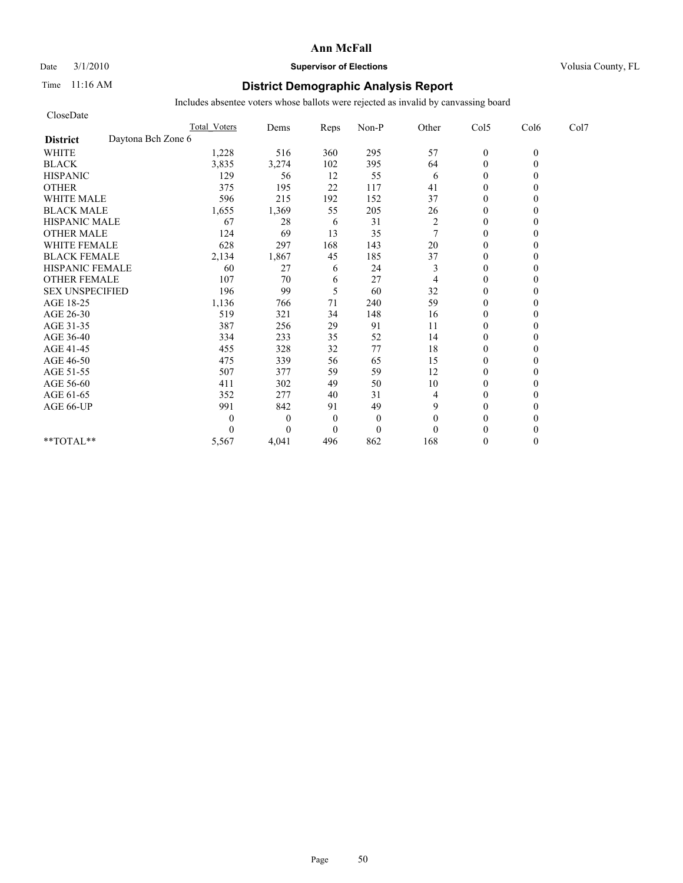# Ann McFall

Date 3/1/2010 **Supervisor of Elections** Volusia County, FL

Time 11:16 AM

## District Demographic Analysis Report

Includes absentee voters whose ballots were rejected as invalid by canvassing board

CloseDate

| | Total Voters | Dems | Reps | Non-P | Other | Col5 | Col6 | Col7 |
|---|---|---|---|---|---|---|---|---|
| **District** Daytona Bch Zone 6 | | | | | | | | |
| WHITE | 1,228 | 516 | 360 | 295 | 57 | 0 | 0 | |
| BLACK | 3,835 | 3,274 | 102 | 395 | 64 | 0 | 0 | |
| HISPANIC | 129 | 56 | 12 | 55 | 6 | 0 | 0 | |
| OTHER | 375 | 195 | 22 | 117 | 41 | 0 | 0 | |
| WHITE MALE | 596 | 215 | 192 | 152 | 37 | 0 | 0 | |
| BLACK MALE | 1,655 | 1,369 | 55 | 205 | 26 | 0 | 0 | |
| HISPANIC MALE | 67 | 28 | 6 | 31 | 2 | 0 | 0 | |
| OTHER MALE | 124 | 69 | 13 | 35 | 7 | 0 | 0 | |
| WHITE FEMALE | 628 | 297 | 168 | 143 | 20 | 0 | 0 | |
| BLACK FEMALE | 2,134 | 1,867 | 45 | 185 | 37 | 0 | 0 | |
| HISPANIC FEMALE | 60 | 27 | 6 | 24 | 3 | 0 | 0 | |
| OTHER FEMALE | 107 | 70 | 6 | 27 | 4 | 0 | 0 | |
| SEX UNSPECIFIED | 196 | 99 | 5 | 60 | 32 | 0 | 0 | |
| AGE 18-25 | 1,136 | 766 | 71 | 240 | 59 | 0 | 0 | |
| AGE 26-30 | 519 | 321 | 34 | 148 | 16 | 0 | 0 | |
| AGE 31-35 | 387 | 256 | 29 | 91 | 11 | 0 | 0 | |
| AGE 36-40 | 334 | 233 | 35 | 52 | 14 | 0 | 0 | |
| AGE 41-45 | 455 | 328 | 32 | 77 | 18 | 0 | 0 | |
| AGE 46-50 | 475 | 339 | 56 | 65 | 15 | 0 | 0 | |
| AGE 51-55 | 507 | 377 | 59 | 59 | 12 | 0 | 0 | |
| AGE 56-60 | 411 | 302 | 49 | 50 | 10 | 0 | 0 | |
| AGE 61-65 | 352 | 277 | 40 | 31 | 4 | 0 | 0 | |
| AGE 66-UP | 991 | 842 | 91 | 49 | 9 | 0 | 0 | |
| | 0 | 0 | 0 | 0 | 0 | 0 | 0 | |
| | 0 | 0 | 0 | 0 | 0 | 0 | 0 | |
| **TOTAL** | 5,567 | 4,041 | 496 | 862 | 168 | 0 | 0 | |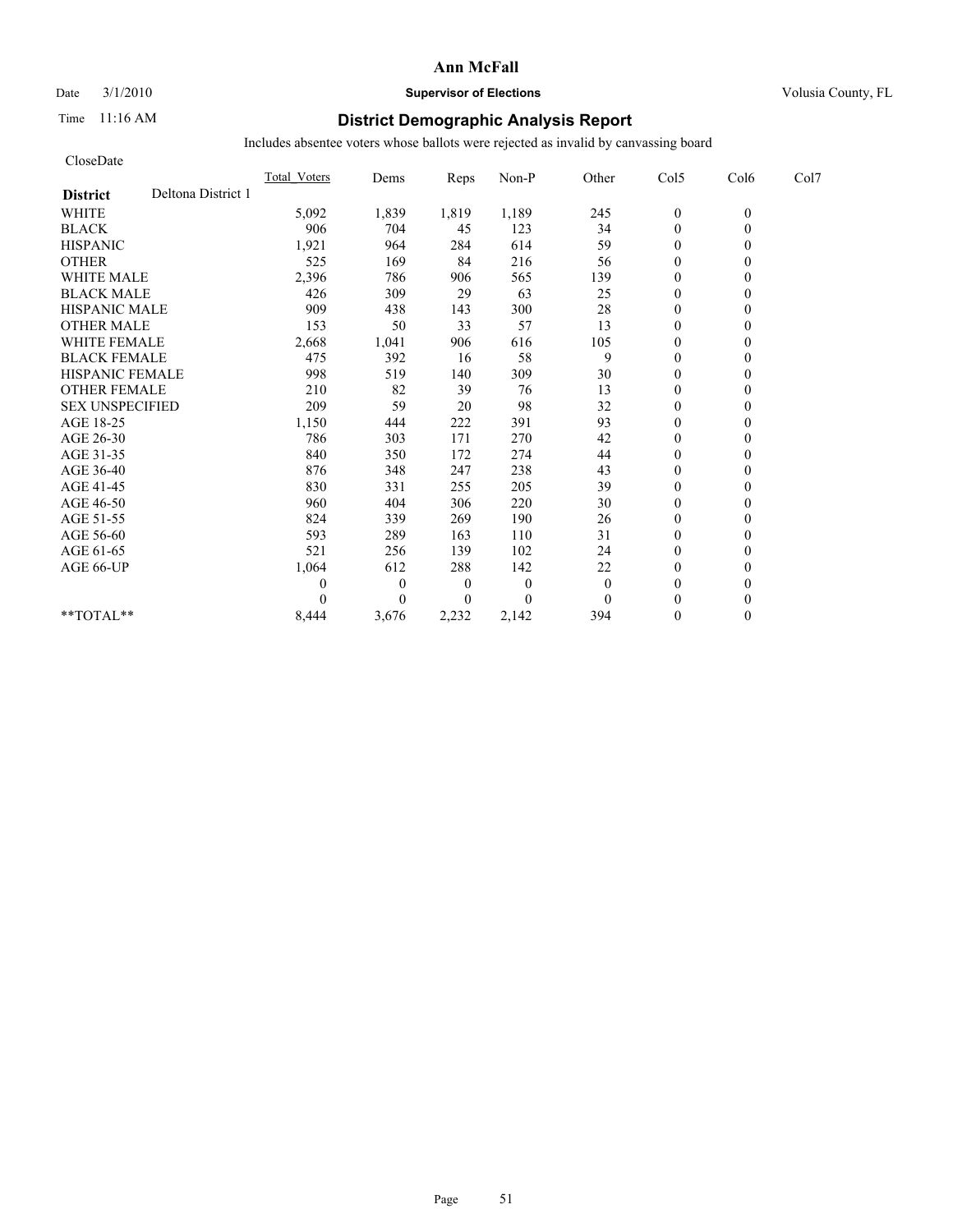# Ann McFall

Date 3/1/2010 **Supervisor of Elections** Volusia County, FL

Time 11:16 AM

## District Demographic Analysis Report

Includes absentee voters whose ballots were rejected as invalid by canvassing board

CloseDate

| | Total_Voters | Dems | Reps | Non-P | Other | Col5 | Col6 | Col7 |
|---|---|---|---|---|---|---|---|---|
| **District** Deltona District 1 | | | | | | | | |
| WHITE | 5,092 | 1,839 | 1,819 | 1,189 | 245 | 0 | 0 | |
| BLACK | 906 | 704 | 45 | 123 | 34 | 0 | 0 | |
| HISPANIC | 1,921 | 964 | 284 | 614 | 59 | 0 | 0 | |
| OTHER | 525 | 169 | 84 | 216 | 56 | 0 | 0 | |
| WHITE MALE | 2,396 | 786 | 906 | 565 | 139 | 0 | 0 | |
| BLACK MALE | 426 | 309 | 29 | 63 | 25 | 0 | 0 | |
| HISPANIC MALE | 909 | 438 | 143 | 300 | 28 | 0 | 0 | |
| OTHER MALE | 153 | 50 | 33 | 57 | 13 | 0 | 0 | |
| WHITE FEMALE | 2,668 | 1,041 | 906 | 616 | 105 | 0 | 0 | |
| BLACK FEMALE | 475 | 392 | 16 | 58 | 9 | 0 | 0 | |
| HISPANIC FEMALE | 998 | 519 | 140 | 309 | 30 | 0 | 0 | |
| OTHER FEMALE | 210 | 82 | 39 | 76 | 13 | 0 | 0 | |
| SEX UNSPECIFIED | 209 | 59 | 20 | 98 | 32 | 0 | 0 | |
| AGE 18-25 | 1,150 | 444 | 222 | 391 | 93 | 0 | 0 | |
| AGE 26-30 | 786 | 303 | 171 | 270 | 42 | 0 | 0 | |
| AGE 31-35 | 840 | 350 | 172 | 274 | 44 | 0 | 0 | |
| AGE 36-40 | 876 | 348 | 247 | 238 | 43 | 0 | 0 | |
| AGE 41-45 | 830 | 331 | 255 | 205 | 39 | 0 | 0 | |
| AGE 46-50 | 960 | 404 | 306 | 220 | 30 | 0 | 0 | |
| AGE 51-55 | 824 | 339 | 269 | 190 | 26 | 0 | 0 | |
| AGE 56-60 | 593 | 289 | 163 | 110 | 31 | 0 | 0 | |
| AGE 61-65 | 521 | 256 | 139 | 102 | 24 | 0 | 0 | |
| AGE 66-UP | 1,064 | 612 | 288 | 142 | 22 | 0 | 0 | |
| | 0 | 0 | 0 | 0 | 0 | 0 | 0 | |
| | 0 | 0 | 0 | 0 | 0 | 0 | 0 | |
| **TOTAL** | 8,444 | 3,676 | 2,232 | 2,142 | 394 | 0 | 0 | |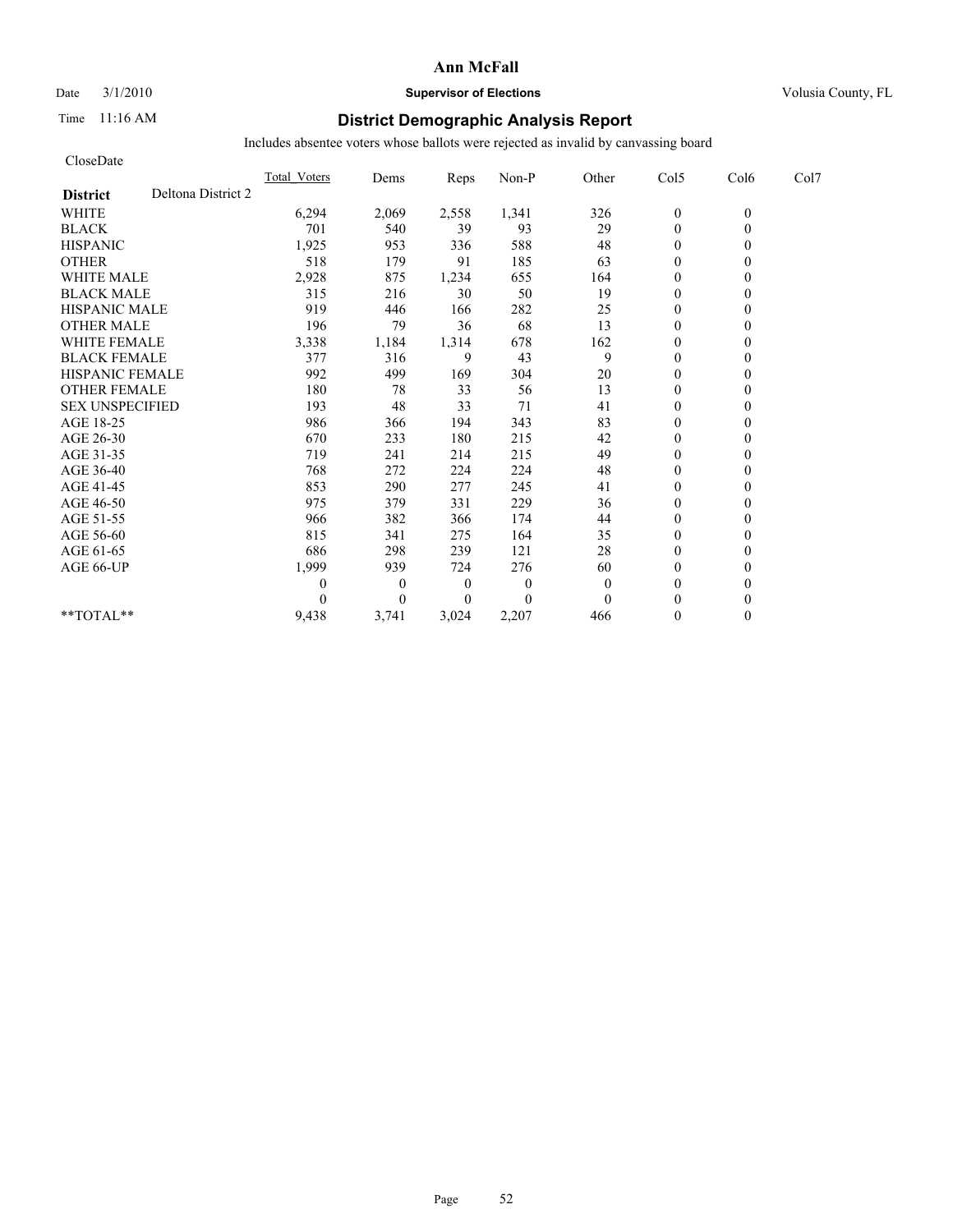# Ann McFall

Date 3/1/2010 **Supervisor of Elections** Volusia County, FL

Time 11:16 AM

## District Demographic Analysis Report

Includes absentee voters whose ballots were rejected as invalid by canvassing board

CloseDate

| **District** Deltona District 2 | Total_Voters | Dems | Reps | Non-P | Other | Col5 | Col6 | Col7 |
|---|---|---|---|---|---|---|---|---|
| WHITE | 6,294 | 2,069 | 2,558 | 1,341 | 326 | 0 | 0 | |
| BLACK | 701 | 540 | 39 | 93 | 29 | 0 | 0 | |
| HISPANIC | 1,925 | 953 | 336 | 588 | 48 | 0 | 0 | |
| OTHER | 518 | 179 | 91 | 185 | 63 | 0 | 0 | |
| WHITE MALE | 2,928 | 875 | 1,234 | 655 | 164 | 0 | 0 | |
| BLACK MALE | 315 | 216 | 30 | 50 | 19 | 0 | 0 | |
| HISPANIC MALE | 919 | 446 | 166 | 282 | 25 | 0 | 0 | |
| OTHER MALE | 196 | 79 | 36 | 68 | 13 | 0 | 0 | |
| WHITE FEMALE | 3,338 | 1,184 | 1,314 | 678 | 162 | 0 | 0 | |
| BLACK FEMALE | 377 | 316 | 9 | 43 | 9 | 0 | 0 | |
| HISPANIC FEMALE | 992 | 499 | 169 | 304 | 20 | 0 | 0 | |
| OTHER FEMALE | 180 | 78 | 33 | 56 | 13 | 0 | 0 | |
| SEX UNSPECIFIED | 193 | 48 | 33 | 71 | 41 | 0 | 0 | |
| AGE 18-25 | 986 | 366 | 194 | 343 | 83 | 0 | 0 | |
| AGE 26-30 | 670 | 233 | 180 | 215 | 42 | 0 | 0 | |
| AGE 31-35 | 719 | 241 | 214 | 215 | 49 | 0 | 0 | |
| AGE 36-40 | 768 | 272 | 224 | 224 | 48 | 0 | 0 | |
| AGE 41-45 | 853 | 290 | 277 | 245 | 41 | 0 | 0 | |
| AGE 46-50 | 975 | 379 | 331 | 229 | 36 | 0 | 0 | |
| AGE 51-55 | 966 | 382 | 366 | 174 | 44 | 0 | 0 | |
| AGE 56-60 | 815 | 341 | 275 | 164 | 35 | 0 | 0 | |
| AGE 61-65 | 686 | 298 | 239 | 121 | 28 | 0 | 0 | |
| AGE 66-UP | 1,999 | 939 | 724 | 276 | 60 | 0 | 0 | |
| | 0 | 0 | 0 | 0 | 0 | 0 | 0 | |
| | 0 | 0 | 0 | 0 | 0 | 0 | 0 | |
| **TOTAL** | 9,438 | 3,741 | 3,024 | 2,207 | 466 | 0 | 0 | |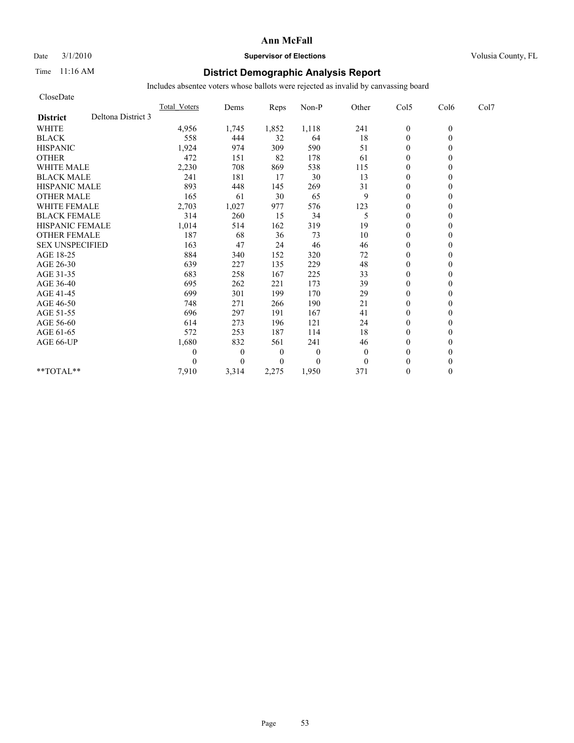**Ann McFall**

Date 3/1/2010 **Supervisor of Elections** Volusia County, FL

Time 11:16 AM

## District Demographic Analysis Report

Includes absentee voters whose ballots were rejected as invalid by canvassing board

CloseDate

| | Total_Voters | Dems | Reps | Non-P | Other | Col5 | Col6 | Col7 |
|---|---|---|---|---|---|---|---|---|
| **District** Deltona District 3 | | | | | | | | |
| WHITE | 4,956 | 1,745 | 1,852 | 1,118 | 241 | 0 | 0 | |
| BLACK | 558 | 444 | 32 | 64 | 18 | 0 | 0 | |
| HISPANIC | 1,924 | 974 | 309 | 590 | 51 | 0 | 0 | |
| OTHER | 472 | 151 | 82 | 178 | 61 | 0 | 0 | |
| WHITE MALE | 2,230 | 708 | 869 | 538 | 115 | 0 | 0 | |
| BLACK MALE | 241 | 181 | 17 | 30 | 13 | 0 | 0 | |
| HISPANIC MALE | 893 | 448 | 145 | 269 | 31 | 0 | 0 | |
| OTHER MALE | 165 | 61 | 30 | 65 | 9 | 0 | 0 | |
| WHITE FEMALE | 2,703 | 1,027 | 977 | 576 | 123 | 0 | 0 | |
| BLACK FEMALE | 314 | 260 | 15 | 34 | 5 | 0 | 0 | |
| HISPANIC FEMALE | 1,014 | 514 | 162 | 319 | 19 | 0 | 0 | |
| OTHER FEMALE | 187 | 68 | 36 | 73 | 10 | 0 | 0 | |
| SEX UNSPECIFIED | 163 | 47 | 24 | 46 | 46 | 0 | 0 | |
| AGE 18-25 | 884 | 340 | 152 | 320 | 72 | 0 | 0 | |
| AGE 26-30 | 639 | 227 | 135 | 229 | 48 | 0 | 0 | |
| AGE 31-35 | 683 | 258 | 167 | 225 | 33 | 0 | 0 | |
| AGE 36-40 | 695 | 262 | 221 | 173 | 39 | 0 | 0 | |
| AGE 41-45 | 699 | 301 | 199 | 170 | 29 | 0 | 0 | |
| AGE 46-50 | 748 | 271 | 266 | 190 | 21 | 0 | 0 | |
| AGE 51-55 | 696 | 297 | 191 | 167 | 41 | 0 | 0 | |
| AGE 56-60 | 614 | 273 | 196 | 121 | 24 | 0 | 0 | |
| AGE 61-65 | 572 | 253 | 187 | 114 | 18 | 0 | 0 | |
| AGE 66-UP | 1,680 | 832 | 561 | 241 | 46 | 0 | 0 | |
| | 0 | 0 | 0 | 0 | 0 | 0 | 0 | |
| | 0 | 0 | 0 | 0 | 0 | 0 | 0 | |
| **TOTAL** | 7,910 | 3,314 | 2,275 | 1,950 | 371 | 0 | 0 | |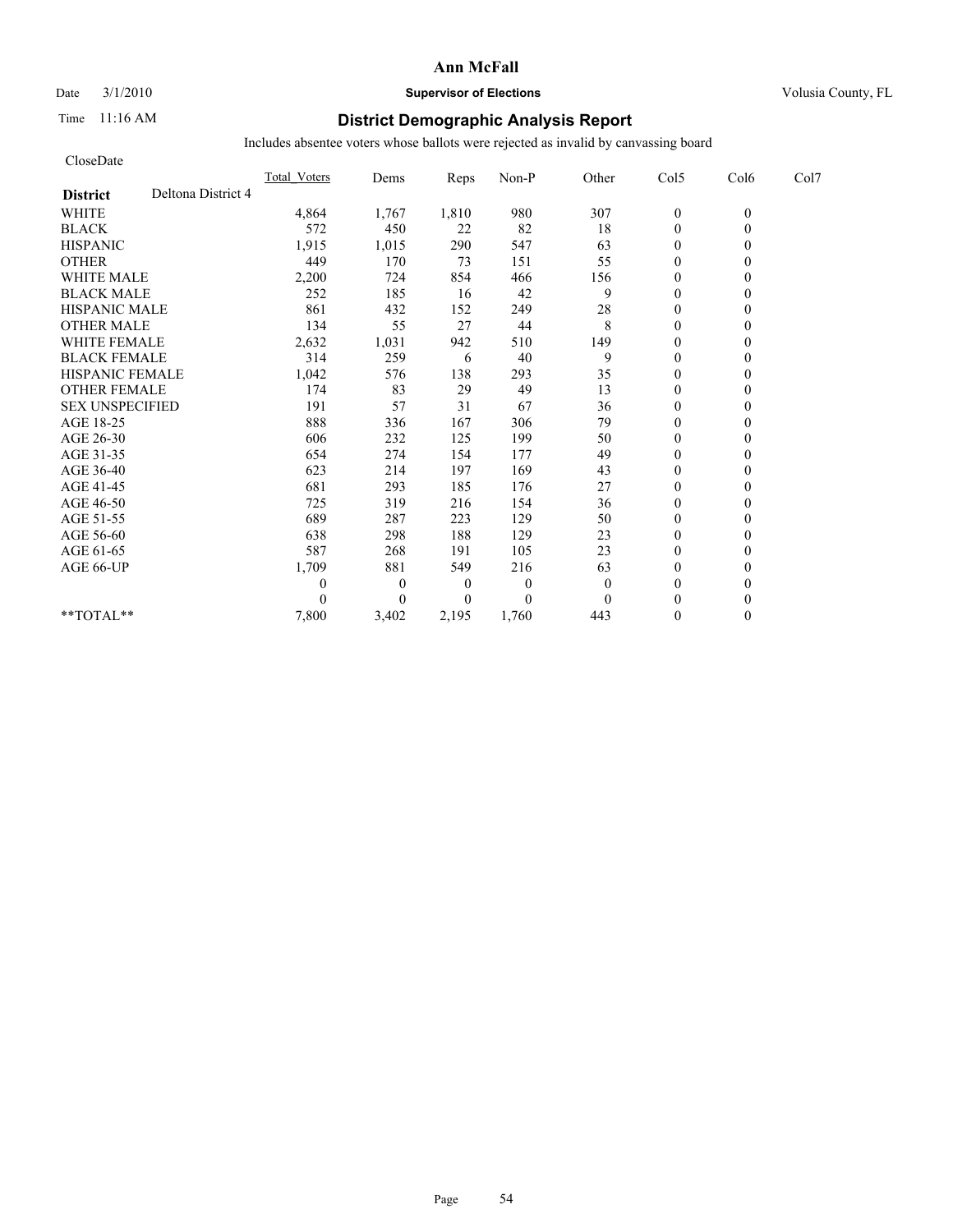**Ann McFall**

Date 3/1/2010 **Supervisor of Elections** Volusia County, FL

Time 11:16 AM

## District Demographic Analysis Report

Includes absentee voters whose ballots were rejected as invalid by canvassing board

CloseDate

| | Total_Voters | Dems | Reps | Non-P | Other | Col5 | Col6 | Col7 |
|---|---|---|---|---|---|---|---|---|
| **District** Deltona District 4 | | | | | | | | |
| WHITE | 4,864 | 1,767 | 1,810 | 980 | 307 | 0 | 0 | |
| BLACK | 572 | 450 | 22 | 82 | 18 | 0 | 0 | |
| HISPANIC | 1,915 | 1,015 | 290 | 547 | 63 | 0 | 0 | |
| OTHER | 449 | 170 | 73 | 151 | 55 | 0 | 0 | |
| WHITE MALE | 2,200 | 724 | 854 | 466 | 156 | 0 | 0 | |
| BLACK MALE | 252 | 185 | 16 | 42 | 9 | 0 | 0 | |
| HISPANIC MALE | 861 | 432 | 152 | 249 | 28 | 0 | 0 | |
| OTHER MALE | 134 | 55 | 27 | 44 | 8 | 0 | 0 | |
| WHITE FEMALE | 2,632 | 1,031 | 942 | 510 | 149 | 0 | 0 | |
| BLACK FEMALE | 314 | 259 | 6 | 40 | 9 | 0 | 0 | |
| HISPANIC FEMALE | 1,042 | 576 | 138 | 293 | 35 | 0 | 0 | |
| OTHER FEMALE | 174 | 83 | 29 | 49 | 13 | 0 | 0 | |
| SEX UNSPECIFIED | 191 | 57 | 31 | 67 | 36 | 0 | 0 | |
| AGE 18-25 | 888 | 336 | 167 | 306 | 79 | 0 | 0 | |
| AGE 26-30 | 606 | 232 | 125 | 199 | 50 | 0 | 0 | |
| AGE 31-35 | 654 | 274 | 154 | 177 | 49 | 0 | 0 | |
| AGE 36-40 | 623 | 214 | 197 | 169 | 43 | 0 | 0 | |
| AGE 41-45 | 681 | 293 | 185 | 176 | 27 | 0 | 0 | |
| AGE 46-50 | 725 | 319 | 216 | 154 | 36 | 0 | 0 | |
| AGE 51-55 | 689 | 287 | 223 | 129 | 50 | 0 | 0 | |
| AGE 56-60 | 638 | 298 | 188 | 129 | 23 | 0 | 0 | |
| AGE 61-65 | 587 | 268 | 191 | 105 | 23 | 0 | 0 | |
| AGE 66-UP | 1,709 | 881 | 549 | 216 | 63 | 0 | 0 | |
| | 0 | 0 | 0 | 0 | 0 | 0 | 0 | |
| | 0 | 0 | 0 | 0 | 0 | 0 | 0 | |
| **TOTAL** | 7,800 | 3,402 | 2,195 | 1,760 | 443 | 0 | 0 | |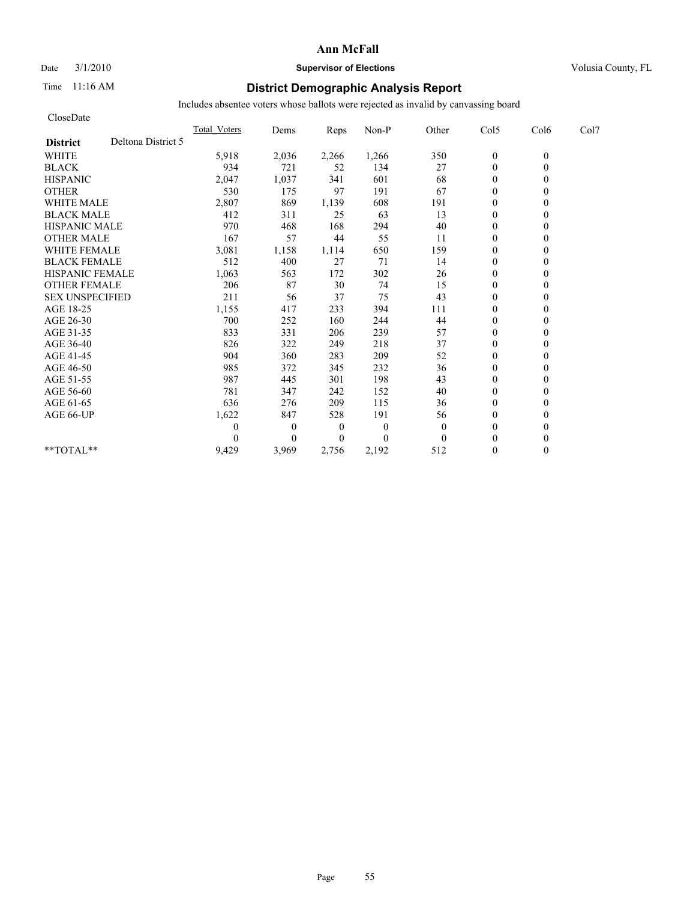# Ann McFall

Date 3/1/2010 **Supervisor of Elections** Volusia County, FL

Time 11:16 AM

## District Demographic Analysis Report

Includes absentee voters whose ballots were rejected as invalid by canvassing board

CloseDate

| **District** Deltona District 5 | Total_Voters | Dems | Reps | Non-P | Other | Col5 | Col6 | Col7 |
|---|---|---|---|---|---|---|---|---|
| WHITE | 5,918 | 2,036 | 2,266 | 1,266 | 350 | 0 | 0 | |
| BLACK | 934 | 721 | 52 | 134 | 27 | 0 | 0 | |
| HISPANIC | 2,047 | 1,037 | 341 | 601 | 68 | 0 | 0 | |
| OTHER | 530 | 175 | 97 | 191 | 67 | 0 | 0 | |
| WHITE MALE | 2,807 | 869 | 1,139 | 608 | 191 | 0 | 0 | |
| BLACK MALE | 412 | 311 | 25 | 63 | 13 | 0 | 0 | |
| HISPANIC MALE | 970 | 468 | 168 | 294 | 40 | 0 | 0 | |
| OTHER MALE | 167 | 57 | 44 | 55 | 11 | 0 | 0 | |
| WHITE FEMALE | 3,081 | 1,158 | 1,114 | 650 | 159 | 0 | 0 | |
| BLACK FEMALE | 512 | 400 | 27 | 71 | 14 | 0 | 0 | |
| HISPANIC FEMALE | 1,063 | 563 | 172 | 302 | 26 | 0 | 0 | |
| OTHER FEMALE | 206 | 87 | 30 | 74 | 15 | 0 | 0 | |
| SEX UNSPECIFIED | 211 | 56 | 37 | 75 | 43 | 0 | 0 | |
| AGE 18-25 | 1,155 | 417 | 233 | 394 | 111 | 0 | 0 | |
| AGE 26-30 | 700 | 252 | 160 | 244 | 44 | 0 | 0 | |
| AGE 31-35 | 833 | 331 | 206 | 239 | 57 | 0 | 0 | |
| AGE 36-40 | 826 | 322 | 249 | 218 | 37 | 0 | 0 | |
| AGE 41-45 | 904 | 360 | 283 | 209 | 52 | 0 | 0 | |
| AGE 46-50 | 985 | 372 | 345 | 232 | 36 | 0 | 0 | |
| AGE 51-55 | 987 | 445 | 301 | 198 | 43 | 0 | 0 | |
| AGE 56-60 | 781 | 347 | 242 | 152 | 40 | 0 | 0 | |
| AGE 61-65 | 636 | 276 | 209 | 115 | 36 | 0 | 0 | |
| AGE 66-UP | 1,622 | 847 | 528 | 191 | 56 | 0 | 0 | |
| | 0 | 0 | 0 | 0 | 0 | 0 | 0 | |
| | 0 | 0 | 0 | 0 | 0 | 0 | 0 | |
| **TOTAL** | 9,429 | 3,969 | 2,756 | 2,192 | 512 | 0 | 0 | |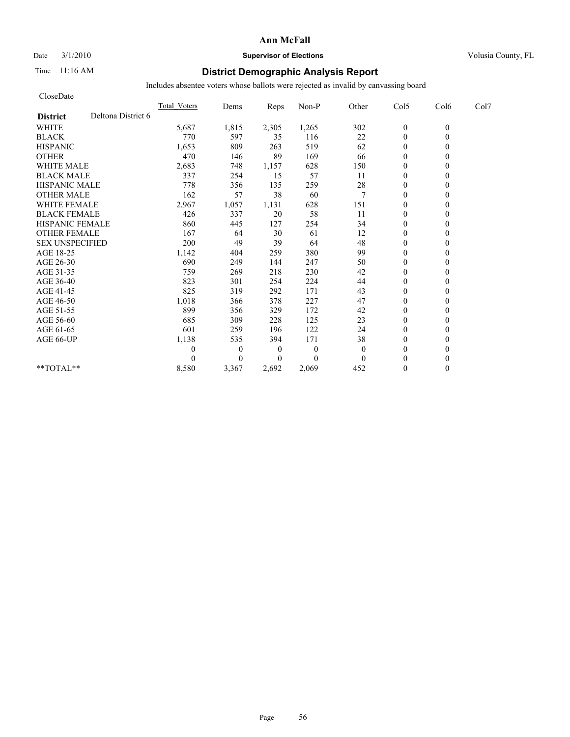# Ann McFall

Date 3/1/2010 **Supervisor of Elections** Volusia County, FL

Time 11:16 AM

## District Demographic Analysis Report

Includes absentee voters whose ballots were rejected as invalid by canvassing board

CloseDate

| | Total_Voters | Dems | Reps | Non-P | Other | Col5 | Col6 | Col7 |
|---|---|---|---|---|---|---|---|---|
| **District** Deltona District 6 | | | | | | | | |
| WHITE | 5,687 | 1,815 | 2,305 | 1,265 | 302 | 0 | 0 | |
| BLACK | 770 | 597 | 35 | 116 | 22 | 0 | 0 | |
| HISPANIC | 1,653 | 809 | 263 | 519 | 62 | 0 | 0 | |
| OTHER | 470 | 146 | 89 | 169 | 66 | 0 | 0 | |
| WHITE MALE | 2,683 | 748 | 1,157 | 628 | 150 | 0 | 0 | |
| BLACK MALE | 337 | 254 | 15 | 57 | 11 | 0 | 0 | |
| HISPANIC MALE | 778 | 356 | 135 | 259 | 28 | 0 | 0 | |
| OTHER MALE | 162 | 57 | 38 | 60 | 7 | 0 | 0 | |
| WHITE FEMALE | 2,967 | 1,057 | 1,131 | 628 | 151 | 0 | 0 | |
| BLACK FEMALE | 426 | 337 | 20 | 58 | 11 | 0 | 0 | |
| HISPANIC FEMALE | 860 | 445 | 127 | 254 | 34 | 0 | 0 | |
| OTHER FEMALE | 167 | 64 | 30 | 61 | 12 | 0 | 0 | |
| SEX UNSPECIFIED | 200 | 49 | 39 | 64 | 48 | 0 | 0 | |
| AGE 18-25 | 1,142 | 404 | 259 | 380 | 99 | 0 | 0 | |
| AGE 26-30 | 690 | 249 | 144 | 247 | 50 | 0 | 0 | |
| AGE 31-35 | 759 | 269 | 218 | 230 | 42 | 0 | 0 | |
| AGE 36-40 | 823 | 301 | 254 | 224 | 44 | 0 | 0 | |
| AGE 41-45 | 825 | 319 | 292 | 171 | 43 | 0 | 0 | |
| AGE 46-50 | 1,018 | 366 | 378 | 227 | 47 | 0 | 0 | |
| AGE 51-55 | 899 | 356 | 329 | 172 | 42 | 0 | 0 | |
| AGE 56-60 | 685 | 309 | 228 | 125 | 23 | 0 | 0 | |
| AGE 61-65 | 601 | 259 | 196 | 122 | 24 | 0 | 0 | |
| AGE 66-UP | 1,138 | 535 | 394 | 171 | 38 | 0 | 0 | |
| | 0 | 0 | 0 | 0 | 0 | 0 | 0 | |
| | 0 | 0 | 0 | 0 | 0 | 0 | 0 | |
| **TOTAL** | 8,580 | 3,367 | 2,692 | 2,069 | 452 | 0 | 0 | |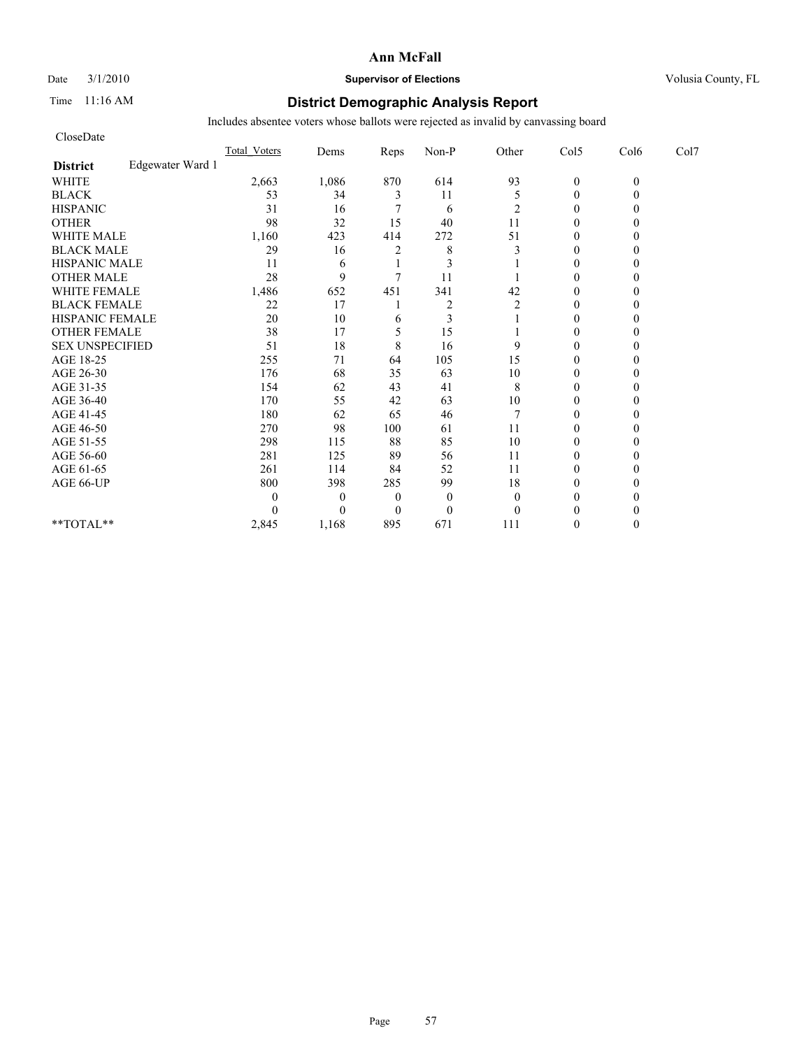# Ann McFall

Date 3/1/2010 **Supervisor of Elections** Volusia County, FL

Time 11:16 AM

## District Demographic Analysis Report

Includes absentee voters whose ballots were rejected as invalid by canvassing board

CloseDate

| | Total_Voters | Dems | Reps | Non-P | Other | Col5 | Col6 | Col7 |
|---|---|---|---|---|---|---|---|---|
| **District** Edgewater Ward 1 | | | | | | | | |
| WHITE | 2,663 | 1,086 | 870 | 614 | 93 | 0 | 0 | |
| BLACK | 53 | 34 | 3 | 11 | 5 | 0 | 0 | |
| HISPANIC | 31 | 16 | 7 | 6 | 2 | 0 | 0 | |
| OTHER | 98 | 32 | 15 | 40 | 11 | 0 | 0 | |
| WHITE MALE | 1,160 | 423 | 414 | 272 | 51 | 0 | 0 | |
| BLACK MALE | 29 | 16 | 2 | 8 | 3 | 0 | 0 | |
| HISPANIC MALE | 11 | 6 | 1 | 3 | 1 | 0 | 0 | |
| OTHER MALE | 28 | 9 | 7 | 11 | 1 | 0 | 0 | |
| WHITE FEMALE | 1,486 | 652 | 451 | 341 | 42 | 0 | 0 | |
| BLACK FEMALE | 22 | 17 | 1 | 2 | 2 | 0 | 0 | |
| HISPANIC FEMALE | 20 | 10 | 6 | 3 | 1 | 0 | 0 | |
| OTHER FEMALE | 38 | 17 | 5 | 15 | 1 | 0 | 0 | |
| SEX UNSPECIFIED | 51 | 18 | 8 | 16 | 9 | 0 | 0 | |
| AGE 18-25 | 255 | 71 | 64 | 105 | 15 | 0 | 0 | |
| AGE 26-30 | 176 | 68 | 35 | 63 | 10 | 0 | 0 | |
| AGE 31-35 | 154 | 62 | 43 | 41 | 8 | 0 | 0 | |
| AGE 36-40 | 170 | 55 | 42 | 63 | 10 | 0 | 0 | |
| AGE 41-45 | 180 | 62 | 65 | 46 | 7 | 0 | 0 | |
| AGE 46-50 | 270 | 98 | 100 | 61 | 11 | 0 | 0 | |
| AGE 51-55 | 298 | 115 | 88 | 85 | 10 | 0 | 0 | |
| AGE 56-60 | 281 | 125 | 89 | 56 | 11 | 0 | 0 | |
| AGE 61-65 | 261 | 114 | 84 | 52 | 11 | 0 | 0 | |
| AGE 66-UP | 800 | 398 | 285 | 99 | 18 | 0 | 0 | |
| | 0 | 0 | 0 | 0 | 0 | 0 | 0 | |
| | 0 | 0 | 0 | 0 | 0 | 0 | 0 | |
| **TOTAL** | 2,845 | 1,168 | 895 | 671 | 111 | 0 | 0 | |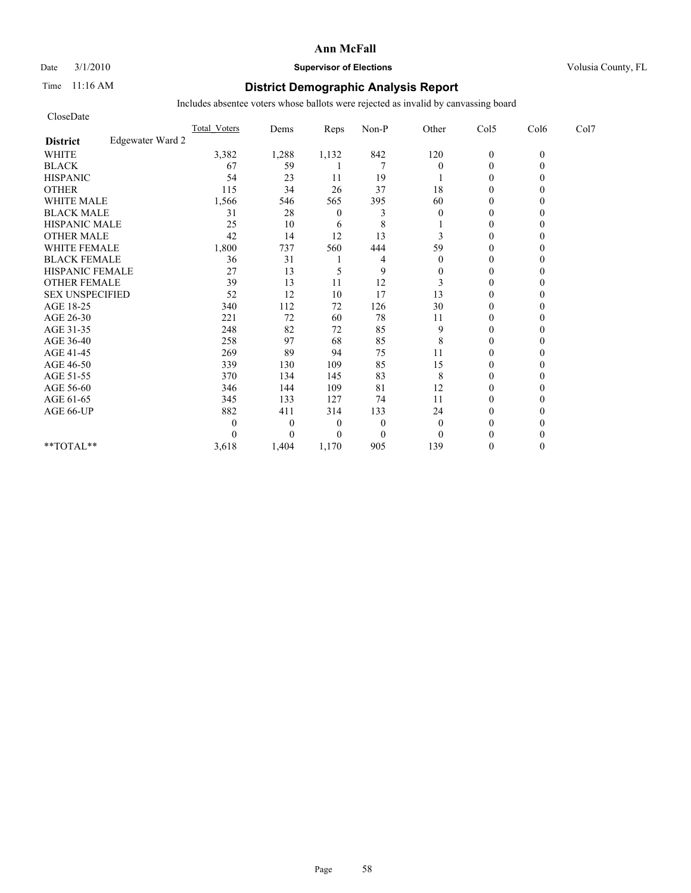# Ann McFall

Date 3/1/2010 **Supervisor of Elections** Volusia County, FL

Time 11:16 AM

## District Demographic Analysis Report

Includes absentee voters whose ballots were rejected as invalid by canvassing board

CloseDate

| | Total_Voters | Dems | Reps | Non-P | Other | Col5 | Col6 | Col7 |
|---|---|---|---|---|---|---|---|---|
| **District** Edgewater Ward 2 | | | | | | | | |
| WHITE | 3,382 | 1,288 | 1,132 | 842 | 120 | 0 | 0 | |
| BLACK | 67 | 59 | 1 | 7 | 0 | 0 | 0 | |
| HISPANIC | 54 | 23 | 11 | 19 | 1 | 0 | 0 | |
| OTHER | 115 | 34 | 26 | 37 | 18 | 0 | 0 | |
| WHITE MALE | 1,566 | 546 | 565 | 395 | 60 | 0 | 0 | |
| BLACK MALE | 31 | 28 | 0 | 3 | 0 | 0 | 0 | |
| HISPANIC MALE | 25 | 10 | 6 | 8 | 1 | 0 | 0 | |
| OTHER MALE | 42 | 14 | 12 | 13 | 3 | 0 | 0 | |
| WHITE FEMALE | 1,800 | 737 | 560 | 444 | 59 | 0 | 0 | |
| BLACK FEMALE | 36 | 31 | 1 | 4 | 0 | 0 | 0 | |
| HISPANIC FEMALE | 27 | 13 | 5 | 9 | 0 | 0 | 0 | |
| OTHER FEMALE | 39 | 13 | 11 | 12 | 3 | 0 | 0 | |
| SEX UNSPECIFIED | 52 | 12 | 10 | 17 | 13 | 0 | 0 | |
| AGE 18-25 | 340 | 112 | 72 | 126 | 30 | 0 | 0 | |
| AGE 26-30 | 221 | 72 | 60 | 78 | 11 | 0 | 0 | |
| AGE 31-35 | 248 | 82 | 72 | 85 | 9 | 0 | 0 | |
| AGE 36-40 | 258 | 97 | 68 | 85 | 8 | 0 | 0 | |
| AGE 41-45 | 269 | 89 | 94 | 75 | 11 | 0 | 0 | |
| AGE 46-50 | 339 | 130 | 109 | 85 | 15 | 0 | 0 | |
| AGE 51-55 | 370 | 134 | 145 | 83 | 8 | 0 | 0 | |
| AGE 56-60 | 346 | 144 | 109 | 81 | 12 | 0 | 0 | |
| AGE 61-65 | 345 | 133 | 127 | 74 | 11 | 0 | 0 | |
| AGE 66-UP | 882 | 411 | 314 | 133 | 24 | 0 | 0 | |
| | 0 | 0 | 0 | 0 | 0 | 0 | 0 | |
| | 0 | 0 | 0 | 0 | 0 | 0 | 0 | |
| **TOTAL** | 3,618 | 1,404 | 1,170 | 905 | 139 | 0 | 0 | |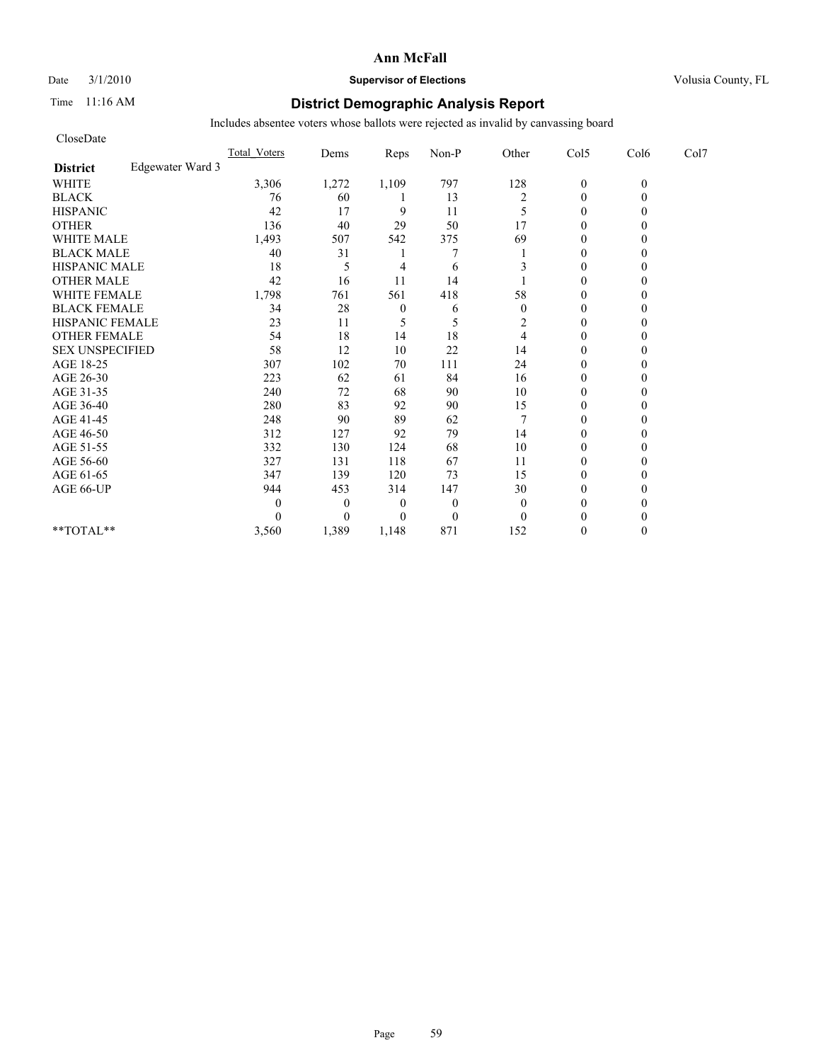# Ann McFall

Date 3/1/2010

**Supervisor of Elections**

Volusia County, FL

Time 11:16 AM

## District Demographic Analysis Report

Includes absentee voters whose ballots were rejected as invalid by canvassing board

CloseDate

| | Total_Voters | Dems | Reps | Non-P | Other | Col5 | Col6 | Col7 |
|---|---|---|---|---|---|---|---|---|
| **District** Edgewater Ward 3 | | | | | | | | |
| WHITE | 3,306 | 1,272 | 1,109 | 797 | 128 | 0 | 0 | |
| BLACK | 76 | 60 | 1 | 13 | 2 | 0 | 0 | |
| HISPANIC | 42 | 17 | 9 | 11 | 5 | 0 | 0 | |
| OTHER | 136 | 40 | 29 | 50 | 17 | 0 | 0 | |
| WHITE MALE | 1,493 | 507 | 542 | 375 | 69 | 0 | 0 | |
| BLACK MALE | 40 | 31 | 1 | 7 | 1 | 0 | 0 | |
| HISPANIC MALE | 18 | 5 | 4 | 6 | 3 | 0 | 0 | |
| OTHER MALE | 42 | 16 | 11 | 14 | 1 | 0 | 0 | |
| WHITE FEMALE | 1,798 | 761 | 561 | 418 | 58 | 0 | 0 | |
| BLACK FEMALE | 34 | 28 | 0 | 6 | 0 | 0 | 0 | |
| HISPANIC FEMALE | 23 | 11 | 5 | 5 | 2 | 0 | 0 | |
| OTHER FEMALE | 54 | 18 | 14 | 18 | 4 | 0 | 0 | |
| SEX UNSPECIFIED | 58 | 12 | 10 | 22 | 14 | 0 | 0 | |
| AGE 18-25 | 307 | 102 | 70 | 111 | 24 | 0 | 0 | |
| AGE 26-30 | 223 | 62 | 61 | 84 | 16 | 0 | 0 | |
| AGE 31-35 | 240 | 72 | 68 | 90 | 10 | 0 | 0 | |
| AGE 36-40 | 280 | 83 | 92 | 90 | 15 | 0 | 0 | |
| AGE 41-45 | 248 | 90 | 89 | 62 | 7 | 0 | 0 | |
| AGE 46-50 | 312 | 127 | 92 | 79 | 14 | 0 | 0 | |
| AGE 51-55 | 332 | 130 | 124 | 68 | 10 | 0 | 0 | |
| AGE 56-60 | 327 | 131 | 118 | 67 | 11 | 0 | 0 | |
| AGE 61-65 | 347 | 139 | 120 | 73 | 15 | 0 | 0 | |
| AGE 66-UP | 944 | 453 | 314 | 147 | 30 | 0 | 0 | |
| | 0 | 0 | 0 | 0 | 0 | 0 | 0 | |
| | 0 | 0 | 0 | 0 | 0 | 0 | 0 | |
| **TOTAL** | 3,560 | 1,389 | 1,148 | 871 | 152 | 0 | 0 | |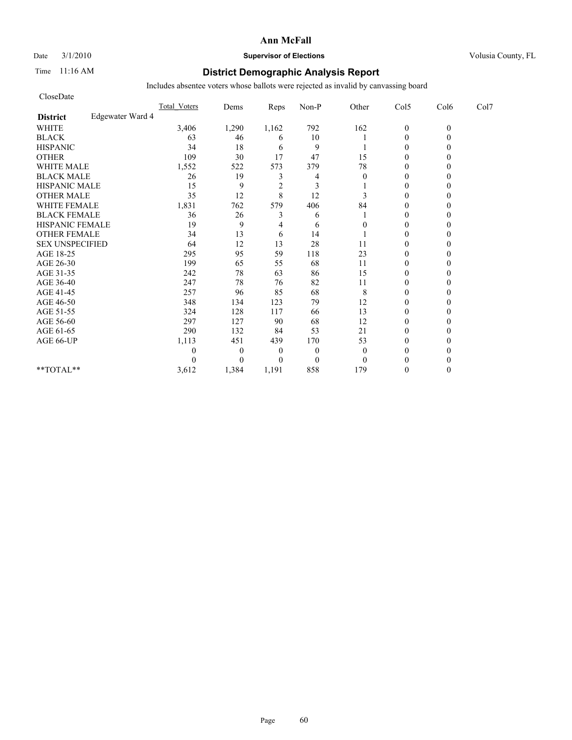**Ann McFall**

Date 3/1/2010 **Supervisor of Elections** Volusia County, FL

Time 11:16 AM **District Demographic Analysis Report**

Includes absentee voters whose ballots were rejected as invalid by canvassing board

CloseDate

| | Total_Voters | Dems | Reps | Non-P | Other | Col5 | Col6 | Col7 |
|---|---|---|---|---|---|---|---|---|
| **District** Edgewater Ward 4 | | | | | | | | |
| WHITE | 3,406 | 1,290 | 1,162 | 792 | 162 | 0 | 0 | |
| BLACK | 63 | 46 | 6 | 10 | 1 | 0 | 0 | |
| HISPANIC | 34 | 18 | 6 | 9 | 1 | 0 | 0 | |
| OTHER | 109 | 30 | 17 | 47 | 15 | 0 | 0 | |
| WHITE MALE | 1,552 | 522 | 573 | 379 | 78 | 0 | 0 | |
| BLACK MALE | 26 | 19 | 3 | 4 | 0 | 0 | 0 | |
| HISPANIC MALE | 15 | 9 | 2 | 3 | 1 | 0 | 0 | |
| OTHER MALE | 35 | 12 | 8 | 12 | 3 | 0 | 0 | |
| WHITE FEMALE | 1,831 | 762 | 579 | 406 | 84 | 0 | 0 | |
| BLACK FEMALE | 36 | 26 | 3 | 6 | 1 | 0 | 0 | |
| HISPANIC FEMALE | 19 | 9 | 4 | 6 | 0 | 0 | 0 | |
| OTHER FEMALE | 34 | 13 | 6 | 14 | 1 | 0 | 0 | |
| SEX UNSPECIFIED | 64 | 12 | 13 | 28 | 11 | 0 | 0 | |
| AGE 18-25 | 295 | 95 | 59 | 118 | 23 | 0 | 0 | |
| AGE 26-30 | 199 | 65 | 55 | 68 | 11 | 0 | 0 | |
| AGE 31-35 | 242 | 78 | 63 | 86 | 15 | 0 | 0 | |
| AGE 36-40 | 247 | 78 | 76 | 82 | 11 | 0 | 0 | |
| AGE 41-45 | 257 | 96 | 85 | 68 | 8 | 0 | 0 | |
| AGE 46-50 | 348 | 134 | 123 | 79 | 12 | 0 | 0 | |
| AGE 51-55 | 324 | 128 | 117 | 66 | 13 | 0 | 0 | |
| AGE 56-60 | 297 | 127 | 90 | 68 | 12 | 0 | 0 | |
| AGE 61-65 | 290 | 132 | 84 | 53 | 21 | 0 | 0 | |
| AGE 66-UP | 1,113 | 451 | 439 | 170 | 53 | 0 | 0 | |
| | 0 | 0 | 0 | 0 | 0 | 0 | 0 | |
| | 0 | 0 | 0 | 0 | 0 | 0 | 0 | |
| **TOTAL** | 3,612 | 1,384 | 1,191 | 858 | 179 | 0 | 0 | |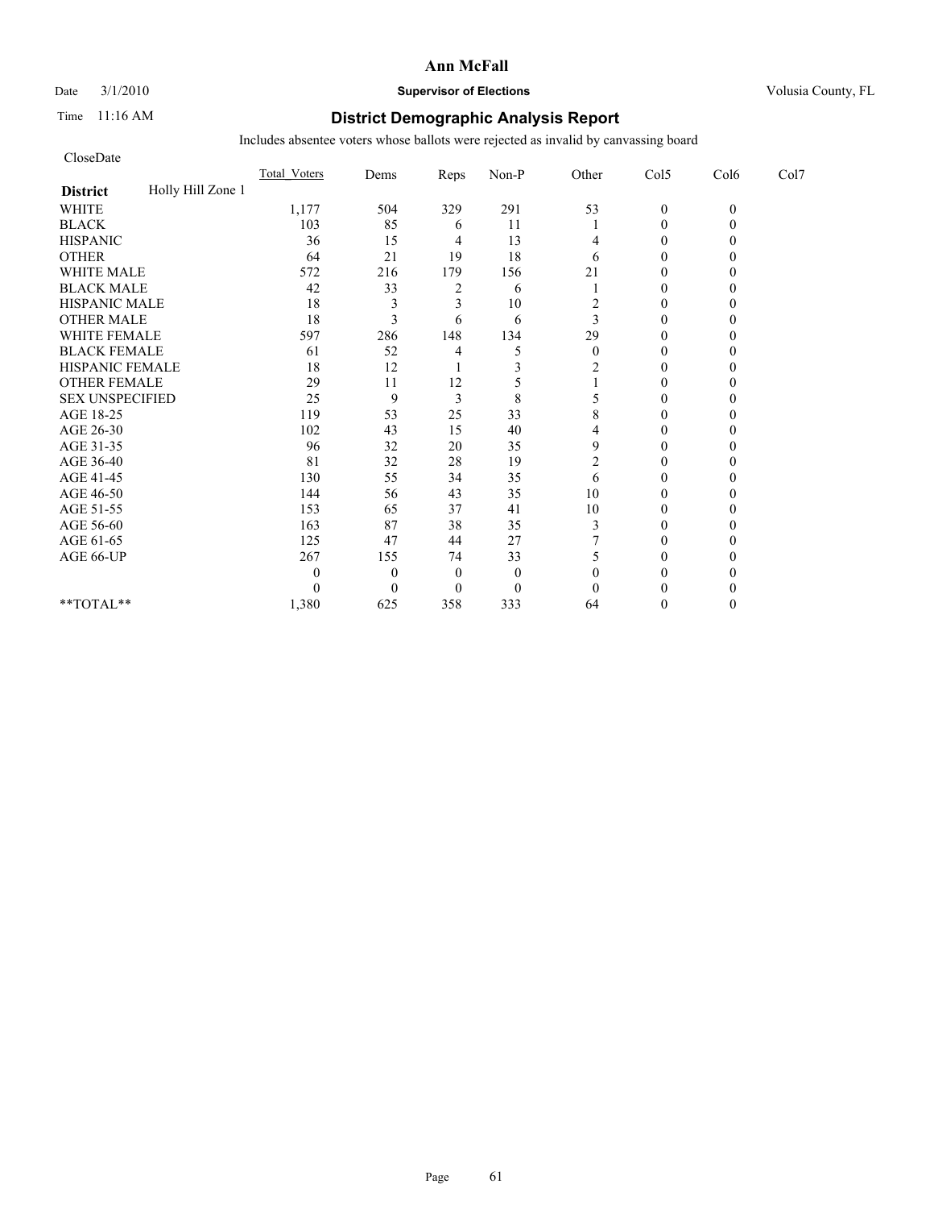**Ann McFall**

Date 3/1/2010 **Supervisor of Elections** Volusia County, FL

Time 11:16 AM

## District Demographic Analysis Report

Includes absentee voters whose ballots were rejected as invalid by canvassing board

CloseDate

| **District** Holly Hill Zone 1 | Total_Voters | Dems | Reps | Non-P | Other | Col5 | Col6 | Col7 |
|---|---|---|---|---|---|---|---|---|
| WHITE | 1,177 | 504 | 329 | 291 | 53 | 0 | 0 | |
| BLACK | 103 | 85 | 6 | 11 | 1 | 0 | 0 | |
| HISPANIC | 36 | 15 | 4 | 13 | 4 | 0 | 0 | |
| OTHER | 64 | 21 | 19 | 18 | 6 | 0 | 0 | |
| WHITE MALE | 572 | 216 | 179 | 156 | 21 | 0 | 0 | |
| BLACK MALE | 42 | 33 | 2 | 6 | 1 | 0 | 0 | |
| HISPANIC MALE | 18 | 3 | 3 | 10 | 2 | 0 | 0 | |
| OTHER MALE | 18 | 3 | 6 | 6 | 3 | 0 | 0 | |
| WHITE FEMALE | 597 | 286 | 148 | 134 | 29 | 0 | 0 | |
| BLACK FEMALE | 61 | 52 | 4 | 5 | 0 | 0 | 0 | |
| HISPANIC FEMALE | 18 | 12 | 1 | 3 | 2 | 0 | 0 | |
| OTHER FEMALE | 29 | 11 | 12 | 5 | 1 | 0 | 0 | |
| SEX UNSPECIFIED | 25 | 9 | 3 | 8 | 5 | 0 | 0 | |
| AGE 18-25 | 119 | 53 | 25 | 33 | 8 | 0 | 0 | |
| AGE 26-30 | 102 | 43 | 15 | 40 | 4 | 0 | 0 | |
| AGE 31-35 | 96 | 32 | 20 | 35 | 9 | 0 | 0 | |
| AGE 36-40 | 81 | 32 | 28 | 19 | 2 | 0 | 0 | |
| AGE 41-45 | 130 | 55 | 34 | 35 | 6 | 0 | 0 | |
| AGE 46-50 | 144 | 56 | 43 | 35 | 10 | 0 | 0 | |
| AGE 51-55 | 153 | 65 | 37 | 41 | 10 | 0 | 0 | |
| AGE 56-60 | 163 | 87 | 38 | 35 | 3 | 0 | 0 | |
| AGE 61-65 | 125 | 47 | 44 | 27 | 7 | 0 | 0 | |
| AGE 66-UP | 267 | 155 | 74 | 33 | 5 | 0 | 0 | |
| | 0 | 0 | 0 | 0 | 0 | 0 | 0 | |
| | 0 | 0 | 0 | 0 | 0 | 0 | 0 | |
| **TOTAL** | 1,380 | 625 | 358 | 333 | 64 | 0 | 0 | |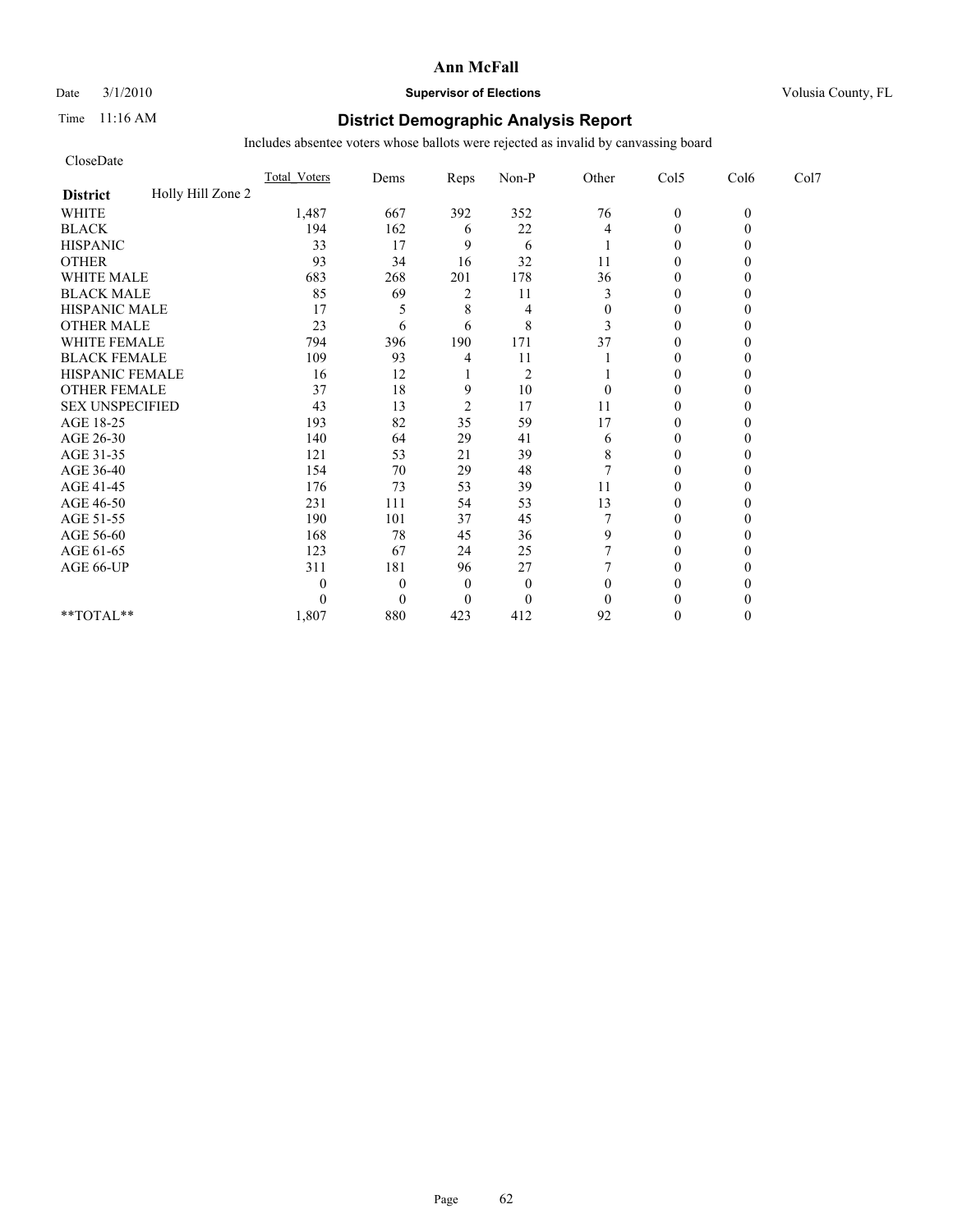**Ann McFall**

Date 3/1/2010 **Supervisor of Elections** Volusia County, FL

Time 11:16 AM

## District Demographic Analysis Report

Includes absentee voters whose ballots were rejected as invalid by canvassing board

CloseDate

| | Total_Voters | Dems | Reps | Non-P | Other | Col5 | Col6 | Col7 |
|---|---|---|---|---|---|---|---|---|
| **District** Holly Hill Zone 2 | | | | | | | | |
| WHITE | 1,487 | 667 | 392 | 352 | 76 | 0 | 0 | |
| BLACK | 194 | 162 | 6 | 22 | 4 | 0 | 0 | |
| HISPANIC | 33 | 17 | 9 | 6 | 1 | 0 | 0 | |
| OTHER | 93 | 34 | 16 | 32 | 11 | 0 | 0 | |
| WHITE MALE | 683 | 268 | 201 | 178 | 36 | 0 | 0 | |
| BLACK MALE | 85 | 69 | 2 | 11 | 3 | 0 | 0 | |
| HISPANIC MALE | 17 | 5 | 8 | 4 | 0 | 0 | 0 | |
| OTHER MALE | 23 | 6 | 6 | 8 | 3 | 0 | 0 | |
| WHITE FEMALE | 794 | 396 | 190 | 171 | 37 | 0 | 0 | |
| BLACK FEMALE | 109 | 93 | 4 | 11 | 1 | 0 | 0 | |
| HISPANIC FEMALE | 16 | 12 | 1 | 2 | 1 | 0 | 0 | |
| OTHER FEMALE | 37 | 18 | 9 | 10 | 0 | 0 | 0 | |
| SEX UNSPECIFIED | 43 | 13 | 2 | 17 | 11 | 0 | 0 | |
| AGE 18-25 | 193 | 82 | 35 | 59 | 17 | 0 | 0 | |
| AGE 26-30 | 140 | 64 | 29 | 41 | 6 | 0 | 0 | |
| AGE 31-35 | 121 | 53 | 21 | 39 | 8 | 0 | 0 | |
| AGE 36-40 | 154 | 70 | 29 | 48 | 7 | 0 | 0 | |
| AGE 41-45 | 176 | 73 | 53 | 39 | 11 | 0 | 0 | |
| AGE 46-50 | 231 | 111 | 54 | 53 | 13 | 0 | 0 | |
| AGE 51-55 | 190 | 101 | 37 | 45 | 7 | 0 | 0 | |
| AGE 56-60 | 168 | 78 | 45 | 36 | 9 | 0 | 0 | |
| AGE 61-65 | 123 | 67 | 24 | 25 | 7 | 0 | 0 | |
| AGE 66-UP | 311 | 181 | 96 | 27 | 7 | 0 | 0 | |
| | 0 | 0 | 0 | 0 | 0 | 0 | 0 | |
| | 0 | 0 | 0 | 0 | 0 | 0 | 0 | |
| **TOTAL** | 1,807 | 880 | 423 | 412 | 92 | 0 | 0 | |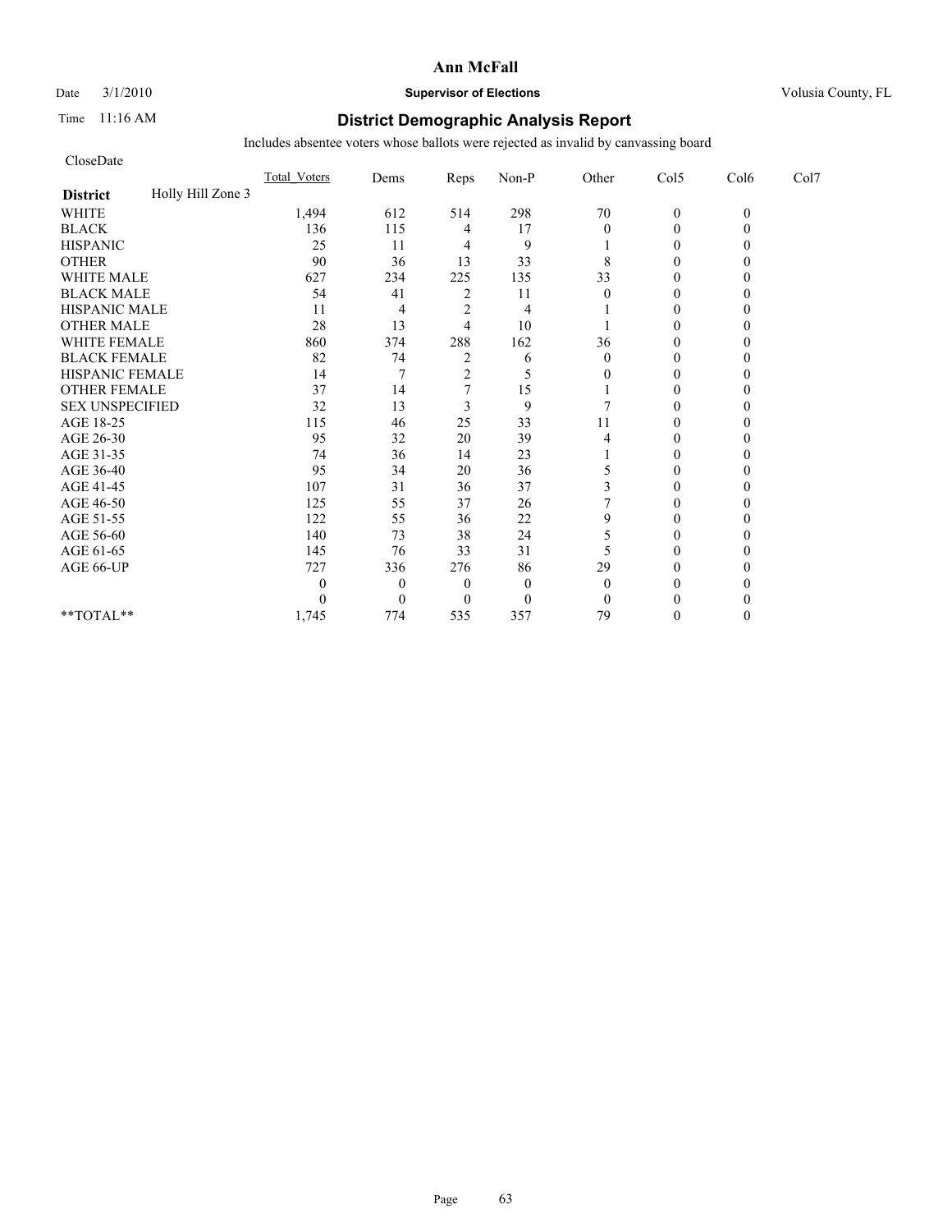**Ann McFall**

Date 3/1/2010 **Supervisor of Elections** Volusia County, FL

Time 11:16 AM

# District Demographic Analysis Report

Includes absentee voters whose ballots were rejected as invalid by canvassing board

CloseDate

| | Total_Voters | Dems | Reps | Non-P | Other | Col5 | Col6 | Col7 |
|---|---|---|---|---|---|---|---|---|
| **District** Holly Hill Zone 3 | | | | | | | | |
| WHITE | 1,494 | 612 | 514 | 298 | 70 | 0 | 0 | |
| BLACK | 136 | 115 | 4 | 17 | 0 | 0 | 0 | |
| HISPANIC | 25 | 11 | 4 | 9 | 1 | 0 | 0 | |
| OTHER | 90 | 36 | 13 | 33 | 8 | 0 | 0 | |
| WHITE MALE | 627 | 234 | 225 | 135 | 33 | 0 | 0 | |
| BLACK MALE | 54 | 41 | 2 | 11 | 0 | 0 | 0 | |
| HISPANIC MALE | 11 | 4 | 2 | 4 | 1 | 0 | 0 | |
| OTHER MALE | 28 | 13 | 4 | 10 | 1 | 0 | 0 | |
| WHITE FEMALE | 860 | 374 | 288 | 162 | 36 | 0 | 0 | |
| BLACK FEMALE | 82 | 74 | 2 | 6 | 0 | 0 | 0 | |
| HISPANIC FEMALE | 14 | 7 | 2 | 5 | 0 | 0 | 0 | |
| OTHER FEMALE | 37 | 14 | 7 | 15 | 1 | 0 | 0 | |
| SEX UNSPECIFIED | 32 | 13 | 3 | 9 | 7 | 0 | 0 | |
| AGE 18-25 | 115 | 46 | 25 | 33 | 11 | 0 | 0 | |
| AGE 26-30 | 95 | 32 | 20 | 39 | 4 | 0 | 0 | |
| AGE 31-35 | 74 | 36 | 14 | 23 | 1 | 0 | 0 | |
| AGE 36-40 | 95 | 34 | 20 | 36 | 5 | 0 | 0 | |
| AGE 41-45 | 107 | 31 | 36 | 37 | 3 | 0 | 0 | |
| AGE 46-50 | 125 | 55 | 37 | 26 | 7 | 0 | 0 | |
| AGE 51-55 | 122 | 55 | 36 | 22 | 9 | 0 | 0 | |
| AGE 56-60 | 140 | 73 | 38 | 24 | 5 | 0 | 0 | |
| AGE 61-65 | 145 | 76 | 33 | 31 | 5 | 0 | 0 | |
| AGE 66-UP | 727 | 336 | 276 | 86 | 29 | 0 | 0 | |
| | 0 | 0 | 0 | 0 | 0 | 0 | 0 | |
| | 0 | 0 | 0 | 0 | 0 | 0 | 0 | |
| **TOTAL** | 1,745 | 774 | 535 | 357 | 79 | 0 | 0 | |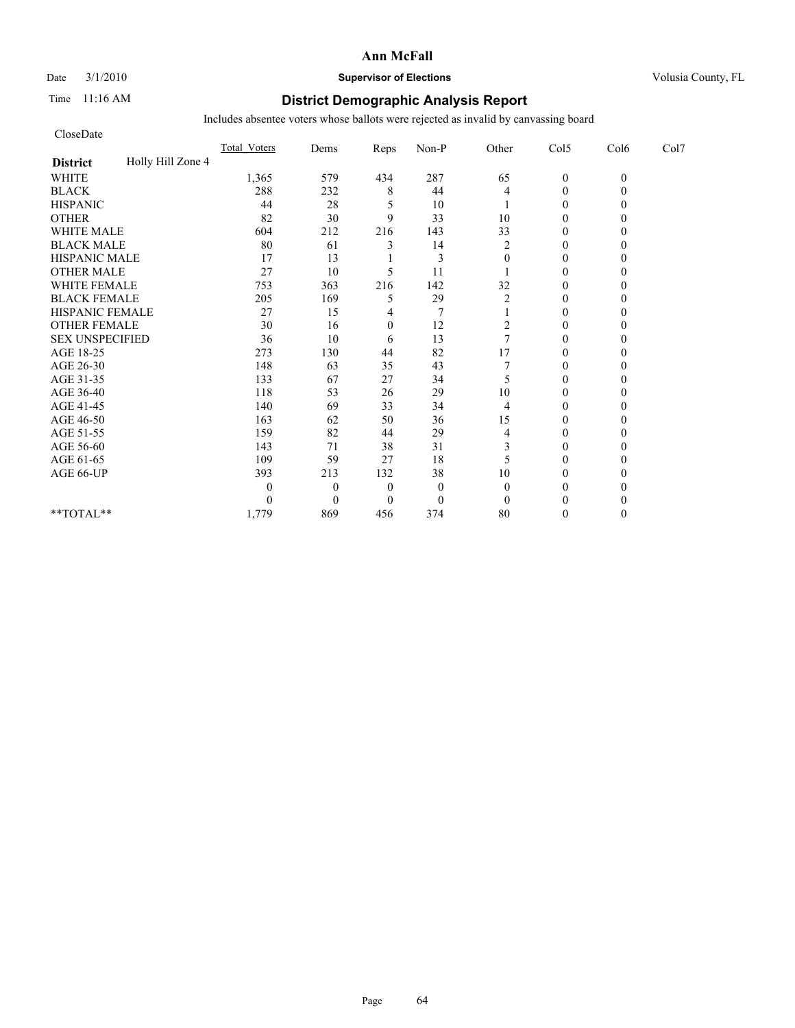**Ann McFall**

Date 3/1/2010 **Supervisor of Elections** Volusia County, FL

Time 11:16 AM

# District Demographic Analysis Report

Includes absentee voters whose ballots were rejected as invalid by canvassing board

CloseDate

| | Total_Voters | Dems | Reps | Non-P | Other | Col5 | Col6 | Col7 |
|---|---|---|---|---|---|---|---|---|
| **District** Holly Hill Zone 4 | | | | | | | | |
| WHITE | 1,365 | 579 | 434 | 287 | 65 | 0 | 0 | |
| BLACK | 288 | 232 | 8 | 44 | 4 | 0 | 0 | |
| HISPANIC | 44 | 28 | 5 | 10 | 1 | 0 | 0 | |
| OTHER | 82 | 30 | 9 | 33 | 10 | 0 | 0 | |
| WHITE MALE | 604 | 212 | 216 | 143 | 33 | 0 | 0 | |
| BLACK MALE | 80 | 61 | 3 | 14 | 2 | 0 | 0 | |
| HISPANIC MALE | 17 | 13 | 1 | 3 | 0 | 0 | 0 | |
| OTHER MALE | 27 | 10 | 5 | 11 | 1 | 0 | 0 | |
| WHITE FEMALE | 753 | 363 | 216 | 142 | 32 | 0 | 0 | |
| BLACK FEMALE | 205 | 169 | 5 | 29 | 2 | 0 | 0 | |
| HISPANIC FEMALE | 27 | 15 | 4 | 7 | 1 | 0 | 0 | |
| OTHER FEMALE | 30 | 16 | 0 | 12 | 2 | 0 | 0 | |
| SEX UNSPECIFIED | 36 | 10 | 6 | 13 | 7 | 0 | 0 | |
| AGE 18-25 | 273 | 130 | 44 | 82 | 17 | 0 | 0 | |
| AGE 26-30 | 148 | 63 | 35 | 43 | 7 | 0 | 0 | |
| AGE 31-35 | 133 | 67 | 27 | 34 | 5 | 0 | 0 | |
| AGE 36-40 | 118 | 53 | 26 | 29 | 10 | 0 | 0 | |
| AGE 41-45 | 140 | 69 | 33 | 34 | 4 | 0 | 0 | |
| AGE 46-50 | 163 | 62 | 50 | 36 | 15 | 0 | 0 | |
| AGE 51-55 | 159 | 82 | 44 | 29 | 4 | 0 | 0 | |
| AGE 56-60 | 143 | 71 | 38 | 31 | 3 | 0 | 0 | |
| AGE 61-65 | 109 | 59 | 27 | 18 | 5 | 0 | 0 | |
| AGE 66-UP | 393 | 213 | 132 | 38 | 10 | 0 | 0 | |
| | 0 | 0 | 0 | 0 | 0 | 0 | 0 | |
| | 0 | 0 | 0 | 0 | 0 | 0 | 0 | |
| **TOTAL** | 1,779 | 869 | 456 | 374 | 80 | 0 | 0 | |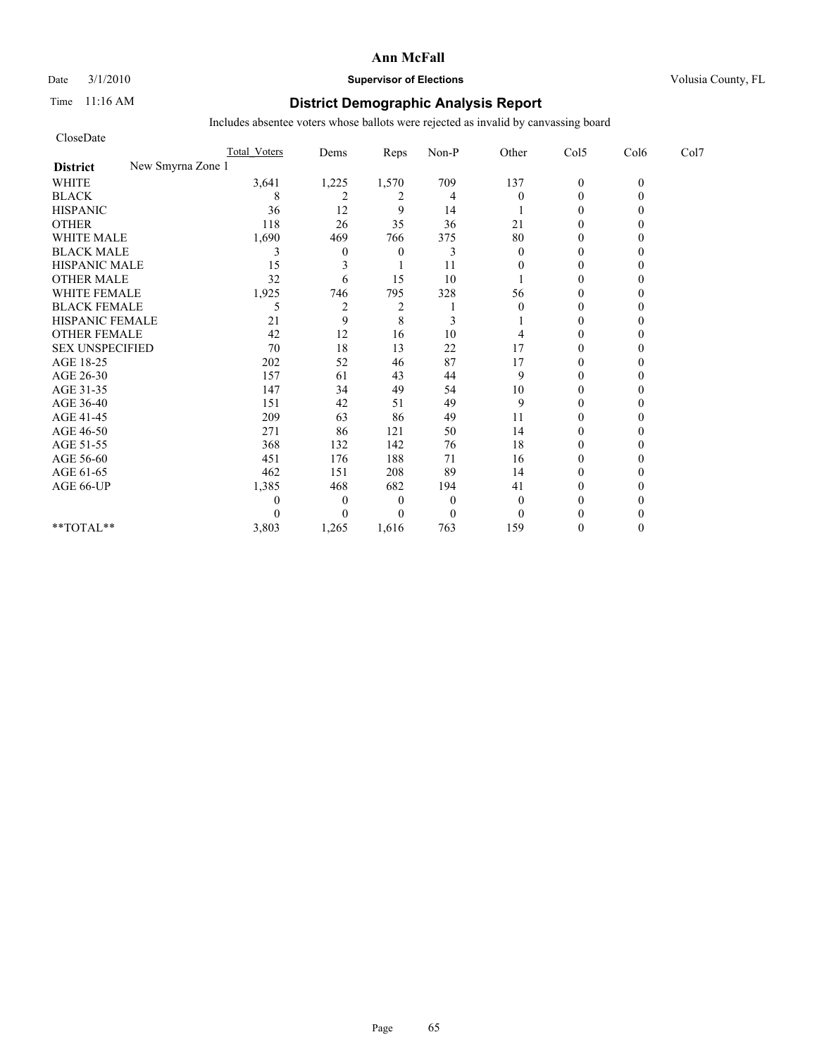**Ann McFall**

Date 3/1/2010 **Supervisor of Elections** Volusia County, FL

Time 11:16 AM

# District Demographic Analysis Report

Includes absentee voters whose ballots were rejected as invalid by canvassing board

CloseDate

| | Total_Voters | Dems | Reps | Non-P | Other | Col5 | Col6 | Col7 |
|---|---|---|---|---|---|---|---|---|
| **District** New Smyrna Zone 1 | | | | | | | | |
| WHITE | 3,641 | 1,225 | 1,570 | 709 | 137 | 0 | 0 | |
| BLACK | 8 | 2 | 2 | 4 | 0 | 0 | 0 | |
| HISPANIC | 36 | 12 | 9 | 14 | 1 | 0 | 0 | |
| OTHER | 118 | 26 | 35 | 36 | 21 | 0 | 0 | |
| WHITE MALE | 1,690 | 469 | 766 | 375 | 80 | 0 | 0 | |
| BLACK MALE | 3 | 0 | 0 | 3 | 0 | 0 | 0 | |
| HISPANIC MALE | 15 | 3 | 1 | 11 | 0 | 0 | 0 | |
| OTHER MALE | 32 | 6 | 15 | 10 | 1 | 0 | 0 | |
| WHITE FEMALE | 1,925 | 746 | 795 | 328 | 56 | 0 | 0 | |
| BLACK FEMALE | 5 | 2 | 2 | 1 | 0 | 0 | 0 | |
| HISPANIC FEMALE | 21 | 9 | 8 | 3 | 1 | 0 | 0 | |
| OTHER FEMALE | 42 | 12 | 16 | 10 | 4 | 0 | 0 | |
| SEX UNSPECIFIED | 70 | 18 | 13 | 22 | 17 | 0 | 0 | |
| AGE 18-25 | 202 | 52 | 46 | 87 | 17 | 0 | 0 | |
| AGE 26-30 | 157 | 61 | 43 | 44 | 9 | 0 | 0 | |
| AGE 31-35 | 147 | 34 | 49 | 54 | 10 | 0 | 0 | |
| AGE 36-40 | 151 | 42 | 51 | 49 | 9 | 0 | 0 | |
| AGE 41-45 | 209 | 63 | 86 | 49 | 11 | 0 | 0 | |
| AGE 46-50 | 271 | 86 | 121 | 50 | 14 | 0 | 0 | |
| AGE 51-55 | 368 | 132 | 142 | 76 | 18 | 0 | 0 | |
| AGE 56-60 | 451 | 176 | 188 | 71 | 16 | 0 | 0 | |
| AGE 61-65 | 462 | 151 | 208 | 89 | 14 | 0 | 0 | |
| AGE 66-UP | 1,385 | 468 | 682 | 194 | 41 | 0 | 0 | |
| | 0 | 0 | 0 | 0 | 0 | 0 | 0 | |
| | 0 | 0 | 0 | 0 | 0 | 0 | 0 | |
| **TOTAL** | 3,803 | 1,265 | 1,616 | 763 | 159 | 0 | 0 | |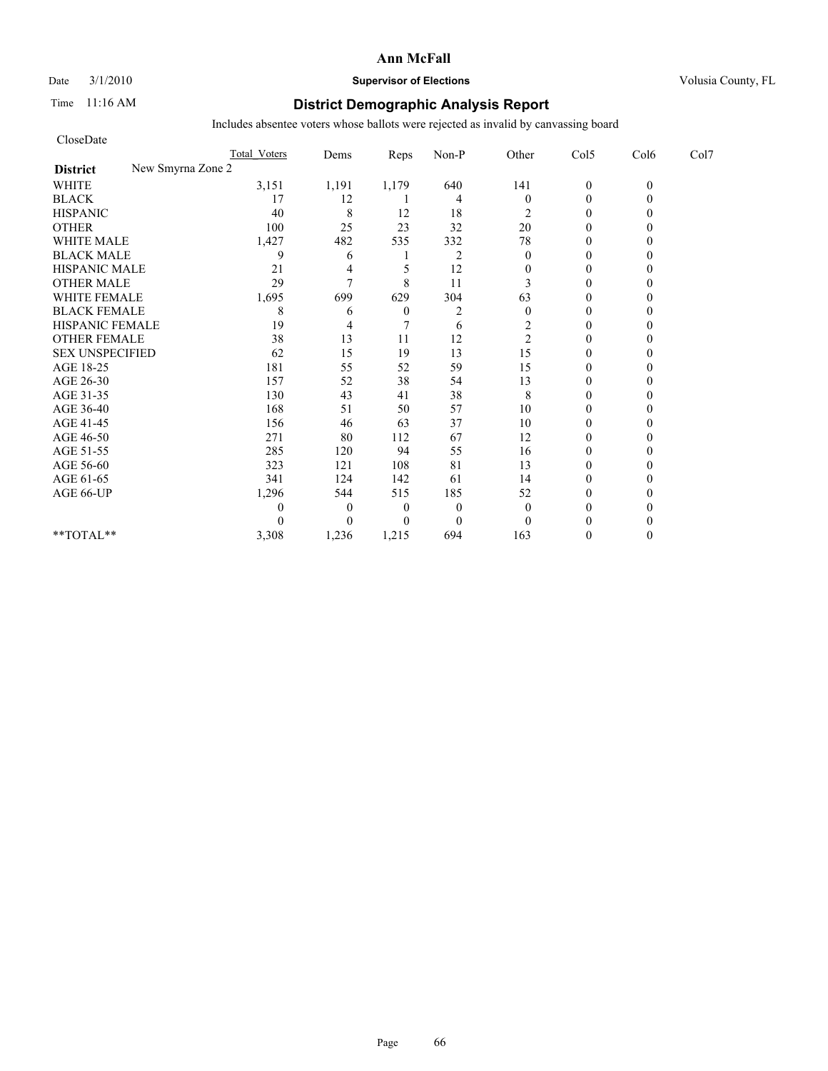# Ann McFall

Date 3/1/2010 **Supervisor of Elections** Volusia County, FL

Time 11:16 AM

## District Demographic Analysis Report

Includes absentee voters whose ballots were rejected as invalid by canvassing board

CloseDate

| District: New Smyrna Zone 2 | Total Voters | Dems | Reps | Non-P | Other | Col5 | Col6 | Col7 |
|---|---|---|---|---|---|---|---|---|
| WHITE | 3,151 | 1,191 | 1,179 | 640 | 141 | 0 | 0 | |
| BLACK | 17 | 12 | 1 | 4 | 0 | 0 | 0 | |
| HISPANIC | 40 | 8 | 12 | 18 | 2 | 0 | 0 | |
| OTHER | 100 | 25 | 23 | 32 | 20 | 0 | 0 | |
| WHITE MALE | 1,427 | 482 | 535 | 332 | 78 | 0 | 0 | |
| BLACK MALE | 9 | 6 | 1 | 2 | 0 | 0 | 0 | |
| HISPANIC MALE | 21 | 4 | 5 | 12 | 0 | 0 | 0 | |
| OTHER MALE | 29 | 7 | 8 | 11 | 3 | 0 | 0 | |
| WHITE FEMALE | 1,695 | 699 | 629 | 304 | 63 | 0 | 0 | |
| BLACK FEMALE | 8 | 6 | 0 | 2 | 0 | 0 | 0 | |
| HISPANIC FEMALE | 19 | 4 | 7 | 6 | 2 | 0 | 0 | |
| OTHER FEMALE | 38 | 13 | 11 | 12 | 2 | 0 | 0 | |
| SEX UNSPECIFIED | 62 | 15 | 19 | 13 | 15 | 0 | 0 | |
| AGE 18-25 | 181 | 55 | 52 | 59 | 15 | 0 | 0 | |
| AGE 26-30 | 157 | 52 | 38 | 54 | 13 | 0 | 0 | |
| AGE 31-35 | 130 | 43 | 41 | 38 | 8 | 0 | 0 | |
| AGE 36-40 | 168 | 51 | 50 | 57 | 10 | 0 | 0 | |
| AGE 41-45 | 156 | 46 | 63 | 37 | 10 | 0 | 0 | |
| AGE 46-50 | 271 | 80 | 112 | 67 | 12 | 0 | 0 | |
| AGE 51-55 | 285 | 120 | 94 | 55 | 16 | 0 | 0 | |
| AGE 56-60 | 323 | 121 | 108 | 81 | 13 | 0 | 0 | |
| AGE 61-65 | 341 | 124 | 142 | 61 | 14 | 0 | 0 | |
| AGE 66-UP | 1,296 | 544 | 515 | 185 | 52 | 0 | 0 | |
| | 0 | 0 | 0 | 0 | 0 | 0 | 0 | |
| | 0 | 0 | 0 | 0 | 0 | 0 | 0 | |
| **TOTAL** | 3,308 | 1,236 | 1,215 | 694 | 163 | 0 | 0 | |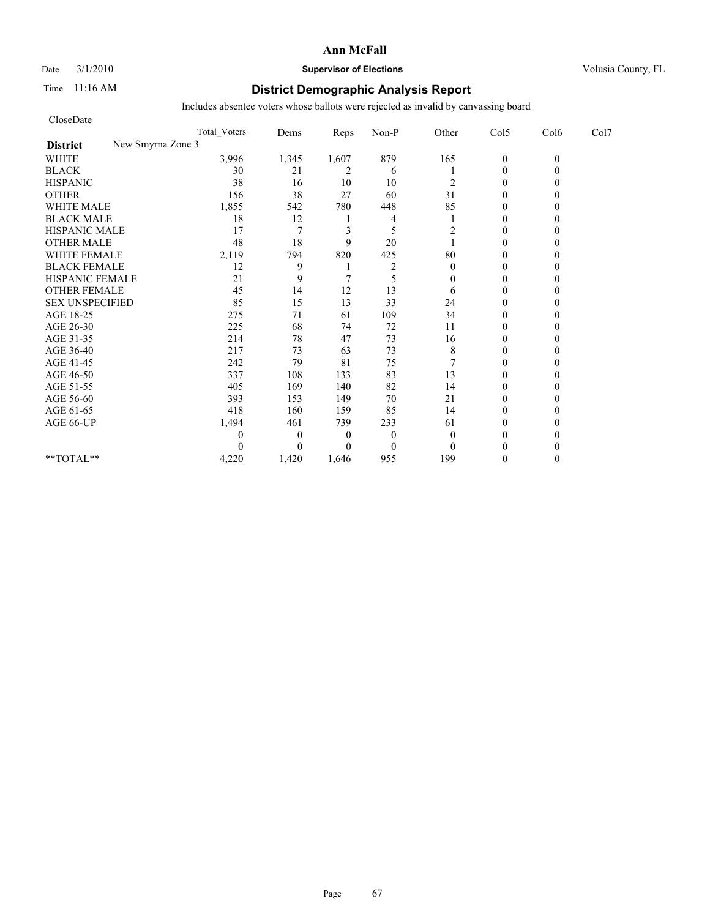# Ann McFall

Date 3/1/2010 **Supervisor of Elections** Volusia County, FL

Time 11:16 AM

## District Demographic Analysis Report

Includes absentee voters whose ballots were rejected as invalid by canvassing board

CloseDate

| District: New Smyrna Zone 3 | Total Voters | Dems | Reps | Non-P | Other | Col5 | Col6 | Col7 |
|---|---|---|---|---|---|---|---|---|
| WHITE | 3,996 | 1,345 | 1,607 | 879 | 165 | 0 | 0 | |
| BLACK | 30 | 21 | 2 | 6 | 1 | 0 | 0 | |
| HISPANIC | 38 | 16 | 10 | 10 | 2 | 0 | 0 | |
| OTHER | 156 | 38 | 27 | 60 | 31 | 0 | 0 | |
| WHITE MALE | 1,855 | 542 | 780 | 448 | 85 | 0 | 0 | |
| BLACK MALE | 18 | 12 | 1 | 4 | 1 | 0 | 0 | |
| HISPANIC MALE | 17 | 7 | 3 | 5 | 2 | 0 | 0 | |
| OTHER MALE | 48 | 18 | 9 | 20 | 1 | 0 | 0 | |
| WHITE FEMALE | 2,119 | 794 | 820 | 425 | 80 | 0 | 0 | |
| BLACK FEMALE | 12 | 9 | 1 | 2 | 0 | 0 | 0 | |
| HISPANIC FEMALE | 21 | 9 | 7 | 5 | 0 | 0 | 0 | |
| OTHER FEMALE | 45 | 14 | 12 | 13 | 6 | 0 | 0 | |
| SEX UNSPECIFIED | 85 | 15 | 13 | 33 | 24 | 0 | 0 | |
| AGE 18-25 | 275 | 71 | 61 | 109 | 34 | 0 | 0 | |
| AGE 26-30 | 225 | 68 | 74 | 72 | 11 | 0 | 0 | |
| AGE 31-35 | 214 | 78 | 47 | 73 | 16 | 0 | 0 | |
| AGE 36-40 | 217 | 73 | 63 | 73 | 8 | 0 | 0 | |
| AGE 41-45 | 242 | 79 | 81 | 75 | 7 | 0 | 0 | |
| AGE 46-50 | 337 | 108 | 133 | 83 | 13 | 0 | 0 | |
| AGE 51-55 | 405 | 169 | 140 | 82 | 14 | 0 | 0 | |
| AGE 56-60 | 393 | 153 | 149 | 70 | 21 | 0 | 0 | |
| AGE 61-65 | 418 | 160 | 159 | 85 | 14 | 0 | 0 | |
| AGE 66-UP | 1,494 | 461 | 739 | 233 | 61 | 0 | 0 | |
| | 0 | 0 | 0 | 0 | 0 | 0 | 0 | |
| | 0 | 0 | 0 | 0 | 0 | 0 | 0 | |
| **TOTAL** | 4,220 | 1,420 | 1,646 | 955 | 199 | 0 | 0 | |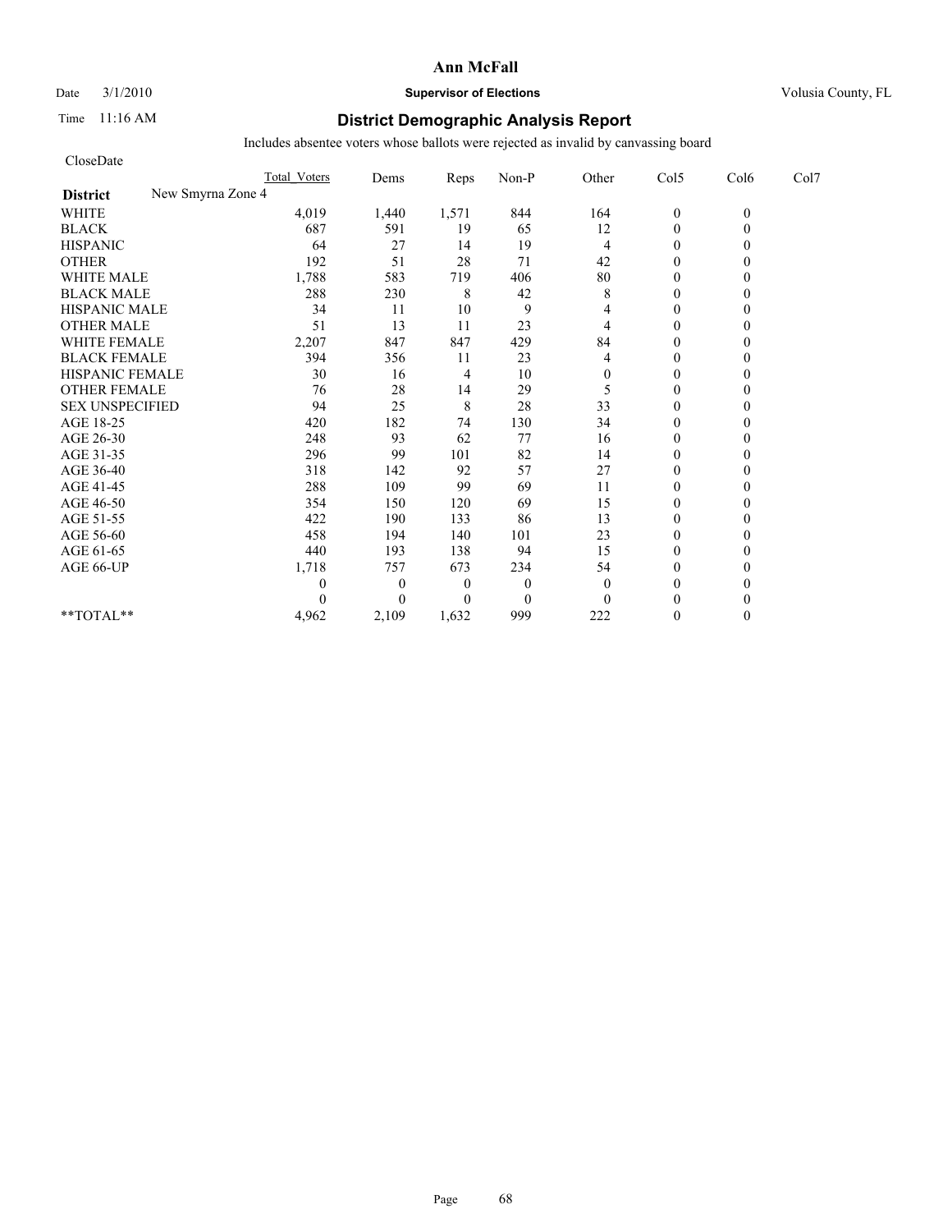# Ann McFall

Date 3/1/2010 **Supervisor of Elections** Volusia County, FL

Time 11:16 AM

## District Demographic Analysis Report

Includes absentee voters whose ballots were rejected as invalid by canvassing board

CloseDate

| | Total Voters | Dems | Reps | Non-P | Other | Col5 | Col6 | Col7 |
|---|---|---|---|---|---|---|---|---|
| **District** New Smyrna Zone 4 | | | | | | | | |
| WHITE | 4,019 | 1,440 | 1,571 | 844 | 164 | 0 | 0 | |
| BLACK | 687 | 591 | 19 | 65 | 12 | 0 | 0 | |
| HISPANIC | 64 | 27 | 14 | 19 | 4 | 0 | 0 | |
| OTHER | 192 | 51 | 28 | 71 | 42 | 0 | 0 | |
| WHITE MALE | 1,788 | 583 | 719 | 406 | 80 | 0 | 0 | |
| BLACK MALE | 288 | 230 | 8 | 42 | 8 | 0 | 0 | |
| HISPANIC MALE | 34 | 11 | 10 | 9 | 4 | 0 | 0 | |
| OTHER MALE | 51 | 13 | 11 | 23 | 4 | 0 | 0 | |
| WHITE FEMALE | 2,207 | 847 | 847 | 429 | 84 | 0 | 0 | |
| BLACK FEMALE | 394 | 356 | 11 | 23 | 4 | 0 | 0 | |
| HISPANIC FEMALE | 30 | 16 | 4 | 10 | 0 | 0 | 0 | |
| OTHER FEMALE | 76 | 28 | 14 | 29 | 5 | 0 | 0 | |
| SEX UNSPECIFIED | 94 | 25 | 8 | 28 | 33 | 0 | 0 | |
| AGE 18-25 | 420 | 182 | 74 | 130 | 34 | 0 | 0 | |
| AGE 26-30 | 248 | 93 | 62 | 77 | 16 | 0 | 0 | |
| AGE 31-35 | 296 | 99 | 101 | 82 | 14 | 0 | 0 | |
| AGE 36-40 | 318 | 142 | 92 | 57 | 27 | 0 | 0 | |
| AGE 41-45 | 288 | 109 | 99 | 69 | 11 | 0 | 0 | |
| AGE 46-50 | 354 | 150 | 120 | 69 | 15 | 0 | 0 | |
| AGE 51-55 | 422 | 190 | 133 | 86 | 13 | 0 | 0 | |
| AGE 56-60 | 458 | 194 | 140 | 101 | 23 | 0 | 0 | |
| AGE 61-65 | 440 | 193 | 138 | 94 | 15 | 0 | 0 | |
| AGE 66-UP | 1,718 | 757 | 673 | 234 | 54 | 0 | 0 | |
| | 0 | 0 | 0 | 0 | 0 | 0 | 0 | |
| | 0 | 0 | 0 | 0 | 0 | 0 | 0 | |
| **TOTAL** | 4,962 | 2,109 | 1,632 | 999 | 222 | 0 | 0 | |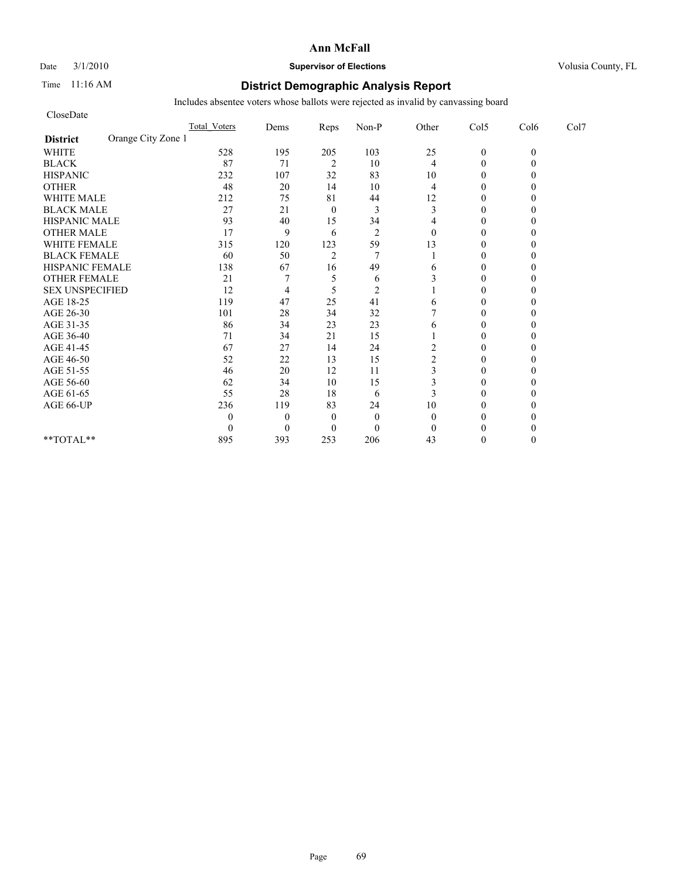**Ann McFall**

Date 3/1/2010 **Supervisor of Elections** Volusia County, FL

Time 11:16 AM

## District Demographic Analysis Report

Includes absentee voters whose ballots were rejected as invalid by canvassing board

CloseDate

| | Total_Voters | Dems | Reps | Non-P | Other | Col5 | Col6 | Col7 |
|---|---|---|---|---|---|---|---|---|
| **District** Orange City Zone 1 | | | | | | | | |
| WHITE | 528 | 195 | 205 | 103 | 25 | 0 | 0 | |
| BLACK | 87 | 71 | 2 | 10 | 4 | 0 | 0 | |
| HISPANIC | 232 | 107 | 32 | 83 | 10 | 0 | 0 | |
| OTHER | 48 | 20 | 14 | 10 | 4 | 0 | 0 | |
| WHITE MALE | 212 | 75 | 81 | 44 | 12 | 0 | 0 | |
| BLACK MALE | 27 | 21 | 0 | 3 | 3 | 0 | 0 | |
| HISPANIC MALE | 93 | 40 | 15 | 34 | 4 | 0 | 0 | |
| OTHER MALE | 17 | 9 | 6 | 2 | 0 | 0 | 0 | |
| WHITE FEMALE | 315 | 120 | 123 | 59 | 13 | 0 | 0 | |
| BLACK FEMALE | 60 | 50 | 2 | 7 | 1 | 0 | 0 | |
| HISPANIC FEMALE | 138 | 67 | 16 | 49 | 6 | 0 | 0 | |
| OTHER FEMALE | 21 | 7 | 5 | 6 | 3 | 0 | 0 | |
| SEX UNSPECIFIED | 12 | 4 | 5 | 2 | 1 | 0 | 0 | |
| AGE 18-25 | 119 | 47 | 25 | 41 | 6 | 0 | 0 | |
| AGE 26-30 | 101 | 28 | 34 | 32 | 7 | 0 | 0 | |
| AGE 31-35 | 86 | 34 | 23 | 23 | 6 | 0 | 0 | |
| AGE 36-40 | 71 | 34 | 21 | 15 | 1 | 0 | 0 | |
| AGE 41-45 | 67 | 27 | 14 | 24 | 2 | 0 | 0 | |
| AGE 46-50 | 52 | 22 | 13 | 15 | 2 | 0 | 0 | |
| AGE 51-55 | 46 | 20 | 12 | 11 | 3 | 0 | 0 | |
| AGE 56-60 | 62 | 34 | 10 | 15 | 3 | 0 | 0 | |
| AGE 61-65 | 55 | 28 | 18 | 6 | 3 | 0 | 0 | |
| AGE 66-UP | 236 | 119 | 83 | 24 | 10 | 0 | 0 | |
| | 0 | 0 | 0 | 0 | 0 | 0 | 0 | |
| | 0 | 0 | 0 | 0 | 0 | 0 | 0 | |
| **TOTAL** | 895 | 393 | 253 | 206 | 43 | 0 | 0 | |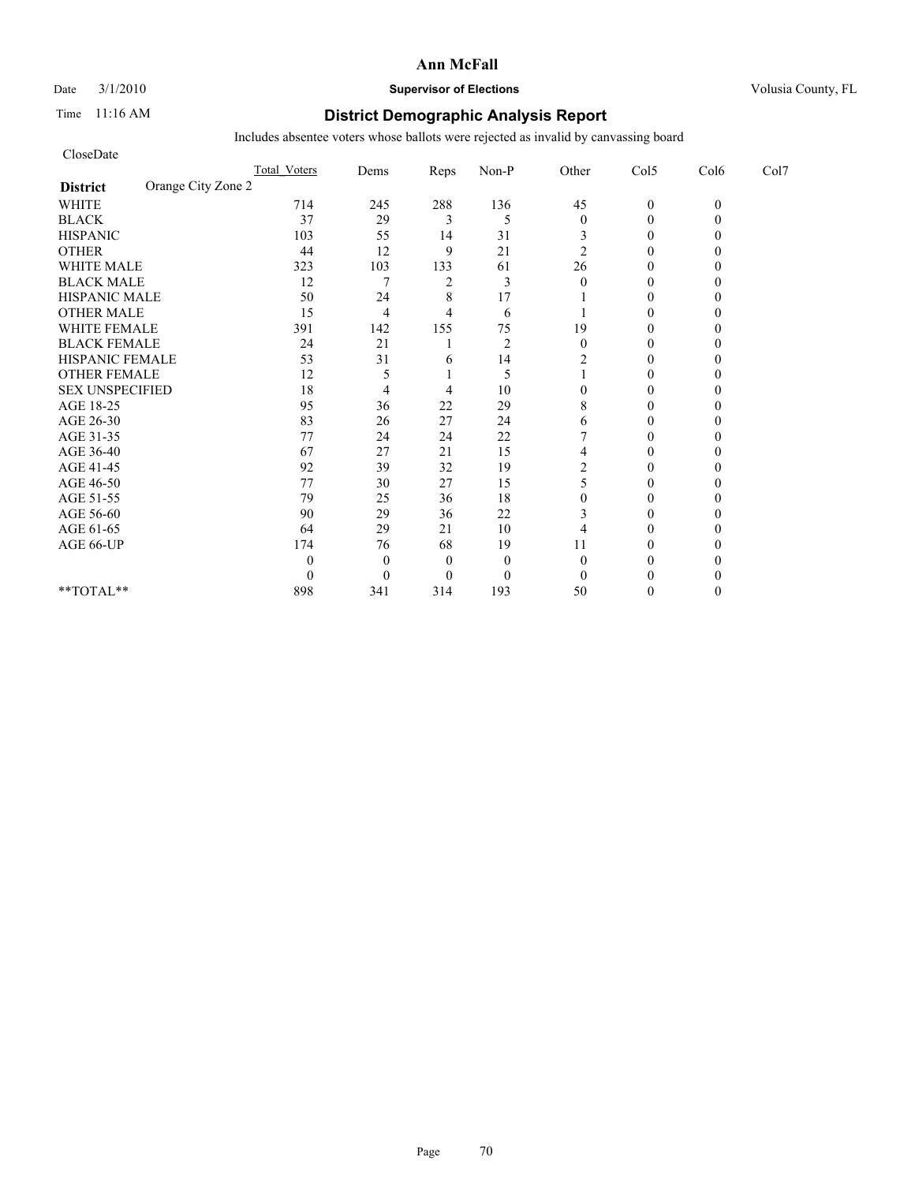# Ann McFall

Date 3/1/2010 **Supervisor of Elections** Volusia County, FL

Time 11:16 AM

## District Demographic Analysis Report

Includes absentee voters whose ballots were rejected as invalid by canvassing board

CloseDate

| | Total_Voters | Dems | Reps | Non-P | Other | Col5 | Col6 | Col7 |
|---|---|---|---|---|---|---|---|---|
| **District** Orange City Zone 2 | | | | | | | | |
| WHITE | 714 | 245 | 288 | 136 | 45 | 0 | 0 | |
| BLACK | 37 | 29 | 3 | 5 | 0 | 0 | 0 | |
| HISPANIC | 103 | 55 | 14 | 31 | 3 | 0 | 0 | |
| OTHER | 44 | 12 | 9 | 21 | 2 | 0 | 0 | |
| WHITE MALE | 323 | 103 | 133 | 61 | 26 | 0 | 0 | |
| BLACK MALE | 12 | 7 | 2 | 3 | 0 | 0 | 0 | |
| HISPANIC MALE | 50 | 24 | 8 | 17 | 1 | 0 | 0 | |
| OTHER MALE | 15 | 4 | 4 | 6 | 1 | 0 | 0 | |
| WHITE FEMALE | 391 | 142 | 155 | 75 | 19 | 0 | 0 | |
| BLACK FEMALE | 24 | 21 | 1 | 2 | 0 | 0 | 0 | |
| HISPANIC FEMALE | 53 | 31 | 6 | 14 | 2 | 0 | 0 | |
| OTHER FEMALE | 12 | 5 | 1 | 5 | 1 | 0 | 0 | |
| SEX UNSPECIFIED | 18 | 4 | 4 | 10 | 0 | 0 | 0 | |
| AGE 18-25 | 95 | 36 | 22 | 29 | 8 | 0 | 0 | |
| AGE 26-30 | 83 | 26 | 27 | 24 | 6 | 0 | 0 | |
| AGE 31-35 | 77 | 24 | 24 | 22 | 7 | 0 | 0 | |
| AGE 36-40 | 67 | 27 | 21 | 15 | 4 | 0 | 0 | |
| AGE 41-45 | 92 | 39 | 32 | 19 | 2 | 0 | 0 | |
| AGE 46-50 | 77 | 30 | 27 | 15 | 5 | 0 | 0 | |
| AGE 51-55 | 79 | 25 | 36 | 18 | 0 | 0 | 0 | |
| AGE 56-60 | 90 | 29 | 36 | 22 | 3 | 0 | 0 | |
| AGE 61-65 | 64 | 29 | 21 | 10 | 4 | 0 | 0 | |
| AGE 66-UP | 174 | 76 | 68 | 19 | 11 | 0 | 0 | |
| | 0 | 0 | 0 | 0 | 0 | 0 | 0 | |
| | 0 | 0 | 0 | 0 | 0 | 0 | 0 | |
| **TOTAL** | 898 | 341 | 314 | 193 | 50 | 0 | 0 | |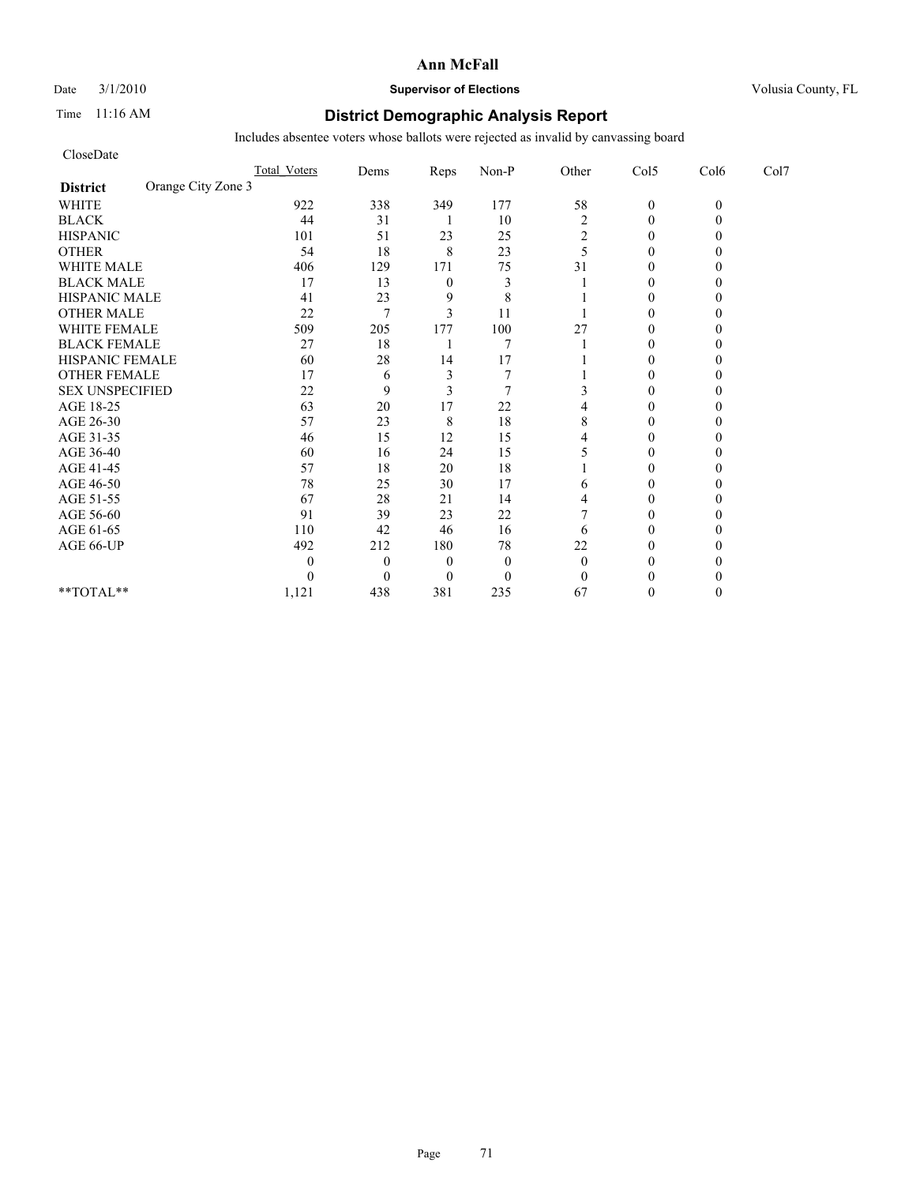# Ann McFall

Date 3/1/2010 **Supervisor of Elections** Volusia County, FL

Time 11:16 AM

## District Demographic Analysis Report

Includes absentee voters whose ballots were rejected as invalid by canvassing board

CloseDate

| District: Orange City Zone 3 | Total_Voters | Dems | Reps | Non-P | Other | Col5 | Col6 | Col7 |
|---|---|---|---|---|---|---|---|---|
| WHITE | 922 | 338 | 349 | 177 | 58 | 0 | 0 | |
| BLACK | 44 | 31 | 1 | 10 | 2 | 0 | 0 | |
| HISPANIC | 101 | 51 | 23 | 25 | 2 | 0 | 0 | |
| OTHER | 54 | 18 | 8 | 23 | 5 | 0 | 0 | |
| WHITE MALE | 406 | 129 | 171 | 75 | 31 | 0 | 0 | |
| BLACK MALE | 17 | 13 | 0 | 3 | 1 | 0 | 0 | |
| HISPANIC MALE | 41 | 23 | 9 | 8 | 1 | 0 | 0 | |
| OTHER MALE | 22 | 7 | 3 | 11 | 1 | 0 | 0 | |
| WHITE FEMALE | 509 | 205 | 177 | 100 | 27 | 0 | 0 | |
| BLACK FEMALE | 27 | 18 | 1 | 7 | 1 | 0 | 0 | |
| HISPANIC FEMALE | 60 | 28 | 14 | 17 | 1 | 0 | 0 | |
| OTHER FEMALE | 17 | 6 | 3 | 7 | 1 | 0 | 0 | |
| SEX UNSPECIFIED | 22 | 9 | 3 | 7 | 3 | 0 | 0 | |
| AGE 18-25 | 63 | 20 | 17 | 22 | 4 | 0 | 0 | |
| AGE 26-30 | 57 | 23 | 8 | 18 | 8 | 0 | 0 | |
| AGE 31-35 | 46 | 15 | 12 | 15 | 4 | 0 | 0 | |
| AGE 36-40 | 60 | 16 | 24 | 15 | 5 | 0 | 0 | |
| AGE 41-45 | 57 | 18 | 20 | 18 | 1 | 0 | 0 | |
| AGE 46-50 | 78 | 25 | 30 | 17 | 6 | 0 | 0 | |
| AGE 51-55 | 67 | 28 | 21 | 14 | 4 | 0 | 0 | |
| AGE 56-60 | 91 | 39 | 23 | 22 | 7 | 0 | 0 | |
| AGE 61-65 | 110 | 42 | 46 | 16 | 6 | 0 | 0 | |
| AGE 66-UP | 492 | 212 | 180 | 78 | 22 | 0 | 0 | |
| | 0 | 0 | 0 | 0 | 0 | 0 | 0 | |
| | 0 | 0 | 0 | 0 | 0 | 0 | 0 | |
| **TOTAL** | 1,121 | 438 | 381 | 235 | 67 | 0 | 0 | |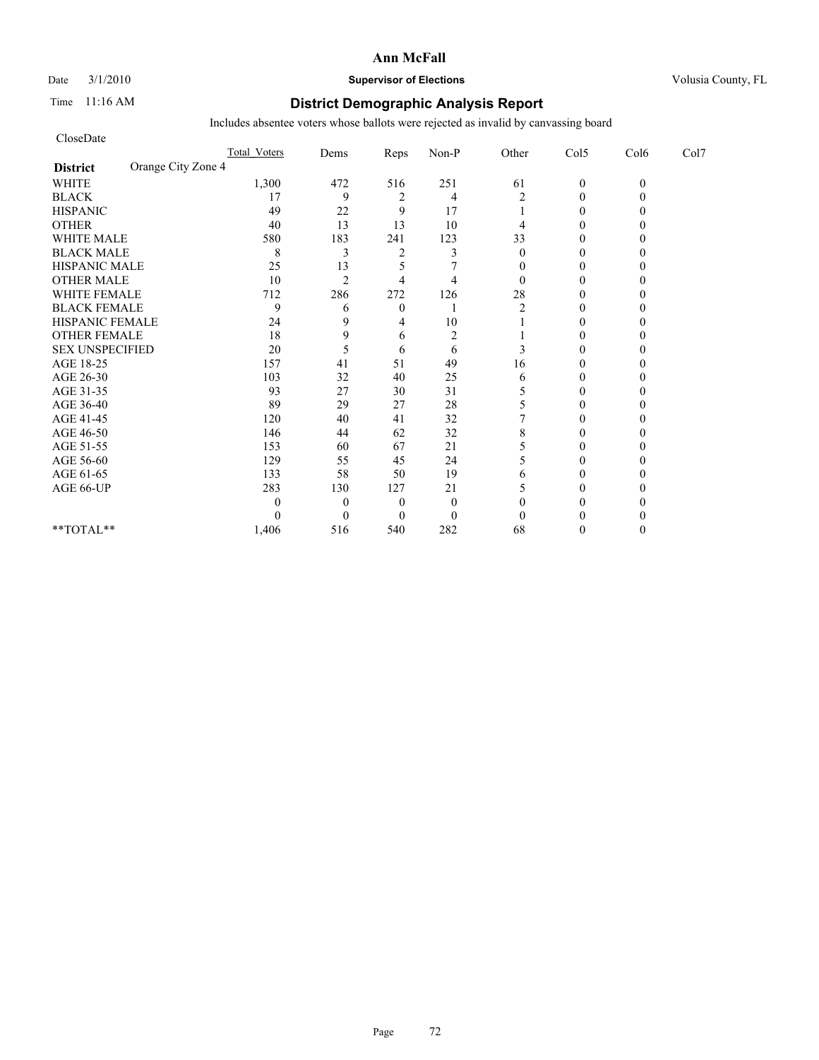# Ann McFall

Date 3/1/2010 **Supervisor of Elections** Volusia County, FL

Time 11:16 AM

## District Demographic Analysis Report

Includes absentee voters whose ballots were rejected as invalid by canvassing board

CloseDate

| District: Orange City Zone 4 | Total_Voters | Dems | Reps | Non-P | Other | Col5 | Col6 | Col7 |
|---|---|---|---|---|---|---|---|---|
| WHITE | 1,300 | 472 | 516 | 251 | 61 | 0 | 0 | |
| BLACK | 17 | 9 | 2 | 4 | 2 | 0 | 0 | |
| HISPANIC | 49 | 22 | 9 | 17 | 1 | 0 | 0 | |
| OTHER | 40 | 13 | 13 | 10 | 4 | 0 | 0 | |
| WHITE MALE | 580 | 183 | 241 | 123 | 33 | 0 | 0 | |
| BLACK MALE | 8 | 3 | 2 | 3 | 0 | 0 | 0 | |
| HISPANIC MALE | 25 | 13 | 5 | 7 | 0 | 0 | 0 | |
| OTHER MALE | 10 | 2 | 4 | 4 | 0 | 0 | 0 | |
| WHITE FEMALE | 712 | 286 | 272 | 126 | 28 | 0 | 0 | |
| BLACK FEMALE | 9 | 6 | 0 | 1 | 2 | 0 | 0 | |
| HISPANIC FEMALE | 24 | 9 | 4 | 10 | 1 | 0 | 0 | |
| OTHER FEMALE | 18 | 9 | 6 | 2 | 1 | 0 | 0 | |
| SEX UNSPECIFIED | 20 | 5 | 6 | 6 | 3 | 0 | 0 | |
| AGE 18-25 | 157 | 41 | 51 | 49 | 16 | 0 | 0 | |
| AGE 26-30 | 103 | 32 | 40 | 25 | 6 | 0 | 0 | |
| AGE 31-35 | 93 | 27 | 30 | 31 | 5 | 0 | 0 | |
| AGE 36-40 | 89 | 29 | 27 | 28 | 5 | 0 | 0 | |
| AGE 41-45 | 120 | 40 | 41 | 32 | 7 | 0 | 0 | |
| AGE 46-50 | 146 | 44 | 62 | 32 | 8 | 0 | 0 | |
| AGE 51-55 | 153 | 60 | 67 | 21 | 5 | 0 | 0 | |
| AGE 56-60 | 129 | 55 | 45 | 24 | 5 | 0 | 0 | |
| AGE 61-65 | 133 | 58 | 50 | 19 | 6 | 0 | 0 | |
| AGE 66-UP | 283 | 130 | 127 | 21 | 5 | 0 | 0 | |
| | 0 | 0 | 0 | 0 | 0 | 0 | 0 | |
| | 0 | 0 | 0 | 0 | 0 | 0 | 0 | |
| **TOTAL** | 1,406 | 516 | 540 | 282 | 68 | 0 | 0 | |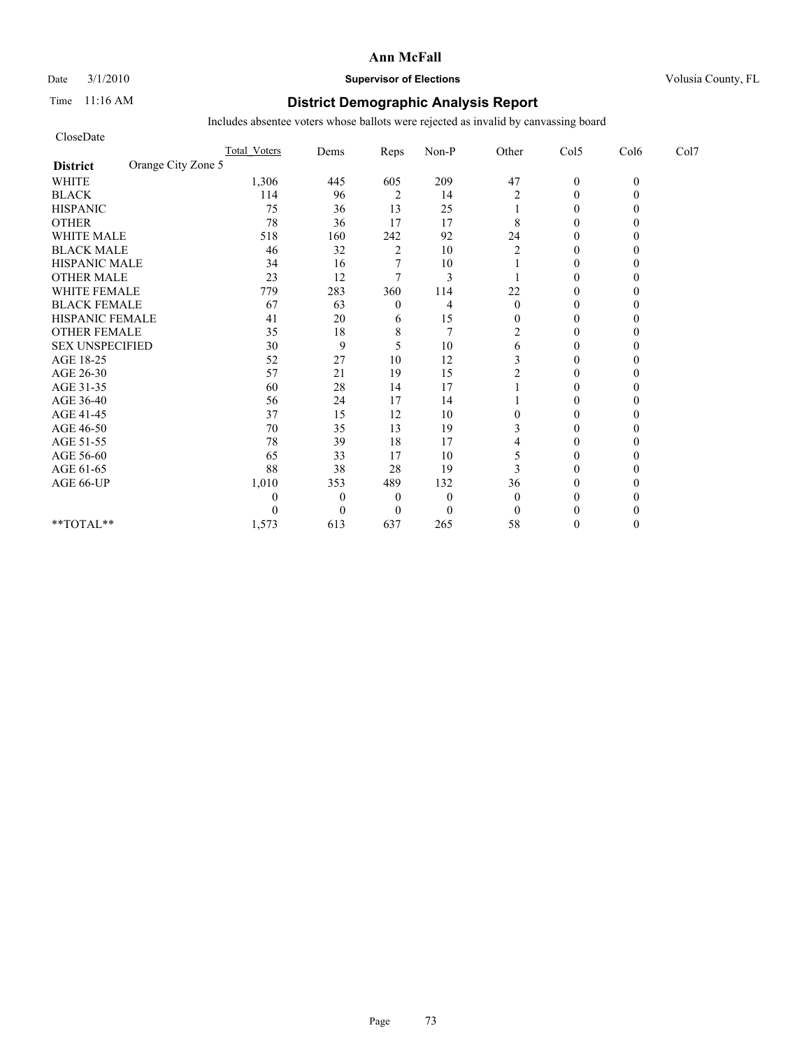# Ann McFall

Date 3/1/2010 **Supervisor of Elections** Volusia County, FL

Time 11:16 AM

## District Demographic Analysis Report

Includes absentee voters whose ballots were rejected as invalid by canvassing board

CloseDate

**District** Orange City Zone 5

| | Total_Voters | Dems | Reps | Non-P | Other | Col5 | Col6 | Col7 |
|---|---|---|---|---|---|---|---|---|
| WHITE | 1,306 | 445 | 605 | 209 | 47 | 0 | 0 | |
| BLACK | 114 | 96 | 2 | 14 | 2 | 0 | 0 | |
| HISPANIC | 75 | 36 | 13 | 25 | 1 | 0 | 0 | |
| OTHER | 78 | 36 | 17 | 17 | 8 | 0 | 0 | |
| WHITE MALE | 518 | 160 | 242 | 92 | 24 | 0 | 0 | |
| BLACK MALE | 46 | 32 | 2 | 10 | 2 | 0 | 0 | |
| HISPANIC MALE | 34 | 16 | 7 | 10 | 1 | 0 | 0 | |
| OTHER MALE | 23 | 12 | 7 | 3 | 1 | 0 | 0 | |
| WHITE FEMALE | 779 | 283 | 360 | 114 | 22 | 0 | 0 | |
| BLACK FEMALE | 67 | 63 | 0 | 4 | 0 | 0 | 0 | |
| HISPANIC FEMALE | 41 | 20 | 6 | 15 | 0 | 0 | 0 | |
| OTHER FEMALE | 35 | 18 | 8 | 7 | 2 | 0 | 0 | |
| SEX UNSPECIFIED | 30 | 9 | 5 | 10 | 6 | 0 | 0 | |
| AGE 18-25 | 52 | 27 | 10 | 12 | 3 | 0 | 0 | |
| AGE 26-30 | 57 | 21 | 19 | 15 | 2 | 0 | 0 | |
| AGE 31-35 | 60 | 28 | 14 | 17 | 1 | 0 | 0 | |
| AGE 36-40 | 56 | 24 | 17 | 14 | 1 | 0 | 0 | |
| AGE 41-45 | 37 | 15 | 12 | 10 | 0 | 0 | 0 | |
| AGE 46-50 | 70 | 35 | 13 | 19 | 3 | 0 | 0 | |
| AGE 51-55 | 78 | 39 | 18 | 17 | 4 | 0 | 0 | |
| AGE 56-60 | 65 | 33 | 17 | 10 | 5 | 0 | 0 | |
| AGE 61-65 | 88 | 38 | 28 | 19 | 3 | 0 | 0 | |
| AGE 66-UP | 1,010 | 353 | 489 | 132 | 36 | 0 | 0 | |
| | 0 | 0 | 0 | 0 | 0 | 0 | 0 | |
| | 0 | 0 | 0 | 0 | 0 | 0 | 0 | |
| **TOTAL** | 1,573 | 613 | 637 | 265 | 58 | 0 | 0 | |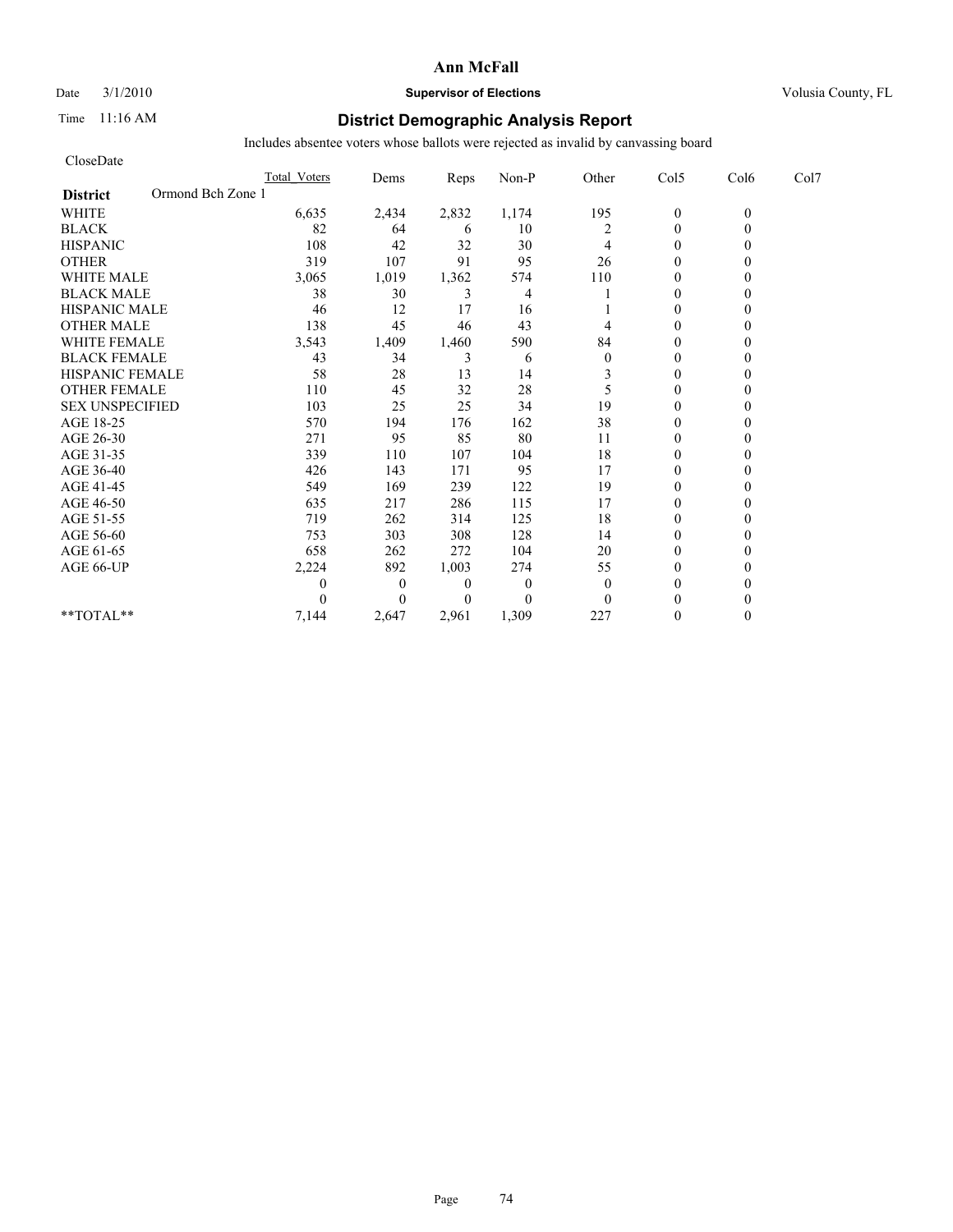# Ann McFall

Date 3/1/2010 **Supervisor of Elections** Volusia County, FL

Time 11:16 AM

## District Demographic Analysis Report

Includes absentee voters whose ballots were rejected as invalid by canvassing board

CloseDate

| District: Ormond Bch Zone 1 | Total_Voters | Dems | Reps | Non-P | Other | Col5 | Col6 | Col7 |
|---|---|---|---|---|---|---|---|---|
| WHITE | 6,635 | 2,434 | 2,832 | 1,174 | 195 | 0 | 0 | |
| BLACK | 82 | 64 | 6 | 10 | 2 | 0 | 0 | |
| HISPANIC | 108 | 42 | 32 | 30 | 4 | 0 | 0 | |
| OTHER | 319 | 107 | 91 | 95 | 26 | 0 | 0 | |
| WHITE MALE | 3,065 | 1,019 | 1,362 | 574 | 110 | 0 | 0 | |
| BLACK MALE | 38 | 30 | 3 | 4 | 1 | 0 | 0 | |
| HISPANIC MALE | 46 | 12 | 17 | 16 | 1 | 0 | 0 | |
| OTHER MALE | 138 | 45 | 46 | 43 | 4 | 0 | 0 | |
| WHITE FEMALE | 3,543 | 1,409 | 1,460 | 590 | 84 | 0 | 0 | |
| BLACK FEMALE | 43 | 34 | 3 | 6 | 0 | 0 | 0 | |
| HISPANIC FEMALE | 58 | 28 | 13 | 14 | 3 | 0 | 0 | |
| OTHER FEMALE | 110 | 45 | 32 | 28 | 5 | 0 | 0 | |
| SEX UNSPECIFIED | 103 | 25 | 25 | 34 | 19 | 0 | 0 | |
| AGE 18-25 | 570 | 194 | 176 | 162 | 38 | 0 | 0 | |
| AGE 26-30 | 271 | 95 | 85 | 80 | 11 | 0 | 0 | |
| AGE 31-35 | 339 | 110 | 107 | 104 | 18 | 0 | 0 | |
| AGE 36-40 | 426 | 143 | 171 | 95 | 17 | 0 | 0 | |
| AGE 41-45 | 549 | 169 | 239 | 122 | 19 | 0 | 0 | |
| AGE 46-50 | 635 | 217 | 286 | 115 | 17 | 0 | 0 | |
| AGE 51-55 | 719 | 262 | 314 | 125 | 18 | 0 | 0 | |
| AGE 56-60 | 753 | 303 | 308 | 128 | 14 | 0 | 0 | |
| AGE 61-65 | 658 | 262 | 272 | 104 | 20 | 0 | 0 | |
| AGE 66-UP | 2,224 | 892 | 1,003 | 274 | 55 | 0 | 0 | |
| | 0 | 0 | 0 | 0 | 0 | 0 | 0 | |
| | 0 | 0 | 0 | 0 | 0 | 0 | 0 | |
| **TOTAL** | 7,144 | 2,647 | 2,961 | 1,309 | 227 | 0 | 0 | |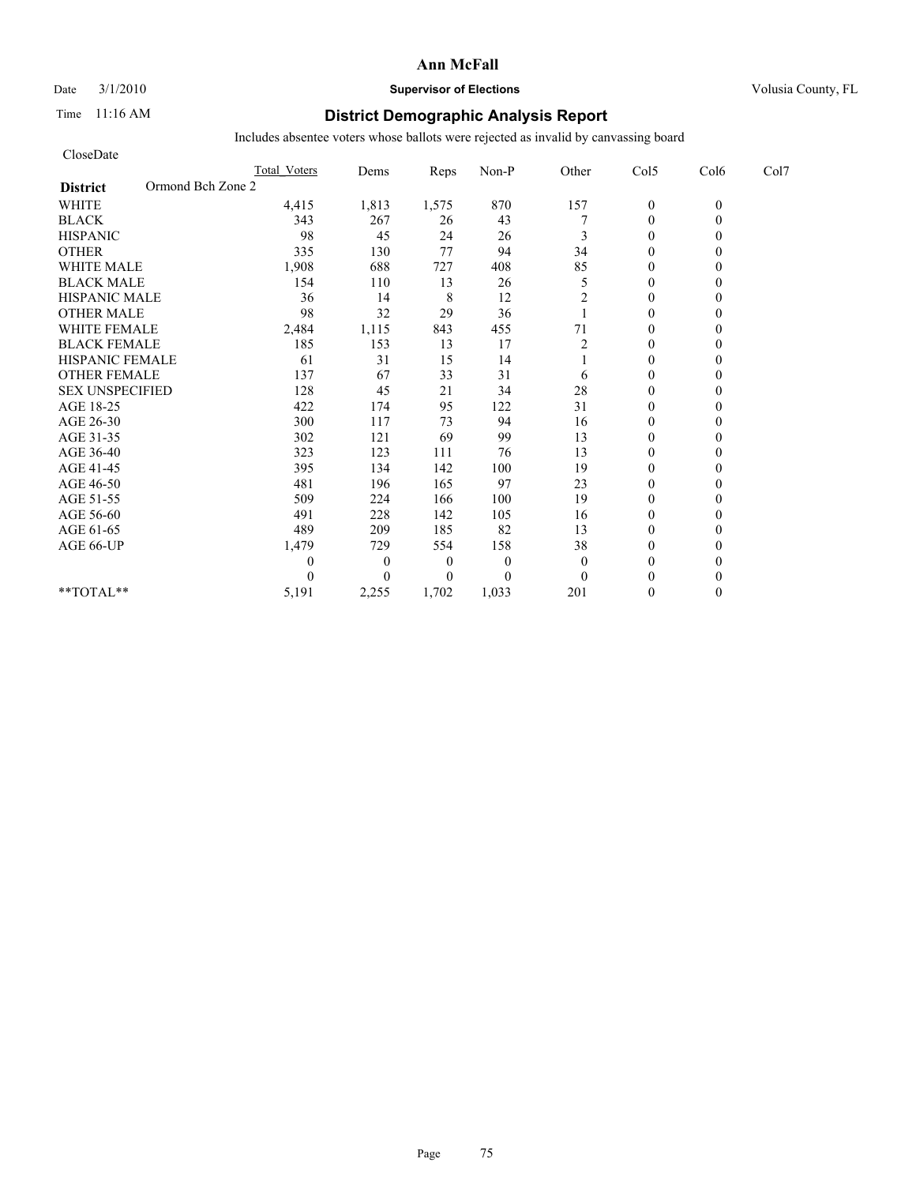# Ann McFall

Date 3/1/2010 **Supervisor of Elections** Volusia County, FL

Time 11:16 AM

## District Demographic Analysis Report

Includes absentee voters whose ballots were rejected as invalid by canvassing board

CloseDate

| District: Ormond Bch Zone 2 | Total Voters | Dems | Reps | Non-P | Other | Col5 | Col6 | Col7 |
|---|---|---|---|---|---|---|---|---|
| WHITE | 4,415 | 1,813 | 1,575 | 870 | 157 | 0 | 0 | |
| BLACK | 343 | 267 | 26 | 43 | 7 | 0 | 0 | |
| HISPANIC | 98 | 45 | 24 | 26 | 3 | 0 | 0 | |
| OTHER | 335 | 130 | 77 | 94 | 34 | 0 | 0 | |
| WHITE MALE | 1,908 | 688 | 727 | 408 | 85 | 0 | 0 | |
| BLACK MALE | 154 | 110 | 13 | 26 | 5 | 0 | 0 | |
| HISPANIC MALE | 36 | 14 | 8 | 12 | 2 | 0 | 0 | |
| OTHER MALE | 98 | 32 | 29 | 36 | 1 | 0 | 0 | |
| WHITE FEMALE | 2,484 | 1,115 | 843 | 455 | 71 | 0 | 0 | |
| BLACK FEMALE | 185 | 153 | 13 | 17 | 2 | 0 | 0 | |
| HISPANIC FEMALE | 61 | 31 | 15 | 14 | 1 | 0 | 0 | |
| OTHER FEMALE | 137 | 67 | 33 | 31 | 6 | 0 | 0 | |
| SEX UNSPECIFIED | 128 | 45 | 21 | 34 | 28 | 0 | 0 | |
| AGE 18-25 | 422 | 174 | 95 | 122 | 31 | 0 | 0 | |
| AGE 26-30 | 300 | 117 | 73 | 94 | 16 | 0 | 0 | |
| AGE 31-35 | 302 | 121 | 69 | 99 | 13 | 0 | 0 | |
| AGE 36-40 | 323 | 123 | 111 | 76 | 13 | 0 | 0 | |
| AGE 41-45 | 395 | 134 | 142 | 100 | 19 | 0 | 0 | |
| AGE 46-50 | 481 | 196 | 165 | 97 | 23 | 0 | 0 | |
| AGE 51-55 | 509 | 224 | 166 | 100 | 19 | 0 | 0 | |
| AGE 56-60 | 491 | 228 | 142 | 105 | 16 | 0 | 0 | |
| AGE 61-65 | 489 | 209 | 185 | 82 | 13 | 0 | 0 | |
| AGE 66-UP | 1,479 | 729 | 554 | 158 | 38 | 0 | 0 | |
| | 0 | 0 | 0 | 0 | 0 | 0 | 0 | |
| | 0 | 0 | 0 | 0 | 0 | 0 | 0 | |
| **TOTAL** | 5,191 | 2,255 | 1,702 | 1,033 | 201 | 0 | 0 | |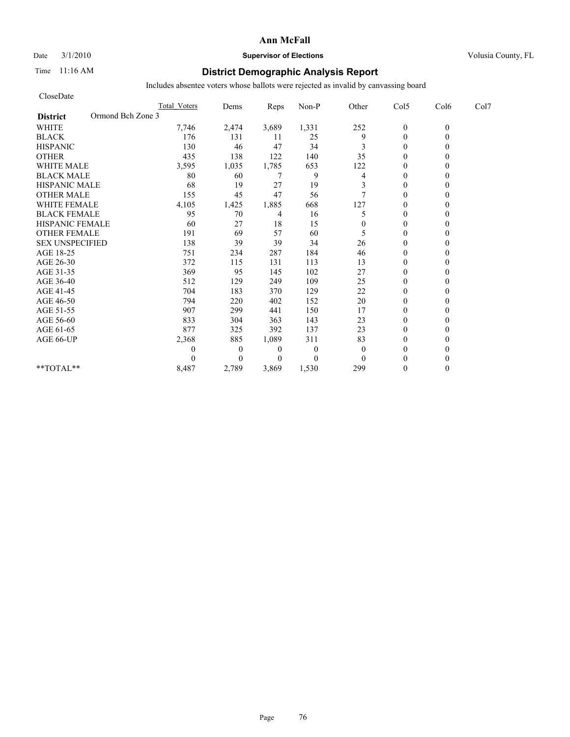# Ann McFall

Date 3/1/2010 **Supervisor of Elections** Volusia County, FL

Time 11:16 AM **District Demographic Analysis Report**

Includes absentee voters whose ballots were rejected as invalid by canvassing board

CloseDate

| | Total_Voters | Dems | Reps | Non-P | Other | Col5 | Col6 | Col7 |
|---|---|---|---|---|---|---|---|---|
| **District** Ormond Bch Zone 3 | | | | | | | | |
| WHITE | 7,746 | 2,474 | 3,689 | 1,331 | 252 | 0 | 0 | |
| BLACK | 176 | 131 | 11 | 25 | 9 | 0 | 0 | |
| HISPANIC | 130 | 46 | 47 | 34 | 3 | 0 | 0 | |
| OTHER | 435 | 138 | 122 | 140 | 35 | 0 | 0 | |
| WHITE MALE | 3,595 | 1,035 | 1,785 | 653 | 122 | 0 | 0 | |
| BLACK MALE | 80 | 60 | 7 | 9 | 4 | 0 | 0 | |
| HISPANIC MALE | 68 | 19 | 27 | 19 | 3 | 0 | 0 | |
| OTHER MALE | 155 | 45 | 47 | 56 | 7 | 0 | 0 | |
| WHITE FEMALE | 4,105 | 1,425 | 1,885 | 668 | 127 | 0 | 0 | |
| BLACK FEMALE | 95 | 70 | 4 | 16 | 5 | 0 | 0 | |
| HISPANIC FEMALE | 60 | 27 | 18 | 15 | 0 | 0 | 0 | |
| OTHER FEMALE | 191 | 69 | 57 | 60 | 5 | 0 | 0 | |
| SEX UNSPECIFIED | 138 | 39 | 39 | 34 | 26 | 0 | 0 | |
| AGE 18-25 | 751 | 234 | 287 | 184 | 46 | 0 | 0 | |
| AGE 26-30 | 372 | 115 | 131 | 113 | 13 | 0 | 0 | |
| AGE 31-35 | 369 | 95 | 145 | 102 | 27 | 0 | 0 | |
| AGE 36-40 | 512 | 129 | 249 | 109 | 25 | 0 | 0 | |
| AGE 41-45 | 704 | 183 | 370 | 129 | 22 | 0 | 0 | |
| AGE 46-50 | 794 | 220 | 402 | 152 | 20 | 0 | 0 | |
| AGE 51-55 | 907 | 299 | 441 | 150 | 17 | 0 | 0 | |
| AGE 56-60 | 833 | 304 | 363 | 143 | 23 | 0 | 0 | |
| AGE 61-65 | 877 | 325 | 392 | 137 | 23 | 0 | 0 | |
| AGE 66-UP | 2,368 | 885 | 1,089 | 311 | 83 | 0 | 0 | |
| | 0 | 0 | 0 | 0 | 0 | 0 | 0 | |
| | 0 | 0 | 0 | 0 | 0 | 0 | 0 | |
| **TOTAL** | 8,487 | 2,789 | 3,869 | 1,530 | 299 | 0 | 0 | |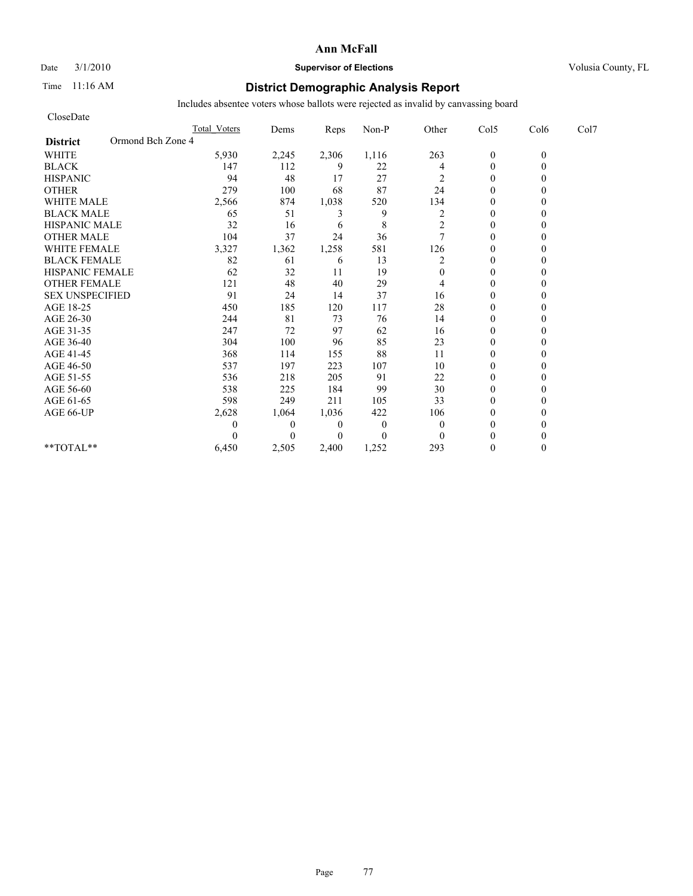# Ann McFall

Date 3/1/2010 **Supervisor of Elections** Volusia County, FL

Time 11:16 AM

## District Demographic Analysis Report

Includes absentee voters whose ballots were rejected as invalid by canvassing board

CloseDate

| District: Ormond Bch Zone 4 | Total Voters | Dems | Reps | Non-P | Other | Col5 | Col6 | Col7 |
|---|---|---|---|---|---|---|---|---|
| WHITE | 5,930 | 2,245 | 2,306 | 1,116 | 263 | 0 | 0 | |
| BLACK | 147 | 112 | 9 | 22 | 4 | 0 | 0 | |
| HISPANIC | 94 | 48 | 17 | 27 | 2 | 0 | 0 | |
| OTHER | 279 | 100 | 68 | 87 | 24 | 0 | 0 | |
| WHITE MALE | 2,566 | 874 | 1,038 | 520 | 134 | 0 | 0 | |
| BLACK MALE | 65 | 51 | 3 | 9 | 2 | 0 | 0 | |
| HISPANIC MALE | 32 | 16 | 6 | 8 | 2 | 0 | 0 | |
| OTHER MALE | 104 | 37 | 24 | 36 | 7 | 0 | 0 | |
| WHITE FEMALE | 3,327 | 1,362 | 1,258 | 581 | 126 | 0 | 0 | |
| BLACK FEMALE | 82 | 61 | 6 | 13 | 2 | 0 | 0 | |
| HISPANIC FEMALE | 62 | 32 | 11 | 19 | 0 | 0 | 0 | |
| OTHER FEMALE | 121 | 48 | 40 | 29 | 4 | 0 | 0 | |
| SEX UNSPECIFIED | 91 | 24 | 14 | 37 | 16 | 0 | 0 | |
| AGE 18-25 | 450 | 185 | 120 | 117 | 28 | 0 | 0 | |
| AGE 26-30 | 244 | 81 | 73 | 76 | 14 | 0 | 0 | |
| AGE 31-35 | 247 | 72 | 97 | 62 | 16 | 0 | 0 | |
| AGE 36-40 | 304 | 100 | 96 | 85 | 23 | 0 | 0 | |
| AGE 41-45 | 368 | 114 | 155 | 88 | 11 | 0 | 0 | |
| AGE 46-50 | 537 | 197 | 223 | 107 | 10 | 0 | 0 | |
| AGE 51-55 | 536 | 218 | 205 | 91 | 22 | 0 | 0 | |
| AGE 56-60 | 538 | 225 | 184 | 99 | 30 | 0 | 0 | |
| AGE 61-65 | 598 | 249 | 211 | 105 | 33 | 0 | 0 | |
| AGE 66-UP | 2,628 | 1,064 | 1,036 | 422 | 106 | 0 | 0 | |
| | 0 | 0 | 0 | 0 | 0 | 0 | 0 | |
| | 0 | 0 | 0 | 0 | 0 | 0 | 0 | |
| **TOTAL** | 6,450 | 2,505 | 2,400 | 1,252 | 293 | 0 | 0 | |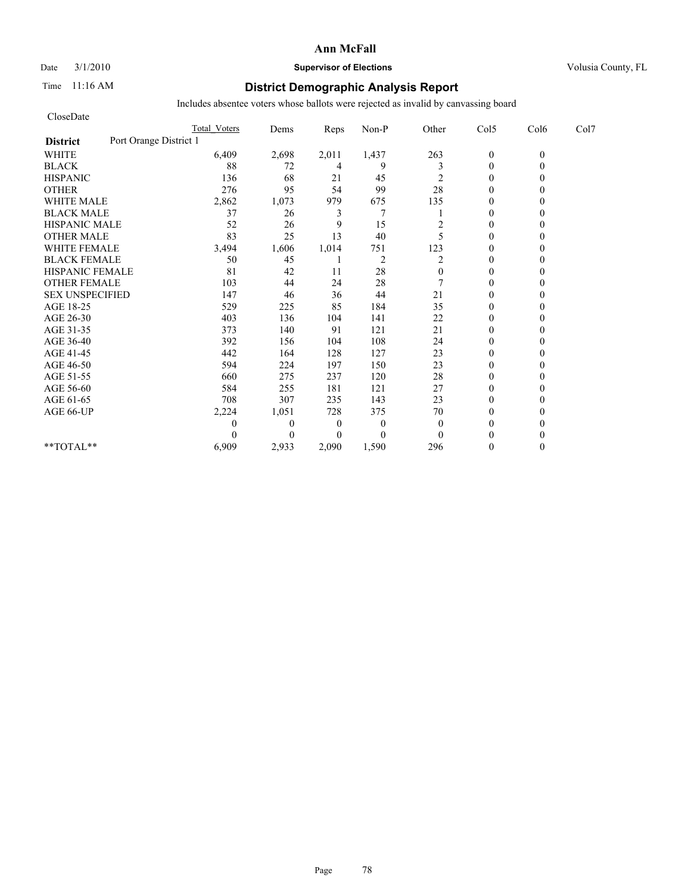# Ann McFall

Date 3/1/2010 **Supervisor of Elections** Volusia County, FL

Time 11:16 AM

## District Demographic Analysis Report

Includes absentee voters whose ballots were rejected as invalid by canvassing board

CloseDate

| | Total Voters | Dems | Reps | Non-P | Other | Col5 | Col6 | Col7 |
|---|---|---|---|---|---|---|---|---|
| **District** Port Orange District 1 | | | | | | | | |
| WHITE | 6,409 | 2,698 | 2,011 | 1,437 | 263 | 0 | 0 | |
| BLACK | 88 | 72 | 4 | 9 | 3 | 0 | 0 | |
| HISPANIC | 136 | 68 | 21 | 45 | 2 | 0 | 0 | |
| OTHER | 276 | 95 | 54 | 99 | 28 | 0 | 0 | |
| WHITE MALE | 2,862 | 1,073 | 979 | 675 | 135 | 0 | 0 | |
| BLACK MALE | 37 | 26 | 3 | 7 | 1 | 0 | 0 | |
| HISPANIC MALE | 52 | 26 | 9 | 15 | 2 | 0 | 0 | |
| OTHER MALE | 83 | 25 | 13 | 40 | 5 | 0 | 0 | |
| WHITE FEMALE | 3,494 | 1,606 | 1,014 | 751 | 123 | 0 | 0 | |
| BLACK FEMALE | 50 | 45 | 1 | 2 | 2 | 0 | 0 | |
| HISPANIC FEMALE | 81 | 42 | 11 | 28 | 0 | 0 | 0 | |
| OTHER FEMALE | 103 | 44 | 24 | 28 | 7 | 0 | 0 | |
| SEX UNSPECIFIED | 147 | 46 | 36 | 44 | 21 | 0 | 0 | |
| AGE 18-25 | 529 | 225 | 85 | 184 | 35 | 0 | 0 | |
| AGE 26-30 | 403 | 136 | 104 | 141 | 22 | 0 | 0 | |
| AGE 31-35 | 373 | 140 | 91 | 121 | 21 | 0 | 0 | |
| AGE 36-40 | 392 | 156 | 104 | 108 | 24 | 0 | 0 | |
| AGE 41-45 | 442 | 164 | 128 | 127 | 23 | 0 | 0 | |
| AGE 46-50 | 594 | 224 | 197 | 150 | 23 | 0 | 0 | |
| AGE 51-55 | 660 | 275 | 237 | 120 | 28 | 0 | 0 | |
| AGE 56-60 | 584 | 255 | 181 | 121 | 27 | 0 | 0 | |
| AGE 61-65 | 708 | 307 | 235 | 143 | 23 | 0 | 0 | |
| AGE 66-UP | 2,224 | 1,051 | 728 | 375 | 70 | 0 | 0 | |
| | 0 | 0 | 0 | 0 | 0 | 0 | 0 | |
| | 0 | 0 | 0 | 0 | 0 | 0 | 0 | |
| **TOTAL** | 6,909 | 2,933 | 2,090 | 1,590 | 296 | 0 | 0 | |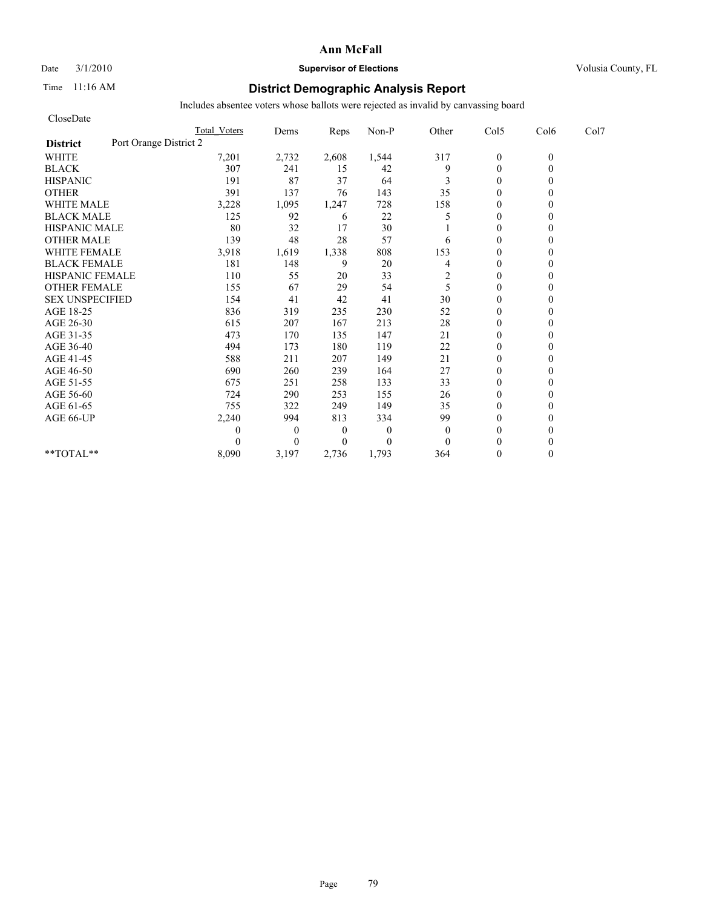# Ann McFall

Date 3/1/2010 **Supervisor of Elections** Volusia County, FL

Time 11:16 AM **District Demographic Analysis Report**

Includes absentee voters whose ballots were rejected as invalid by canvassing board

CloseDate

| | Total Voters | Dems | Reps | Non-P | Other | Col5 | Col6 | Col7 |
|---|---|---|---|---|---|---|---|---|
| **District** Port Orange District 2 | | | | | | | | |
| WHITE | 7,201 | 2,732 | 2,608 | 1,544 | 317 | 0 | 0 | |
| BLACK | 307 | 241 | 15 | 42 | 9 | 0 | 0 | |
| HISPANIC | 191 | 87 | 37 | 64 | 3 | 0 | 0 | |
| OTHER | 391 | 137 | 76 | 143 | 35 | 0 | 0 | |
| WHITE MALE | 3,228 | 1,095 | 1,247 | 728 | 158 | 0 | 0 | |
| BLACK MALE | 125 | 92 | 6 | 22 | 5 | 0 | 0 | |
| HISPANIC MALE | 80 | 32 | 17 | 30 | 1 | 0 | 0 | |
| OTHER MALE | 139 | 48 | 28 | 57 | 6 | 0 | 0 | |
| WHITE FEMALE | 3,918 | 1,619 | 1,338 | 808 | 153 | 0 | 0 | |
| BLACK FEMALE | 181 | 148 | 9 | 20 | 4 | 0 | 0 | |
| HISPANIC FEMALE | 110 | 55 | 20 | 33 | 2 | 0 | 0 | |
| OTHER FEMALE | 155 | 67 | 29 | 54 | 5 | 0 | 0 | |
| SEX UNSPECIFIED | 154 | 41 | 42 | 41 | 30 | 0 | 0 | |
| AGE 18-25 | 836 | 319 | 235 | 230 | 52 | 0 | 0 | |
| AGE 26-30 | 615 | 207 | 167 | 213 | 28 | 0 | 0 | |
| AGE 31-35 | 473 | 170 | 135 | 147 | 21 | 0 | 0 | |
| AGE 36-40 | 494 | 173 | 180 | 119 | 22 | 0 | 0 | |
| AGE 41-45 | 588 | 211 | 207 | 149 | 21 | 0 | 0 | |
| AGE 46-50 | 690 | 260 | 239 | 164 | 27 | 0 | 0 | |
| AGE 51-55 | 675 | 251 | 258 | 133 | 33 | 0 | 0 | |
| AGE 56-60 | 724 | 290 | 253 | 155 | 26 | 0 | 0 | |
| AGE 61-65 | 755 | 322 | 249 | 149 | 35 | 0 | 0 | |
| AGE 66-UP | 2,240 | 994 | 813 | 334 | 99 | 0 | 0 | |
| | 0 | 0 | 0 | 0 | 0 | 0 | 0 | |
| | 0 | 0 | 0 | 0 | 0 | 0 | 0 | |
| **TOTAL** | 8,090 | 3,197 | 2,736 | 1,793 | 364 | 0 | 0 | |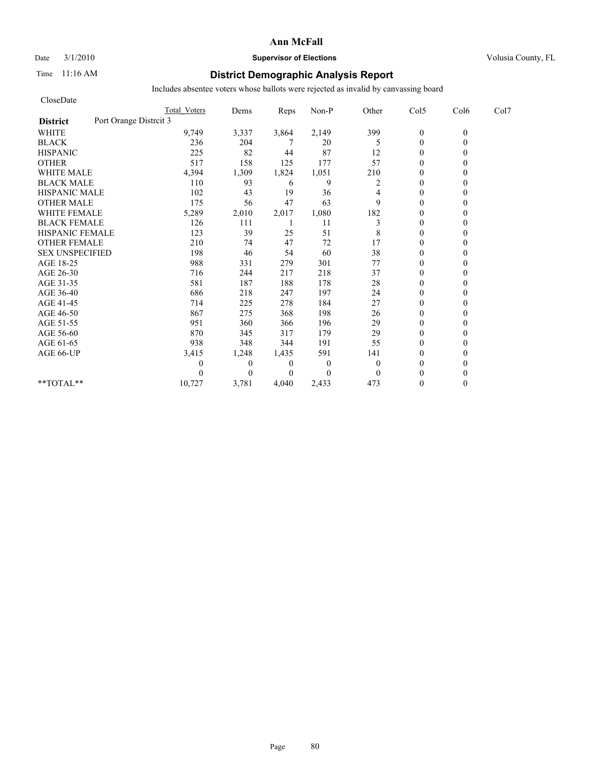# Ann McFall

Date 3/1/2010 **Supervisor of Elections** Volusia County, FL

Time 11:16 AM

## District Demographic Analysis Report

Includes absentee voters whose ballots were rejected as invalid by canvassing board

CloseDate

| | Total Voters | Dems | Reps | Non-P | Other | Col5 | Col6 | Col7 |
|---|---|---|---|---|---|---|---|---|
| **District** Port Orange Distrcit 3 | | | | | | | | |
| WHITE | 9,749 | 3,337 | 3,864 | 2,149 | 399 | 0 | 0 | |
| BLACK | 236 | 204 | 7 | 20 | 5 | 0 | 0 | |
| HISPANIC | 225 | 82 | 44 | 87 | 12 | 0 | 0 | |
| OTHER | 517 | 158 | 125 | 177 | 57 | 0 | 0 | |
| WHITE MALE | 4,394 | 1,309 | 1,824 | 1,051 | 210 | 0 | 0 | |
| BLACK MALE | 110 | 93 | 6 | 9 | 2 | 0 | 0 | |
| HISPANIC MALE | 102 | 43 | 19 | 36 | 4 | 0 | 0 | |
| OTHER MALE | 175 | 56 | 47 | 63 | 9 | 0 | 0 | |
| WHITE FEMALE | 5,289 | 2,010 | 2,017 | 1,080 | 182 | 0 | 0 | |
| BLACK FEMALE | 126 | 111 | 1 | 11 | 3 | 0 | 0 | |
| HISPANIC FEMALE | 123 | 39 | 25 | 51 | 8 | 0 | 0 | |
| OTHER FEMALE | 210 | 74 | 47 | 72 | 17 | 0 | 0 | |
| SEX UNSPECIFIED | 198 | 46 | 54 | 60 | 38 | 0 | 0 | |
| AGE 18-25 | 988 | 331 | 279 | 301 | 77 | 0 | 0 | |
| AGE 26-30 | 716 | 244 | 217 | 218 | 37 | 0 | 0 | |
| AGE 31-35 | 581 | 187 | 188 | 178 | 28 | 0 | 0 | |
| AGE 36-40 | 686 | 218 | 247 | 197 | 24 | 0 | 0 | |
| AGE 41-45 | 714 | 225 | 278 | 184 | 27 | 0 | 0 | |
| AGE 46-50 | 867 | 275 | 368 | 198 | 26 | 0 | 0 | |
| AGE 51-55 | 951 | 360 | 366 | 196 | 29 | 0 | 0 | |
| AGE 56-60 | 870 | 345 | 317 | 179 | 29 | 0 | 0 | |
| AGE 61-65 | 938 | 348 | 344 | 191 | 55 | 0 | 0 | |
| AGE 66-UP | 3,415 | 1,248 | 1,435 | 591 | 141 | 0 | 0 | |
| | 0 | 0 | 0 | 0 | 0 | 0 | 0 | |
| | 0 | 0 | 0 | 0 | 0 | 0 | 0 | |
| **TOTAL** | 10,727 | 3,781 | 4,040 | 2,433 | 473 | 0 | 0 | |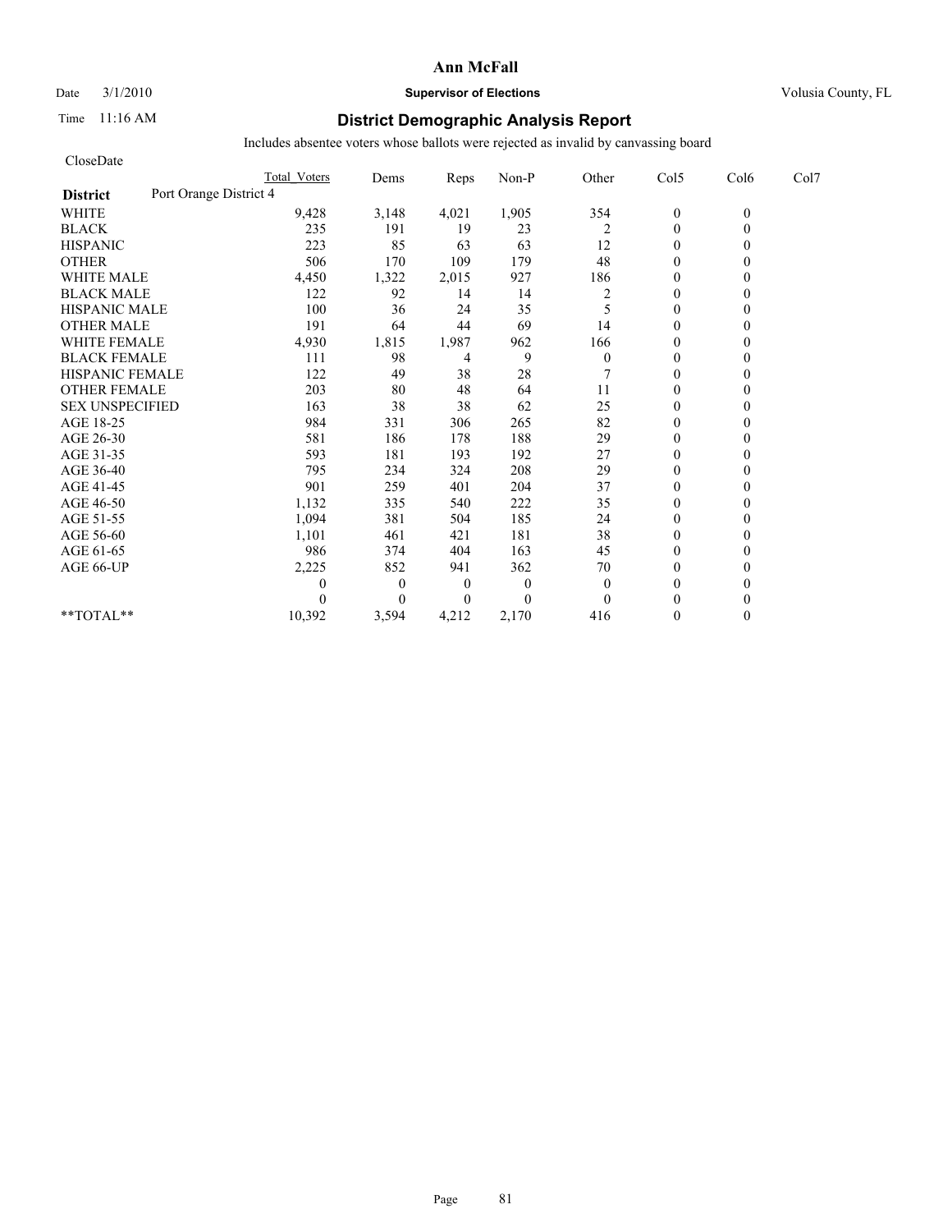# Ann McFall

Date 3/1/2010 **Supervisor of Elections** Volusia County, FL

Time 11:16 AM

## District Demographic Analysis Report

Includes absentee voters whose ballots were rejected as invalid by canvassing board

CloseDate

| **District** Port Orange District 4 | Total Voters | Dems | Reps | Non-P | Other | Col5 | Col6 | Col7 |
|---|---|---|---|---|---|---|---|---|
| WHITE | 9,428 | 3,148 | 4,021 | 1,905 | 354 | 0 | 0 | |
| BLACK | 235 | 191 | 19 | 23 | 2 | 0 | 0 | |
| HISPANIC | 223 | 85 | 63 | 63 | 12 | 0 | 0 | |
| OTHER | 506 | 170 | 109 | 179 | 48 | 0 | 0 | |
| WHITE MALE | 4,450 | 1,322 | 2,015 | 927 | 186 | 0 | 0 | |
| BLACK MALE | 122 | 92 | 14 | 14 | 2 | 0 | 0 | |
| HISPANIC MALE | 100 | 36 | 24 | 35 | 5 | 0 | 0 | |
| OTHER MALE | 191 | 64 | 44 | 69 | 14 | 0 | 0 | |
| WHITE FEMALE | 4,930 | 1,815 | 1,987 | 962 | 166 | 0 | 0 | |
| BLACK FEMALE | 111 | 98 | 4 | 9 | 0 | 0 | 0 | |
| HISPANIC FEMALE | 122 | 49 | 38 | 28 | 7 | 0 | 0 | |
| OTHER FEMALE | 203 | 80 | 48 | 64 | 11 | 0 | 0 | |
| SEX UNSPECIFIED | 163 | 38 | 38 | 62 | 25 | 0 | 0 | |
| AGE 18-25 | 984 | 331 | 306 | 265 | 82 | 0 | 0 | |
| AGE 26-30 | 581 | 186 | 178 | 188 | 29 | 0 | 0 | |
| AGE 31-35 | 593 | 181 | 193 | 192 | 27 | 0 | 0 | |
| AGE 36-40 | 795 | 234 | 324 | 208 | 29 | 0 | 0 | |
| AGE 41-45 | 901 | 259 | 401 | 204 | 37 | 0 | 0 | |
| AGE 46-50 | 1,132 | 335 | 540 | 222 | 35 | 0 | 0 | |
| AGE 51-55 | 1,094 | 381 | 504 | 185 | 24 | 0 | 0 | |
| AGE 56-60 | 1,101 | 461 | 421 | 181 | 38 | 0 | 0 | |
| AGE 61-65 | 986 | 374 | 404 | 163 | 45 | 0 | 0 | |
| AGE 66-UP | 2,225 | 852 | 941 | 362 | 70 | 0 | 0 | |
| | 0 | 0 | 0 | 0 | 0 | 0 | 0 | |
| | 0 | 0 | 0 | 0 | 0 | 0 | 0 | |
| **TOTAL** | 10,392 | 3,594 | 4,212 | 2,170 | 416 | 0 | 0 | |